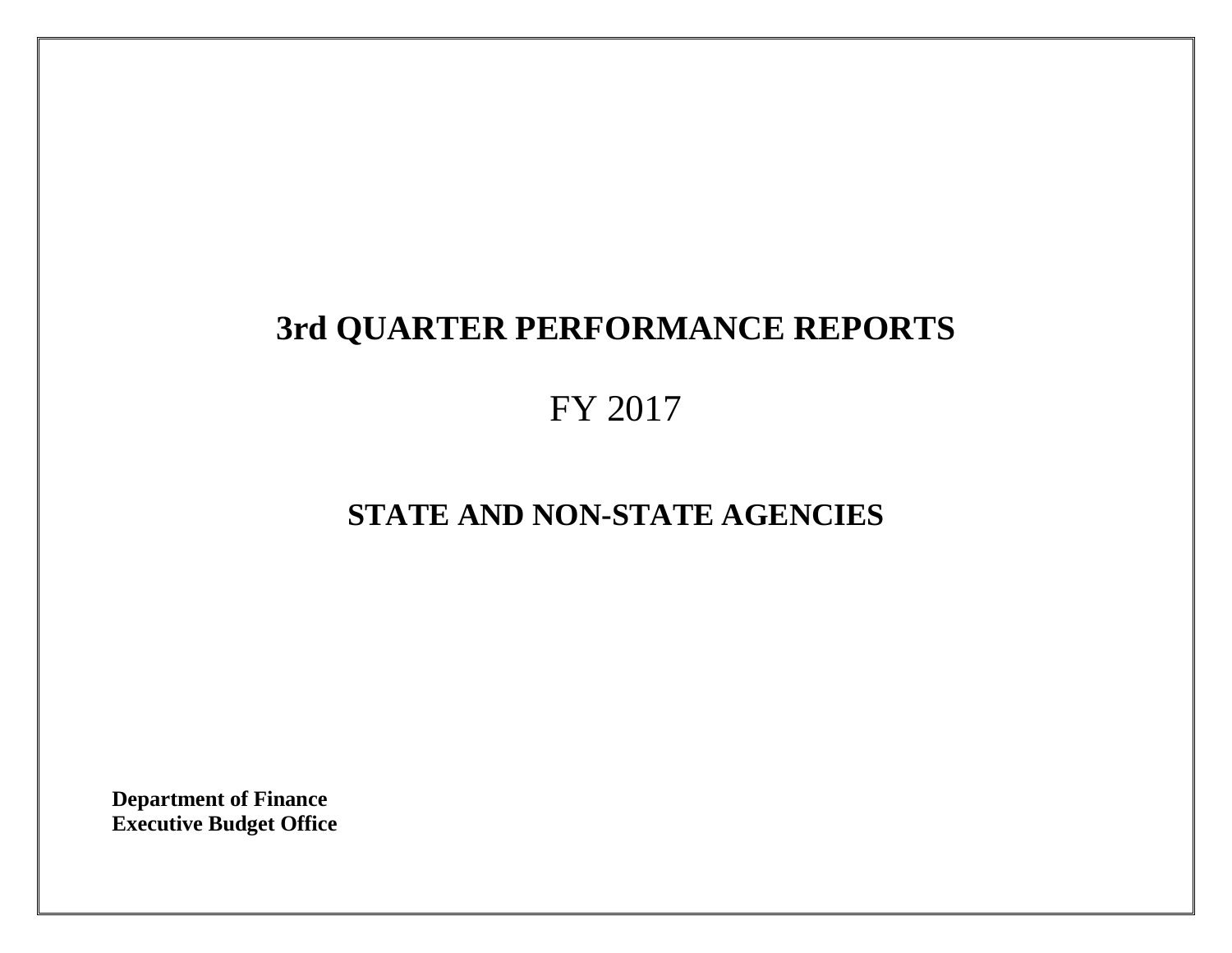# 3rd QUARTER PERFORMANCE REPORTS

## FY 2017

## STATE AND NON-STATE AGENCIES

**Department of Finance**
**Executive Budget Office**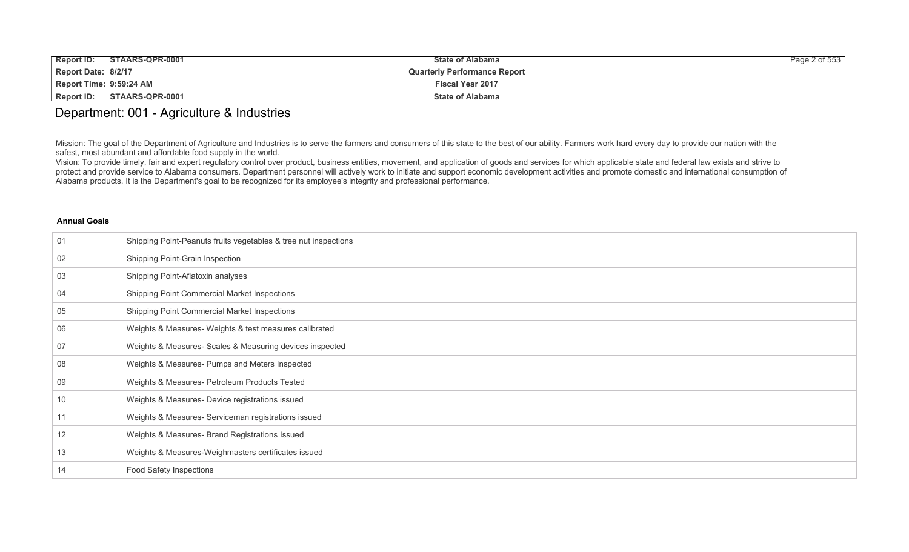# Department: 001 - Agriculture & Industries

Mission: The goal of the Department of Agriculture and Industries is to serve the farmers and consumers of this state to the best of our ability. Farmers work hard every day to provide our nation with the safest, most abundant and affordable food supply in the world.

Vision: To provide timely, fair and expert regulatory control over product, business entities, movement, and application of goods and services for which applicable state and federal law exists and strive to protect and provide service to Alabama consumers. Department personnel will actively work to initiate and support economic development activities and promote domestic and international consumption of Alabama products. It is the Department's goal to be recognized for its employee's integrity and professional performance.

**Annual Goals**

| | |
|---|---|
| 01 | Shipping Point-Peanuts fruits vegetables & tree nut inspections |
| 02 | Shipping Point-Grain Inspection |
| 03 | Shipping Point-Aflatoxin analyses |
| 04 | Shipping Point Commercial Market Inspections |
| 05 | Shipping Point Commercial Market Inspections |
| 06 | Weights & Measures- Weights & test measures calibrated |
| 07 | Weights & Measures- Scales & Measuring devices inspected |
| 08 | Weights & Measures- Pumps and Meters Inspected |
| 09 | Weights & Measures- Petroleum Products Tested |
| 10 | Weights & Measures- Device registrations issued |
| 11 | Weights & Measures- Serviceman registrations issued |
| 12 | Weights & Measures- Brand Registrations Issued |
| 13 | Weights & Measures-Weighmasters certificates issued |
| 14 | Food Safety Inspections |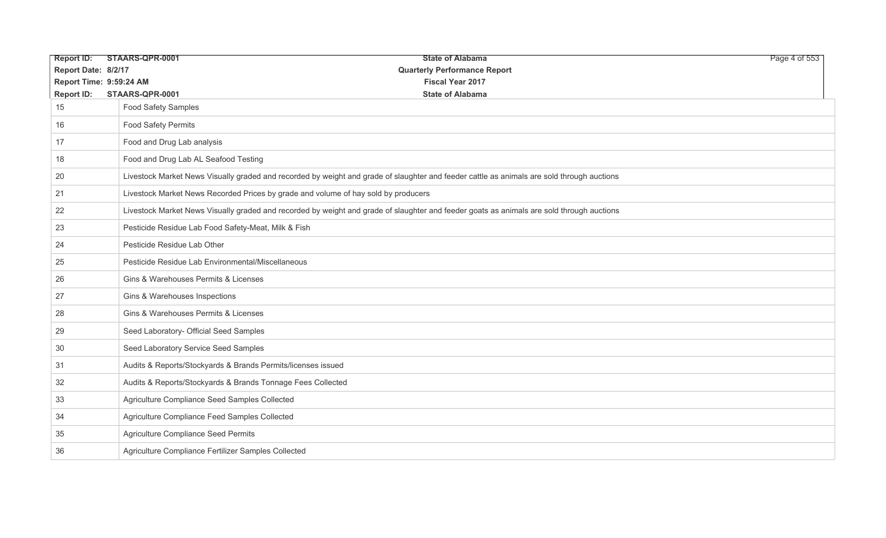| | |
|---|---|
| 15 | Food Safety Samples |
| 16 | Food Safety Permits |
| 17 | Food and Drug Lab analysis |
| 18 | Food and Drug Lab AL Seafood Testing |
| 20 | Livestock Market News Visually graded and recorded by weight and grade of slaughter and feeder cattle as animals are sold through auctions |
| 21 | Livestock Market News Recorded Prices by grade and volume of hay sold by producers |
| 22 | Livestock Market News Visually graded and recorded by weight and grade of slaughter and feeder goats as animals are sold through auctions |
| 23 | Pesticide Residue Lab Food Safety-Meat, Milk & Fish |
| 24 | Pesticide Residue Lab Other |
| 25 | Pesticide Residue Lab Environmental/Miscellaneous |
| 26 | Gins & Warehouses Permits & Licenses |
| 27 | Gins & Warehouses Inspections |
| 28 | Gins & Warehouses Permits & Licenses |
| 29 | Seed Laboratory- Official Seed Samples |
| 30 | Seed Laboratory Service Seed Samples |
| 31 | Audits & Reports/Stockyards & Brands Permits/licenses issued |
| 32 | Audits & Reports/Stockyards & Brands Tonnage Fees Collected |
| 33 | Agriculture Compliance Seed Samples Collected |
| 34 | Agriculture Compliance Feed Samples Collected |
| 35 | Agriculture Compliance Seed Permits |
| 36 | Agriculture Compliance Fertilizer Samples Collected |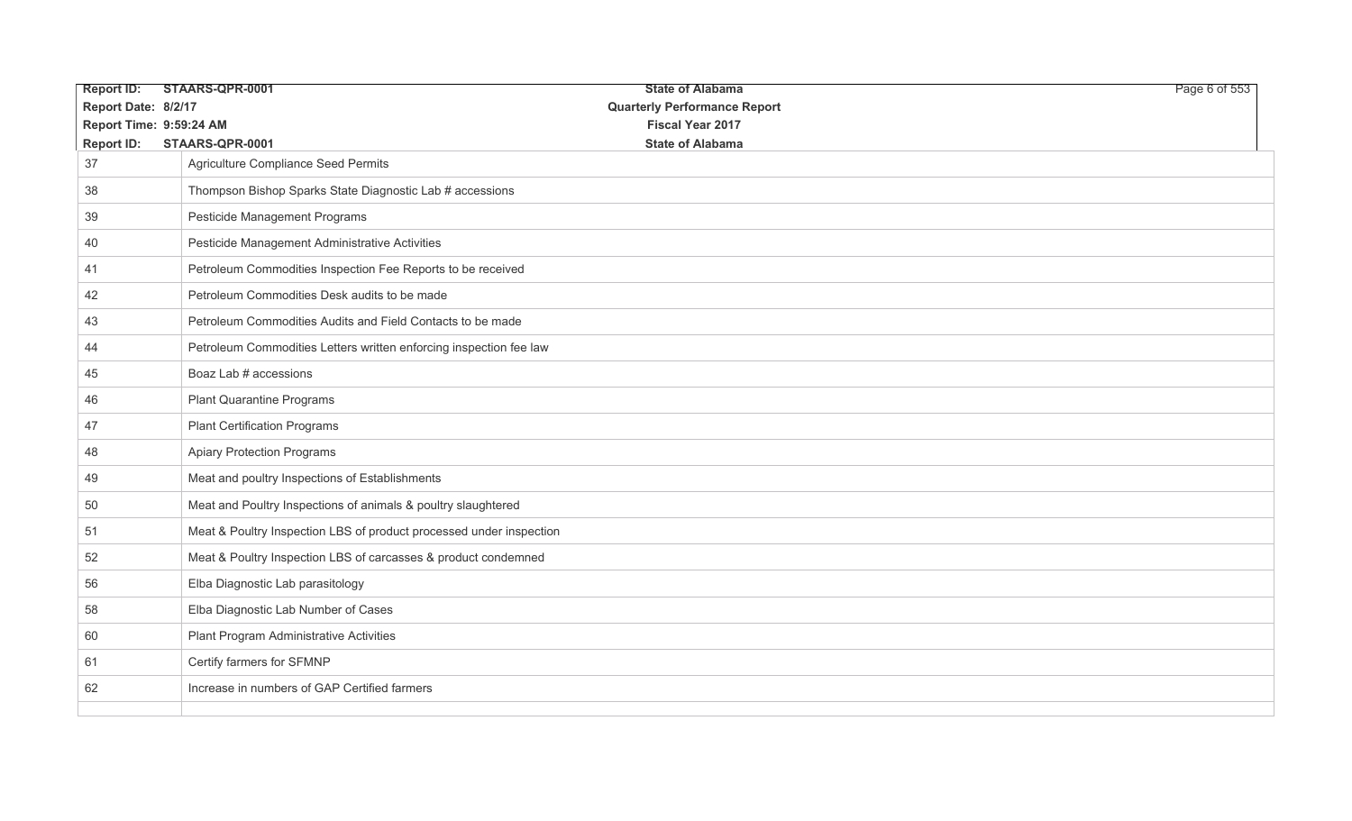| | |
|---|---|
| 37 | Agriculture Compliance Seed Permits |
| 38 | Thompson Bishop Sparks State Diagnostic Lab # accessions |
| 39 | Pesticide Management Programs |
| 40 | Pesticide Management Administrative Activities |
| 41 | Petroleum Commodities Inspection Fee Reports to be received |
| 42 | Petroleum Commodities Desk audits to be made |
| 43 | Petroleum Commodities Audits and Field Contacts to be made |
| 44 | Petroleum Commodities Letters written enforcing inspection fee law |
| 45 | Boaz Lab # accessions |
| 46 | Plant Quarantine Programs |
| 47 | Plant Certification Programs |
| 48 | Apiary Protection Programs |
| 49 | Meat and poultry Inspections of Establishments |
| 50 | Meat and Poultry Inspections of animals & poultry slaughtered |
| 51 | Meat & Poultry Inspection LBS of product processed under inspection |
| 52 | Meat & Poultry Inspection LBS of carcasses & product condemned |
| 56 | Elba Diagnostic Lab parasitology |
| 58 | Elba Diagnostic Lab Number of Cases |
| 60 | Plant Program Administrative Activities |
| 61 | Certify farmers for SFMNP |
| 62 | Increase in numbers of GAP Certified farmers |
| | |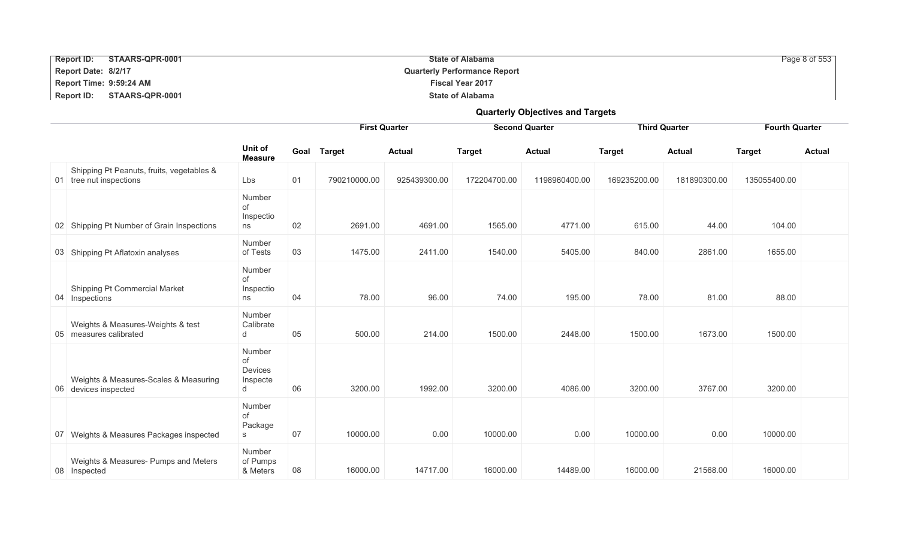## Quarterly Objectives and Targets

| | | Unit of Measure | Goal | First Quarter | | Second Quarter | | Third Quarter | | Fourth Quarter | |
|---|---|---|---|---|---|---|---|---|---|---|---|
| | | | | Target | Actual | Target | Actual | Target | Actual | Target | Actual |
| 01 | Shipping Pt Peanuts, fruits, vegetables & tree nut inspections | Lbs | 01 | 790210000.00 | 925439300.00 | 172204700.00 | 1198960400.00 | 169235200.00 | 181890300.00 | 135055400.00 | |
| 02 | Shipping Pt Number of Grain Inspections | Number of Inspections | 02 | 2691.00 | 4691.00 | 1565.00 | 4771.00 | 615.00 | 44.00 | 104.00 | |
| 03 | Shipping Pt Aflatoxin analyses | Number of Tests | 03 | 1475.00 | 2411.00 | 1540.00 | 5405.00 | 840.00 | 2861.00 | 1655.00 | |
| 04 | Shipping Pt Commercial Market Inspections | Number of Inspections | 04 | 78.00 | 96.00 | 74.00 | 195.00 | 78.00 | 81.00 | 88.00 | |
| 05 | Weights & Measures-Weights & test measures calibrated | Number Calibrated | 05 | 500.00 | 214.00 | 1500.00 | 2448.00 | 1500.00 | 1673.00 | 1500.00 | |
| 06 | Weights & Measures-Scales & Measuring devices inspected | Number of Devices Inspected | 06 | 3200.00 | 1992.00 | 3200.00 | 4086.00 | 3200.00 | 3767.00 | 3200.00 | |
| 07 | Weights & Measures Packages inspected | Number of Packages | 07 | 10000.00 | 0.00 | 10000.00 | 0.00 | 10000.00 | 0.00 | 10000.00 | |
| 08 | Weights & Measures- Pumps and Meters Inspected | Number of Pumps & Meters | 08 | 16000.00 | 14717.00 | 16000.00 | 14489.00 | 16000.00 | 21568.00 | 16000.00 | |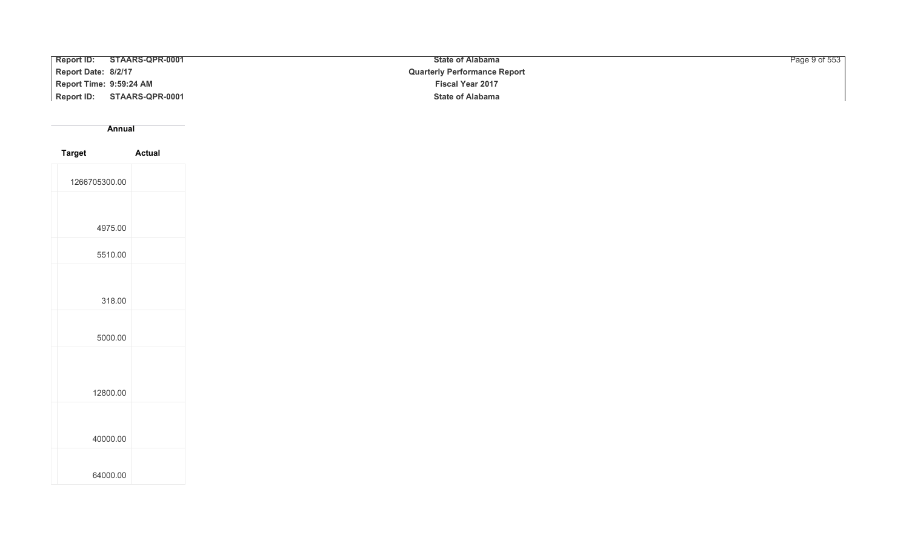| Annual | |
|---|---|
| **Target** | **Actual** |
| 1266705300.00 | |
| 4975.00 | |
| 5510.00 | |
| 318.00 | |
| 5000.00 | |
| 12800.00 | |
| 40000.00 | |
| 64000.00 | |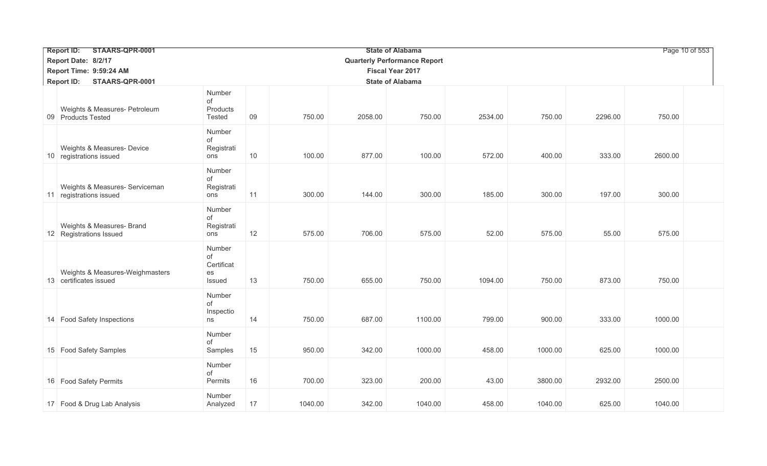| Report ID: STAARS-QPR-0001 | | | State of Alabama | | | | | | |
|---|---|---|---|---|---|---|---|---|---|
| Report Date: 8/2/17 | | | Quarterly Performance Report | | | | | | |
| Report Time: 9:59:24 AM | | | Fiscal Year 2017 | | | | | | |
| Report ID: STAARS-QPR-0001 | | | State of Alabama | | | | | | |
| 09 Weights & Measures- Petroleum Products Tested | Number of Products Tested | 09 | 750.00 | 2058.00 | 750.00 | 2534.00 | 750.00 | 2296.00 | 750.00 |
| 10 Weights & Measures- Device registrations issued | Number of Registrations | 10 | 100.00 | 877.00 | 100.00 | 572.00 | 400.00 | 333.00 | 2600.00 |
| 11 Weights & Measures- Serviceman registrations issued | Number of Registrations | 11 | 300.00 | 144.00 | 300.00 | 185.00 | 300.00 | 197.00 | 300.00 |
| 12 Weights & Measures- Brand Registrations Issued | Number of Registrations | 12 | 575.00 | 706.00 | 575.00 | 52.00 | 575.00 | 55.00 | 575.00 |
| 13 Weights & Measures-Weighmasters certificates issued | Number of Certificates Issued | 13 | 750.00 | 655.00 | 750.00 | 1094.00 | 750.00 | 873.00 | 750.00 |
| 14 Food Safety Inspections | Number of Inspections | 14 | 750.00 | 687.00 | 1100.00 | 799.00 | 900.00 | 333.00 | 1000.00 |
| 15 Food Safety Samples | Number of Samples | 15 | 950.00 | 342.00 | 1000.00 | 458.00 | 1000.00 | 625.00 | 1000.00 |
| 16 Food Safety Permits | Number of Permits | 16 | 700.00 | 323.00 | 200.00 | 43.00 | 3800.00 | 2932.00 | 2500.00 |
| 17 Food & Drug Lab Analysis | Number Analyzed | 17 | 1040.00 | 342.00 | 1040.00 | 458.00 | 1040.00 | 625.00 | 1040.00 |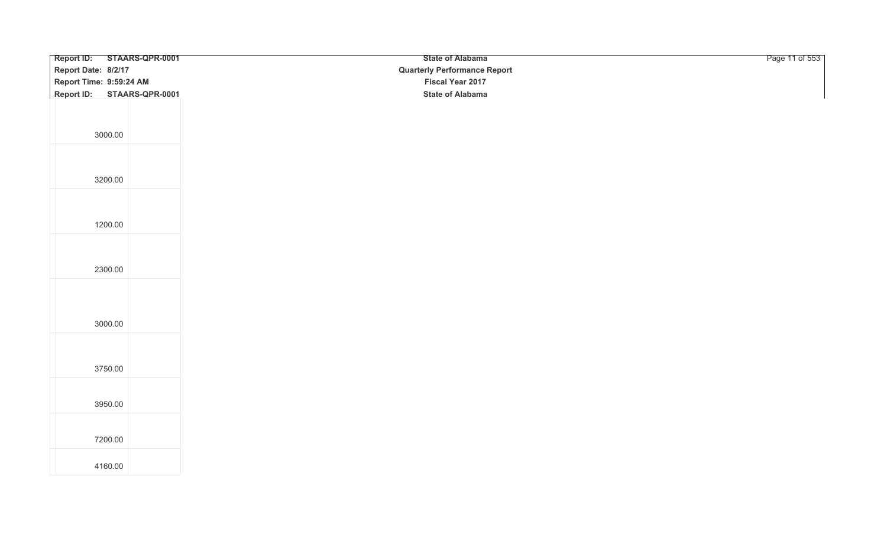| | |
|---|---|
| 3000.00 | |
| 3200.00 | |
| 1200.00 | |
| 2300.00 | |
| 3000.00 | |
| 3750.00 | |
| 3950.00 | |
| 7200.00 | |
| 4160.00 | |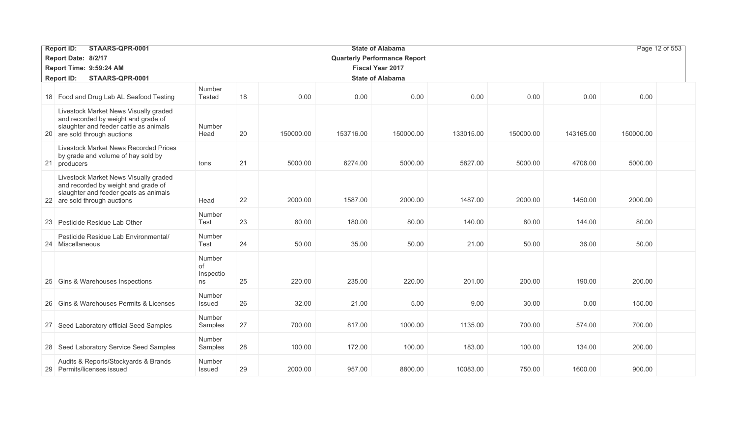| | | | | | | | | | | | |
|---|---|---|---|---|---|---|---|---|---|---|---|
| 18 | Food and Drug Lab AL Seafood Testing | Number Tested | 18 | 0.00 | 0.00 | 0.00 | 0.00 | 0.00 | 0.00 | 0.00 | |
| 20 | Livestock Market News Visually graded and recorded by weight and grade of slaughter and feeder cattle as animals are sold through auctions | Number Head | 20 | 150000.00 | 153716.00 | 150000.00 | 133015.00 | 150000.00 | 143165.00 | 150000.00 | |
| 21 | Livestock Market News Recorded Prices by grade and volume of hay sold by producers | tons | 21 | 5000.00 | 6274.00 | 5000.00 | 5827.00 | 5000.00 | 4706.00 | 5000.00 | |
| 22 | Livestock Market News Visually graded and recorded by weight and grade of slaughter and feeder goats as animals are sold through auctions | Head | 22 | 2000.00 | 1587.00 | 2000.00 | 1487.00 | 2000.00 | 1450.00 | 2000.00 | |
| 23 | Pesticide Residue Lab Other | Number Test | 23 | 80.00 | 180.00 | 80.00 | 140.00 | 80.00 | 144.00 | 80.00 | |
| 24 | Pesticide Residue Lab Environmental/ Miscellaneous | Number Test | 24 | 50.00 | 35.00 | 50.00 | 21.00 | 50.00 | 36.00 | 50.00 | |
| 25 | Gins & Warehouses Inspections | Number of Inspections | 25 | 220.00 | 235.00 | 220.00 | 201.00 | 200.00 | 190.00 | 200.00 | |
| 26 | Gins & Warehouses Permits & Licenses | Number Issued | 26 | 32.00 | 21.00 | 5.00 | 9.00 | 30.00 | 0.00 | 150.00 | |
| 27 | Seed Laboratory official Seed Samples | Number Samples | 27 | 700.00 | 817.00 | 1000.00 | 1135.00 | 700.00 | 574.00 | 700.00 | |
| 28 | Seed Laboratory Service Seed Samples | Number Samples | 28 | 100.00 | 172.00 | 100.00 | 183.00 | 100.00 | 134.00 | 200.00 | |
| 29 | Audits & Reports/Stockyards & Brands Permits/licenses issued | Number Issued | 29 | 2000.00 | 957.00 | 8800.00 | 10083.00 | 750.00 | 1600.00 | 900.00 | |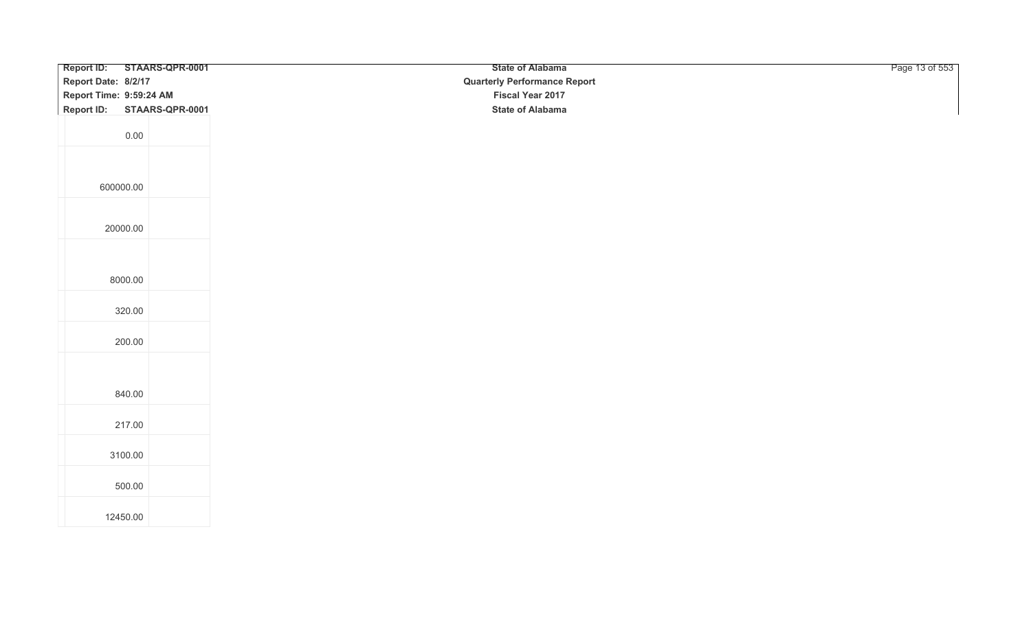| | |
|---|---|
| 0.00 | |
| 600000.00 | |
| 20000.00 | |
| 8000.00 | |
| 320.00 | |
| 200.00 | |
| 840.00 | |
| 217.00 | |
| 3100.00 | |
| 500.00 | |
| 12450.00 | |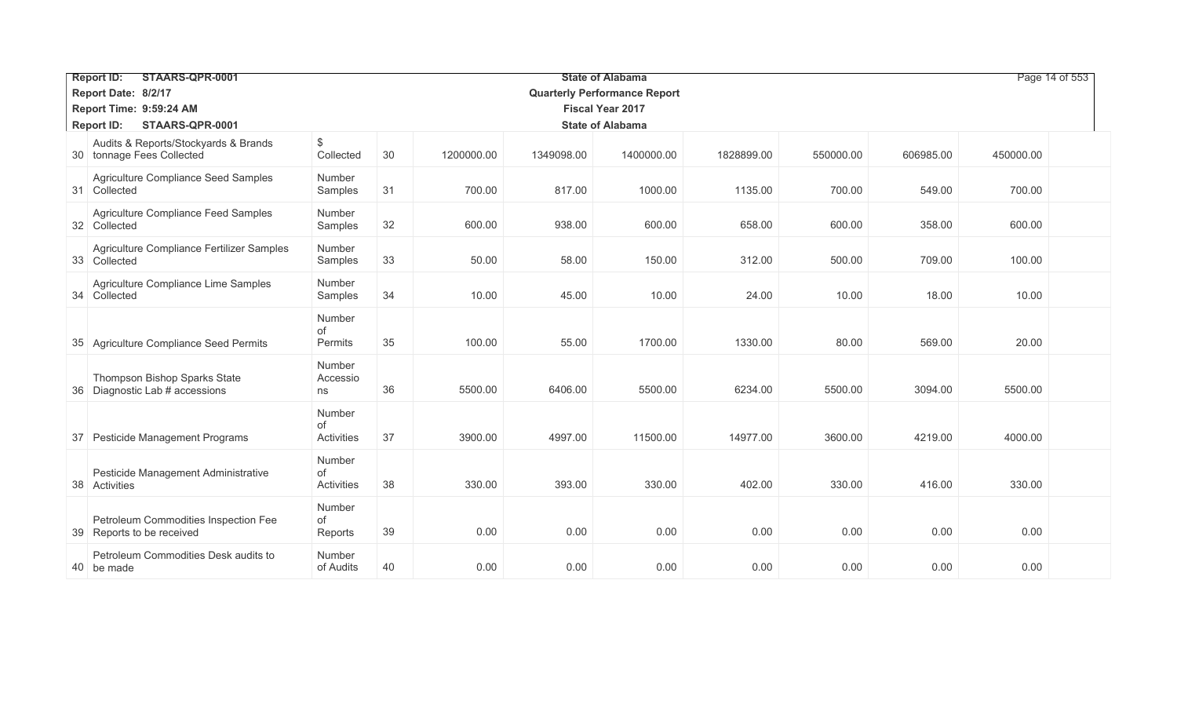| | | | | | | | | | | | |
|---|---|---|---|---|---|---|---|---|---|---|---|
| 30 | Audits & Reports/Stockyards & Brands tonnage Fees Collected | $ Collected | 30 | 1200000.00 | 1349098.00 | 1400000.00 | 1828899.00 | 550000.00 | 606985.00 | 450000.00 | |
| 31 | Agriculture Compliance Seed Samples Collected | Number Samples | 31 | 700.00 | 817.00 | 1000.00 | 1135.00 | 700.00 | 549.00 | 700.00 | |
| 32 | Agriculture Compliance Feed Samples Collected | Number Samples | 32 | 600.00 | 938.00 | 600.00 | 658.00 | 600.00 | 358.00 | 600.00 | |
| 33 | Agriculture Compliance Fertilizer Samples Collected | Number Samples | 33 | 50.00 | 58.00 | 150.00 | 312.00 | 500.00 | 709.00 | 100.00 | |
| 34 | Agriculture Compliance Lime Samples Collected | Number Samples | 34 | 10.00 | 45.00 | 10.00 | 24.00 | 10.00 | 18.00 | 10.00 | |
| 35 | Agriculture Compliance Seed Permits | Number of Permits | 35 | 100.00 | 55.00 | 1700.00 | 1330.00 | 80.00 | 569.00 | 20.00 | |
| 36 | Thompson Bishop Sparks State Diagnostic Lab # accessions | Number Accessions | 36 | 5500.00 | 6406.00 | 5500.00 | 6234.00 | 5500.00 | 3094.00 | 5500.00 | |
| 37 | Pesticide Management Programs | Number of Activities | 37 | 3900.00 | 4997.00 | 11500.00 | 14977.00 | 3600.00 | 4219.00 | 4000.00 | |
| 38 | Pesticide Management Administrative Activities | Number of Activities | 38 | 330.00 | 393.00 | 330.00 | 402.00 | 330.00 | 416.00 | 330.00 | |
| 39 | Petroleum Commodities Inspection Fee Reports to be received | Number of Reports | 39 | 0.00 | 0.00 | 0.00 | 0.00 | 0.00 | 0.00 | 0.00 | |
| 40 | Petroleum Commodities Desk audits to be made | Number of Audits | 40 | 0.00 | 0.00 | 0.00 | 0.00 | 0.00 | 0.00 | 0.00 | |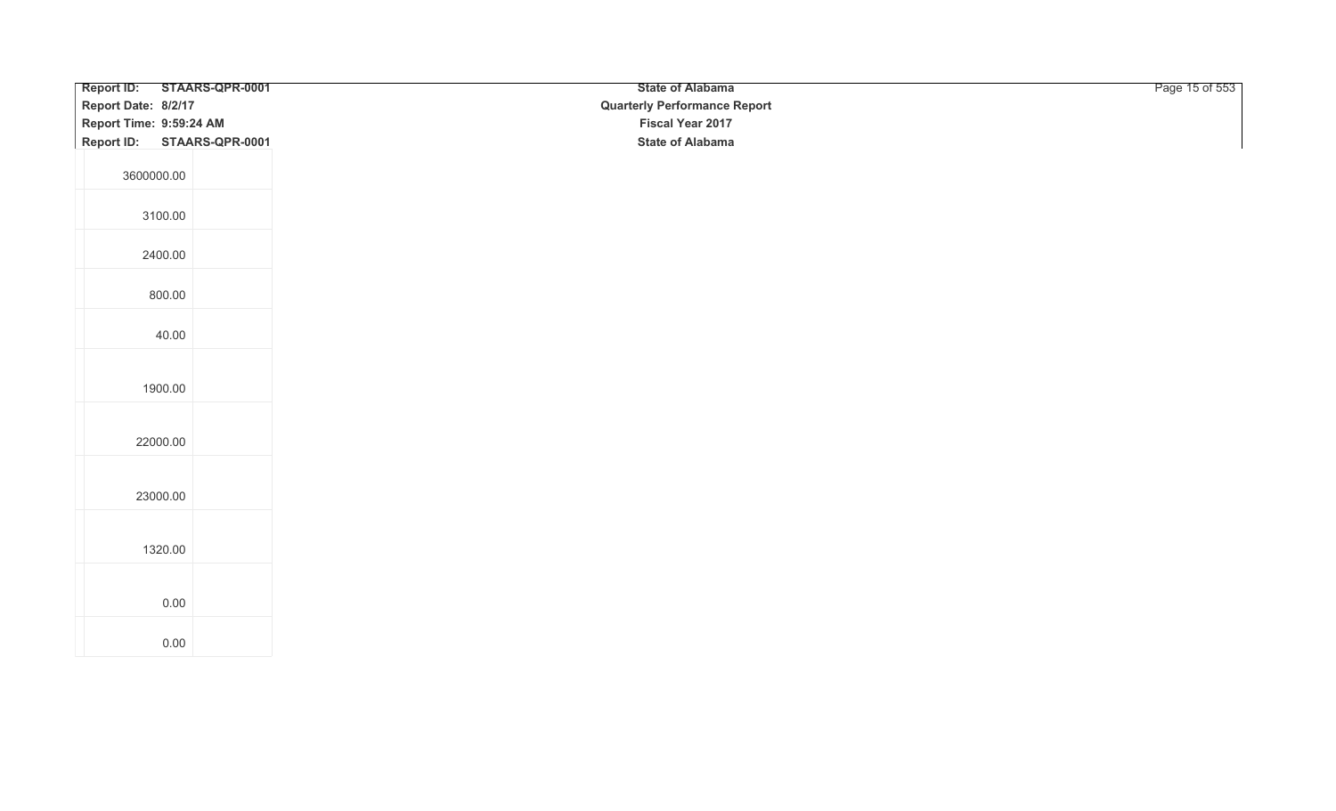| | |
|---|---|
| 3600000.00 | |
| 3100.00 | |
| 2400.00 | |
| 800.00 | |
| 40.00 | |
| 1900.00 | |
| 22000.00 | |
| 23000.00 | |
| 1320.00 | |
| 0.00 | |
| 0.00 | |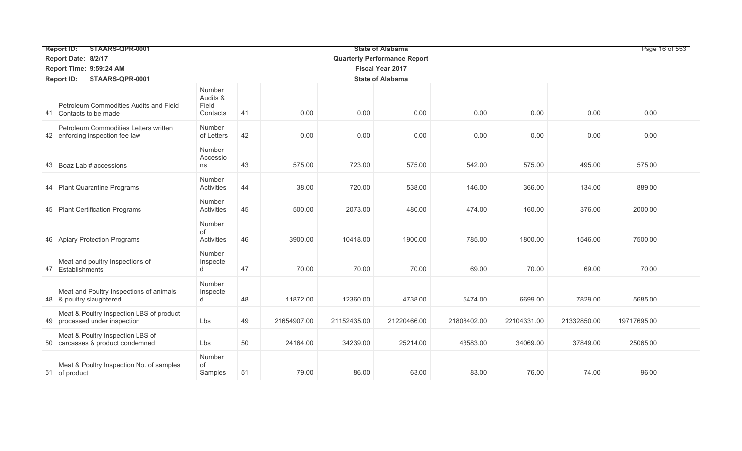| | | | | | | | | | | | |
|---|---|---|---|---|---|---|---|---|---|---|---|
| 41 | Petroleum Commodities Audits and Field Contacts to be made | Number Audits & Field Contacts | 41 | 0.00 | 0.00 | 0.00 | 0.00 | 0.00 | 0.00 | 0.00 | |
| 42 | Petroleum Commodities Letters written enforcing inspection fee law | Number of Letters | 42 | 0.00 | 0.00 | 0.00 | 0.00 | 0.00 | 0.00 | 0.00 | |
| 43 | Boaz Lab # accessions | Number Accessions | 43 | 575.00 | 723.00 | 575.00 | 542.00 | 575.00 | 495.00 | 575.00 | |
| 44 | Plant Quarantine Programs | Number Activities | 44 | 38.00 | 720.00 | 538.00 | 146.00 | 366.00 | 134.00 | 889.00 | |
| 45 | Plant Certification Programs | Number Activities | 45 | 500.00 | 2073.00 | 480.00 | 474.00 | 160.00 | 376.00 | 2000.00 | |
| 46 | Apiary Protection Programs | Number of Activities | 46 | 3900.00 | 10418.00 | 1900.00 | 785.00 | 1800.00 | 1546.00 | 7500.00 | |
| 47 | Meat and poultry Inspections of Establishments | Number Inspected | 47 | 70.00 | 70.00 | 70.00 | 69.00 | 70.00 | 69.00 | 70.00 | |
| 48 | Meat and Poultry Inspections of animals & poultry slaughtered | Number Inspected | 48 | 11872.00 | 12360.00 | 4738.00 | 5474.00 | 6699.00 | 7829.00 | 5685.00 | |
| 49 | Meat & Poultry Inspection LBS of product processed under inspection | Lbs | 49 | 21654907.00 | 21152435.00 | 21220466.00 | 21808402.00 | 22104331.00 | 21332850.00 | 19717695.00 | |
| 50 | Meat & Poultry Inspection LBS of carcasses & product condemned | Lbs | 50 | 24164.00 | 34239.00 | 25214.00 | 43583.00 | 34069.00 | 37849.00 | 25065.00 | |
| 51 | Meat & Poultry Inspection No. of samples of product | Number of Samples | 51 | 79.00 | 86.00 | 63.00 | 83.00 | 76.00 | 74.00 | 96.00 | |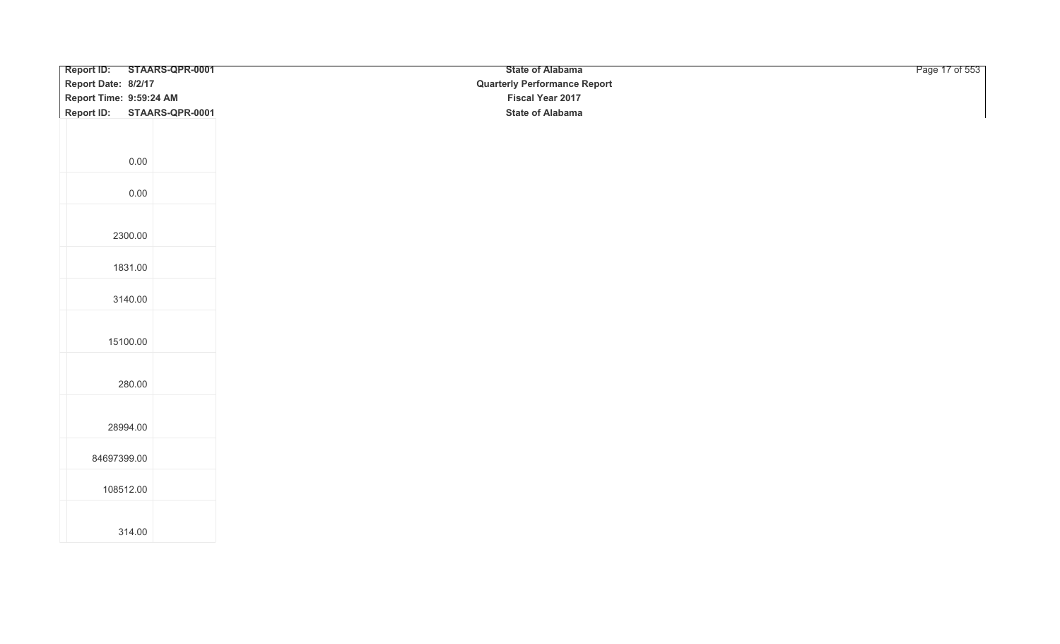| | |
|---|---|
| 0.00 | |
| 0.00 | |
| 2300.00 | |
| 1831.00 | |
| 3140.00 | |
| 15100.00 | |
| 280.00 | |
| 28994.00 | |
| 84697399.00 | |
| 108512.00 | |
| 314.00 | |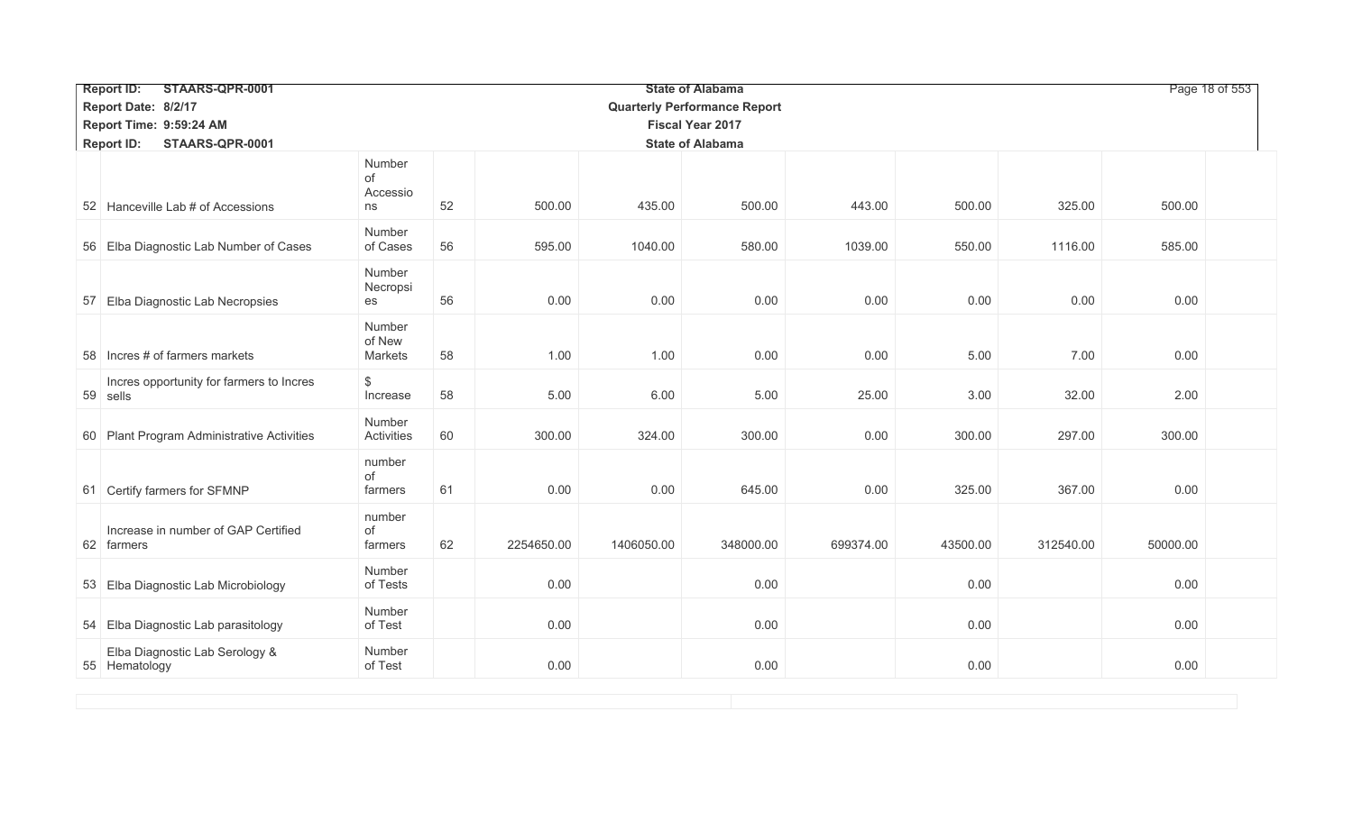| | | | | | | | | | | | |
|---|---|---|---|---|---|---|---|---|---|---|---|
| 52 | Hanceville Lab # of Accessions | Number of Accessions | 52 | 500.00 | 435.00 | 500.00 | 443.00 | 500.00 | 325.00 | 500.00 | |
| 56 | Elba Diagnostic Lab Number of Cases | Number of Cases | 56 | 595.00 | 1040.00 | 580.00 | 1039.00 | 550.00 | 1116.00 | 585.00 | |
| 57 | Elba Diagnostic Lab Necropsies | Number Necropsies | 56 | 0.00 | 0.00 | 0.00 | 0.00 | 0.00 | 0.00 | 0.00 | |
| 58 | Incres # of farmers markets | Number of New Markets | 58 | 1.00 | 1.00 | 0.00 | 0.00 | 5.00 | 7.00 | 0.00 | |
| 59 | Incres opportunity for farmers to Incres sells | $ Increase | 58 | 5.00 | 6.00 | 5.00 | 25.00 | 3.00 | 32.00 | 2.00 | |
| 60 | Plant Program Administrative Activities | Number Activities | 60 | 300.00 | 324.00 | 300.00 | 0.00 | 300.00 | 297.00 | 300.00 | |
| 61 | Certify farmers for SFMNP | number of farmers | 61 | 0.00 | 0.00 | 645.00 | 0.00 | 325.00 | 367.00 | 0.00 | |
| 62 | Increase in number of GAP Certified farmers | number of farmers | 62 | 2254650.00 | 1406050.00 | 348000.00 | 699374.00 | 43500.00 | 312540.00 | 50000.00 | |
| 53 | Elba Diagnostic Lab Microbiology | Number of Tests | | 0.00 | | 0.00 | | 0.00 | | 0.00 | |
| 54 | Elba Diagnostic Lab parasitology | Number of Test | | 0.00 | | 0.00 | | 0.00 | | 0.00 | |
| 55 | Elba Diagnostic Lab Serology & Hematology | Number of Test | | 0.00 | | 0.00 | | 0.00 | | 0.00 | |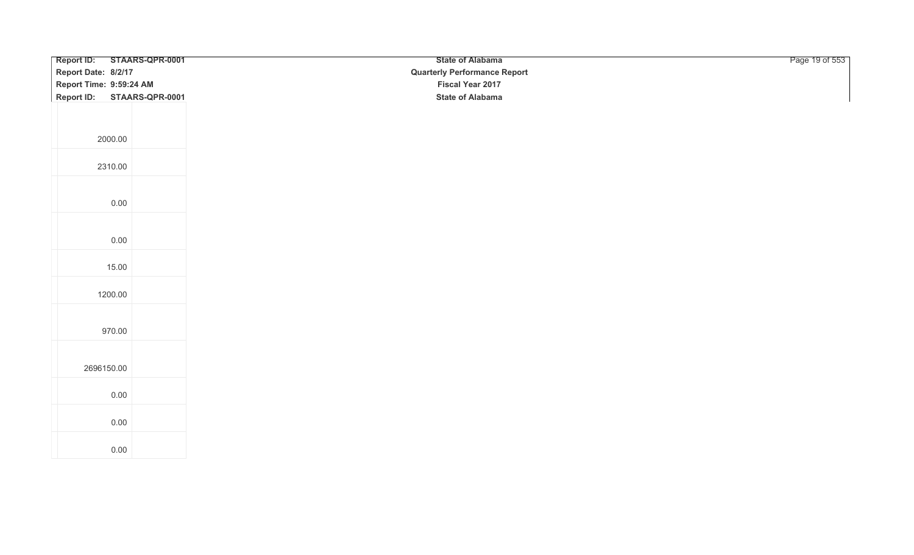| | | |
|---|---|---|
| | 2000.00 | |
| | 2310.00 | |
| | 0.00 | |
| | 0.00 | |
| | 15.00 | |
| | 1200.00 | |
| | 970.00 | |
| | 2696150.00 | |
| | 0.00 | |
| | 0.00 | |
| | 0.00 | |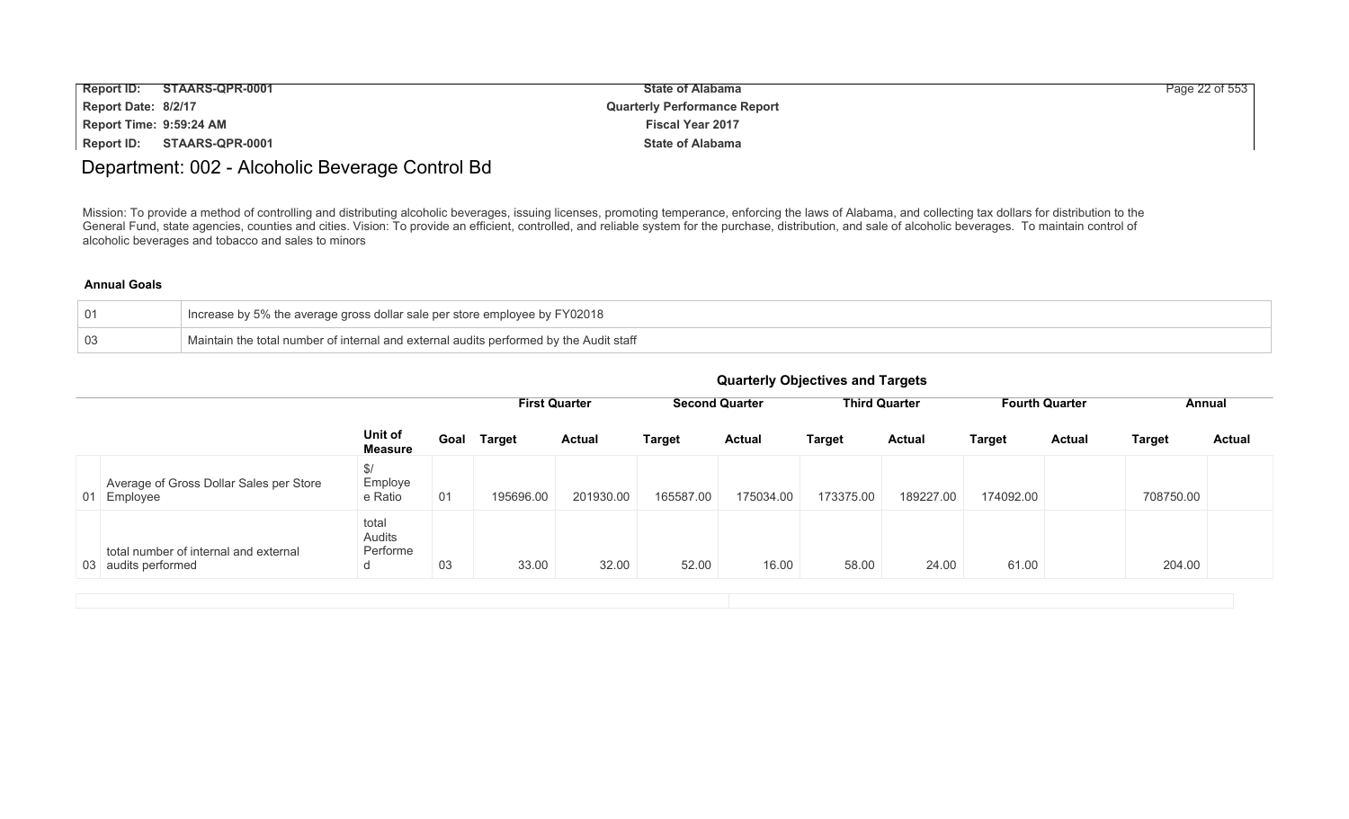# Department: 002 - Alcoholic Beverage Control Bd

Mission: To provide a method of controlling and distributing alcoholic beverages, issuing licenses, promoting temperance, enforcing the laws of Alabama, and collecting tax dollars for distribution to the General Fund, state agencies, counties and cities. Vision: To provide an efficient, controlled, and reliable system for the purchase, distribution, and sale of alcoholic beverages. To maintain control of alcoholic beverages and tobacco and sales to minors

**Annual Goals**

| | |
|---|---|
| 01 | Increase by 5% the average gross dollar sale per store employee by FY02018 |
| 03 | Maintain the total number of internal and external audits performed by the Audit staff |

**Quarterly Objectives and Targets**

| | | | | First Quarter | | Second Quarter | | Third Quarter | | Fourth Quarter | | Annual | |
|---|---|---|---|---|---|---|---|---|---|---|---|---|---|
| | | Unit of Measure | Goal | Target | Actual | Target | Actual | Target | Actual | Target | Actual | Target | Actual |
| 01 | Average of Gross Dollar Sales per Store Employee | $/ Employe e Ratio | 01 | 195696.00 | 201930.00 | 165587.00 | 175034.00 | 173375.00 | 189227.00 | 174092.00 | | 708750.00 | |
| 03 | total number of internal and external audits performed | total Audits Performe d | 03 | 33.00 | 32.00 | 52.00 | 16.00 | 58.00 | 24.00 | 61.00 | | 204.00 | |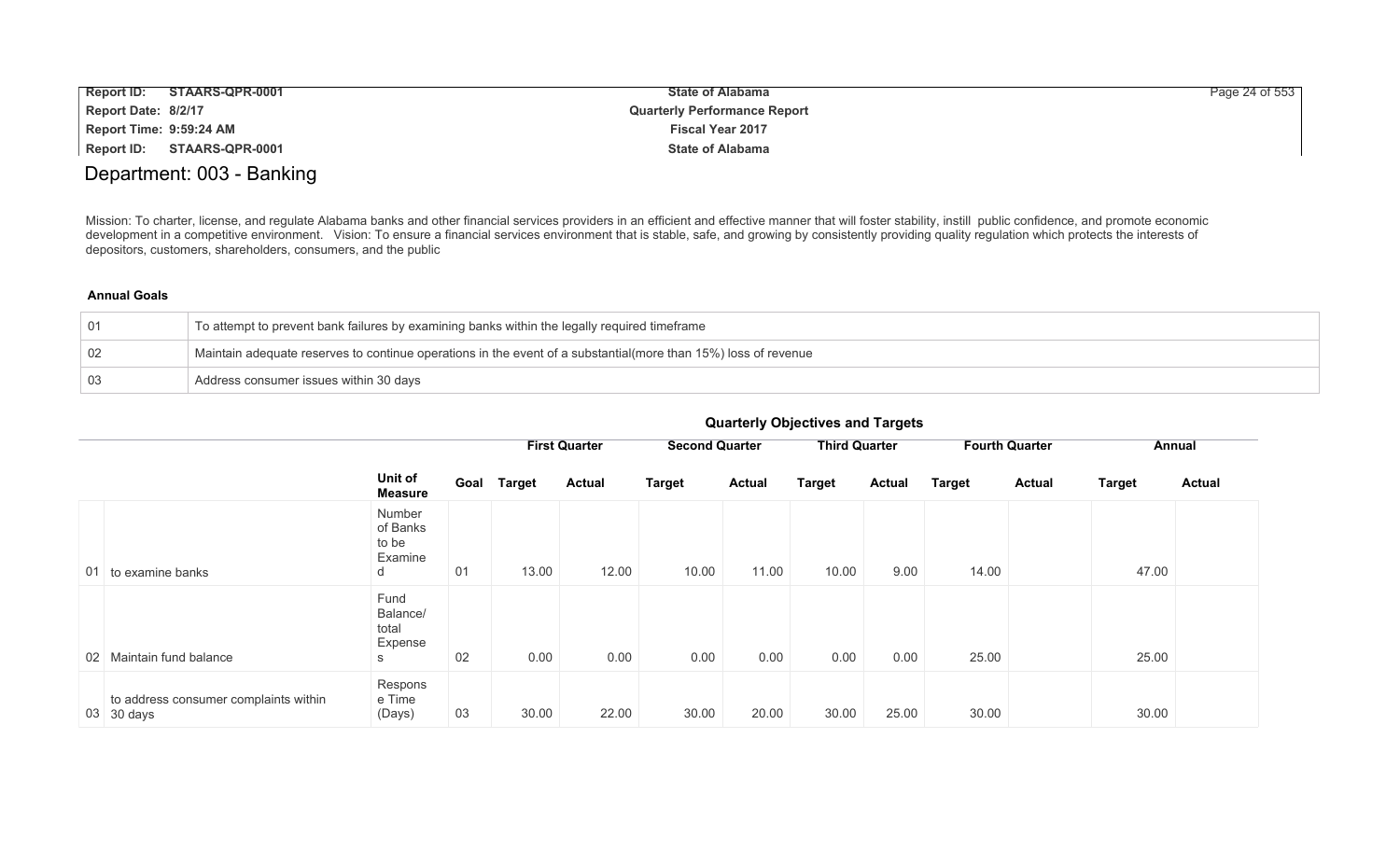# Department: 003 - Banking

Mission: To charter, license, and regulate Alabama banks and other financial services providers in an efficient and effective manner that will foster stability, instill public confidence, and promote economic development in a competitive environment. Vision: To ensure a financial services environment that is stable, safe, and growing by consistently providing quality regulation which protects the interests of depositors, customers, shareholders, consumers, and the public

### Annual Goals

| | |
|---|---|
| 01 | To attempt to prevent bank failures by examining banks within the legally required timeframe |
| 02 | Maintain adequate reserves to continue operations in the event of a substantial(more than 15%) loss of revenue |
| 03 | Address consumer issues within 30 days |

### Quarterly Objectives and Targets

| | | Unit of Measure | Goal | First Quarter | | Second Quarter | | Third Quarter | | Fourth Quarter | | Annual | |
|---|---|---|---|---|---|---|---|---|---|---|---|---|---|
| | | | | Target | Actual | Target | Actual | Target | Actual | Target | Actual | Target | Actual |
| 01 | to examine banks | Number of Banks to be Examined | 01 | 13.00 | 12.00 | 10.00 | 11.00 | 10.00 | 9.00 | 14.00 | | 47.00 | |
| 02 | Maintain fund balance | Fund Balance/ total Expenses | 02 | 0.00 | 0.00 | 0.00 | 0.00 | 0.00 | 0.00 | 25.00 | | 25.00 | |
| 03 | to address consumer complaints within 30 days | Response Time (Days) | 03 | 30.00 | 22.00 | 30.00 | 20.00 | 30.00 | 25.00 | 30.00 | | 30.00 | |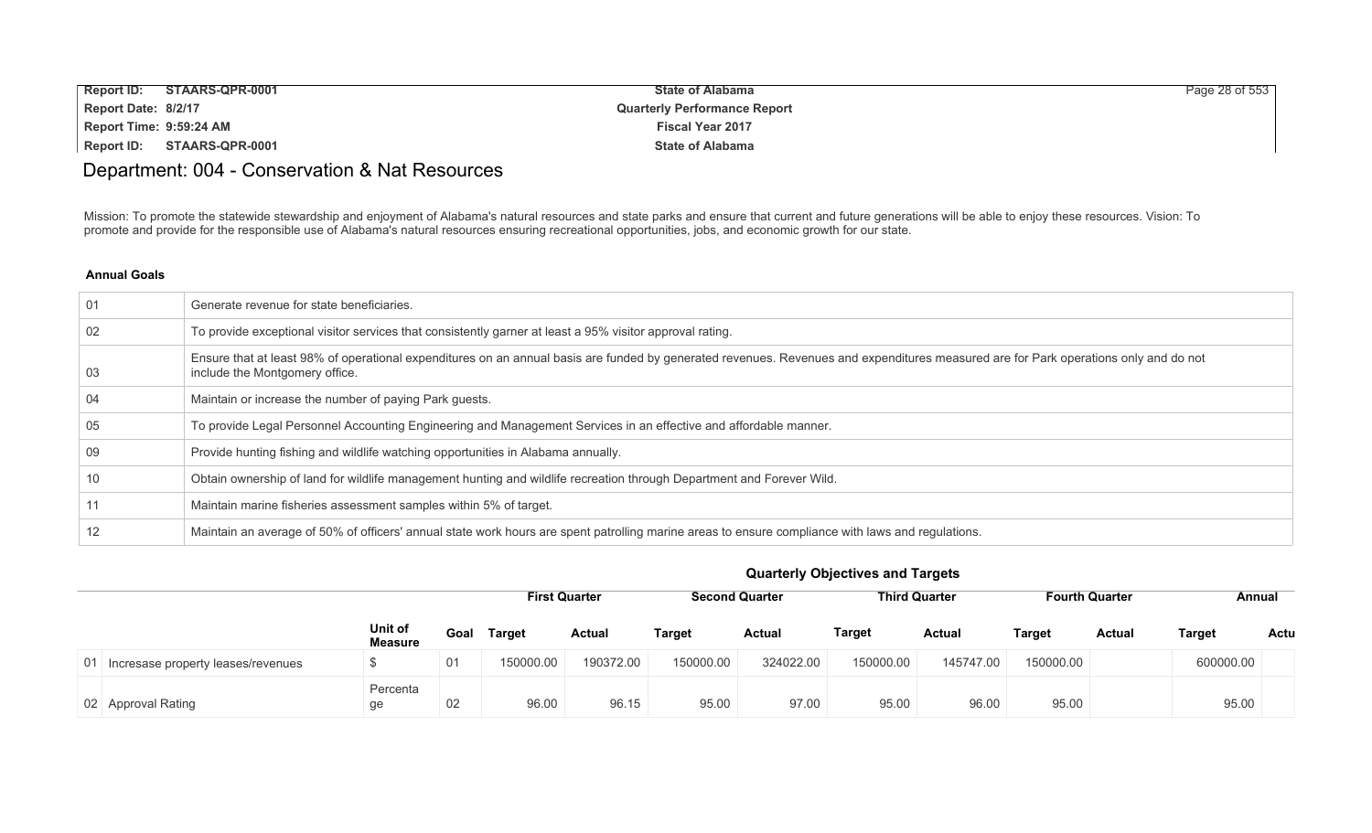# Department: 004 - Conservation & Nat Resources

Mission: To promote the statewide stewardship and enjoyment of Alabama's natural resources and state parks and ensure that current and future generations will be able to enjoy these resources. Vision: To promote and provide for the responsible use of Alabama's natural resources ensuring recreational opportunities, jobs, and economic growth for our state.

**Annual Goals**

| | |
|---|---|
| 01 | Generate revenue for state beneficiaries. |
| 02 | To provide exceptional visitor services that consistently garner at least a 95% visitor approval rating. |
| 03 | Ensure that at least 98% of operational expenditures on an annual basis are funded by generated revenues. Revenues and expenditures measured are for Park operations only and do not include the Montgomery office. |
| 04 | Maintain or increase the number of paying Park guests. |
| 05 | To provide Legal Personnel Accounting Engineering and Management Services in an effective and affordable manner. |
| 09 | Provide hunting fishing and wildlife watching opportunities in Alabama annually. |
| 10 | Obtain ownership of land for wildlife management hunting and wildlife recreation through Department and Forever Wild. |
| 11 | Maintain marine fisheries assessment samples within 5% of target. |
| 12 | Maintain an average of 50% of officers' annual state work hours are spent patrolling marine areas to ensure compliance with laws and regulations. |

**Quarterly Objectives and Targets**

| | Unit of Measure | Goal | First Quarter Target | First Quarter Actual | Second Quarter Target | Second Quarter Actual | Third Quarter Target | Third Quarter Actual | Fourth Quarter Target | Fourth Quarter Actual | Annual Target | Annual Actu |
|---|---|---|---|---|---|---|---|---|---|---|---|---|
| 01 Incresase property leases/revenues | $ | 01 | 150000.00 | 190372.00 | 150000.00 | 324022.00 | 150000.00 | 145747.00 | 150000.00 | | 600000.00 | |
| 02 Approval Rating | Percentage | 02 | 96.00 | 96.15 | 95.00 | 97.00 | 95.00 | 96.00 | 95.00 | | 95.00 | |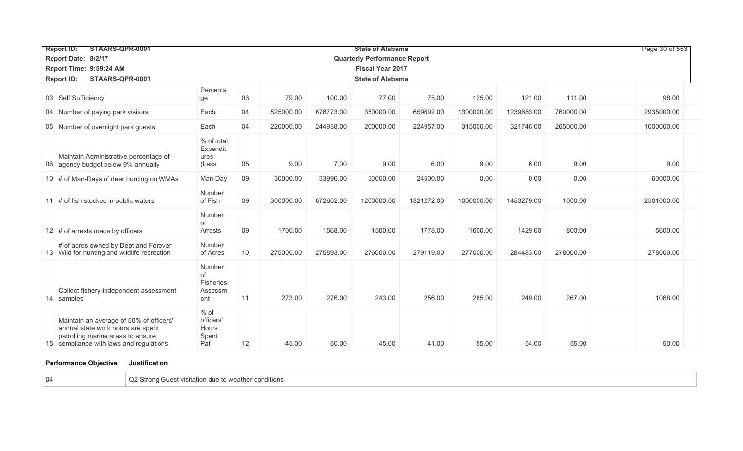| | | | | | | | | | | | | |
|---|---|---|---|---|---|---|---|---|---|---|---|---|
| 03 | Self Sufficiency | Percentage | 03 | 79.00 | 100.00 | 77.00 | 75.00 | 125.00 | 121.00 | 111.00 | | 98.00 |
| 04 | Number of paying park visitors | Each | 04 | 525000.00 | 678773.00 | 350000.00 | 659692.00 | 1300000.00 | 1239653.00 | 760000.00 | | 2935000.00 |
| 05 | Number of overnight park guests | Each | 04 | 220000.00 | 244938.00 | 200000.00 | 224957.00 | 315000.00 | 321746.00 | 265000.00 | | 1000000.00 |
| 06 | Maintain Administrative percentage of agency budget below 9% annually | % of total Expenditures (Less | 05 | 9.00 | 7.00 | 9.00 | 6.00 | 9.00 | 6.00 | 9.00 | | 9.00 |
| 10 | # of Man-Days of deer hunting on WMAs | Man-Day | 09 | 30000.00 | 33996.00 | 30000.00 | 24500.00 | 0.00 | 0.00 | 0.00 | | 60000.00 |
| 11 | # of fish stocked in public waters | Number of Fish | 09 | 300000.00 | 672602.00 | 1200000.00 | 1321272.00 | 1000000.00 | 1453279.00 | 1000.00 | | 2501000.00 |
| 12 | # of arrests made by officers | Number of Arrests | 09 | 1700.00 | 1568.00 | 1500.00 | 1778.00 | 1600.00 | 1429.00 | 800.00 | | 5600.00 |
| 13 | # of acres owned by Dept and Forever Wild for hunting and wildlife recreation | Number of Acres | 10 | 275000.00 | 275893.00 | 276000.00 | 279119.00 | 277000.00 | 284483.00 | 278000.00 | | 278000.00 |
| 14 | Collect fishery-independent assessment samples | Number of Fisheries Assessment | 11 | 273.00 | 276.00 | 243.00 | 256.00 | 285.00 | 249.00 | 267.00 | | 1068.00 |
| 15 | Maintain an average of 50% of officers' annual state work hours are spent patrolling marine areas to ensure compliance with laws and regulations | % of officers' Hours Spent Pat | 12 | 45.00 | 50.00 | 45.00 | 41.00 | 55.00 | 54.00 | 55.00 | | 50.00 |

| Performance Objective | Justification |
|---|---|
| 04 | Q2 Strong Guest visitation due to weather conditions |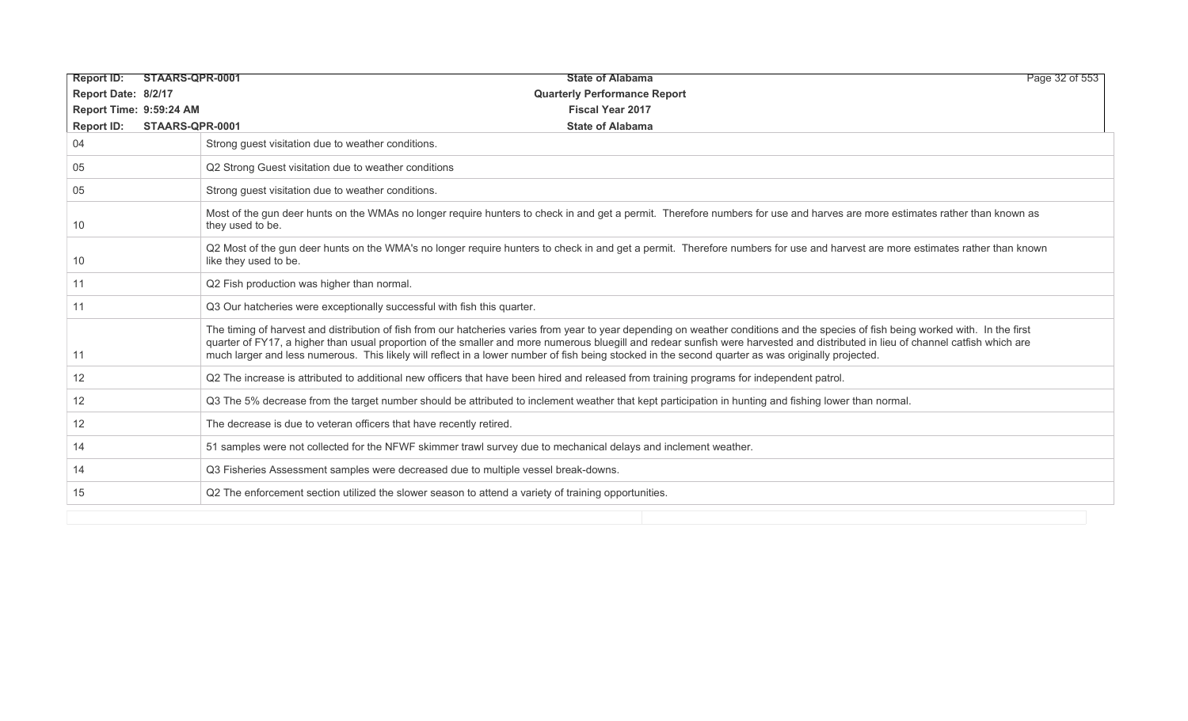| | |
|---|---|
| 04 | Strong guest visitation due to weather conditions. |
| 05 | Q2 Strong Guest visitation due to weather conditions |
| 05 | Strong guest visitation due to weather conditions. |
| 10 | Most of the gun deer hunts on the WMAs no longer require hunters to check in and get a permit. Therefore numbers for use and harves are more estimates rather than known as they used to be. |
| 10 | Q2 Most of the gun deer hunts on the WMA's no longer require hunters to check in and get a permit. Therefore numbers for use and harvest are more estimates rather than known like they used to be. |
| 11 | Q2 Fish production was higher than normal. |
| 11 | Q3 Our hatcheries were exceptionally successful with fish this quarter. |
| 11 | The timing of harvest and distribution of fish from our hatcheries varies from year to year depending on weather conditions and the species of fish being worked with. In the first quarter of FY17, a higher than usual proportion of the smaller and more numerous bluegill and redear sunfish were harvested and distributed in lieu of channel catfish which are much larger and less numerous. This likely will reflect in a lower number of fish being stocked in the second quarter as was originally projected. |
| 12 | Q2 The increase is attributed to additional new officers that have been hired and released from training programs for independent patrol. |
| 12 | Q3 The 5% decrease from the target number should be attributed to inclement weather that kept participation in hunting and fishing lower than normal. |
| 12 | The decrease is due to veteran officers that have recently retired. |
| 14 | 51 samples were not collected for the NFWF skimmer trawl survey due to mechanical delays and inclement weather. |
| 14 | Q3 Fisheries Assessment samples were decreased due to multiple vessel break-downs. |
| 15 | Q2 The enforcement section utilized the slower season to attend a variety of training opportunities. |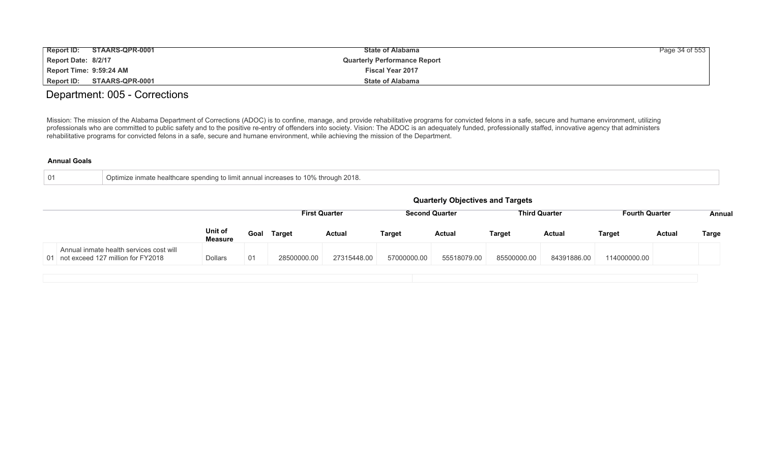# Department: 005 - Corrections

Mission: The mission of the Alabama Department of Corrections (ADOC) is to confine, manage, and provide rehabilitative programs for convicted felons in a safe, secure and humane environment, utilizing professionals who are committed to public safety and to the positive re-entry of offenders into society. Vision: The ADOC is an adequately funded, professionally staffed, innovative agency that administers rehabilitative programs for convicted felons in a safe, secure and humane environment, while achieving the mission of the Department.

**Annual Goals**

| | |
|---|---|
| 01 | Optimize inmate healthcare spending to limit annual increases to 10% through 2018. |

**Quarterly Objectives and Targets**

| | | | | First Quarter | | Second Quarter | | Third Quarter | | Fourth Quarter | | Annual |
|---|---|---|---|---|---|---|---|---|---|---|---|---|
| | | Unit of Measure | Goal | Target | Actual | Target | Actual | Target | Actual | Target | Actual | Targe |
| 01 | Annual inmate health services cost will not exceed 127 million for FY2018 | Dollars | 01 | 28500000.00 | 27315448.00 | 57000000.00 | 55518079.00 | 85500000.00 | 84391886.00 | 114000000.00 | | |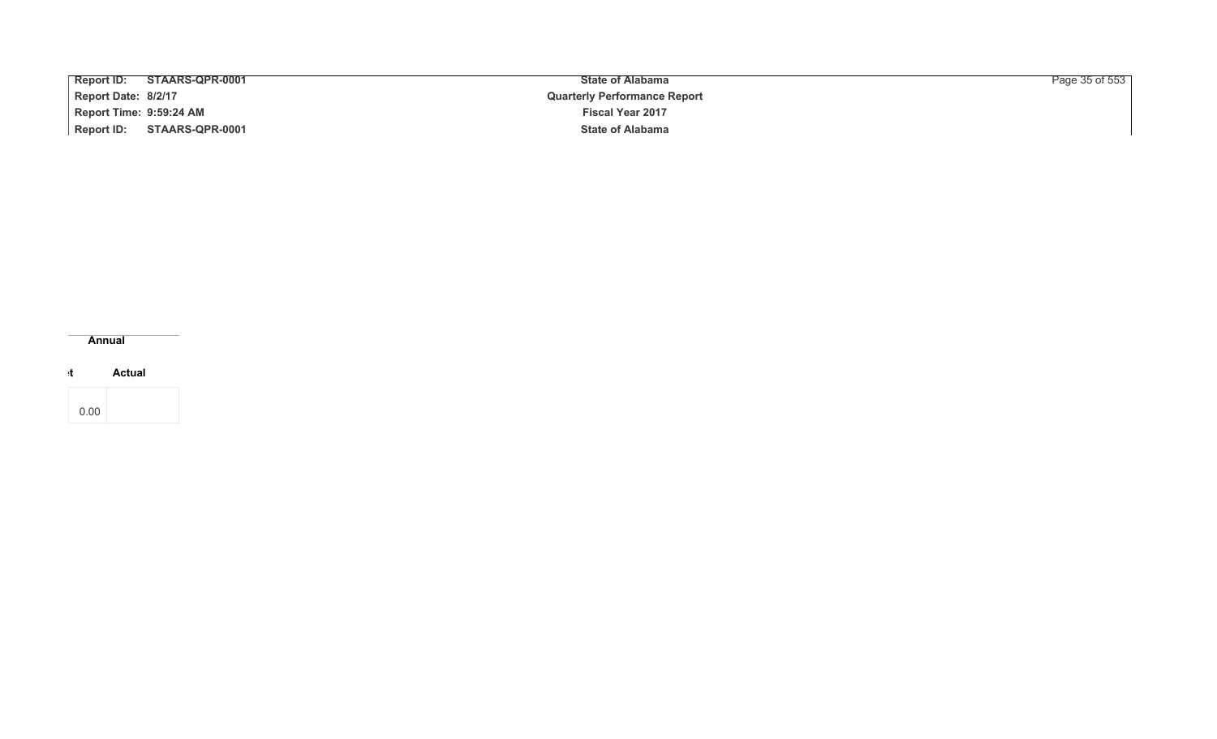| Annual | |
| --- | --- |
| t | Actual |
| 0.00 | |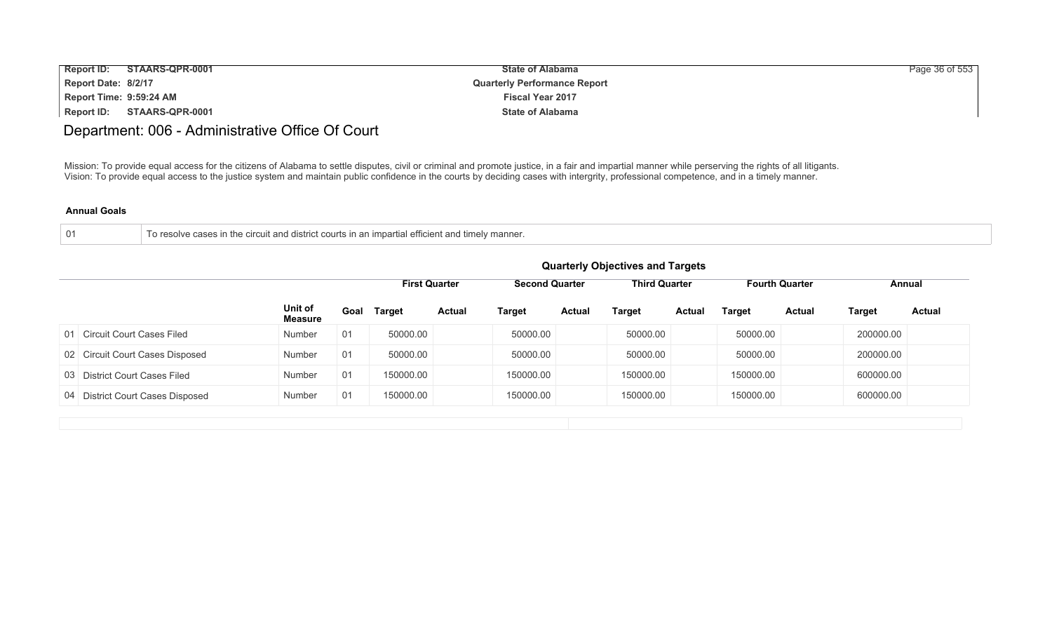# Department: 006 - Administrative Office Of Court

Mission: To provide equal access for the citizens of Alabama to settle disputes, civil or criminal and promote justice, in a fair and impartial manner while perserving the rights of all litigants.
Vision: To provide equal access to the justice system and maintain public confidence in the courts by deciding cases with intergrity, professional competence, and in a timely manner.

**Annual Goals**

| | |
|---|---|
| 01 | To resolve cases in the circuit and district courts in an impartial efficient and timely manner. |

**Quarterly Objectives and Targets**

| | | | First Quarter | | Second Quarter | | Third Quarter | | Fourth Quarter | | Annual | |
|---|---|---|---|---|---|---|---|---|---|---|---|---|
| | Unit of Measure | Goal | Target | Actual | Target | Actual | Target | Actual | Target | Actual | Target | Actual |
| 01 Circuit Court Cases Filed | Number | 01 | 50000.00 | | 50000.00 | | 50000.00 | | 50000.00 | | 200000.00 | |
| 02 Circuit Court Cases Disposed | Number | 01 | 50000.00 | | 50000.00 | | 50000.00 | | 50000.00 | | 200000.00 | |
| 03 District Court Cases Filed | Number | 01 | 150000.00 | | 150000.00 | | 150000.00 | | 150000.00 | | 600000.00 | |
| 04 District Court Cases Disposed | Number | 01 | 150000.00 | | 150000.00 | | 150000.00 | | 150000.00 | | 600000.00 | |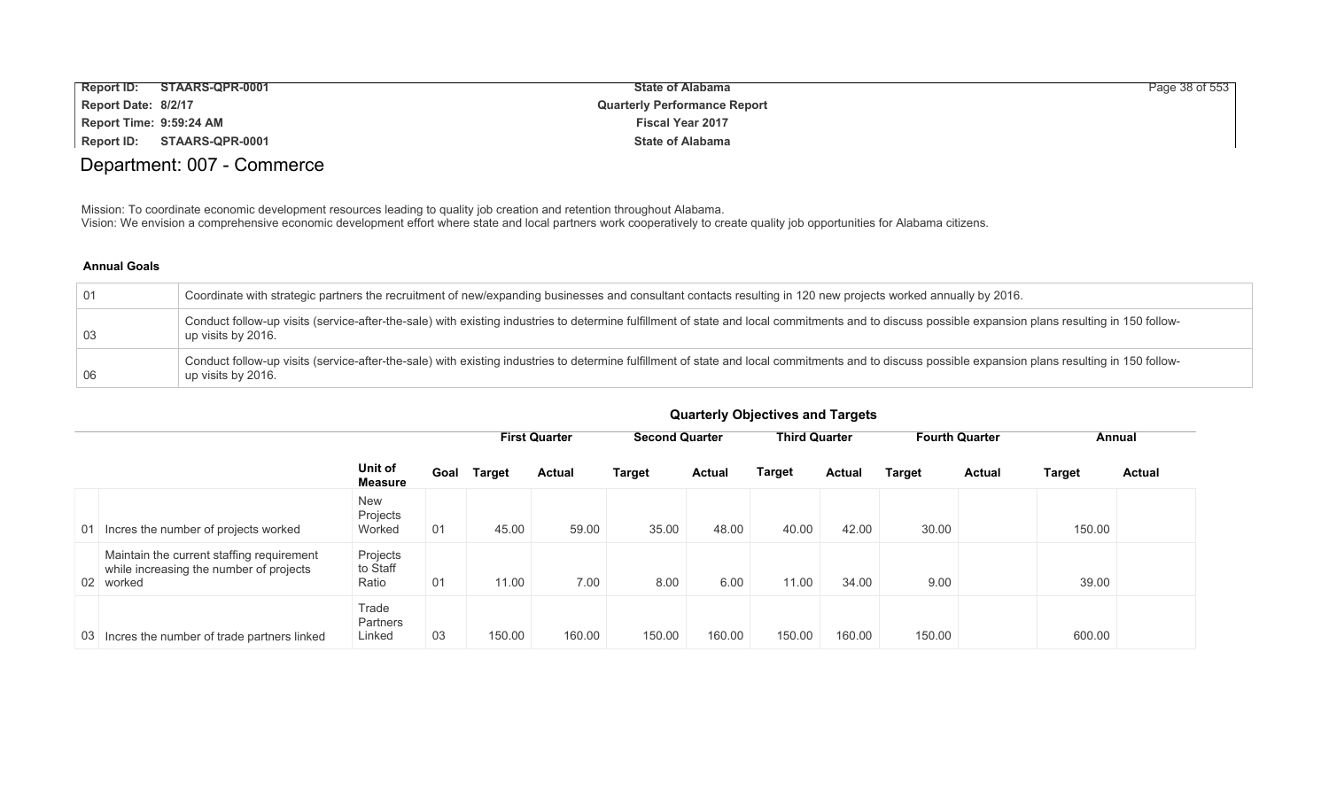# Department: 007 - Commerce

Mission: To coordinate economic development resources leading to quality job creation and retention throughout Alabama.
Vision: We envision a comprehensive economic development effort where state and local partners work cooperatively to create quality job opportunities for Alabama citizens.

### Annual Goals

| | |
|---|---|
| 01 | Coordinate with strategic partners the recruitment of new/expanding businesses and consultant contacts resulting in 120 new projects worked annually by 2016. |
| 03 | Conduct follow-up visits (service-after-the-sale) with existing industries to determine fulfillment of state and local commitments and to discuss possible expansion plans resulting in 150 follow-up visits by 2016. |
| 06 | Conduct follow-up visits (service-after-the-sale) with existing industries to determine fulfillment of state and local commitments and to discuss possible expansion plans resulting in 150 follow-up visits by 2016. |

### Quarterly Objectives and Targets

| | | | | First Quarter | | Second Quarter | | Third Quarter | | Fourth Quarter | | Annual | |
|---|---|---|---|---|---|---|---|---|---|---|---|---|---|
| | | Unit of Measure | Goal | Target | Actual | Target | Actual | Target | Actual | Target | Actual | Target | Actual |
| 01 | Incres the number of projects worked | New Projects Worked | 01 | 45.00 | 59.00 | 35.00 | 48.00 | 40.00 | 42.00 | 30.00 | | 150.00 | |
| 02 | Maintain the current staffing requirement while increasing the number of projects worked | Projects to Staff Ratio | 01 | 11.00 | 7.00 | 8.00 | 6.00 | 11.00 | 34.00 | 9.00 | | 39.00 | |
| 03 | Incres the number of trade partners linked | Trade Partners Linked | 03 | 150.00 | 160.00 | 150.00 | 160.00 | 150.00 | 160.00 | 150.00 | | 600.00 | |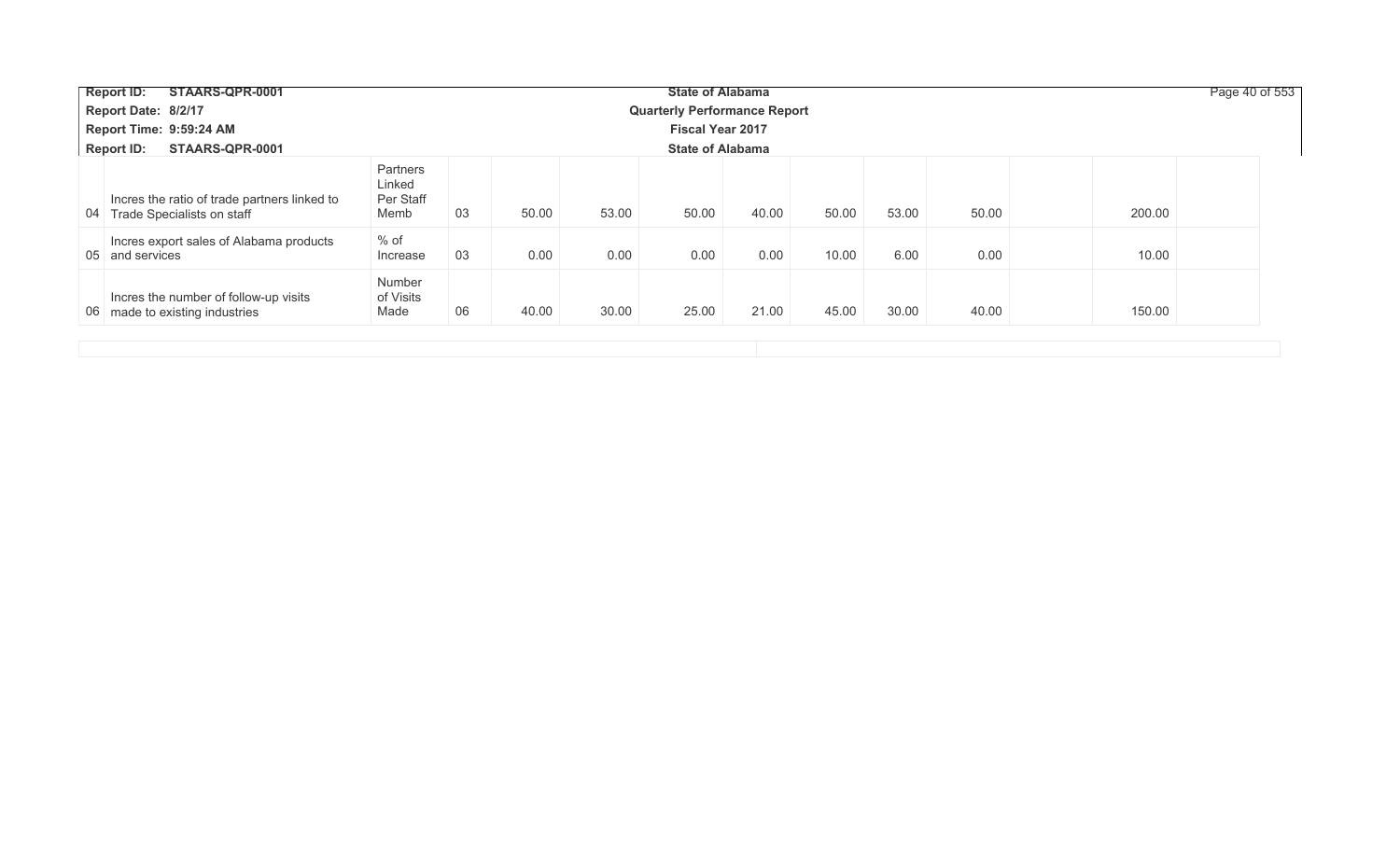| | | | | | | | | | | | | | |
|---|---|---|---|---|---|---|---|---|---|---|---|---|---|
| 04 | Incres the ratio of trade partners linked to Trade Specialists on staff | Partners Linked Per Staff Memb | 03 | 50.00 | 53.00 | 50.00 | 40.00 | 50.00 | 53.00 | 50.00 | | 200.00 | |
| 05 | Incres export sales of Alabama products and services | % of Increase | 03 | 0.00 | 0.00 | 0.00 | 0.00 | 10.00 | 6.00 | 0.00 | | 10.00 | |
| 06 | Incres the number of follow-up visits made to existing industries | Number of Visits Made | 06 | 40.00 | 30.00 | 25.00 | 21.00 | 45.00 | 30.00 | 40.00 | | 150.00 | |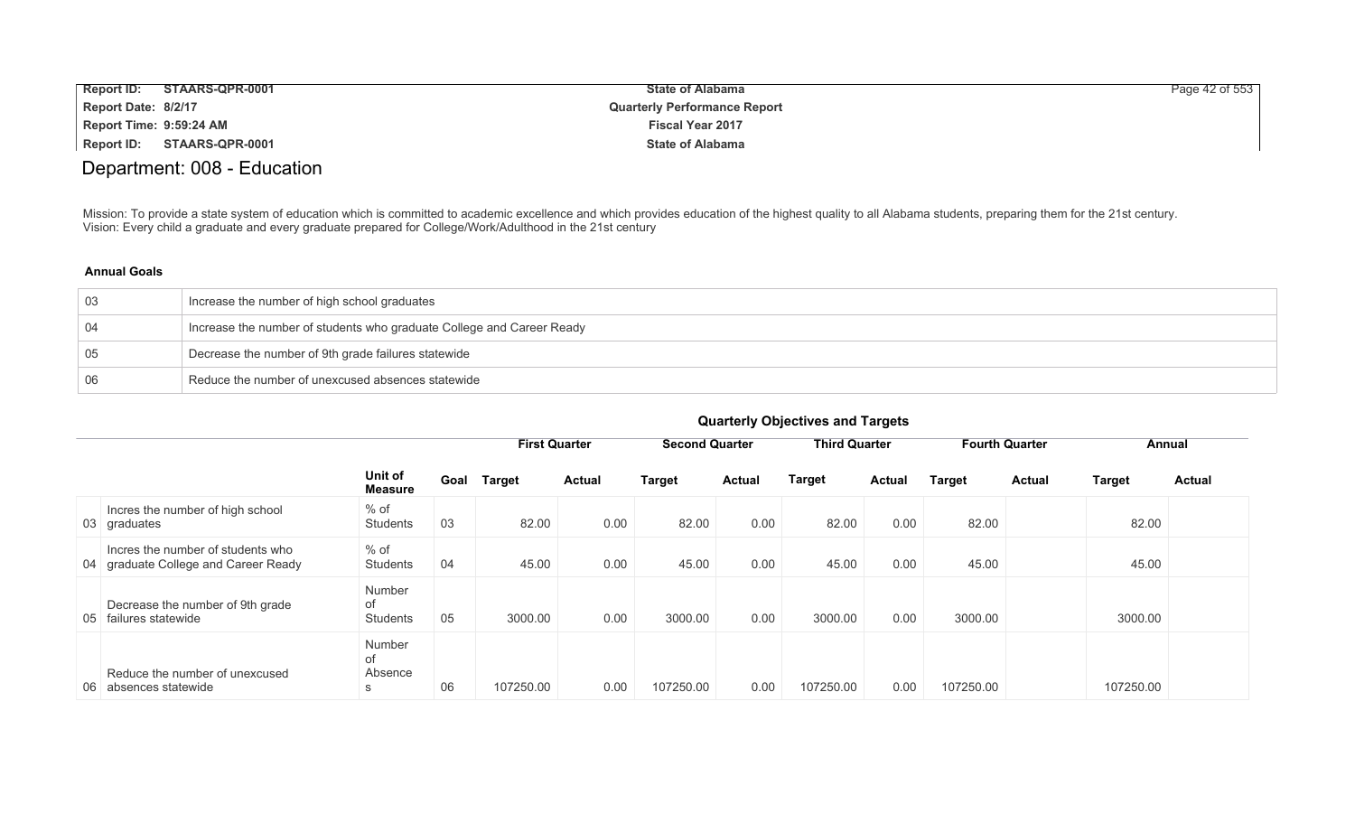# Department: 008 - Education

Mission: To provide a state system of education which is committed to academic excellence and which provides education of the highest quality to all Alabama students, preparing them for the 21st century.
Vision: Every child a graduate and every graduate prepared for College/Work/Adulthood in the 21st century

**Annual Goals**

| | |
|---|---|
| 03 | Increase the number of high school graduates |
| 04 | Increase the number of students who graduate College and Career Ready |
| 05 | Decrease the number of 9th grade failures statewide |
| 06 | Reduce the number of unexcused absences statewide |

**Quarterly Objectives and Targets**

| | | Unit of Measure | Goal | First Quarter | | Second Quarter | | Third Quarter | | Fourth Quarter | | Annual | |
|---|---|---|---|---|---|---|---|---|---|---|---|---|---|
| | | | | Target | Actual | Target | Actual | Target | Actual | Target | Actual | Target | Actual |
| 03 | Incres the number of high school graduates | % of Students | 03 | 82.00 | 0.00 | 82.00 | 0.00 | 82.00 | 0.00 | 82.00 | | 82.00 | |
| 04 | Incres the number of students who graduate College and Career Ready | % of Students | 04 | 45.00 | 0.00 | 45.00 | 0.00 | 45.00 | 0.00 | 45.00 | | 45.00 | |
| 05 | Decrease the number of 9th grade failures statewide | Number of Students | 05 | 3000.00 | 0.00 | 3000.00 | 0.00 | 3000.00 | 0.00 | 3000.00 | | 3000.00 | |
| 06 | Reduce the number of unexcused absences statewide | Number of Absences | 06 | 107250.00 | 0.00 | 107250.00 | 0.00 | 107250.00 | 0.00 | 107250.00 | | 107250.00 | |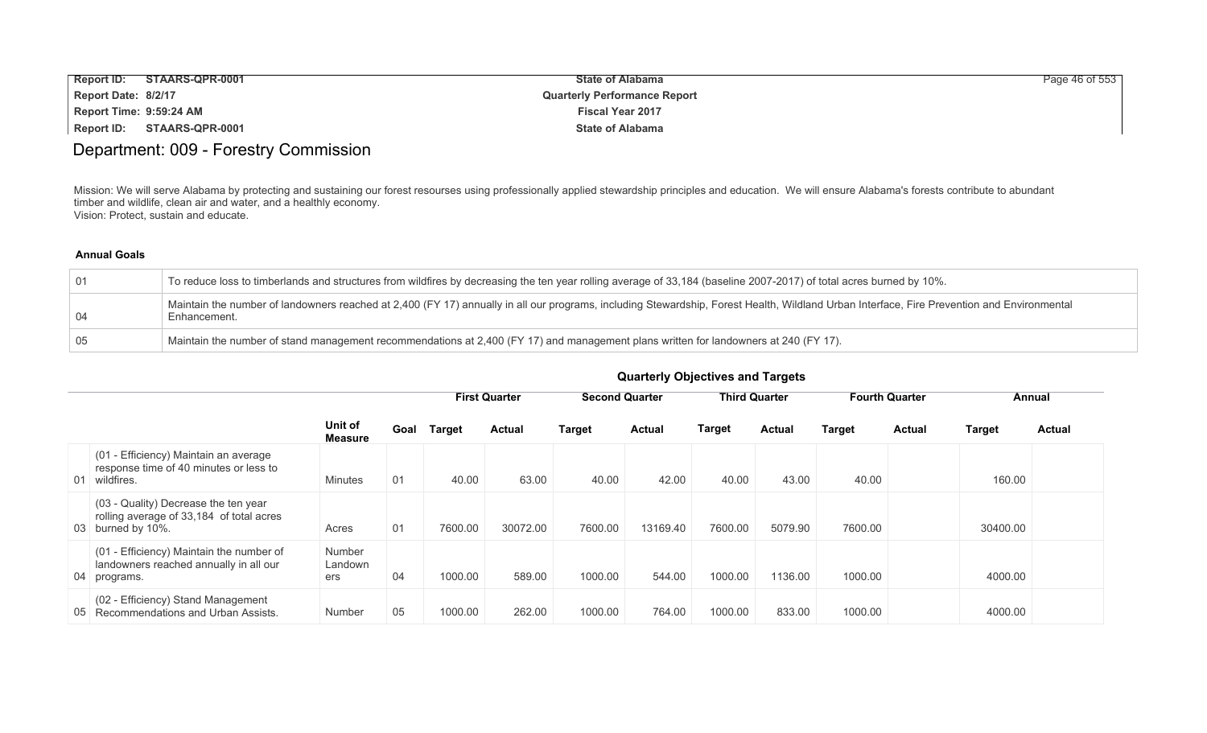# Department: 009 - Forestry Commission

Mission: We will serve Alabama by protecting and sustaining our forest resourses using professionally applied stewardship principles and education. We will ensure Alabama's forests contribute to abundant timber and wildlife, clean air and water, and a healthly economy.
Vision: Protect, sustain and educate.

**Annual Goals**

| | |
|---|---|
| 01 | To reduce loss to timberlands and structures from wildfires by decreasing the ten year rolling average of 33,184 (baseline 2007-2017) of total acres burned by 10%. |
| 04 | Maintain the number of landowners reached at 2,400 (FY 17) annually in all our programs, including Stewardship, Forest Health, Wildland Urban Interface, Fire Prevention and Environmental Enhancement. |
| 05 | Maintain the number of stand management recommendations at 2,400 (FY 17) and management plans written for landowners at 240 (FY 17). |

**Quarterly Objectives and Targets**

| | | Unit of Measure | Goal | First Quarter Target | First Quarter Actual | Second Quarter Target | Second Quarter Actual | Third Quarter Target | Third Quarter Actual | Fourth Quarter Target | Fourth Quarter Actual | Annual Target | Annual Actual |
|---|---|---|---|---|---|---|---|---|---|---|---|---|---|
| 01 | (01 - Efficiency) Maintain an average response time of 40 minutes or less to wildfires. | Minutes | 01 | 40.00 | 63.00 | 40.00 | 42.00 | 40.00 | 43.00 | 40.00 | | 160.00 | |
| 03 | (03 - Quality) Decrease the ten year rolling average of 33,184 of total acres burned by 10%. | Acres | 01 | 7600.00 | 30072.00 | 7600.00 | 13169.40 | 7600.00 | 5079.90 | 7600.00 | | 30400.00 | |
| 04 | (01 - Efficiency) Maintain the number of landowners reached annually in all our programs. | Number Landowners | 04 | 1000.00 | 589.00 | 1000.00 | 544.00 | 1000.00 | 1136.00 | 1000.00 | | 4000.00 | |
| 05 | (02 - Efficiency) Stand Management Recommendations and Urban Assists. | Number | 05 | 1000.00 | 262.00 | 1000.00 | 764.00 | 1000.00 | 833.00 | 1000.00 | | 4000.00 | |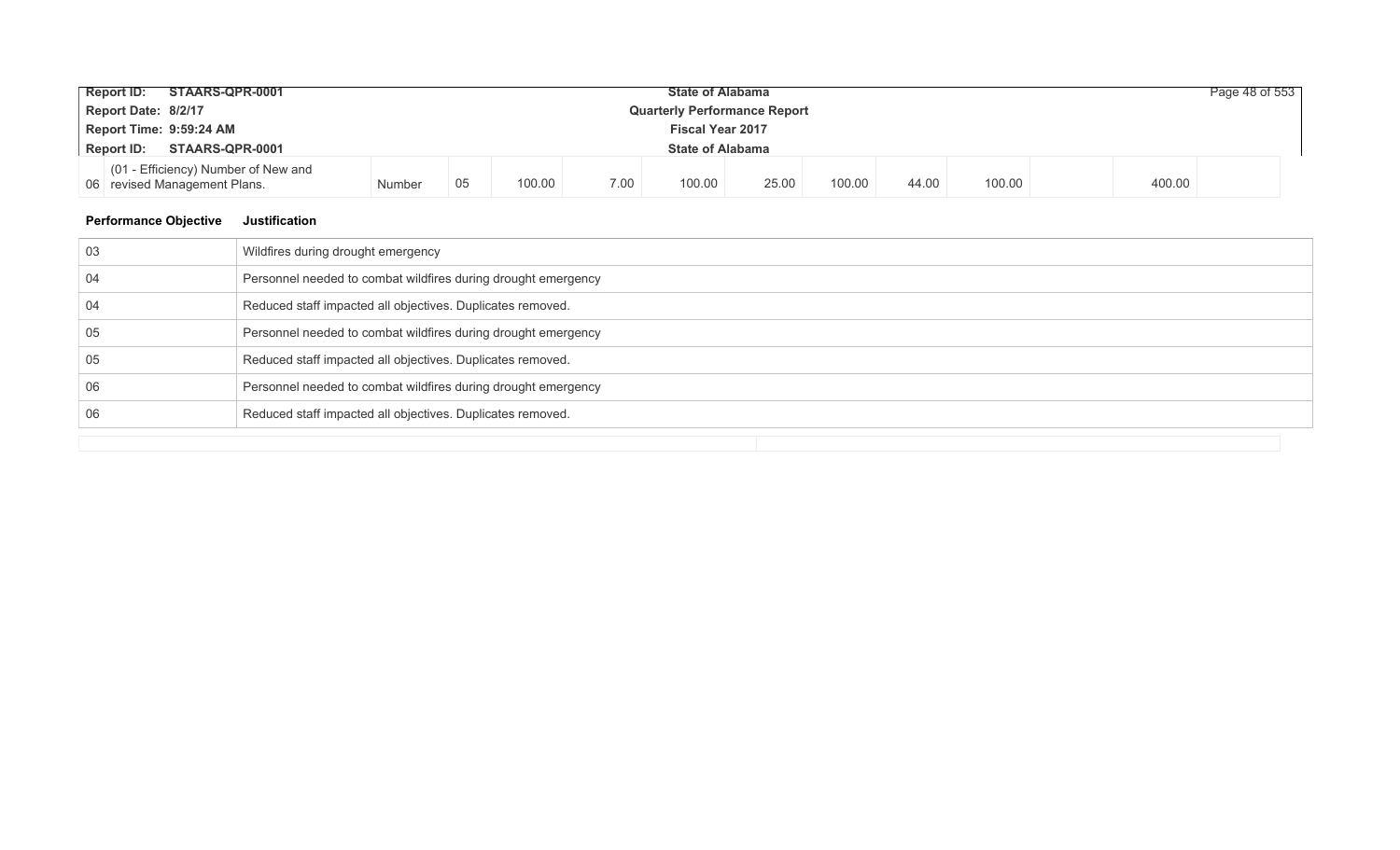| | | | | | | | | | | | | |
|---|---|---|---|---|---|---|---|---|---|---|---|---|
| 06 | (01 - Efficiency) Number of New and revised Management Plans. | Number | 05 | 100.00 | 7.00 | 100.00 | 25.00 | 100.00 | 44.00 | 100.00 | | 400.00 |

**Performance Objective** **Justification**

| Performance Objective | Justification |
|---|---|
| 03 | Wildfires during drought emergency |
| 04 | Personnel needed to combat wildfires during drought emergency |
| 04 | Reduced staff impacted all objectives. Duplicates removed. |
| 05 | Personnel needed to combat wildfires during drought emergency |
| 05 | Reduced staff impacted all objectives. Duplicates removed. |
| 06 | Personnel needed to combat wildfires during drought emergency |
| 06 | Reduced staff impacted all objectives. Duplicates removed. |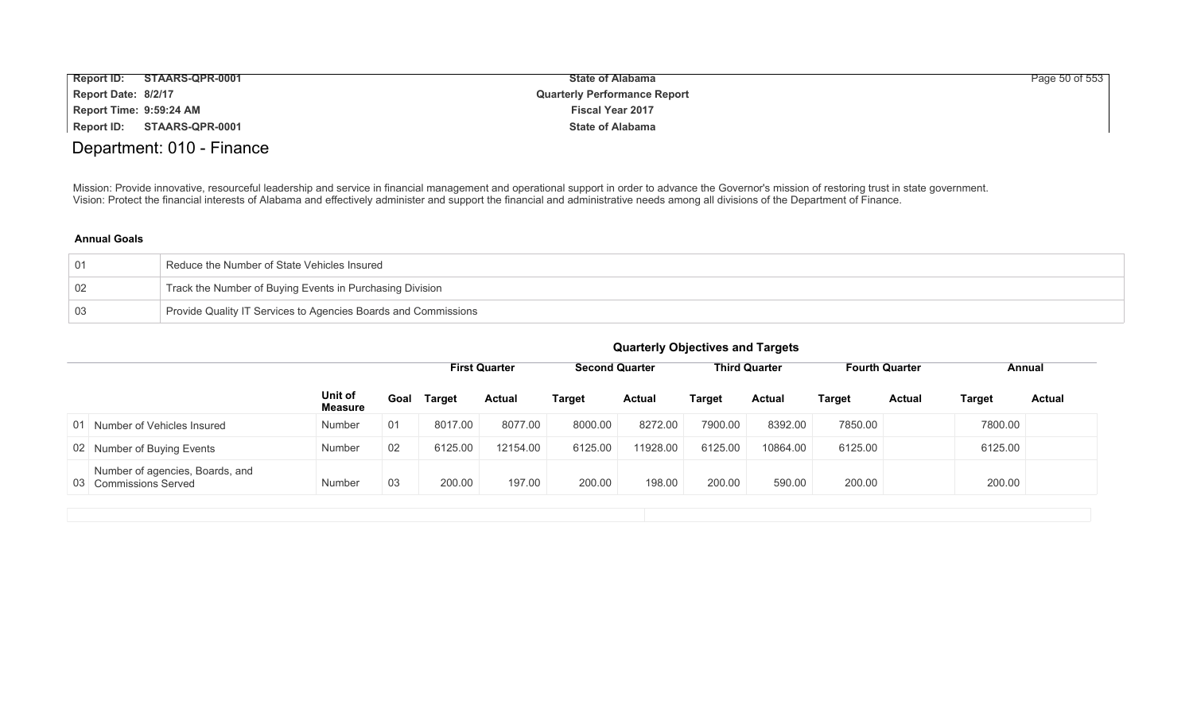# Department: 010 - Finance

Mission: Provide innovative, resourceful leadership and service in financial management and operational support in order to advance the Governor's mission of restoring trust in state government.
Vision: Protect the financial interests of Alabama and effectively administer and support the financial and administrative needs among all divisions of the Department of Finance.

**Annual Goals**

| | |
|---|---|
| 01 | Reduce the Number of State Vehicles Insured |
| 02 | Track the Number of Buying Events in Purchasing Division |
| 03 | Provide Quality IT Services to Agencies Boards and Commissions |

**Quarterly Objectives and Targets**

| | | Unit of Measure | Goal | First Quarter | | Second Quarter | | Third Quarter | | Fourth Quarter | | Annual | |
|---|---|---|---|---|---|---|---|---|---|---|---|---|---|
| | | | | Target | Actual | Target | Actual | Target | Actual | Target | Actual | Target | Actual |
| 01 | Number of Vehicles Insured | Number | 01 | 8017.00 | 8077.00 | 8000.00 | 8272.00 | 7900.00 | 8392.00 | 7850.00 | | 7800.00 | |
| 02 | Number of Buying Events | Number | 02 | 6125.00 | 12154.00 | 6125.00 | 11928.00 | 6125.00 | 10864.00 | 6125.00 | | 6125.00 | |
| 03 | Number of agencies, Boards, and Commissions Served | Number | 03 | 200.00 | 197.00 | 200.00 | 198.00 | 200.00 | 590.00 | 200.00 | | 200.00 | |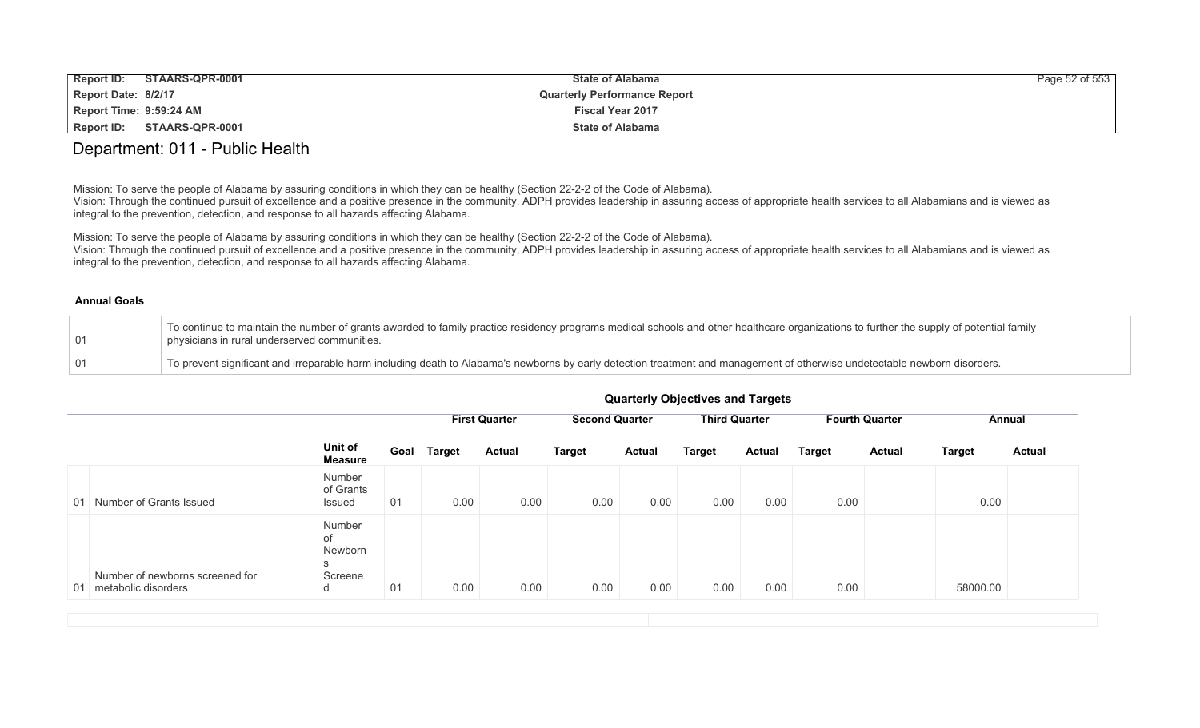# Department: 011 - Public Health

Mission: To serve the people of Alabama by assuring conditions in which they can be healthy (Section 22-2-2 of the Code of Alabama).
Vision: Through the continued pursuit of excellence and a positive presence in the community, ADPH provides leadership in assuring access of appropriate health services to all Alabamians and is viewed as integral to the prevention, detection, and response to all hazards affecting Alabama.

Mission: To serve the people of Alabama by assuring conditions in which they can be healthy (Section 22-2-2 of the Code of Alabama).
Vision: Through the continued pursuit of excellence and a positive presence in the community, ADPH provides leadership in assuring access of appropriate health services to all Alabamians and is viewed as integral to the prevention, detection, and response to all hazards affecting Alabama.

**Annual Goals**

| | |
|---|---|
| 01 | To continue to maintain the number of grants awarded to family practice residency programs medical schools and other healthcare organizations to further the supply of potential family physicians in rural underserved communities. |
| 01 | To prevent significant and irreparable harm including death to Alabama's newborns by early detection treatment and management of otherwise undetectable newborn disorders. |

**Quarterly Objectives and Targets**

| | | | | First Quarter | | Second Quarter | | Third Quarter | | Fourth Quarter | | Annual | |
|---|---|---|---|---|---|---|---|---|---|---|---|---|---|
| | | Unit of Measure | Goal | Target | Actual | Target | Actual | Target | Actual | Target | Actual | Target | Actual |
| 01 | Number of Grants Issued | Number of Grants Issued | 01 | 0.00 | 0.00 | 0.00 | 0.00 | 0.00 | 0.00 | 0.00 | | 0.00 | |
| 01 | Number of newborns screened for metabolic disorders | Number of Newborns Screened | 01 | 0.00 | 0.00 | 0.00 | 0.00 | 0.00 | 0.00 | 0.00 | | 58000.00 | |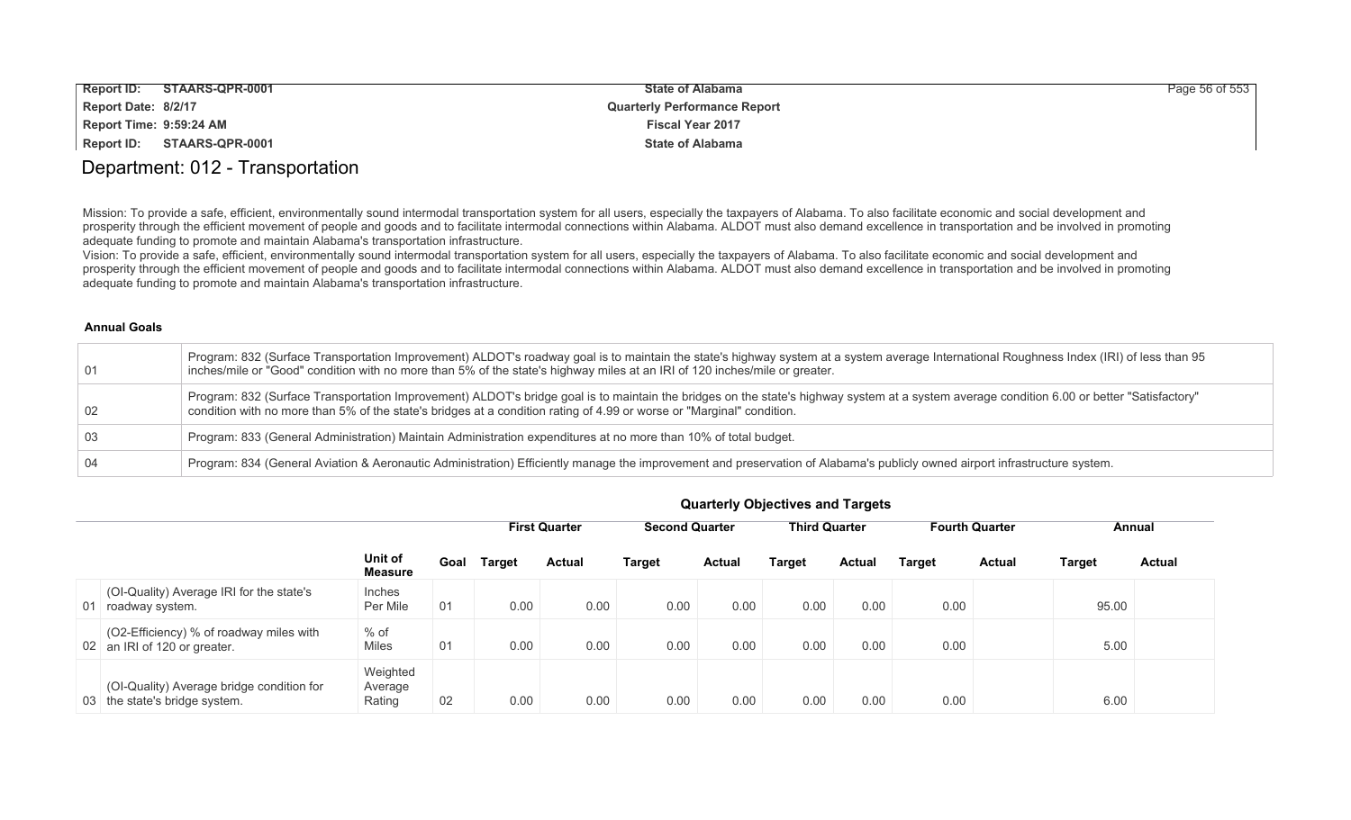# Department: 012 - Transportation

Mission: To provide a safe, efficient, environmentally sound intermodal transportation system for all users, especially the taxpayers of Alabama. To also facilitate economic and social development and prosperity through the efficient movement of people and goods and to facilitate intermodal connections within Alabama. ALDOT must also demand excellence in transportation and be involved in promoting adequate funding to promote and maintain Alabama's transportation infrastructure.

Vision: To provide a safe, efficient, environmentally sound intermodal transportation system for all users, especially the taxpayers of Alabama. To also facilitate economic and social development and prosperity through the efficient movement of people and goods and to facilitate intermodal connections within Alabama. ALDOT must also demand excellence in transportation and be involved in promoting adequate funding to promote and maintain Alabama's transportation infrastructure.

**Annual Goals**

| | |
|---|---|
| 01 | Program: 832 (Surface Transportation Improvement) ALDOT's roadway goal is to maintain the state's highway system at a system average International Roughness Index (IRI) of less than 95 inches/mile or "Good" condition with no more than 5% of the state's highway miles at an IRI of 120 inches/mile or greater. |
| 02 | Program: 832 (Surface Transportation Improvement) ALDOT's bridge goal is to maintain the bridges on the state's highway system at a system average condition 6.00 or better "Satisfactory" condition with no more than 5% of the state's bridges at a condition rating of 4.99 or worse or "Marginal" condition. |
| 03 | Program: 833 (General Administration) Maintain Administration expenditures at no more than 10% of total budget. |
| 04 | Program: 834 (General Aviation & Aeronautic Administration) Efficiently manage the improvement and preservation of Alabama's publicly owned airport infrastructure system. |

**Quarterly Objectives and Targets**

| | | | | First Quarter | | Second Quarter | | Third Quarter | | Fourth Quarter | | Annual | |
|---|---|---|---|---|---|---|---|---|---|---|---|---|---|
| | | Unit of Measure | Goal | Target | Actual | Target | Actual | Target | Actual | Target | Actual | Target | Actual |
| 01 | (OI-Quality) Average IRI for the state's roadway system. | Inches Per Mile | 01 | 0.00 | 0.00 | 0.00 | 0.00 | 0.00 | 0.00 | 0.00 | | 95.00 | |
| 02 | (O2-Efficiency) % of roadway miles with an IRI of 120 or greater. | % of Miles | 01 | 0.00 | 0.00 | 0.00 | 0.00 | 0.00 | 0.00 | 0.00 | | 5.00 | |
| 03 | (OI-Quality) Average bridge condition for the state's bridge system. | Weighted Average Rating | 02 | 0.00 | 0.00 | 0.00 | 0.00 | 0.00 | 0.00 | 0.00 | | 6.00 | |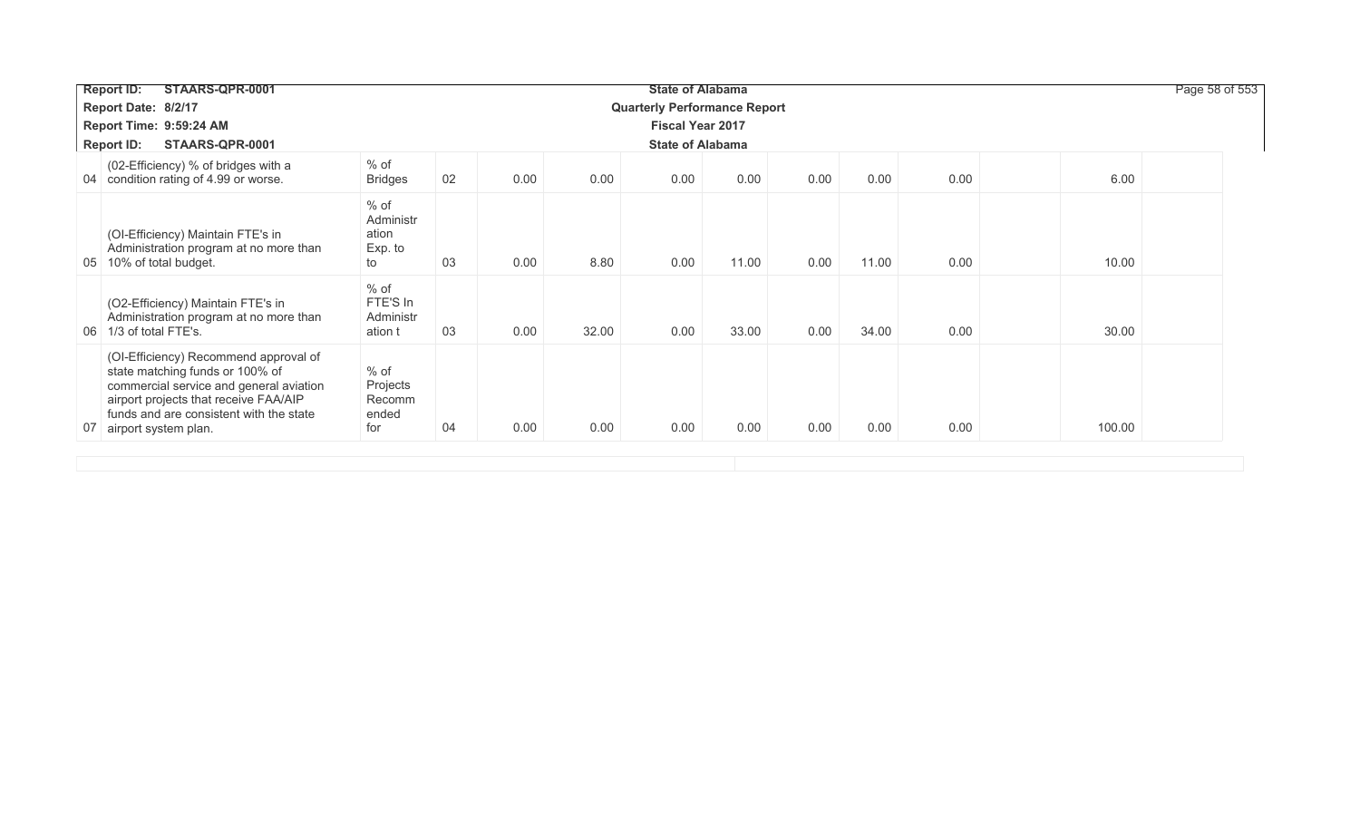| | | | | | | | | | | | | | |
|---|---|---|---|---|---|---|---|---|---|---|---|---|---|
| 04 | (02-Efficiency) % of bridges with a condition rating of 4.99 or worse. | % of Bridges | 02 | 0.00 | 0.00 | 0.00 | 0.00 | 0.00 | 0.00 | 0.00 | | 6.00 | |
| 05 | (OI-Efficiency) Maintain FTE's in Administration program at no more than 10% of total budget. | % of Administration Exp. to to | 03 | 0.00 | 8.80 | 0.00 | 11.00 | 0.00 | 11.00 | 0.00 | | 10.00 | |
| 06 | (O2-Efficiency) Maintain FTE's in Administration program at no more than 1/3 of total FTE's. | % of FTE'S In Administration t | 03 | 0.00 | 32.00 | 0.00 | 33.00 | 0.00 | 34.00 | 0.00 | | 30.00 | |
| 07 | (OI-Efficiency) Recommend approval of state matching funds or 100% of commercial service and general aviation airport projects that receive FAA/AIP funds and are consistent with the state airport system plan. | % of Projects Recommended for | 04 | 0.00 | 0.00 | 0.00 | 0.00 | 0.00 | 0.00 | 0.00 | | 100.00 | |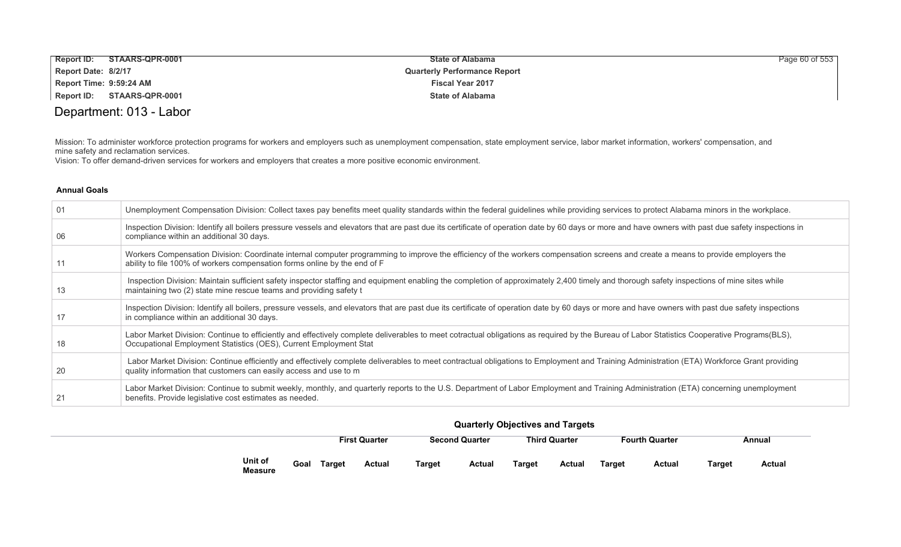# Department: 013 - Labor

Mission: To administer workforce protection programs for workers and employers such as unemployment compensation, state employment service, labor market information, workers' compensation, and mine safety and reclamation services.
Vision: To offer demand-driven services for workers and employers that creates a more positive economic environment.

**Annual Goals**

| | |
|---|---|
| 01 | Unemployment Compensation Division: Collect taxes pay benefits meet quality standards within the federal guidelines while providing services to protect Alabama minors in the workplace. |
| 06 | Inspection Division: Identify all boilers pressure vessels and elevators that are past due its certificate of operation date by 60 days or more and have owners with past due safety inspections in compliance within an additional 30 days. |
| 11 | Workers Compensation Division: Coordinate internal computer programming to improve the efficiency of the workers compensation screens and create a means to provide employers the ability to file 100% of workers compensation forms online by the end of F |
| 13 | Inspection Division: Maintain sufficient safety inspector staffing and equipment enabling the completion of approximately 2,400 timely and thorough safety inspections of mine sites while maintaining two (2) state mine rescue teams and providing safety t |
| 17 | Inspection Division: Identify all boilers, pressure vessels, and elevators that are past due its certificate of operation date by 60 days or more and have owners with past due safety inspections in compliance within an additional 30 days. |
| 18 | Labor Market Division: Continue to efficiently and effectively complete deliverables to meet cotractual obligations as required by the Bureau of Labor Statistics Cooperative Programs(BLS), Occupational Employment Statistics (OES), Current Employment Stat |
| 20 | Labor Market Division: Continue efficiently and effectively complete deliverables to meet contractual obligations to Employment and Training Administration (ETA) Workforce Grant providing quality information that customers can easily access and use to m |
| 21 | Labor Market Division: Continue to submit weekly, monthly, and quarterly reports to the U.S. Department of Labor Employment and Training Administration (ETA) concerning unemployment benefits. Provide legislative cost estimates as needed. |

**Quarterly Objectives and Targets**

| | Unit of Measure | Goal | First Quarter Target | First Quarter Actual | Second Quarter Target | Second Quarter Actual | Third Quarter Target | Third Quarter Actual | Fourth Quarter Target | Fourth Quarter Actual | Annual Target | Annual Actual |
|---|---|---|---|---|---|---|---|---|---|---|---|---|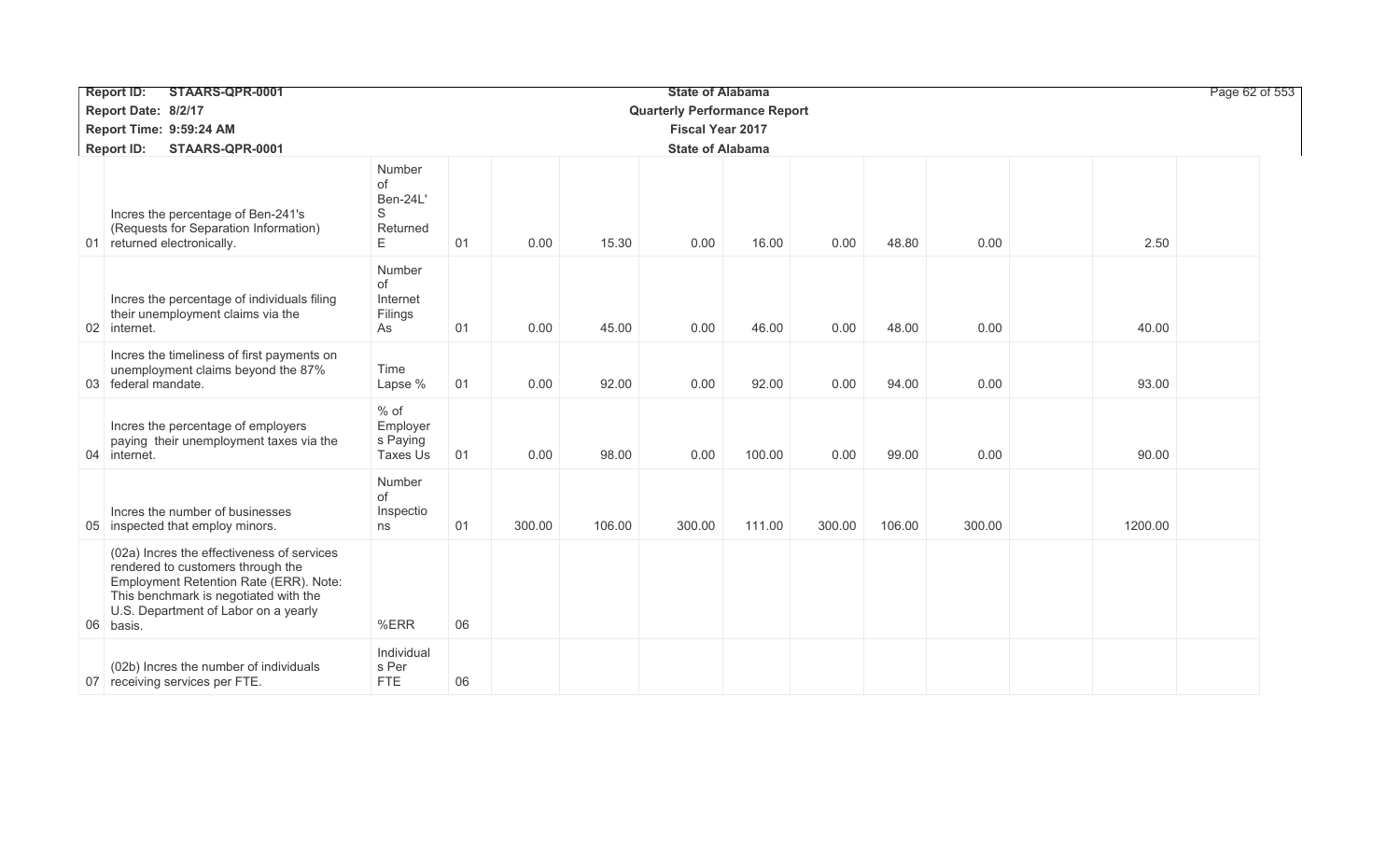| | | | | | | | | | | | | | |
|---|---|---|---|---|---|---|---|---|---|---|---|---|---|
| 01 | Incres the percentage of Ben-241's (Requests for Separation Information) returned electronically. | Number of Ben-24L' S Returned E | 01 | 0.00 | 15.30 | 0.00 | 16.00 | 0.00 | 48.80 | 0.00 | | 2.50 | |
| 02 | Incres the percentage of individuals filing their unemployment claims via the internet. | Number of Internet Filings As | 01 | 0.00 | 45.00 | 0.00 | 46.00 | 0.00 | 48.00 | 0.00 | | 40.00 | |
| 03 | Incres the timeliness of first payments on unemployment claims beyond the 87% federal mandate. | Time Lapse % | 01 | 0.00 | 92.00 | 0.00 | 92.00 | 0.00 | 94.00 | 0.00 | | 93.00 | |
| 04 | Incres the percentage of employers paying their unemployment taxes via the internet. | % of Employer s Paying Taxes Us | 01 | 0.00 | 98.00 | 0.00 | 100.00 | 0.00 | 99.00 | 0.00 | | 90.00 | |
| 05 | Incres the number of businesses inspected that employ minors. | Number of Inspectio ns | 01 | 300.00 | 106.00 | 300.00 | 111.00 | 300.00 | 106.00 | 300.00 | | 1200.00 | |
| 06 | (02a) Incres the effectiveness of services rendered to customers through the Employment Retention Rate (ERR). Note: This benchmark is negotiated with the U.S. Department of Labor on a yearly basis. | %ERR | 06 | | | | | | | | | | |
| 07 | (02b) Incres the number of individuals receiving services per FTE. | Individual s Per FTE | 06 | | | | | | | | | | |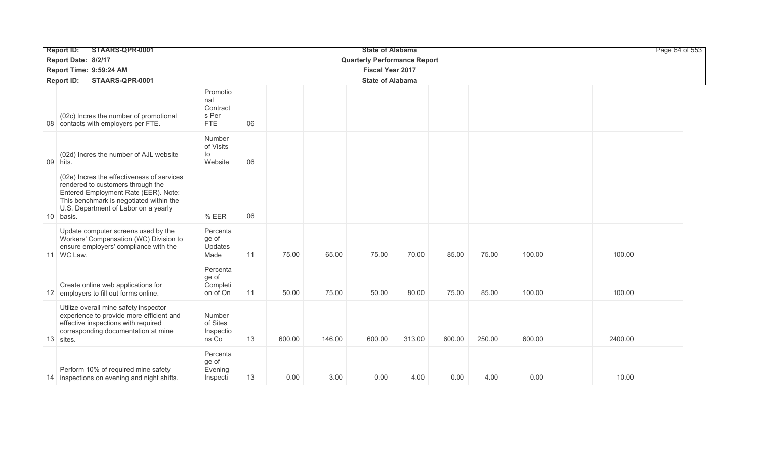| | | | | | | | | | | | | | |
|---|---|---|---|---|---|---|---|---|---|---|---|---|---|
| 08 | (02c) Incres the number of promotional contacts with employers per FTE. | Promotional Contracts Per FTE | 06 | | | | | | | | | | |
| 09 | (02d) Incres the number of AJL website hits. | Number of Visits to Website | 06 | | | | | | | | | | |
| 10 | (02e) Incres the effectiveness of services rendered to customers through the Entered Employment Rate (EER). Note: This benchmark is negotiated within the U.S. Department of Labor on a yearly basis. | % EER | 06 | | | | | | | | | | |
| 11 | Update computer screens used by the Workers' Compensation (WC) Division to ensure employers' compliance with the WC Law. | Percentage of Updates Made | 11 | 75.00 | 65.00 | 75.00 | 70.00 | 85.00 | 75.00 | 100.00 | | 100.00 | |
| 12 | Create online web applications for employers to fill out forms online. | Percentage of Completion of On | 11 | 50.00 | 75.00 | 50.00 | 80.00 | 75.00 | 85.00 | 100.00 | | 100.00 | |
| 13 | Utilize overall mine safety inspector experience to provide more efficient and effective inspections with required corresponding documentation at mine sites. | Number of Sites Inspections Co | 13 | 600.00 | 146.00 | 600.00 | 313.00 | 600.00 | 250.00 | 600.00 | | 2400.00 | |
| 14 | Perform 10% of required mine safety inspections on evening and night shifts. | Percentage of Evening Inspecti | 13 | 0.00 | 3.00 | 0.00 | 4.00 | 0.00 | 4.00 | 0.00 | | 10.00 | |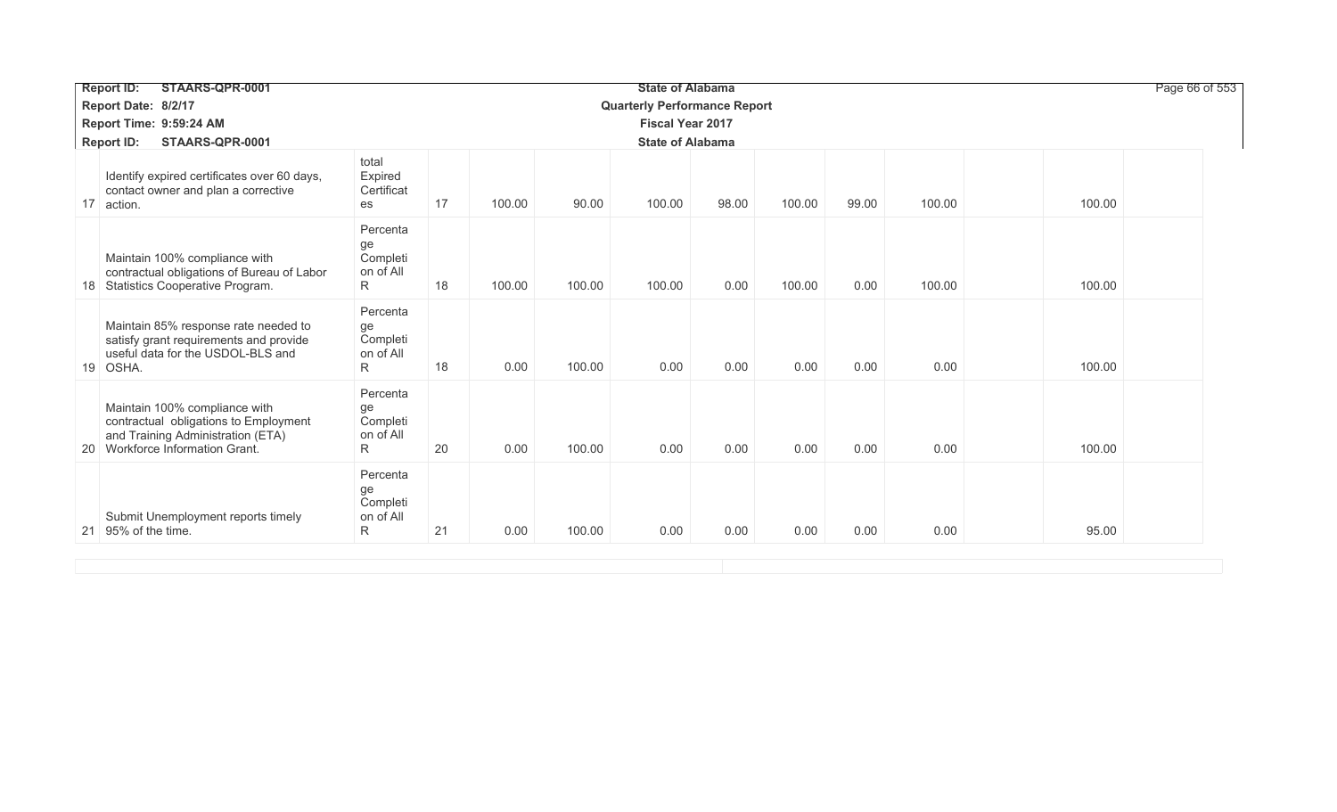| | | | | | | | | | | | | | |
|---|---|---|---|---|---|---|---|---|---|---|---|---|---|
| 17 | Identify expired certificates over 60 days, contact owner and plan a corrective action. | total Expired Certificates | 17 | 100.00 | 90.00 | 100.00 | 98.00 | 100.00 | 99.00 | 100.00 | | 100.00 | |
| 18 | Maintain 100% compliance with contractual obligations of Bureau of Labor Statistics Cooperative Program. | Percentage Completion of All R | 18 | 100.00 | 100.00 | 100.00 | 0.00 | 100.00 | 0.00 | 100.00 | | 100.00 | |
| 19 | Maintain 85% response rate needed to satisfy grant requirements and provide useful data for the USDOL-BLS and OSHA. | Percentage Completion of All R | 18 | 0.00 | 100.00 | 0.00 | 0.00 | 0.00 | 0.00 | 0.00 | | 100.00 | |
| 20 | Maintain 100% compliance with contractual obligations to Employment and Training Administration (ETA) Workforce Information Grant. | Percentage Completion of All R | 20 | 0.00 | 100.00 | 0.00 | 0.00 | 0.00 | 0.00 | 0.00 | | 100.00 | |
| 21 | Submit Unemployment reports timely 95% of the time. | Percentage Completion of All R | 21 | 0.00 | 100.00 | 0.00 | 0.00 | 0.00 | 0.00 | 0.00 | | 95.00 | |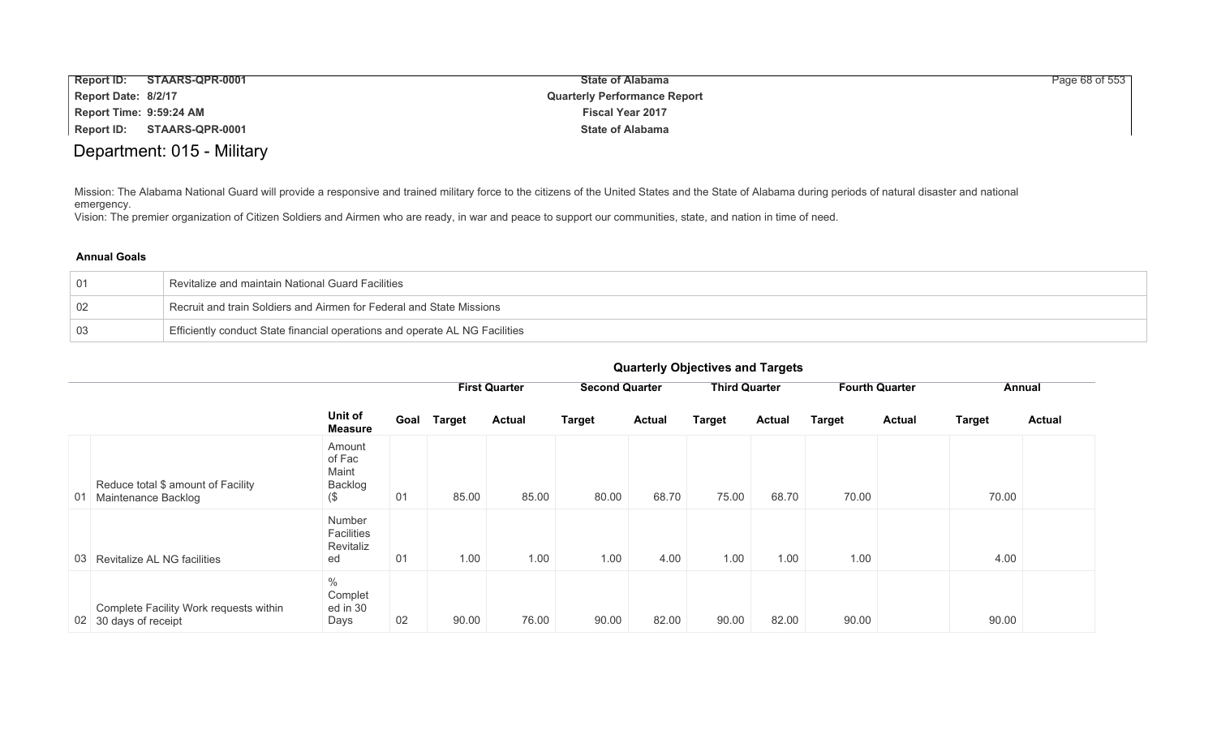## Department: 015 - Military

Mission: The Alabama National Guard will provide a responsive and trained military force to the citizens of the United States and the State of Alabama during periods of natural disaster and national emergency.
Vision: The premier organization of Citizen Soldiers and Airmen who are ready, in war and peace to support our communities, state, and nation in time of need.

**Annual Goals**

| | |
|---|---|
| 01 | Revitalize and maintain National Guard Facilities |
| 02 | Recruit and train Soldiers and Airmen for Federal and State Missions |
| 03 | Efficiently conduct State financial operations and operate AL NG Facilities |

**Quarterly Objectives and Targets**

| | | | | First Quarter | | Second Quarter | | Third Quarter | | Fourth Quarter | | Annual | |
|---|---|---|---|---|---|---|---|---|---|---|---|---|---|
| | | Unit of Measure | Goal | Target | Actual | Target | Actual | Target | Actual | Target | Actual | Target | Actual |
| 01 | Reduce total $ amount of Facility Maintenance Backlog | Amount of Fac Maint Backlog ($ | 01 | 85.00 | 85.00 | 80.00 | 68.70 | 75.00 | 68.70 | 70.00 | | 70.00 | |
| 03 | Revitalize AL NG facilities | Number Facilities Revitalized | 01 | 1.00 | 1.00 | 1.00 | 4.00 | 1.00 | 1.00 | 1.00 | | 4.00 | |
| 02 | Complete Facility Work requests within 30 days of receipt | % Completed in 30 Days | 02 | 90.00 | 76.00 | 90.00 | 82.00 | 90.00 | 82.00 | 90.00 | | 90.00 | |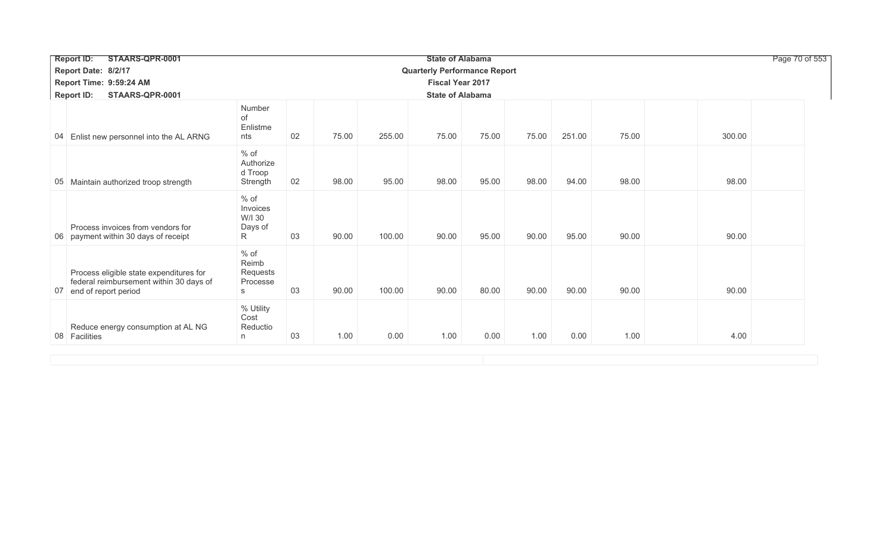| | | | | | | | | | | | | |
|---|---|---|---|---|---|---|---|---|---|---|---|---|
| 04 | Enlist new personnel into the AL ARNG | Number of Enlistments | 02 | 75.00 | 255.00 | 75.00 | 75.00 | 75.00 | 251.00 | 75.00 | | 300.00 |
| 05 | Maintain authorized troop strength | % of Authorized Troop Strength | 02 | 98.00 | 95.00 | 98.00 | 95.00 | 98.00 | 94.00 | 98.00 | | 98.00 |
| 06 | Process invoices from vendors for payment within 30 days of receipt | % of Invoices W/I 30 Days of R | 03 | 90.00 | 100.00 | 90.00 | 95.00 | 90.00 | 95.00 | 90.00 | | 90.00 |
| 07 | Process eligible state expenditures for federal reimbursement within 30 days of end of report period | % of Reimb Requests Processes | 03 | 90.00 | 100.00 | 90.00 | 80.00 | 90.00 | 90.00 | 90.00 | | 90.00 |
| 08 | Reduce energy consumption at AL NG Facilities | % Utility Cost Reduction | 03 | 1.00 | 0.00 | 1.00 | 0.00 | 1.00 | 0.00 | 1.00 | | 4.00 |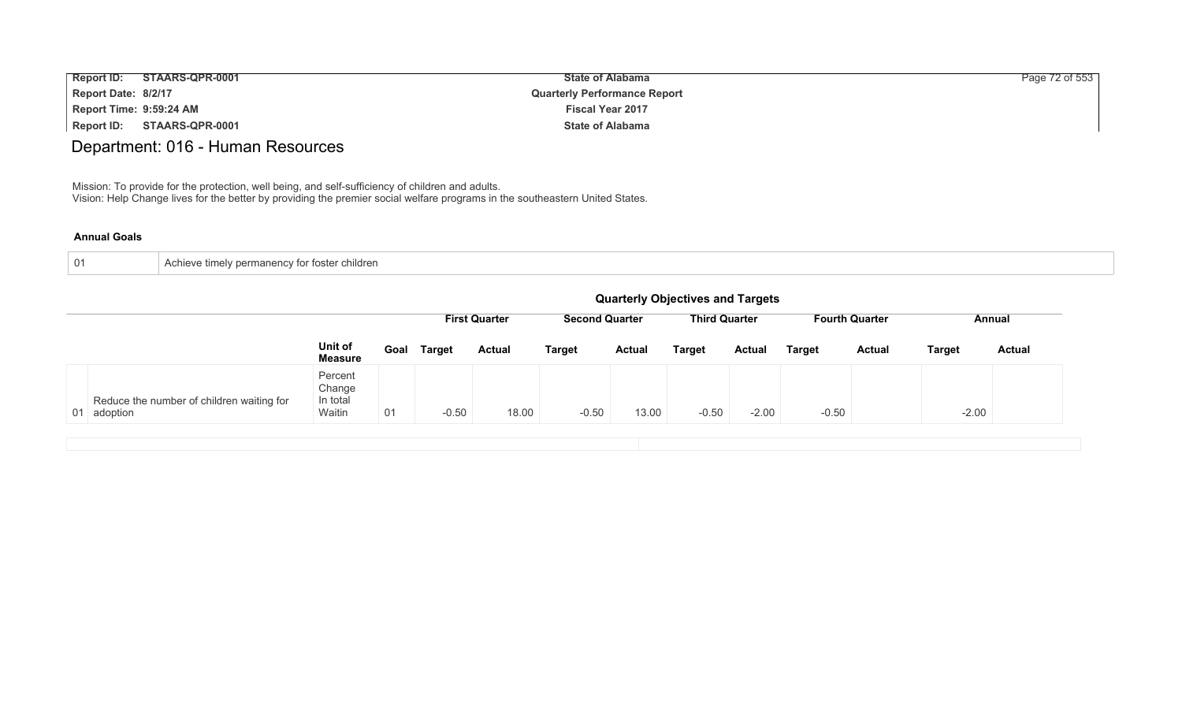# Department: 016 - Human Resources

Mission: To provide for the protection, well being, and self-sufficiency of children and adults.
Vision: Help Change lives for the better by providing the premier social welfare programs in the southeastern United States.

### Annual Goals

| | |
|---|---|
| 01 | Achieve timely permanency for foster children |

### Quarterly Objectives and Targets

| | | | | First Quarter | | Second Quarter | | Third Quarter | | Fourth Quarter | | Annual | |
|---|---|---|---|---|---|---|---|---|---|---|---|---|---|
| | | Unit of Measure | Goal | Target | Actual | Target | Actual | Target | Actual | Target | Actual | Target | Actual |
| 01 | Reduce the number of children waiting for adoption | Percent Change In total Waitin | 01 | -0.50 | 18.00 | -0.50 | 13.00 | -0.50 | -2.00 | -0.50 | | -2.00 | |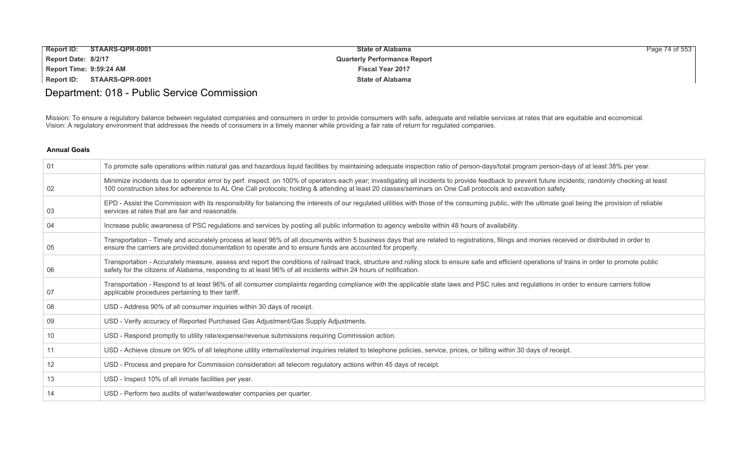# Department: 018 - Public Service Commission

Mission: To ensure a regulatory balance between regulated companies and consumers in order to provide consumers with safe, adequate and reliable services at rates that are equitable and economical.
Vision: A regulatory environment that addresses the needs of consumers in a timely manner while providing a fair rate of return for regulated companies.

**Annual Goals**

| | |
|---|---|
| 01 | To promote safe operations within natural gas and hazardous liquid facilities by maintaining adequate inspection ratio of person-days/total program person-days of at least 38% per year. |
| 02 | Minimize incidents due to operator error by perf. inspect. on 100% of operators each year; investigating all incidents to provide feedback to prevent future incidents; randomly checking at least 100 construction sites for adherence to AL One Call protocols; holding & attending at least 20 classes/seminars on One Call protocols and excavation safety |
| 03 | EPD - Assist the Commission with its responsibility for balancing the interests of our regulated utilities with those of the consuming public, with the ultimate goal being the provision of reliable services at rates that are fair and reasonable. |
| 04 | Increase public awareness of PSC regulations and services by posting all public information to agency website within 48 hours of availability. |
| 05 | Transportation - Timely and accurately process at least 96% of all documents within 5 business days that are related to registrations, filings and monies received or distributed in order to ensure the carriers are provided documentation to operate and to ensure funds are accounted for properly. |
| 06 | Transportation - Accurately measure, assess and report the conditions of railroad track, structure and rolling stock to ensure safe and efficient operations of trains in order to promote public safety for the citizens of Alabama, responding to at least 96% of all incidents within 24 hours of notification. |
| 07 | Transportation - Respond to at least 96% of all consumer complaints regarding compliance with the applicable state laws and PSC rules and regulations in order to ensure carriers follow applicable procedures pertaining to their tariff. |
| 08 | USD - Address 90% of all consumer inquiries within 30 days of receipt. |
| 09 | USD - Verify accuracy of Reported Purchased Gas Adjustment/Gas Supply Adjustments. |
| 10 | USD - Respond promptly to utility rate/expense/revenue submissions requiring Commission action. |
| 11 | USD - Achieve closure on 90% of all telephone utility internal/external inquiries related to telephone policies, service, prices, or billing within 30 days of receipt. |
| 12 | USD - Process and prepare for Commission consideration all telecom regulatory actions within 45 days of receipt. |
| 13 | USD - Inspect 10% of all inmate facilities per year. |
| 14 | USD - Perform two audits of water/wastewater companies per quarter. |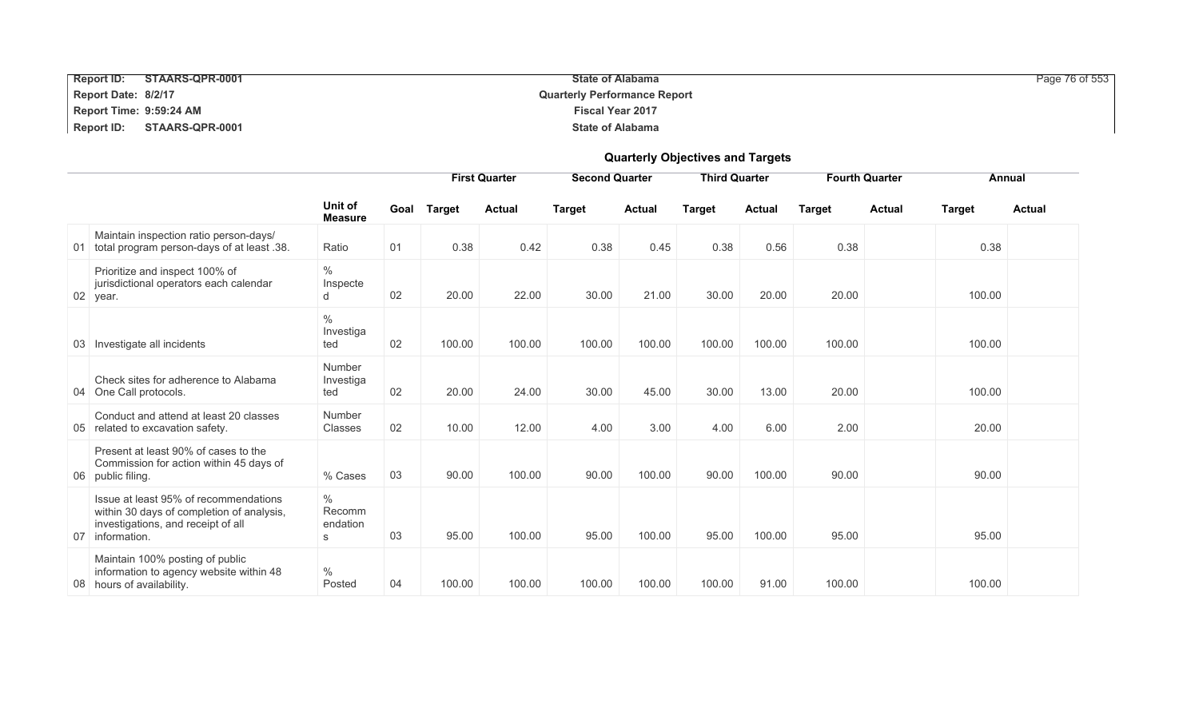## Quarterly Objectives and Targets

| | | Unit of Measure | Goal | First Quarter | | Second Quarter | | Third Quarter | | Fourth Quarter | | Annual | |
|---|---|---|---|---|---|---|---|---|---|---|---|---|---|
| | | | | Target | Actual | Target | Actual | Target | Actual | Target | Actual | Target | Actual |
| 01 | Maintain inspection ratio person-days/ total program person-days of at least .38. | Ratio | 01 | 0.38 | 0.42 | 0.38 | 0.45 | 0.38 | 0.56 | 0.38 | | 0.38 | |
| 02 | Prioritize and inspect 100% of jurisdictional operators each calendar year. | % Inspected | 02 | 20.00 | 22.00 | 30.00 | 21.00 | 30.00 | 20.00 | 20.00 | | 100.00 | |
| 03 | Investigate all incidents | % Investigated | 02 | 100.00 | 100.00 | 100.00 | 100.00 | 100.00 | 100.00 | 100.00 | | 100.00 | |
| 04 | Check sites for adherence to Alabama One Call protocols. | Number Investigated | 02 | 20.00 | 24.00 | 30.00 | 45.00 | 30.00 | 13.00 | 20.00 | | 100.00 | |
| 05 | Conduct and attend at least 20 classes related to excavation safety. | Number Classes | 02 | 10.00 | 12.00 | 4.00 | 3.00 | 4.00 | 6.00 | 2.00 | | 20.00 | |
| 06 | Present at least 90% of cases to the Commission for action within 45 days of public filing. | % Cases | 03 | 90.00 | 100.00 | 90.00 | 100.00 | 90.00 | 100.00 | 90.00 | | 90.00 | |
| 07 | Issue at least 95% of recommendations within 30 days of completion of analysis, investigations, and receipt of all information. | % Recommendations | 03 | 95.00 | 100.00 | 95.00 | 100.00 | 95.00 | 100.00 | 95.00 | | 95.00 | |
| 08 | Maintain 100% posting of public information to agency website within 48 hours of availability. | % Posted | 04 | 100.00 | 100.00 | 100.00 | 100.00 | 100.00 | 91.00 | 100.00 | | 100.00 | |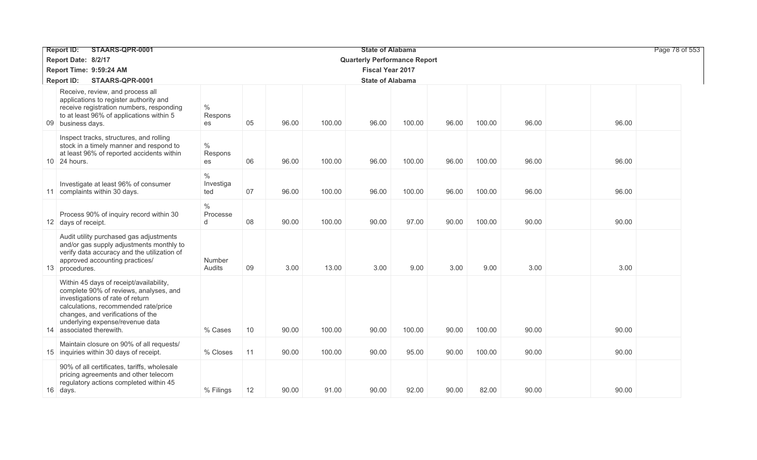| | | | | | | | | | | | | | |
|---|---|---|---|---|---|---|---|---|---|---|---|---|---|
| 09 | Receive, review, and process all applications to register authority and receive registration numbers, responding to at least 96% of applications within 5 business days. | % Responses | 05 | 96.00 | 100.00 | 96.00 | 100.00 | 96.00 | 100.00 | 96.00 | | 96.00 | |
| 10 | Inspect tracks, structures, and rolling stock in a timely manner and respond to at least 96% of reported accidents within 24 hours. | % Responses | 06 | 96.00 | 100.00 | 96.00 | 100.00 | 96.00 | 100.00 | 96.00 | | 96.00 | |
| 11 | Investigate at least 96% of consumer complaints within 30 days. | % Investigated | 07 | 96.00 | 100.00 | 96.00 | 100.00 | 96.00 | 100.00 | 96.00 | | 96.00 | |
| 12 | Process 90% of inquiry record within 30 days of receipt. | % Processed | 08 | 90.00 | 100.00 | 90.00 | 97.00 | 90.00 | 100.00 | 90.00 | | 90.00 | |
| 13 | Audit utility purchased gas adjustments and/or gas supply adjustments monthly to verify data accuracy and the utilization of approved accounting practices/ procedures. | Number Audits | 09 | 3.00 | 13.00 | 3.00 | 9.00 | 3.00 | 9.00 | 3.00 | | 3.00 | |
| 14 | Within 45 days of receipt/availability, complete 90% of reviews, analyses, and investigations of rate of return calculations, recommended rate/price changes, and verifications of the underlying expense/revenue data associated therewith. | % Cases | 10 | 90.00 | 100.00 | 90.00 | 100.00 | 90.00 | 100.00 | 90.00 | | 90.00 | |
| 15 | Maintain closure on 90% of all requests/ inquiries within 30 days of receipt. | % Closes | 11 | 90.00 | 100.00 | 90.00 | 95.00 | 90.00 | 100.00 | 90.00 | | 90.00 | |
| 16 | 90% of all certificates, tariffs, wholesale pricing agreements and other telecom regulatory actions completed within 45 days. | % Filings | 12 | 90.00 | 91.00 | 90.00 | 92.00 | 90.00 | 82.00 | 90.00 | | 90.00 | |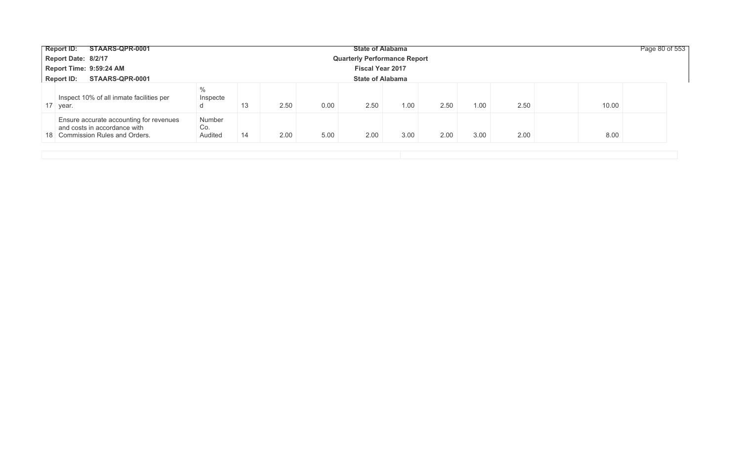| | | | | | | | | | | | | | |
|---|---|---|---|---|---|---|---|---|---|---|---|---|---|
| 17 | Inspect 10% of all inmate facilities per year. | % Inspected | 13 | 2.50 | 0.00 | 2.50 | 1.00 | 2.50 | 1.00 | 2.50 | | 10.00 | |
| 18 | Ensure accurate accounting for revenues and costs in accordance with Commission Rules and Orders. | Number Co. Audited | 14 | 2.00 | 5.00 | 2.00 | 3.00 | 2.00 | 3.00 | 2.00 | | 8.00 | |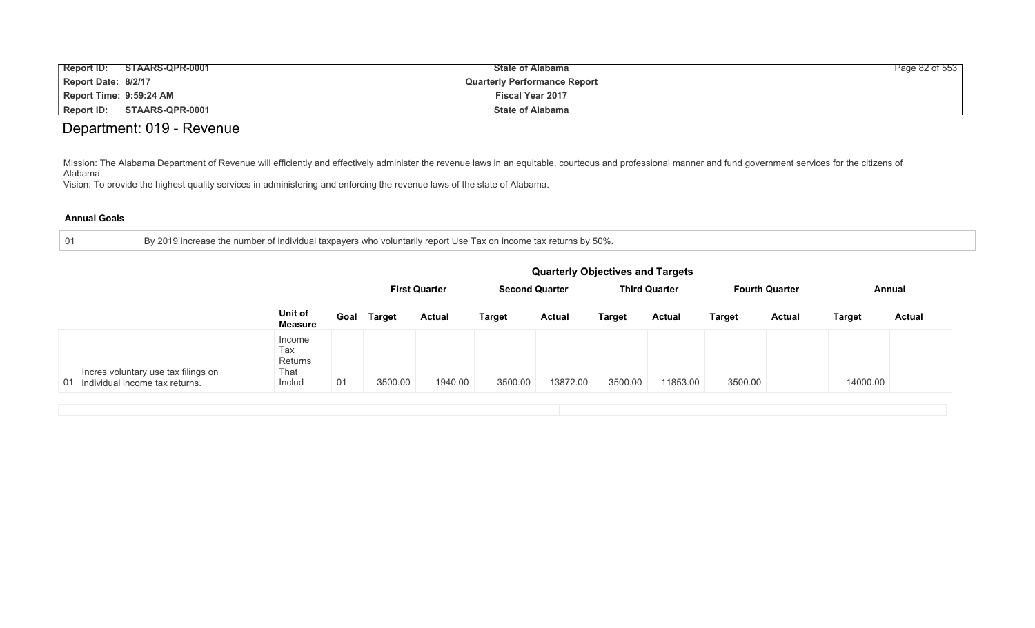# Department: 019 - Revenue

Mission: The Alabama Department of Revenue will efficiently and effectively administer the revenue laws in an equitable, courteous and professional manner and fund government services for the citizens of Alabama.
Vision: To provide the highest quality services in administering and enforcing the revenue laws of the state of Alabama.

**Annual Goals**

| | |
|---|---|
| 01 | By 2019 increase the number of individual taxpayers who voluntarily report Use Tax on income tax returns by 50%. |

**Quarterly Objectives and Targets**

| | | | | First Quarter | | Second Quarter | | Third Quarter | | Fourth Quarter | | Annual | |
|---|---|---|---|---|---|---|---|---|---|---|---|---|---|
| | | Unit of Measure | Goal | Target | Actual | Target | Actual | Target | Actual | Target | Actual | Target | Actual |
| 01 | Incres voluntary use tax filings on individual income tax returns. | Income Tax Returns That Includ | 01 | 3500.00 | 1940.00 | 3500.00 | 13872.00 | 3500.00 | 11853.00 | 3500.00 | | 14000.00 | |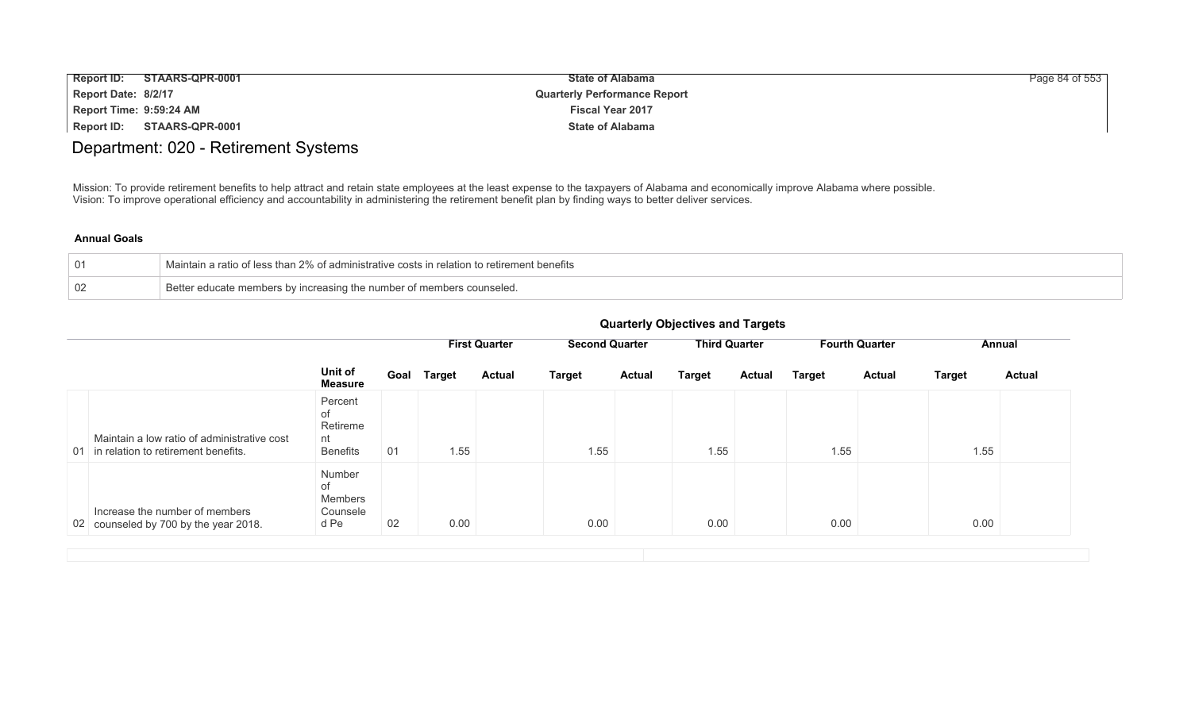# Department: 020 - Retirement Systems

Mission: To provide retirement benefits to help attract and retain state employees at the least expense to the taxpayers of Alabama and economically improve Alabama where possible.
Vision: To improve operational efficiency and accountability in administering the retirement benefit plan by finding ways to better deliver services.

### Annual Goals

| | |
|---|---|
| 01 | Maintain a ratio of less than 2% of administrative costs in relation to retirement benefits |
| 02 | Better educate members by increasing the number of members counseled. |

### Quarterly Objectives and Targets

| | | | | First Quarter | | Second Quarter | | Third Quarter | | Fourth Quarter | | Annual | |
|---|---|---|---|---|---|---|---|---|---|---|---|---|---|
| | | Unit of Measure | Goal | Target | Actual | Target | Actual | Target | Actual | Target | Actual | Target | Actual |
| 01 | Maintain a low ratio of administrative cost in relation to retirement benefits. | Percent of Retirement Benefits | 01 | 1.55 | | 1.55 | | 1.55 | | 1.55 | | 1.55 | |
| 02 | Increase the number of members counseled by 700 by the year 2018. | Number of Members Counseled Pe | 02 | 0.00 | | 0.00 | | 0.00 | | 0.00 | | 0.00 | |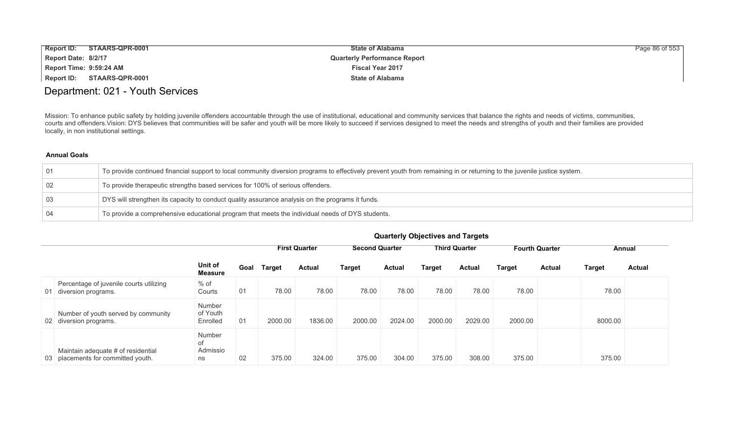# Department: 021 - Youth Services

Mission: To enhance public safety by holding juvenile offenders accountable through the use of institutional, educational and community services that balance the rights and needs of victims, communities, courts and offenders.Vision: DYS believes that communities will be safer and youth will be more likely to succeed if services designed to meet the needs and strengths of youth and their families are provided locally, in non institutional settings.

### Annual Goals

| | |
|---|---|
| 01 | To provide continued financial support to local community diversion programs to effectively prevent youth from remaining in or returning to the juvenile justice system. |
| 02 | To provide therapeutic strengths based services for 100% of serious offenders. |
| 03 | DYS will strengthen its capacity to conduct quality assurance analysis on the programs it funds. |
| 04 | To provide a comprehensive educational program that meets the individual needs of DYS students. |

### Quarterly Objectives and Targets

| | | | | First Quarter | | Second Quarter | | Third Quarter | | Fourth Quarter | | Annual | |
|---|---|---|---|---|---|---|---|---|---|---|---|---|---|
| | | Unit of Measure | Goal | Target | Actual | Target | Actual | Target | Actual | Target | Actual | Target | Actual |
| 01 | Percentage of juvenile courts utilizing diversion programs. | % of Courts | 01 | 78.00 | 78.00 | 78.00 | 78.00 | 78.00 | 78.00 | 78.00 | | 78.00 | |
| 02 | Number of youth served by community diversion programs. | Number of Youth Enrolled | 01 | 2000.00 | 1836.00 | 2000.00 | 2024.00 | 2000.00 | 2029.00 | 2000.00 | | 8000.00 | |
| 03 | Maintain adequate # of residential placements for committed youth. | Number of Admissions | 02 | 375.00 | 324.00 | 375.00 | 304.00 | 375.00 | 308.00 | 375.00 | | 375.00 | |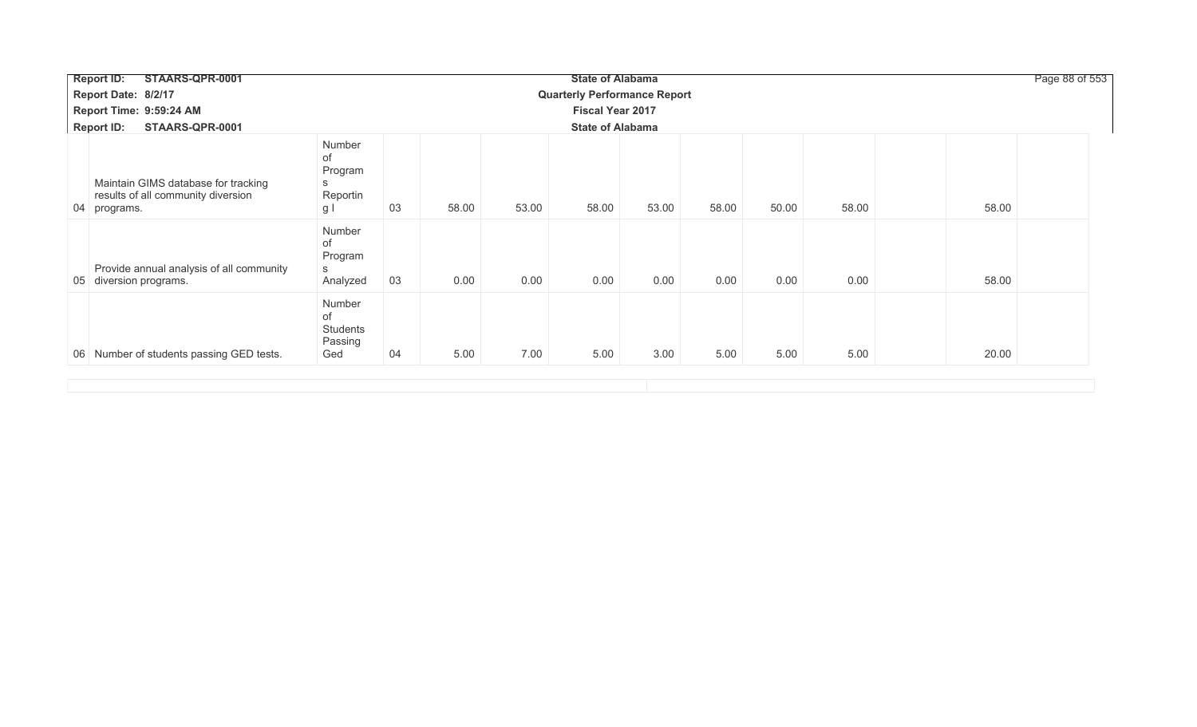| | | | | | | | | | | | | | | |
|---|---|---|---|---|---|---|---|---|---|---|---|---|---|---|
| 04 | Maintain GIMS database for tracking results of all community diversion programs. | Number of Programs Reporting l | 03 | 58.00 | 53.00 | 58.00 | 53.00 | 58.00 | 50.00 | 58.00 | | 58.00 | |
| 05 | Provide annual analysis of all community diversion programs. | Number of Programs Analyzed | 03 | 0.00 | 0.00 | 0.00 | 0.00 | 0.00 | 0.00 | 0.00 | | 58.00 | |
| 06 | Number of students passing GED tests. | Number of Students Passing Ged | 04 | 5.00 | 7.00 | 5.00 | 3.00 | 5.00 | 5.00 | 5.00 | | 20.00 | |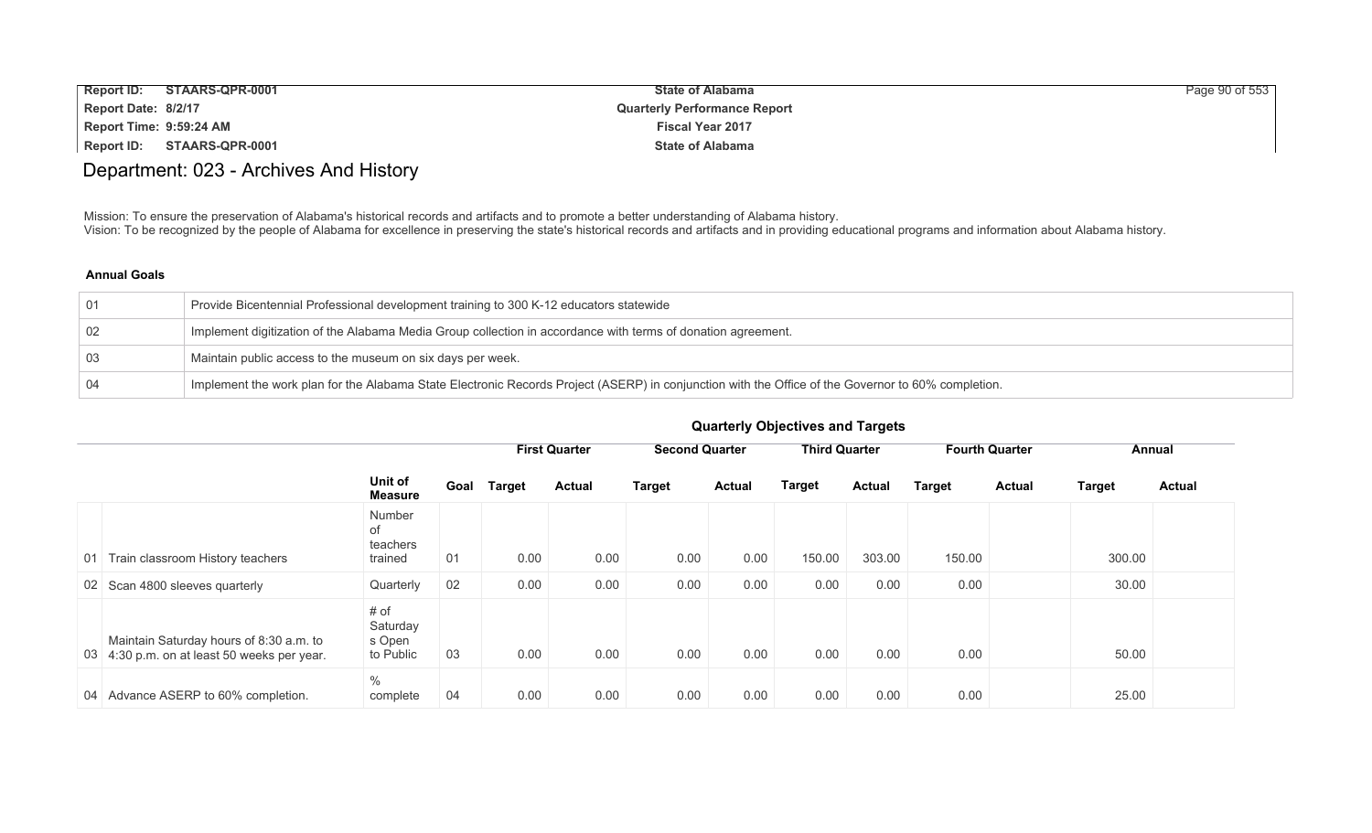# Department: 023 - Archives And History

Mission: To ensure the preservation of Alabama's historical records and artifacts and to promote a better understanding of Alabama history.
Vision: To be recognized by the people of Alabama for excellence in preserving the state's historical records and artifacts and in providing educational programs and information about Alabama history.

### Annual Goals

| | |
|---|---|
| 01 | Provide Bicentennial Professional development training to 300 K-12 educators statewide |
| 02 | Implement digitization of the Alabama Media Group collection in accordance with terms of donation agreement. |
| 03 | Maintain public access to the museum on six days per week. |
| 04 | Implement the work plan for the Alabama State Electronic Records Project (ASERP) in conjunction with the Office of the Governor to 60% completion. |

### Quarterly Objectives and Targets

| | | | | First Quarter | | Second Quarter | | Third Quarter | | Fourth Quarter | | Annual | |
|---|---|---|---|---|---|---|---|---|---|---|---|---|---|
| | | Unit of Measure | Goal | Target | Actual | Target | Actual | Target | Actual | Target | Actual | Target | Actual |
| 01 | Train classroom History teachers | Number of teachers trained | 01 | 0.00 | 0.00 | 0.00 | 0.00 | 150.00 | 303.00 | 150.00 | | 300.00 | |
| 02 | Scan 4800 sleeves quarterly | Quarterly | 02 | 0.00 | 0.00 | 0.00 | 0.00 | 0.00 | 0.00 | 0.00 | | 30.00 | |
| 03 | Maintain Saturday hours of 8:30 a.m. to 4:30 p.m. on at least 50 weeks per year. | # of Saturdays Open to Public | 03 | 0.00 | 0.00 | 0.00 | 0.00 | 0.00 | 0.00 | 0.00 | | 50.00 | |
| 04 | Advance ASERP to 60% completion. | % complete | 04 | 0.00 | 0.00 | 0.00 | 0.00 | 0.00 | 0.00 | 0.00 | | 25.00 | |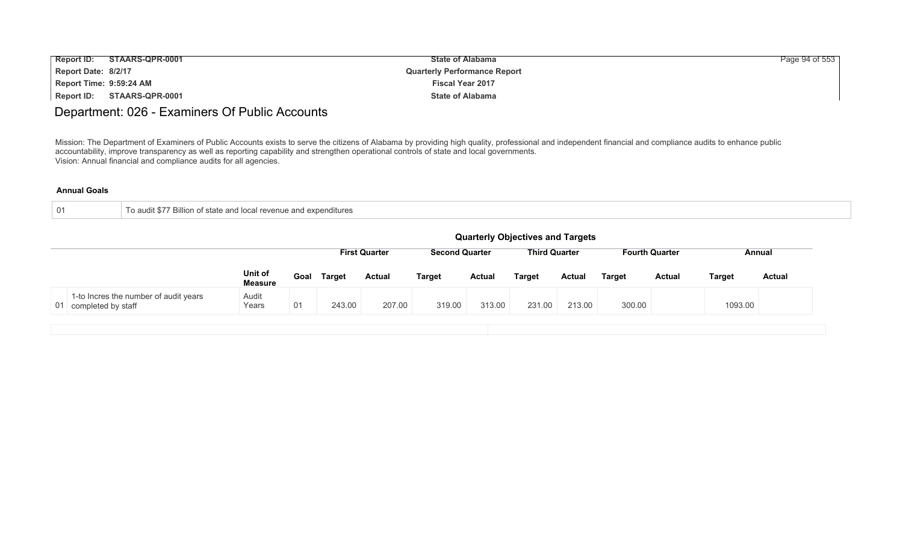## Department: 026 - Examiners Of Public Accounts

Mission: The Department of Examiners of Public Accounts exists to serve the citizens of Alabama by providing high quality, professional and independent financial and compliance audits to enhance public accountability, improve transparency as well as reporting capability and strengthen operational controls of state and local governments.
Vision: Annual financial and compliance audits for all agencies.

**Annual Goals**

| | |
|---|---|
| 01 | To audit $77 Billion of state and local revenue and expenditures |

**Quarterly Objectives and Targets**

| | | | | First Quarter | | Second Quarter | | Third Quarter | | Fourth Quarter | | Annual | |
|---|---|---|---|---|---|---|---|---|---|---|---|---|---|
| | | **Unit of Measure** | **Goal** | **Target** | **Actual** | **Target** | **Actual** | **Target** | **Actual** | **Target** | **Actual** | **Target** | **Actual** |
| 01 | 1-to Incres the number of audit years completed by staff | Audit Years | 01 | 243.00 | 207.00 | 319.00 | 313.00 | 231.00 | 213.00 | 300.00 | | 1093.00 | |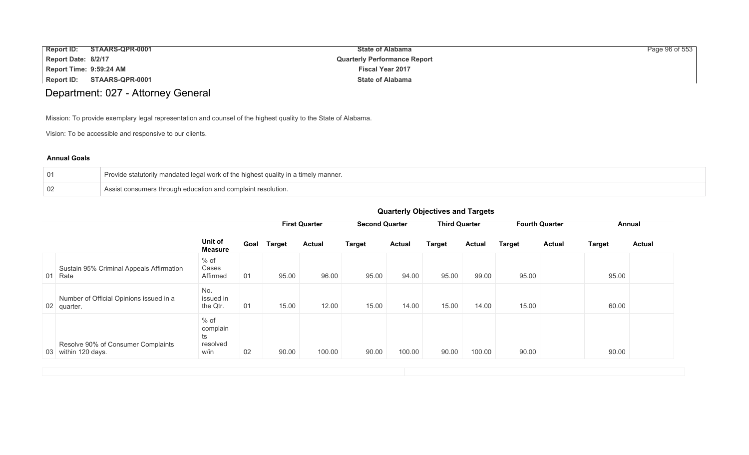# Department: 027 - Attorney General

Mission: To provide exemplary legal representation and counsel of the highest quality to the State of Alabama.

Vision: To be accessible and responsive to our clients.

**Annual Goals**

| | |
|---|---|
| 01 | Provide statutorily mandated legal work of the highest quality in a timely manner. |
| 02 | Assist consumers through education and complaint resolution. |

**Quarterly Objectives and Targets**

| | | | | First Quarter | | Second Quarter | | Third Quarter | | Fourth Quarter | | Annual | |
|---|---|---|---|---|---|---|---|---|---|---|---|---|---|
| | | Unit of Measure | Goal | Target | Actual | Target | Actual | Target | Actual | Target | Actual | Target | Actual |
| 01 | Sustain 95% Criminal Appeals Affirmation Rate | % of Cases Affirmed | 01 | 95.00 | 96.00 | 95.00 | 94.00 | 95.00 | 99.00 | 95.00 | | 95.00 | |
| 02 | Number of Official Opinions issued in a quarter. | No. issued in the Qtr. | 01 | 15.00 | 12.00 | 15.00 | 14.00 | 15.00 | 14.00 | 15.00 | | 60.00 | |
| 03 | Resolve 90% of Consumer Complaints within 120 days. | % of complaints resolved w/in | 02 | 90.00 | 100.00 | 90.00 | 100.00 | 90.00 | 100.00 | 90.00 | | 90.00 | |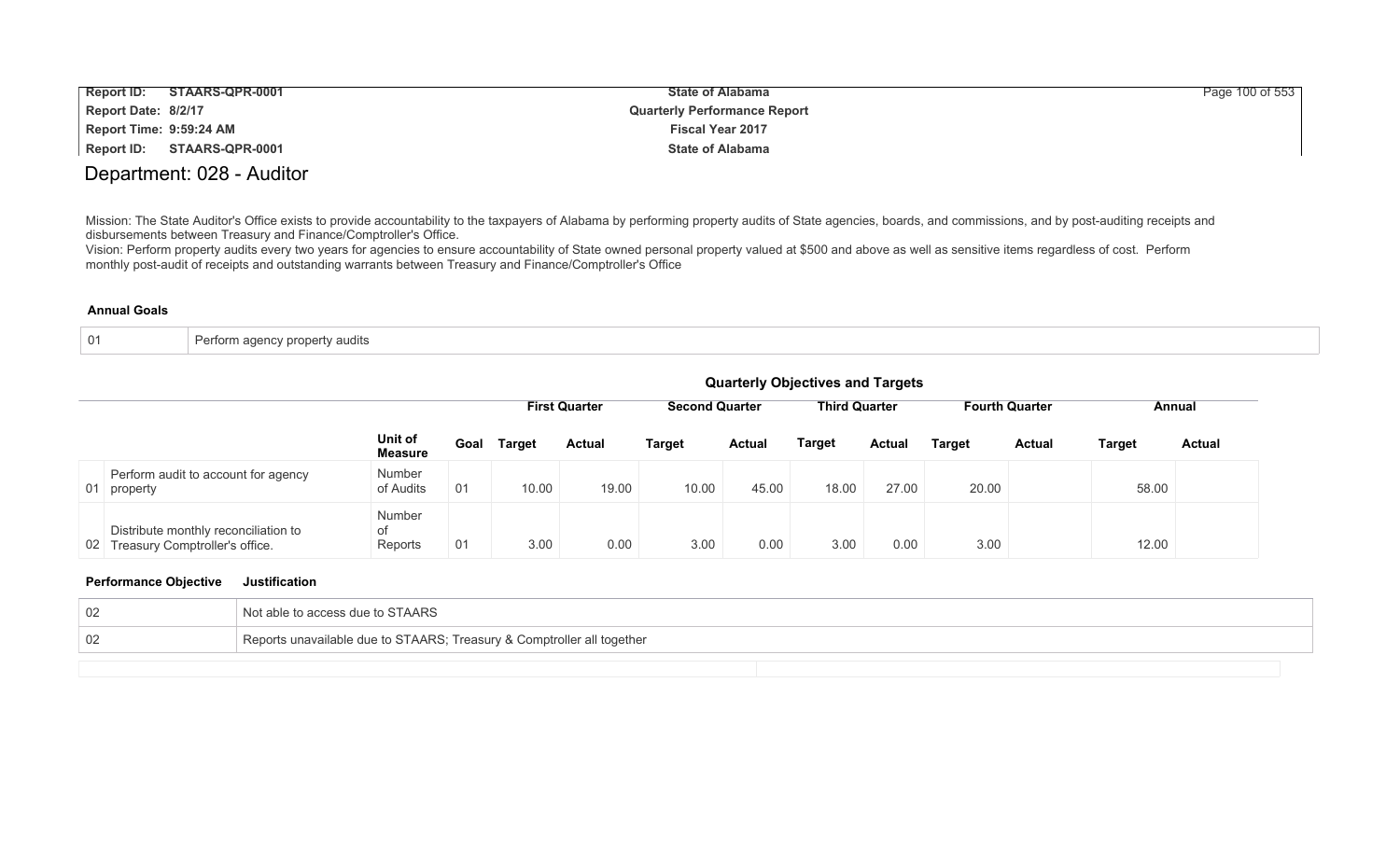# Department: 028 - Auditor

Mission: The State Auditor's Office exists to provide accountability to the taxpayers of Alabama by performing property audits of State agencies, boards, and commissions, and by post-auditing receipts and disbursements between Treasury and Finance/Comptroller's Office.

Vision: Perform property audits every two years for agencies to ensure accountability of State owned personal property valued at $500 and above as well as sensitive items regardless of cost. Perform monthly post-audit of receipts and outstanding warrants between Treasury and Finance/Comptroller's Office

**Annual Goals**

| | |
|---|---|
| 01 | Perform agency property audits |

**Quarterly Objectives and Targets**

| | | | | First Quarter | | Second Quarter | | Third Quarter | | Fourth Quarter | | Annual | |
|---|---|---|---|---|---|---|---|---|---|---|---|---|---|
| | | Unit of Measure | Goal | Target | Actual | Target | Actual | Target | Actual | Target | Actual | Target | Actual |
| 01 | Perform audit to account for agency property | Number of Audits | 01 | 10.00 | 19.00 | 10.00 | 45.00 | 18.00 | 27.00 | 20.00 | | 58.00 | |
| 02 | Distribute monthly reconciliation to Treasury Comptroller's office. | Number of Reports | 01 | 3.00 | 0.00 | 3.00 | 0.00 | 3.00 | 0.00 | 3.00 | | 12.00 | |

| Performance Objective | Justification |
|---|---|
| 02 | Not able to access due to STAARS |
| 02 | Reports unavailable due to STAARS; Treasury & Comptroller all together |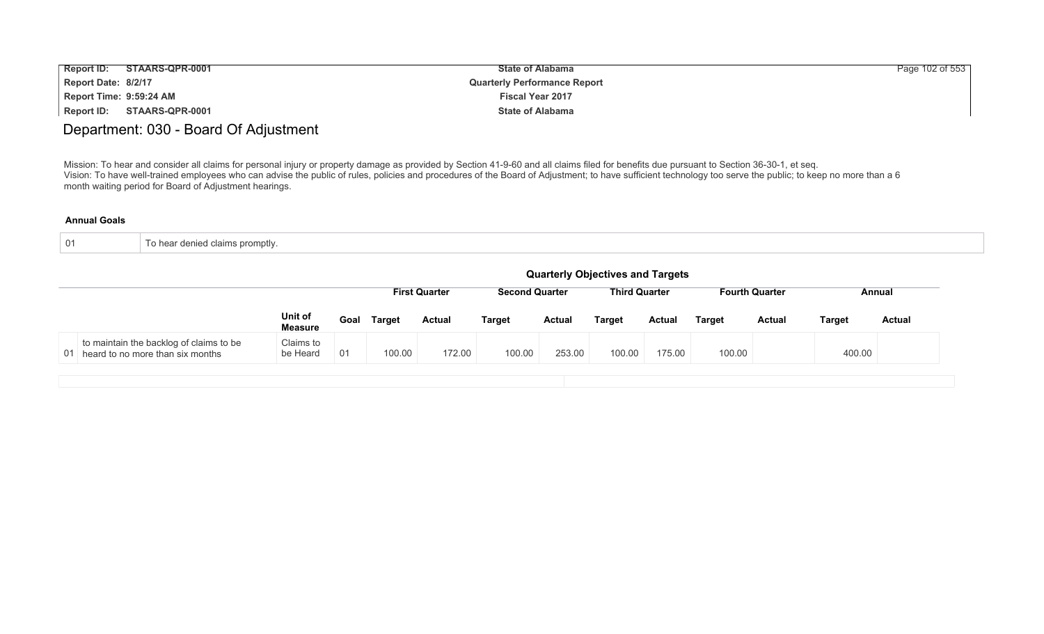## Department: 030 - Board Of Adjustment

Mission: To hear and consider all claims for personal injury or property damage as provided by Section 41-9-60 and all claims filed for benefits due pursuant to Section 36-30-1, et seq.
Vision: To have well-trained employees who can advise the public of rules, policies and procedures of the Board of Adjustment; to have sufficient technology too serve the public; to keep no more than a 6 month waiting period for Board of Adjustment hearings.

**Annual Goals**

| 01 | To hear denied claims promptly. |
|---|---|

**Quarterly Objectives and Targets**

| | | Unit of Measure | Goal | First Quarter | | Second Quarter | | Third Quarter | | Fourth Quarter | | Annual | |
|---|---|---|---|---|---|---|---|---|---|---|---|---|---|
| | | | | Target | Actual | Target | Actual | Target | Actual | Target | Actual | Target | Actual |
| 01 | to maintain the backlog of claims to be heard to no more than six months | Claims to be Heard | 01 | 100.00 | 172.00 | 100.00 | 253.00 | 100.00 | 175.00 | 100.00 | | 400.00 | |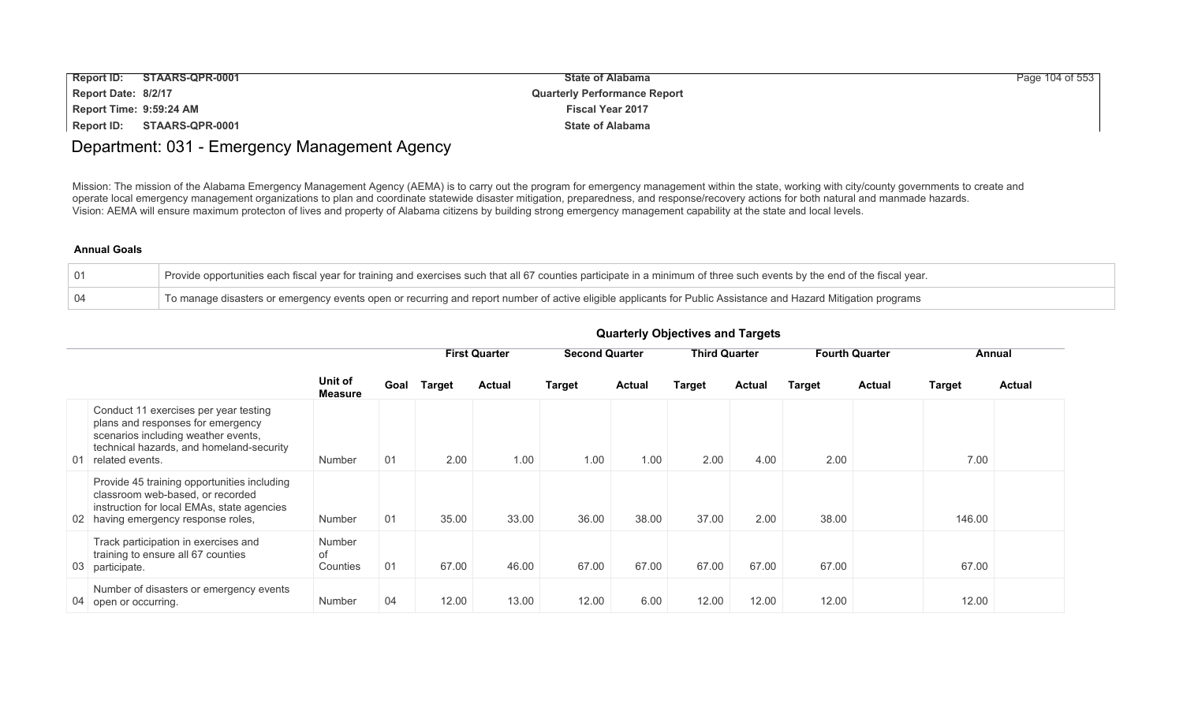# Department: 031 - Emergency Management Agency

Mission: The mission of the Alabama Emergency Management Agency (AEMA) is to carry out the program for emergency management within the state, working with city/county governments to create and operate local emergency management organizations to plan and coordinate statewide disaster mitigation, preparedness, and response/recovery actions for both natural and manmade hazards.
Vision: AEMA will ensure maximum protecton of lives and property of Alabama citizens by building strong emergency management capability at the state and local levels.

### Annual Goals

| | |
|---|---|
| 01 | Provide opportunities each fiscal year for training and exercises such that all 67 counties participate in a minimum of three such events by the end of the fiscal year. |
| 04 | To manage disasters or emergency events open or recurring and report number of active eligible applicants for Public Assistance and Hazard Mitigation programs |

### Quarterly Objectives and Targets

| | | | | First Quarter | | Second Quarter | | Third Quarter | | Fourth Quarter | | Annual | |
|---|---|---|---|---|---|---|---|---|---|---|---|---|---|
| | | Unit of Measure | Goal | Target | Actual | Target | Actual | Target | Actual | Target | Actual | Target | Actual |
| 01 | Conduct 11 exercises per year testing plans and responses for emergency scenarios including weather events, technical hazards, and homeland-security related events. | Number | 01 | 2.00 | 1.00 | 1.00 | 1.00 | 2.00 | 4.00 | 2.00 | | 7.00 | |
| 02 | Provide 45 training opportunities including classroom web-based, or recorded instruction for local EMAs, state agencies having emergency response roles, | Number | 01 | 35.00 | 33.00 | 36.00 | 38.00 | 37.00 | 2.00 | 38.00 | | 146.00 | |
| 03 | Track participation in exercises and training to ensure all 67 counties participate. | Number of Counties | 01 | 67.00 | 46.00 | 67.00 | 67.00 | 67.00 | 67.00 | 67.00 | | 67.00 | |
| 04 | Number of disasters or emergency events open or occurring. | Number | 04 | 12.00 | 13.00 | 12.00 | 6.00 | 12.00 | 12.00 | 12.00 | | 12.00 | |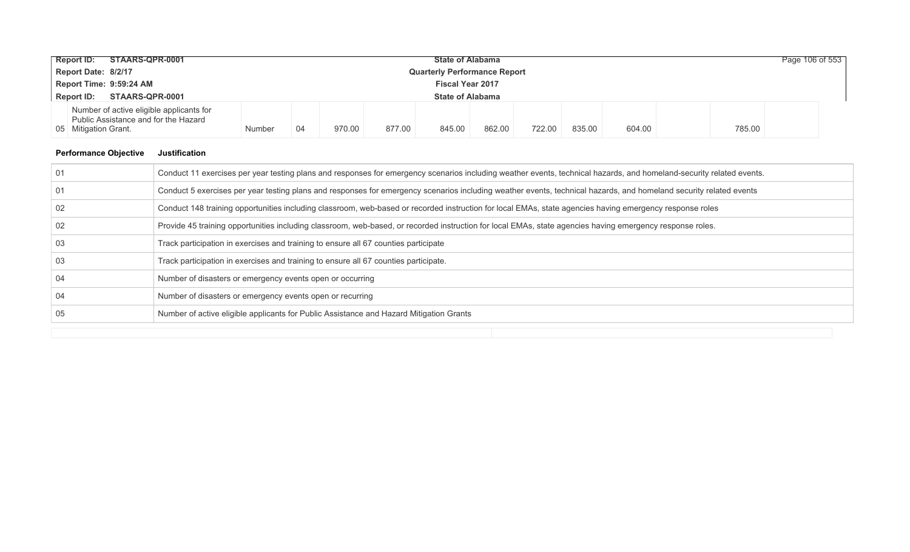| | | | | | | | | | | | | | |
|---|---|---|---|---|---|---|---|---|---|---|---|---|---|
| 05 | Number of active eligible applicants for Public Assistance and for the Hazard Mitigation Grant. | Number | 04 | 970.00 | 877.00 | 845.00 | 862.00 | 722.00 | 835.00 | 604.00 | | 785.00 | |

| Performance Objective | Justification |
|---|---|
| 01 | Conduct 11 exercises per year testing plans and responses for emergency scenarios including weather events, technical hazards, and homeland-security related events. |
| 01 | Conduct 5 exercises per year testing plans and responses for emergency scenarios including weather events, technical hazards, and homeland security related events |
| 02 | Conduct 148 training opportunities including classroom, web-based or recorded instruction for local EMAs, state agencies having emergency response roles |
| 02 | Provide 45 training opportunities including classroom, web-based, or recorded instruction for local EMAs, state agencies having emergency response roles. |
| 03 | Track participation in exercises and training to ensure all 67 counties participate |
| 03 | Track participation in exercises and training to ensure all 67 counties participate. |
| 04 | Number of disasters or emergency events open or occurring |
| 04 | Number of disasters or emergency events open or recurring |
| 05 | Number of active eligible applicants for Public Assistance and Hazard Mitigation Grants |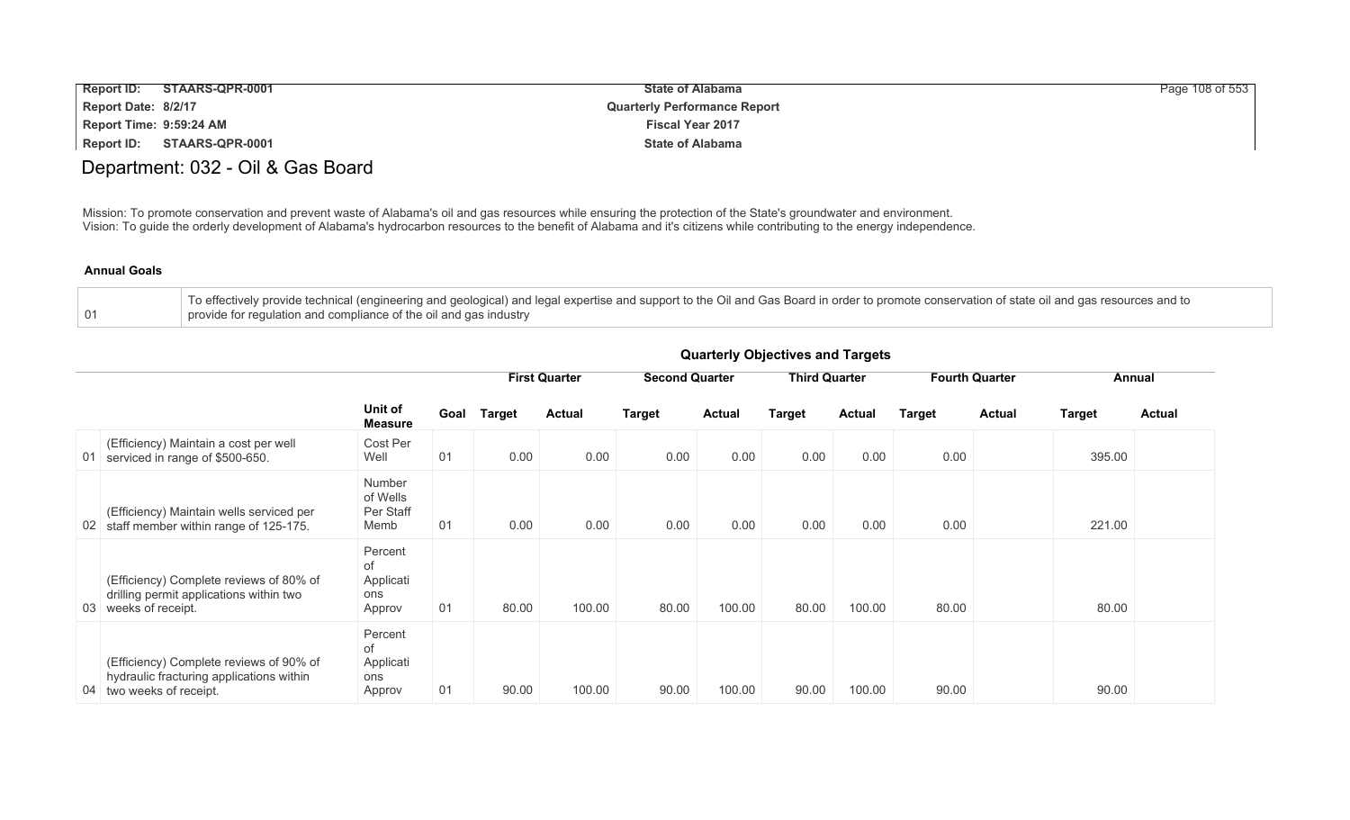# Department: 032 - Oil & Gas Board

Mission: To promote conservation and prevent waste of Alabama's oil and gas resources while ensuring the protection of the State's groundwater and environment.
Vision: To guide the orderly development of Alabama's hydrocarbon resources to the benefit of Alabama and it's citizens while contributing to the energy independence.

### Annual Goals

| | |
|---|---|
| 01 | To effectively provide technical (engineering and geological) and legal expertise and support to the Oil and Gas Board in order to promote conservation of state oil and gas resources and to provide for regulation and compliance of the oil and gas industry |

### Quarterly Objectives and Targets

| | | Unit of Measure | Goal | First Quarter | | Second Quarter | | Third Quarter | | Fourth Quarter | | Annual | |
|---|---|---|---|---|---|---|---|---|---|---|---|---|---|
| | | | | Target | Actual | Target | Actual | Target | Actual | Target | Actual | Target | Actual |
| 01 | (Efficiency) Maintain a cost per well serviced in range of $500-650. | Cost Per Well | 01 | 0.00 | 0.00 | 0.00 | 0.00 | 0.00 | 0.00 | 0.00 | | 395.00 | |
| 02 | (Efficiency) Maintain wells serviced per staff member within range of 125-175. | Number of Wells Per Staff Memb | 01 | 0.00 | 0.00 | 0.00 | 0.00 | 0.00 | 0.00 | 0.00 | | 221.00 | |
| 03 | (Efficiency) Complete reviews of 80% of drilling permit applications within two weeks of receipt. | Percent of Applications Approv | 01 | 80.00 | 100.00 | 80.00 | 100.00 | 80.00 | 100.00 | 80.00 | | 80.00 | |
| 04 | (Efficiency) Complete reviews of 90% of hydraulic fracturing applications within two weeks of receipt. | Percent of Applications Approv | 01 | 90.00 | 100.00 | 90.00 | 100.00 | 90.00 | 100.00 | 90.00 | | 90.00 | |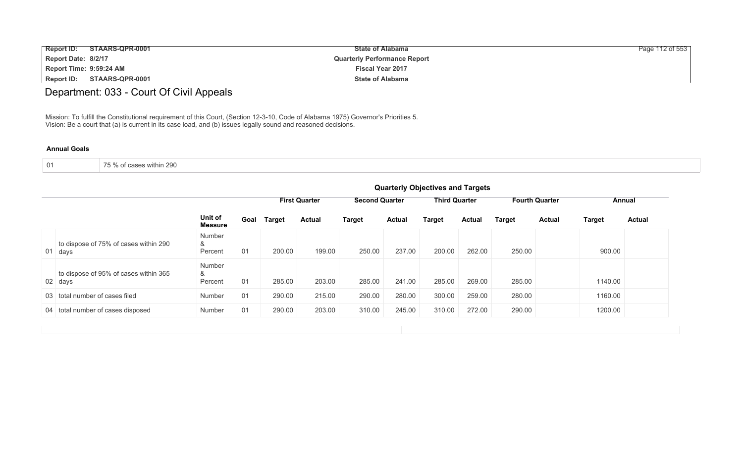# Department: 033 - Court Of Civil Appeals

Mission: To fulfill the Constitutional requirement of this Court, (Section 12-3-10, Code of Alabama 1975) Governor's Priorities 5.
Vision: Be a court that (a) is current in its case load, and (b) issues legally sound and reasoned decisions.

### Annual Goals

| 01 | 75 % of cases within 290 |
|---|---|

### Quarterly Objectives and Targets

| | | Unit of Measure | Goal | First Quarter Target | First Quarter Actual | Second Quarter Target | Second Quarter Actual | Third Quarter Target | Third Quarter Actual | Fourth Quarter Target | Fourth Quarter Actual | Annual Target | Annual Actual |
|---|---|---|---|---|---|---|---|---|---|---|---|---|---|
| 01 | to dispose of 75% of cases within 290 days | Number & Percent | 01 | 200.00 | 199.00 | 250.00 | 237.00 | 200.00 | 262.00 | 250.00 | | 900.00 | |
| 02 | to dispose of 95% of cases within 365 days | Number & Percent | 01 | 285.00 | 203.00 | 285.00 | 241.00 | 285.00 | 269.00 | 285.00 | | 1140.00 | |
| 03 | total number of cases filed | Number | 01 | 290.00 | 215.00 | 290.00 | 280.00 | 300.00 | 259.00 | 280.00 | | 1160.00 | |
| 04 | total number of cases disposed | Number | 01 | 290.00 | 203.00 | 310.00 | 245.00 | 310.00 | 272.00 | 290.00 | | 1200.00 | |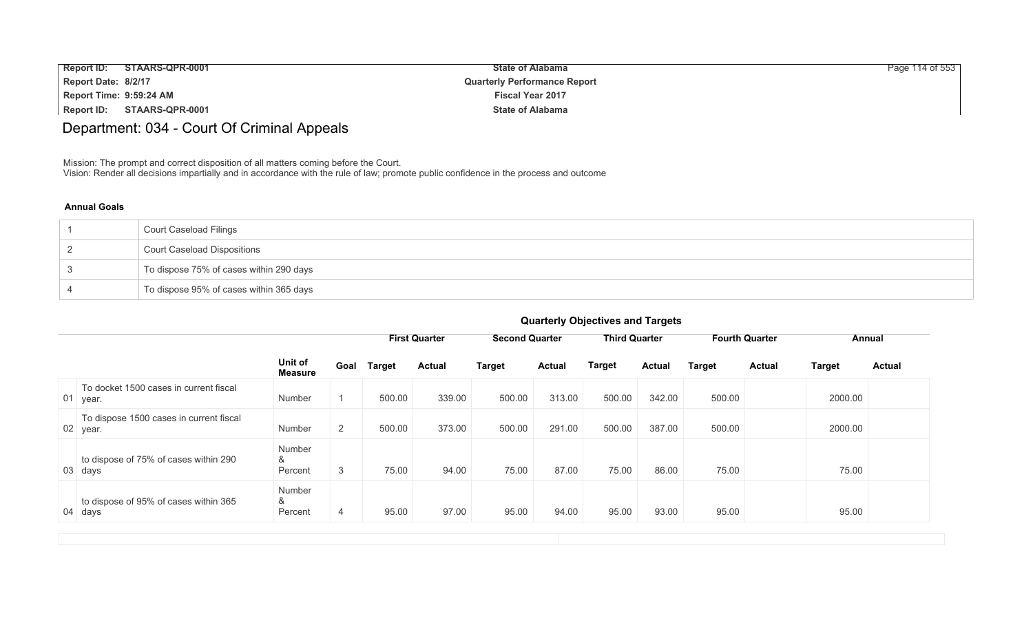# Department: 034 - Court Of Criminal Appeals

Mission: The prompt and correct disposition of all matters coming before the Court.
Vision: Render all decisions impartially and in accordance with the rule of law; promote public confidence in the process and outcome

**Annual Goals**

| | |
|---|---|
| 1 | Court Caseload Filings |
| 2 | Court Caseload Dispositions |
| 3 | To dispose 75% of cases within 290 days |
| 4 | To dispose 95% of cases within 365 days |

**Quarterly Objectives and Targets**

| | | | | First Quarter | | Second Quarter | | Third Quarter | | Fourth Quarter | | Annual | |
|---|---|---|---|---|---|---|---|---|---|---|---|---|---|
| | | Unit of Measure | Goal | Target | Actual | Target | Actual | Target | Actual | Target | Actual | Target | Actual |
| 01 | To docket 1500 cases in current fiscal year. | Number | 1 | 500.00 | 339.00 | 500.00 | 313.00 | 500.00 | 342.00 | 500.00 | | 2000.00 | |
| 02 | To dispose 1500 cases in current fiscal year. | Number | 2 | 500.00 | 373.00 | 500.00 | 291.00 | 500.00 | 387.00 | 500.00 | | 2000.00 | |
| 03 | to dispose of 75% of cases within 290 days | Number & Percent | 3 | 75.00 | 94.00 | 75.00 | 87.00 | 75.00 | 86.00 | 75.00 | | 75.00 | |
| 04 | to dispose of 95% of cases within 365 days | Number & Percent | 4 | 95.00 | 97.00 | 95.00 | 94.00 | 95.00 | 93.00 | 95.00 | | 95.00 | |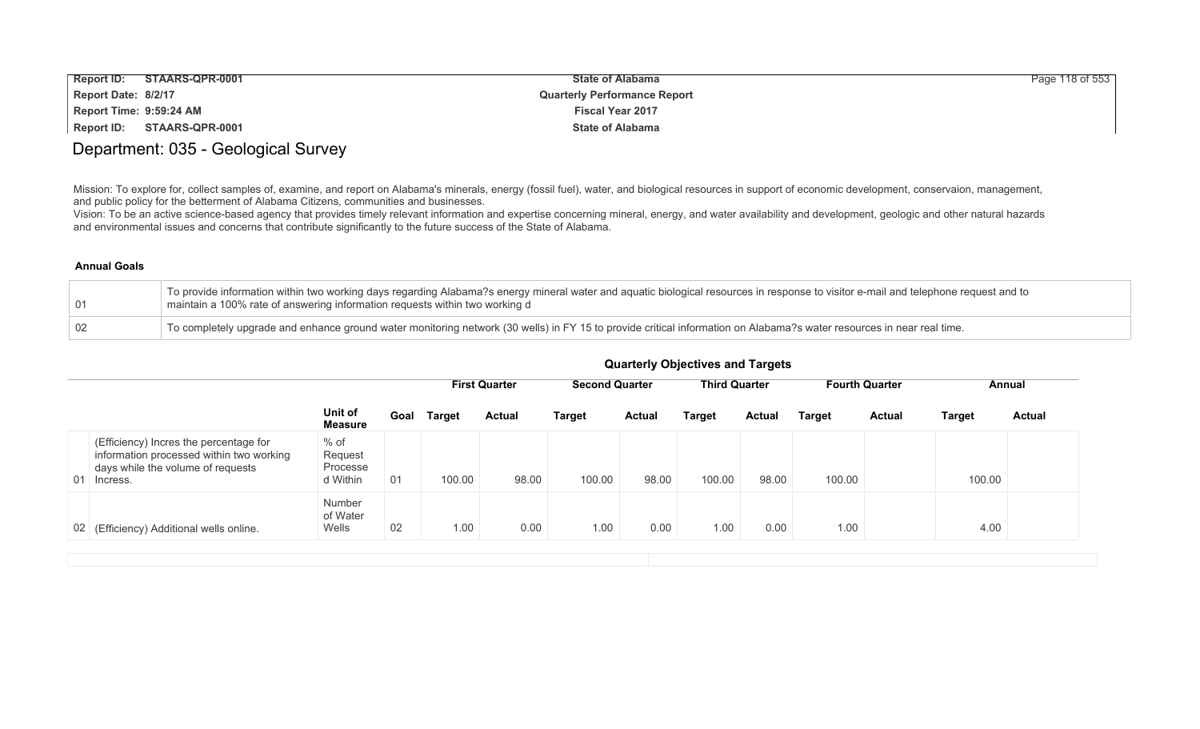# Department: 035 - Geological Survey

Mission: To explore for, collect samples of, examine, and report on Alabama's minerals, energy (fossil fuel), water, and biological resources in support of economic development, conservaion, management, and public policy for the betterment of Alabama Citizens, communities and businesses.
Vision: To be an active science-based agency that provides timely relevant information and expertise concerning mineral, energy, and water availability and development, geologic and other natural hazards and environmental issues and concerns that contribute significantly to the future success of the State of Alabama.

**Annual Goals**

| | |
|---|---|
| 01 | To provide information within two working days regarding Alabama?s energy mineral water and aquatic biological resources in response to visitor e-mail and telephone request and to maintain a 100% rate of answering information requests within two working d |
| 02 | To completely upgrade and enhance ground water monitoring network (30 wells) in FY 15 to provide critical information on Alabama?s water resources in near real time. |

**Quarterly Objectives and Targets**

| | | | | First Quarter | | Second Quarter | | Third Quarter | | Fourth Quarter | | Annual | |
|---|---|---|---|---|---|---|---|---|---|---|---|---|---|
| | | Unit of Measure | Goal | Target | Actual | Target | Actual | Target | Actual | Target | Actual | Target | Actual |
| 01 | (Efficiency) Incres the percentage for information processed within two working days while the volume of requests Incress. | % of Request Processe d Within | 01 | 100.00 | 98.00 | 100.00 | 98.00 | 100.00 | 98.00 | 100.00 | | 100.00 | |
| 02 | (Efficiency) Additional wells online. | Number of Water Wells | 02 | 1.00 | 0.00 | 1.00 | 0.00 | 1.00 | 0.00 | 1.00 | | 4.00 | |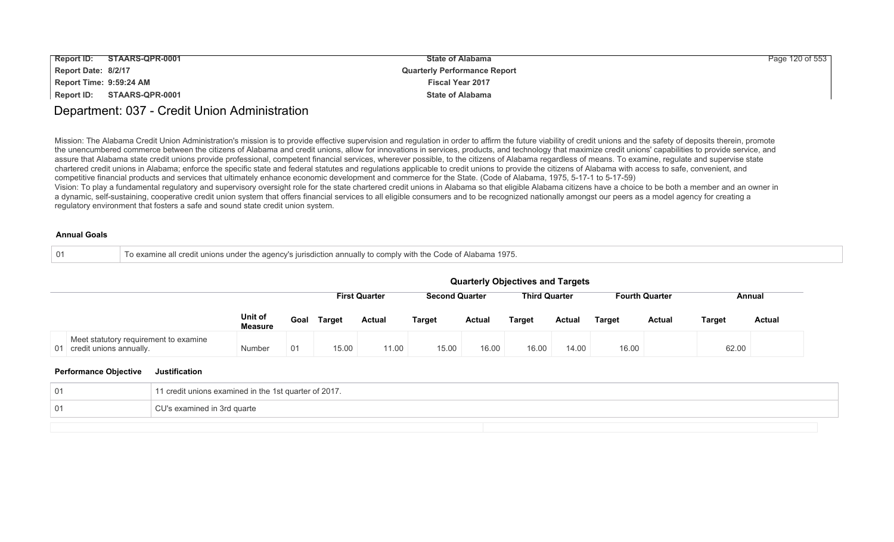# Department: 037 - Credit Union Administration

Mission: The Alabama Credit Union Administration's mission is to provide effective supervision and regulation in order to affirm the future viability of credit unions and the safety of deposits therein, promote the unencumbered commerce between the citizens of Alabama and credit unions, allow for innovations in services, products, and technology that maximize credit unions' capabilities to provide service, and assure that Alabama state credit unions provide professional, competent financial services, wherever possible, to the citizens of Alabama regardless of means. To examine, regulate and supervise state chartered credit unions in Alabama; enforce the specific state and federal statutes and regulations applicable to credit unions to provide the citizens of Alabama with access to safe, convenient, and competitive financial products and services that ultimately enhance economic development and commerce for the State. (Code of Alabama, 1975, 5-17-1 to 5-17-59)
Vision: To play a fundamental regulatory and supervisory oversight role for the state chartered credit unions in Alabama so that eligible Alabama citizens have a choice to be both a member and an owner in a dynamic, self-sustaining, cooperative credit union system that offers financial services to all eligible consumers and to be recognized nationally amongst our peers as a model agency for creating a regulatory environment that fosters a safe and sound state credit union system.

### Annual Goals

| | |
|---|---|
| 01 | To examine all credit unions under the agency's jurisdiction annually to comply with the Code of Alabama 1975. |

### Quarterly Objectives and Targets

| | | | | First Quarter | | Second Quarter | | Third Quarter | | Fourth Quarter | | Annual | |
|---|---|---|---|---|---|---|---|---|---|---|---|---|---|
| | | Unit of Measure | Goal | Target | Actual | Target | Actual | Target | Actual | Target | Actual | Target | Actual |
| 01 | Meet statutory requirement to examine credit unions annually. | Number | 01 | 15.00 | 11.00 | 15.00 | 16.00 | 16.00 | 14.00 | 16.00 | | 62.00 | |

| Performance Objective | Justification |
|---|---|
| 01 | 11 credit unions examined in the 1st quarter of 2017. |
| 01 | CU's examined in 3rd quarte |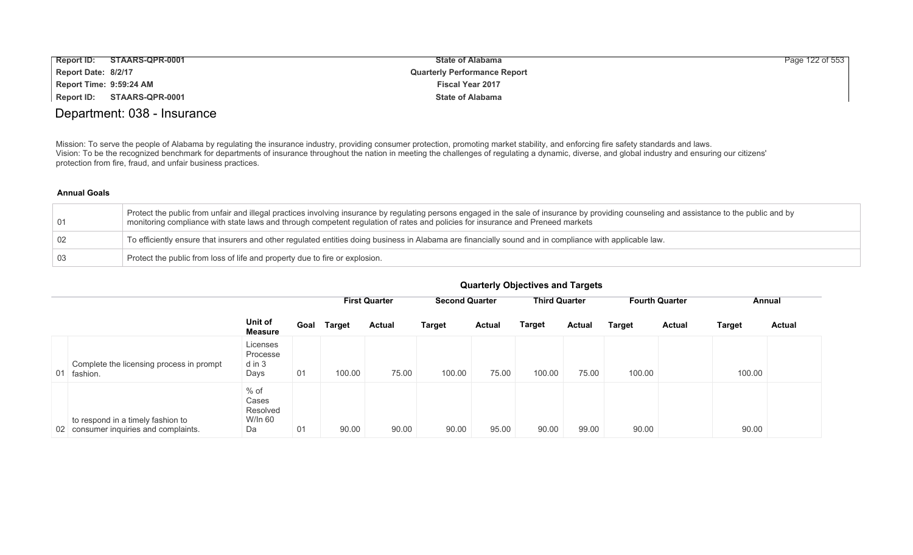## Department: 038 - Insurance

Mission: To serve the people of Alabama by regulating the insurance industry, providing consumer protection, promoting market stability, and enforcing fire safety standards and laws.
Vision: To be the recognized benchmark for departments of insurance throughout the nation in meeting the challenges of regulating a dynamic, diverse, and global industry and ensuring our citizens' protection from fire, fraud, and unfair business practices.

**Annual Goals**

| | |
|---|---|
| 01 | Protect the public from unfair and illegal practices involving insurance by regulating persons engaged in the sale of insurance by providing counseling and assistance to the public and by monitoring compliance with state laws and through competent regulation of rates and policies for insurance and Preneed markets |
| 02 | To efficiently ensure that insurers and other regulated entities doing business in Alabama are financially sound and in compliance with applicable law. |
| 03 | Protect the public from loss of life and property due to fire or explosion. |

**Quarterly Objectives and Targets**

| | | | | First Quarter | | Second Quarter | | Third Quarter | | Fourth Quarter | | Annual | |
|---|---|---|---|---|---|---|---|---|---|---|---|---|---|
| | | Unit of Measure | Goal | Target | Actual | Target | Actual | Target | Actual | Target | Actual | Target | Actual |
| 01 | Complete the licensing process in prompt fashion. | Licenses Processed in 3 Days | 01 | 100.00 | 75.00 | 100.00 | 75.00 | 100.00 | 75.00 | 100.00 | | 100.00 | |
| 02 | to respond in a timely fashion to consumer inquiries and complaints. | % of Cases Resolved W/In 60 Da | 01 | 90.00 | 90.00 | 90.00 | 95.00 | 90.00 | 99.00 | 90.00 | | 90.00 | |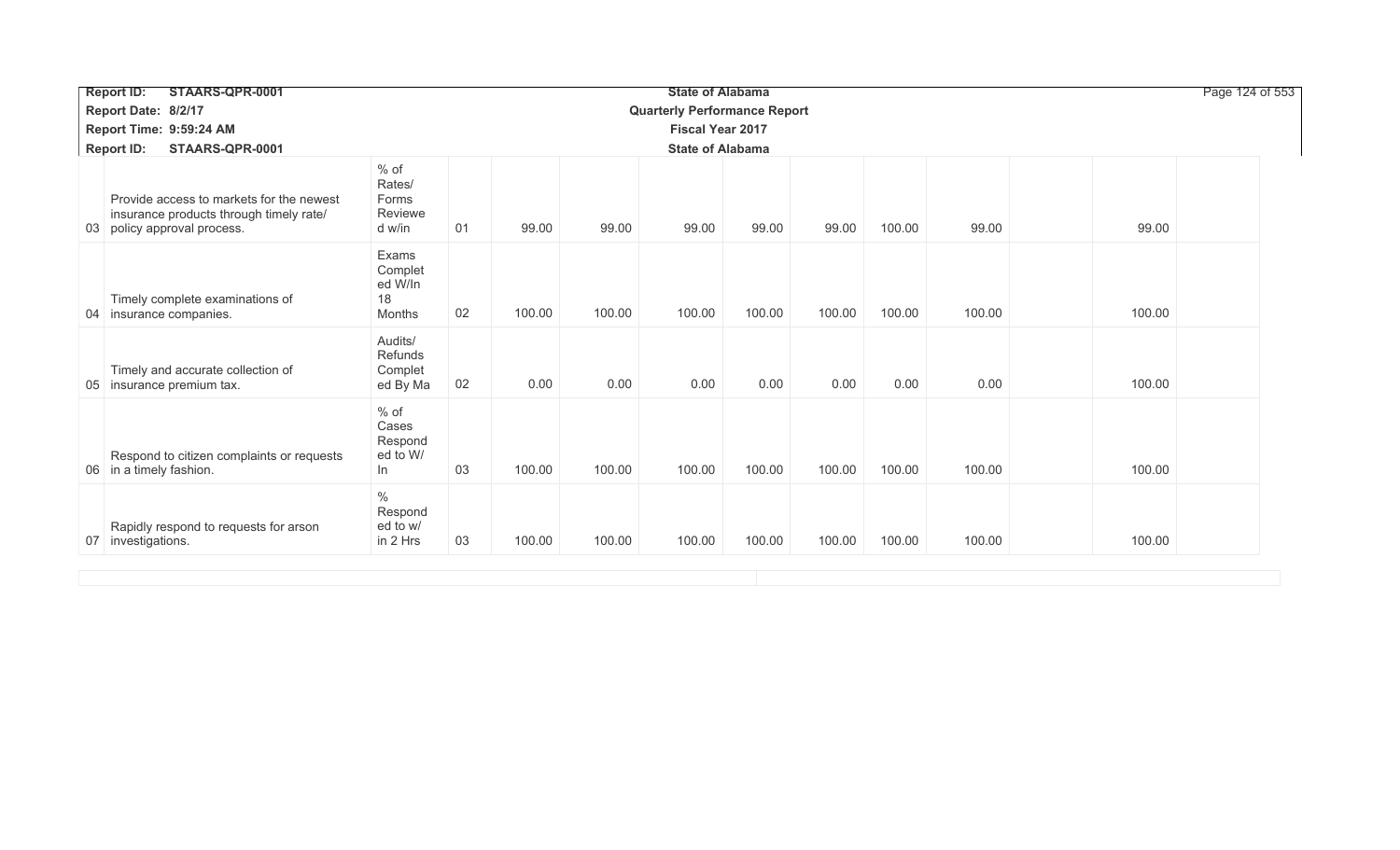| | | | | | | | | | | | | | |
|---|---|---|---|---|---|---|---|---|---|---|---|---|---|
| 03 | Provide access to markets for the newest insurance products through timely rate/ policy approval process. | % of Rates/ Forms Reviewed w/in | 01 | 99.00 | 99.00 | 99.00 | 99.00 | 99.00 | 100.00 | 99.00 | | 99.00 | |
| 04 | Timely complete examinations of insurance companies. | Exams Completed W/In 18 Months | 02 | 100.00 | 100.00 | 100.00 | 100.00 | 100.00 | 100.00 | 100.00 | | 100.00 | |
| 05 | Timely and accurate collection of insurance premium tax. | Audits/ Refunds Completed By Ma | 02 | 0.00 | 0.00 | 0.00 | 0.00 | 0.00 | 0.00 | 0.00 | | 100.00 | |
| 06 | Respond to citizen complaints or requests in a timely fashion. | % of Cases Responded to W/ In | 03 | 100.00 | 100.00 | 100.00 | 100.00 | 100.00 | 100.00 | 100.00 | | 100.00 | |
| 07 | Rapidly respond to requests for arson investigations. | % Responded to w/ in 2 Hrs | 03 | 100.00 | 100.00 | 100.00 | 100.00 | 100.00 | 100.00 | 100.00 | | 100.00 | |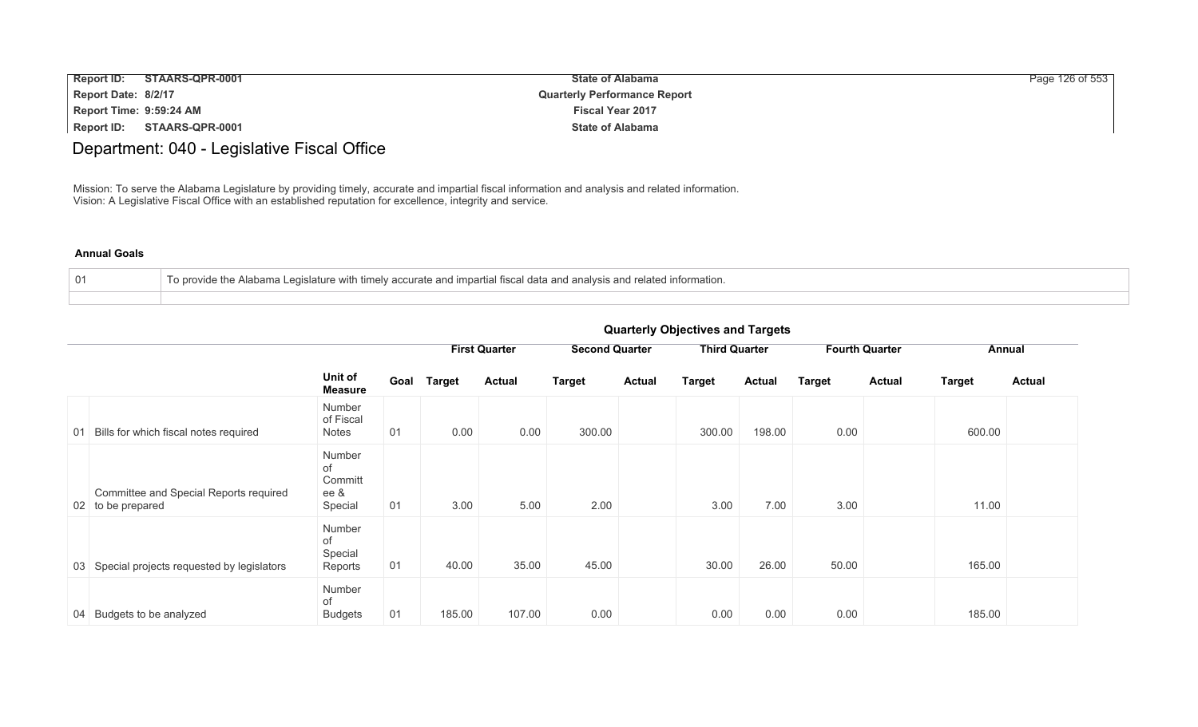Report ID: STAARS-QPR-0001
Report Date: 8/2/17
Report Time: 9:59:24 AM
Report ID: STAARS-QPR-0001

State of Alabama
Quarterly Performance Report
Fiscal Year 2017
State of Alabama

# Department: 040 - Legislative Fiscal Office

Mission: To serve the Alabama Legislature by providing timely, accurate and impartial fiscal information and analysis and related information.
Vision: A Legislative Fiscal Office with an established reputation for excellence, integrity and service.

**Annual Goals**

| | |
|---|---|
| 01 | To provide the Alabama Legislature with timely accurate and impartial fiscal data and analysis and related information. |
| | |

**Quarterly Objectives and Targets**

| | | | | First Quarter | | Second Quarter | | Third Quarter | | Fourth Quarter | | Annual | |
|---|---|---|---|---|---|---|---|---|---|---|---|---|---|
| | | Unit of Measure | Goal | Target | Actual | Target | Actual | Target | Actual | Target | Actual | Target | Actual |
| 01 | Bills for which fiscal notes required | Number of Fiscal Notes | 01 | 0.00 | 0.00 | 300.00 | | 300.00 | 198.00 | 0.00 | | 600.00 | |
| 02 | Committee and Special Reports required to be prepared | Number of Committ ee & Special | 01 | 3.00 | 5.00 | 2.00 | | 3.00 | 7.00 | 3.00 | | 11.00 | |
| 03 | Special projects requested by legislators | Number of Special Reports | 01 | 40.00 | 35.00 | 45.00 | | 30.00 | 26.00 | 50.00 | | 165.00 | |
| 04 | Budgets to be analyzed | Number of Budgets | 01 | 185.00 | 107.00 | 0.00 | | 0.00 | 0.00 | 0.00 | | 185.00 | |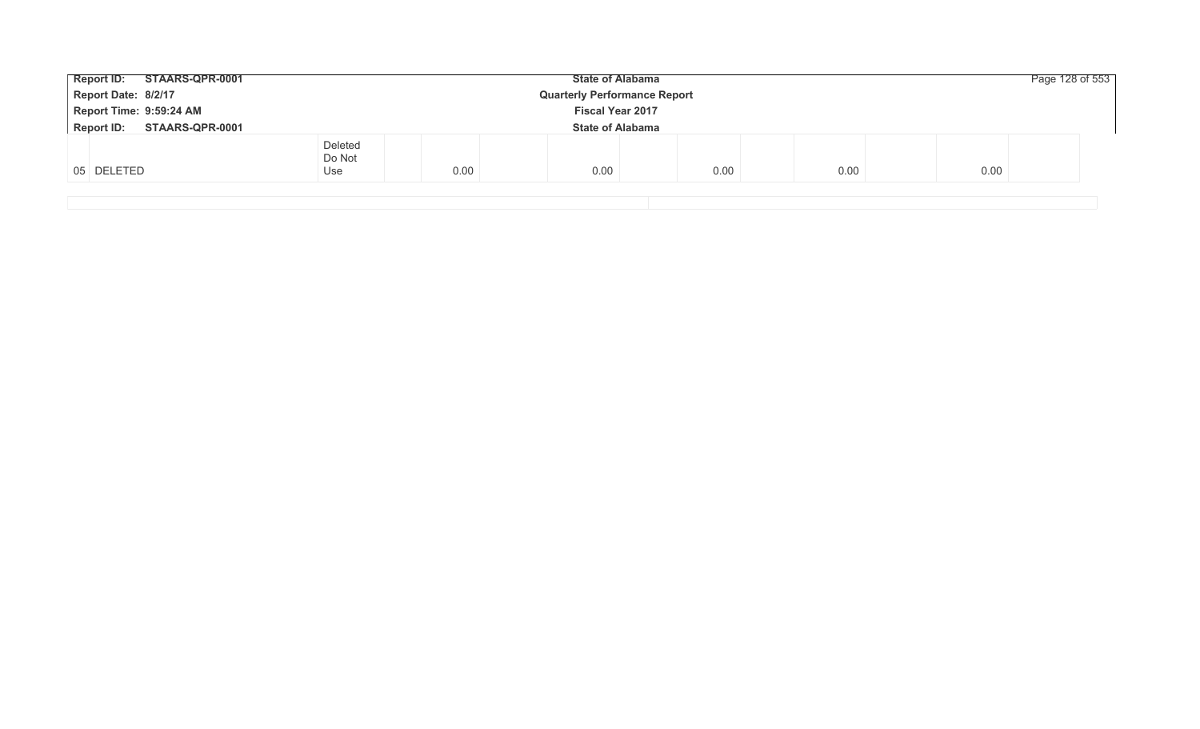| | | | | | | | | | | | | |
|---|---|---|---|---|---|---|---|---|---|---|---|---|
| 05 | DELETED | Deleted Do Not Use | | 0.00 | | 0.00 | | 0.00 | | 0.00 | | 0.00 | |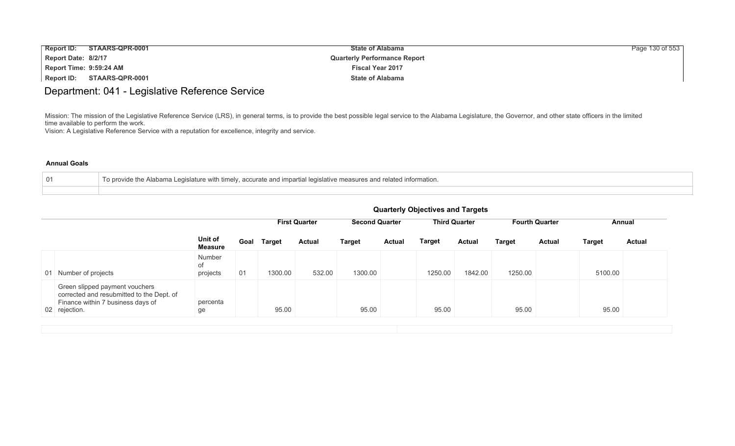# Department: 041 - Legislative Reference Service

Mission: The mission of the Legislative Reference Service (LRS), in general terms, is to provide the best possible legal service to the Alabama Legislature, the Governor, and other state officers in the limited time available to perform the work.
Vision: A Legislative Reference Service with a reputation for excellence, integrity and service.

**Annual Goals**

| | |
|---|---|
| 01 | To provide the Alabama Legislature with timely, accurate and impartial legislative measures and related information. |
| | |

**Quarterly Objectives and Targets**

| | | | | First Quarter | | Second Quarter | | Third Quarter | | Fourth Quarter | | Annual | |
|---|---|---|---|---|---|---|---|---|---|---|---|---|---|
| | | Unit of Measure | Goal | Target | Actual | Target | Actual | Target | Actual | Target | Actual | Target | Actual |
| 01 | Number of projects | Number of projects | 01 | 1300.00 | 532.00 | 1300.00 | | 1250.00 | 1842.00 | 1250.00 | | 5100.00 | |
| 02 | Green slipped payment vouchers corrected and resubmitted to the Dept. of Finance within 7 business days of rejection. | percentage | | 95.00 | | 95.00 | | 95.00 | | 95.00 | | 95.00 | |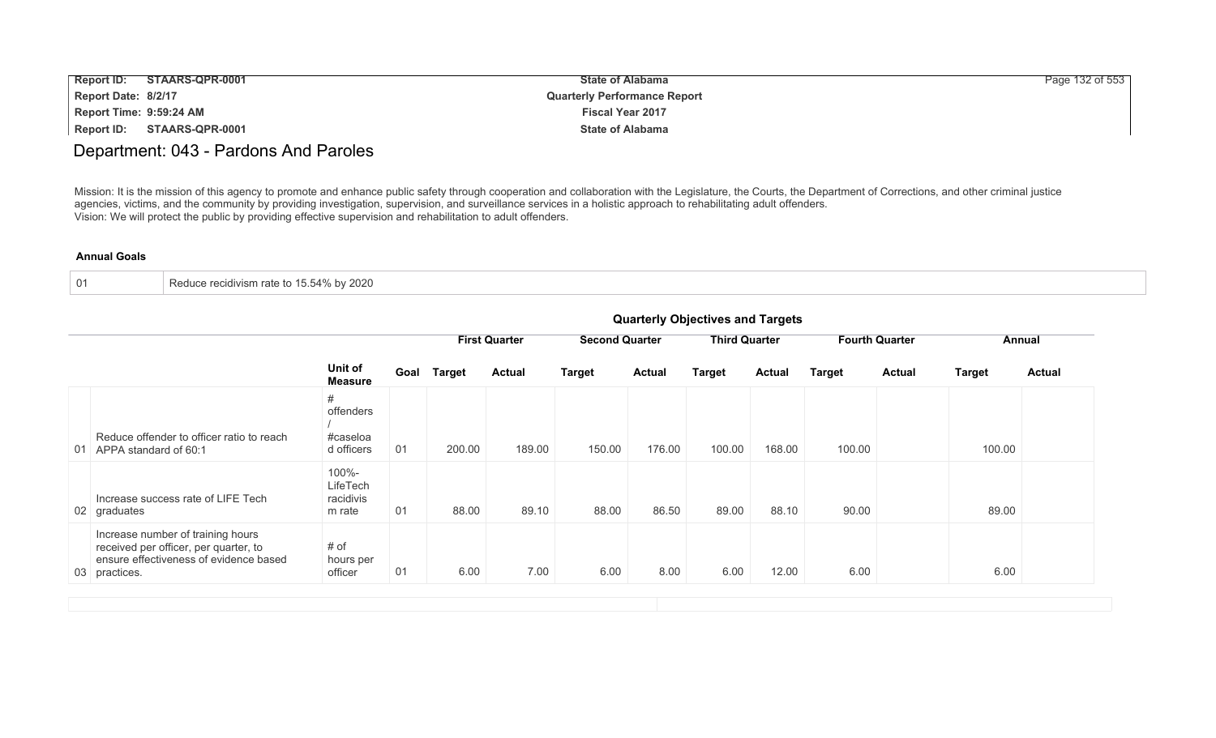# Department: 043 - Pardons And Paroles

Mission: It is the mission of this agency to promote and enhance public safety through cooperation and collaboration with the Legislature, the Courts, the Department of Corrections, and other criminal justice agencies, victims, and the community by providing investigation, supervision, and surveillance services in a holistic approach to rehabilitating adult offenders.
Vision: We will protect the public by providing effective supervision and rehabilitation to adult offenders.

**Annual Goals**

| | |
|---|---|
| 01 | Reduce recidivism rate to 15.54% by 2020 |

**Quarterly Objectives and Targets**

| | | | | First Quarter | | Second Quarter | | Third Quarter | | Fourth Quarter | | Annual | |
|---|---|---|---|---|---|---|---|---|---|---|---|---|---|
| | | Unit of Measure | Goal | Target | Actual | Target | Actual | Target | Actual | Target | Actual | Target | Actual |
| 01 | Reduce offender to officer ratio to reach APPA standard of 60:1 | # offenders / #caseload officers | 01 | 200.00 | 189.00 | 150.00 | 176.00 | 100.00 | 168.00 | 100.00 | | 100.00 | |
| 02 | Increase success rate of LIFE Tech graduates | 100%-LifeTech racidivism rate | 01 | 88.00 | 89.10 | 88.00 | 86.50 | 89.00 | 88.10 | 90.00 | | 89.00 | |
| 03 | Increase number of training hours received per officer, per quarter, to ensure effectiveness of evidence based practices. | # of hours per officer | 01 | 6.00 | 7.00 | 6.00 | 8.00 | 6.00 | 12.00 | 6.00 | | 6.00 | |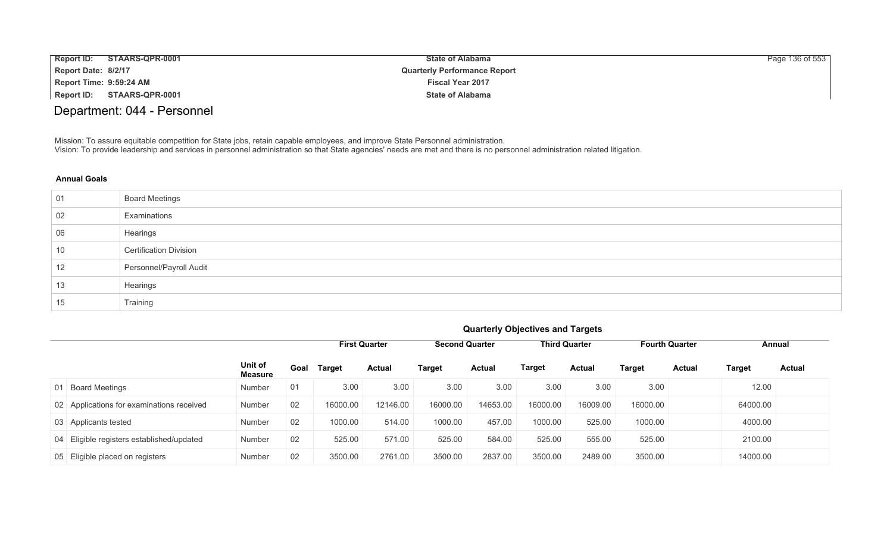# Department: 044 - Personnel

Mission: To assure equitable competition for State jobs, retain capable employees, and improve State Personnel administration.
Vision: To provide leadership and services in personnel administration so that State agencies' needs are met and there is no personnel administration related litigation.

**Annual Goals**

| | |
|---|---|
| 01 | Board Meetings |
| 02 | Examinations |
| 06 | Hearings |
| 10 | Certification Division |
| 12 | Personnel/Payroll Audit |
| 13 | Hearings |
| 15 | Training |

**Quarterly Objectives and Targets**

| | | | First Quarter | | Second Quarter | | Third Quarter | | Fourth Quarter | | Annual | |
|---|---|---|---|---|---|---|---|---|---|---|---|---|
| | Unit of Measure | Goal | Target | Actual | Target | Actual | Target | Actual | Target | Actual | Target | Actual |
| 01 Board Meetings | Number | 01 | 3.00 | 3.00 | 3.00 | 3.00 | 3.00 | 3.00 | 3.00 | | 12.00 | |
| 02 Applications for examinations received | Number | 02 | 16000.00 | 12146.00 | 16000.00 | 14653.00 | 16000.00 | 16009.00 | 16000.00 | | 64000.00 | |
| 03 Applicants tested | Number | 02 | 1000.00 | 514.00 | 1000.00 | 457.00 | 1000.00 | 525.00 | 1000.00 | | 4000.00 | |
| 04 Eligible registers established/updated | Number | 02 | 525.00 | 571.00 | 525.00 | 584.00 | 525.00 | 555.00 | 525.00 | | 2100.00 | |
| 05 Eligible placed on registers | Number | 02 | 3500.00 | 2761.00 | 3500.00 | 2837.00 | 3500.00 | 2489.00 | 3500.00 | | 14000.00 | |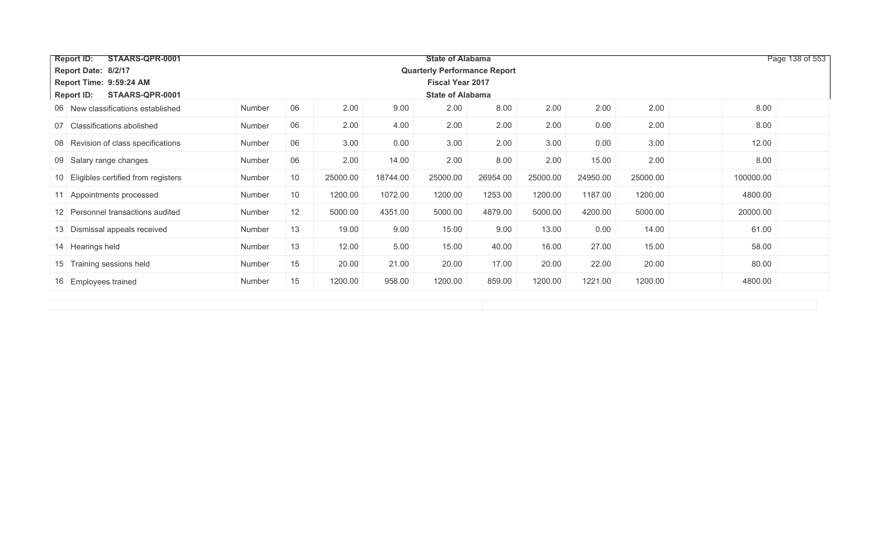| | | | | | | | | | | | | | |
|---|---|---|---|---|---|---|---|---|---|---|---|---|---|
| 06 | New classifications established | Number | 06 | 2.00 | 9.00 | 2.00 | 8.00 | 2.00 | 2.00 | 2.00 | | 8.00 | |
| 07 | Classifications abolished | Number | 06 | 2.00 | 4.00 | 2.00 | 2.00 | 2.00 | 0.00 | 2.00 | | 8.00 | |
| 08 | Revision of class specifications | Number | 06 | 3.00 | 0.00 | 3.00 | 2.00 | 3.00 | 0.00 | 3.00 | | 12.00 | |
| 09 | Salary range changes | Number | 06 | 2.00 | 14.00 | 2.00 | 8.00 | 2.00 | 15.00 | 2.00 | | 8.00 | |
| 10 | Eligibles certified from registers | Number | 10 | 25000.00 | 18744.00 | 25000.00 | 26954.00 | 25000.00 | 24950.00 | 25000.00 | | 100000.00 | |
| 11 | Appointments processed | Number | 10 | 1200.00 | 1072.00 | 1200.00 | 1253.00 | 1200.00 | 1187.00 | 1200.00 | | 4800.00 | |
| 12 | Personnel transactions audited | Number | 12 | 5000.00 | 4351.00 | 5000.00 | 4879.00 | 5000.00 | 4200.00 | 5000.00 | | 20000.00 | |
| 13 | Dismissal appeals received | Number | 13 | 19.00 | 9.00 | 15.00 | 9.00 | 13.00 | 0.00 | 14.00 | | 61.00 | |
| 14 | Hearings held | Number | 13 | 12.00 | 5.00 | 15.00 | 40.00 | 16.00 | 27.00 | 15.00 | | 58.00 | |
| 15 | Training sessions held | Number | 15 | 20.00 | 21.00 | 20.00 | 17.00 | 20.00 | 22.00 | 20.00 | | 80.00 | |
| 16 | Employees trained | Number | 15 | 1200.00 | 958.00 | 1200.00 | 859.00 | 1200.00 | 1221.00 | 1200.00 | | 4800.00 | |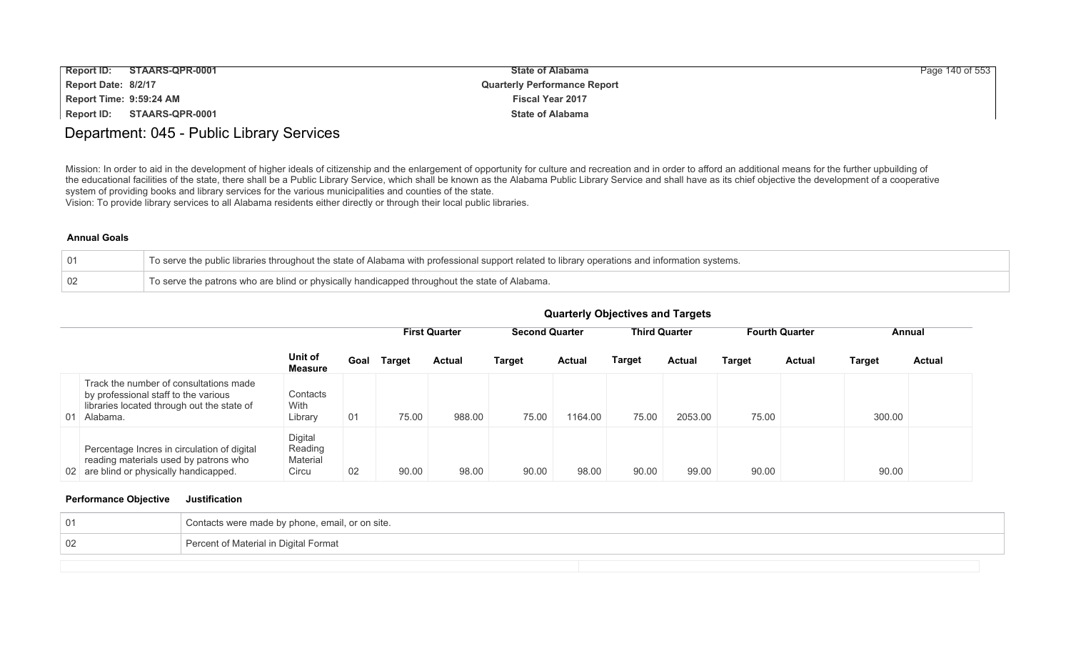## Department: 045 - Public Library Services

Mission: In order to aid in the development of higher ideals of citizenship and the enlargement of opportunity for culture and recreation and in order to afford an additional means for the further upbuilding of the educational facilities of the state, there shall be a Public Library Service, which shall be known as the Alabama Public Library Service and shall have as its chief objective the development of a cooperative system of providing books and library services for the various municipalities and counties of the state.
Vision: To provide library services to all Alabama residents either directly or through their local public libraries.

### Annual Goals

| | |
|---|---|
| 01 | To serve the public libraries throughout the state of Alabama with professional support related to library operations and information systems. |
| 02 | To serve the patrons who are blind or physically handicapped throughout the state of Alabama. |

### Quarterly Objectives and Targets

| | | | | First Quarter | | Second Quarter | | Third Quarter | | Fourth Quarter | | Annual | |
|---|---|---|---|---|---|---|---|---|---|---|---|---|---|
| | | Unit of Measure | Goal | Target | Actual | Target | Actual | Target | Actual | Target | Actual | Target | Actual |
| 01 | Track the number of consultations made by professional staff to the various libraries located through out the state of Alabama. | Contacts With Library | 01 | 75.00 | 988.00 | 75.00 | 1164.00 | 75.00 | 2053.00 | 75.00 | | 300.00 | |
| 02 | Percentage Incres in circulation of digital reading materials used by patrons who are blind or physically handicapped. | Digital Reading Material Circu | 02 | 90.00 | 98.00 | 90.00 | 98.00 | 90.00 | 99.00 | 90.00 | | 90.00 | |

| Performance Objective | Justification |
|---|---|
| 01 | Contacts were made by phone, email, or on site. |
| 02 | Percent of Material in Digital Format |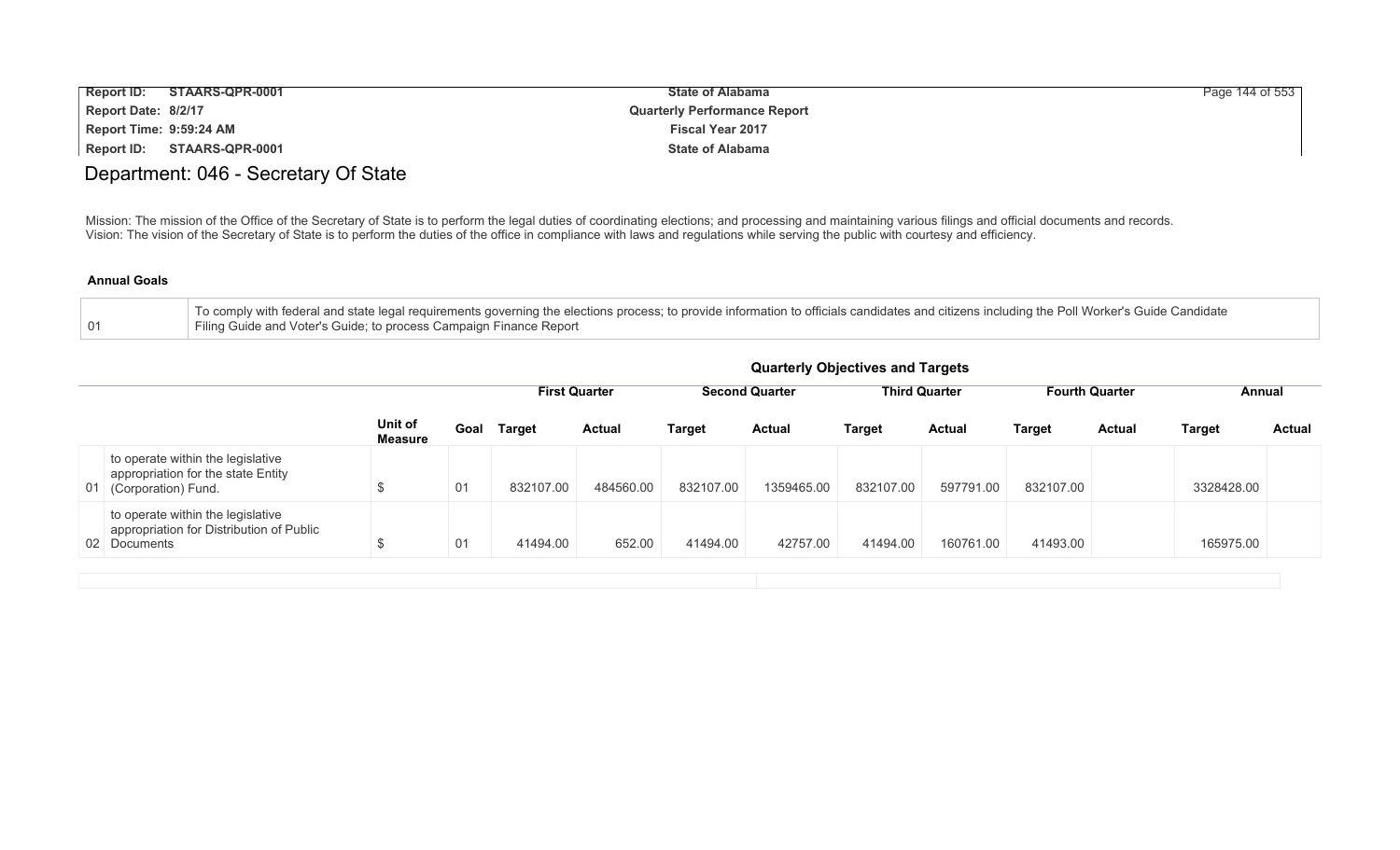# Department: 046 - Secretary Of State

Mission: The mission of the Office of the Secretary of State is to perform the legal duties of coordinating elections; and processing and maintaining various filings and official documents and records.
Vision: The vision of the Secretary of State is to perform the duties of the office in compliance with laws and regulations while serving the public with courtesy and efficiency.

**Annual Goals**

| | |
|---|---|
| 01 | To comply with federal and state legal requirements governing the elections process; to provide information to officials candidates and citizens including the Poll Worker's Guide Candidate Filing Guide and Voter's Guide; to process Campaign Finance Report |

**Quarterly Objectives and Targets**

| | | | | First Quarter | | Second Quarter | | Third Quarter | | Fourth Quarter | | Annual | |
|---|---|---|---|---|---|---|---|---|---|---|---|---|---|
| | | Unit of Measure | Goal | Target | Actual | Target | Actual | Target | Actual | Target | Actual | Target | Actual |
| 01 | to operate within the legislative appropriation for the state Entity (Corporation) Fund. | $ | 01 | 832107.00 | 484560.00 | 832107.00 | 1359465.00 | 832107.00 | 597791.00 | 832107.00 | | 3328428.00 | |
| 02 | to operate within the legislative appropriation for Distribution of Public Documents | $ | 01 | 41494.00 | 652.00 | 41494.00 | 42757.00 | 41494.00 | 160761.00 | 41493.00 | | 165975.00 | |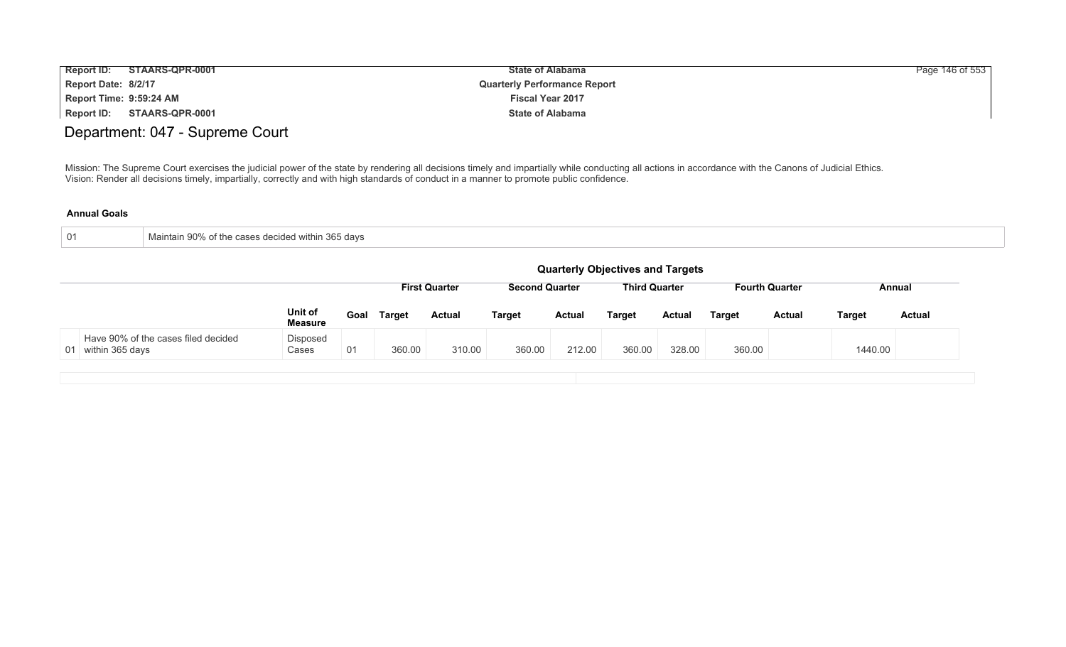# Department: 047 - Supreme Court

Mission: The Supreme Court exercises the judicial power of the state by rendering all decisions timely and impartially while conducting all actions in accordance with the Canons of Judicial Ethics.
Vision: Render all decisions timely, impartially, correctly and with high standards of conduct in a manner to promote public confidence.

**Annual Goals**

| | |
|---|---|
| 01 | Maintain 90% of the cases decided within 365 days |

**Quarterly Objectives and Targets**

| | | | | First Quarter | | Second Quarter | | Third Quarter | | Fourth Quarter | | Annual | |
|---|---|---|---|---|---|---|---|---|---|---|---|---|---|
| | | Unit of Measure | Goal | Target | Actual | Target | Actual | Target | Actual | Target | Actual | Target | Actual |
| 01 | Have 90% of the cases filed decided within 365 days | Disposed Cases | 01 | 360.00 | 310.00 | 360.00 | 212.00 | 360.00 | 328.00 | 360.00 | | 1440.00 | |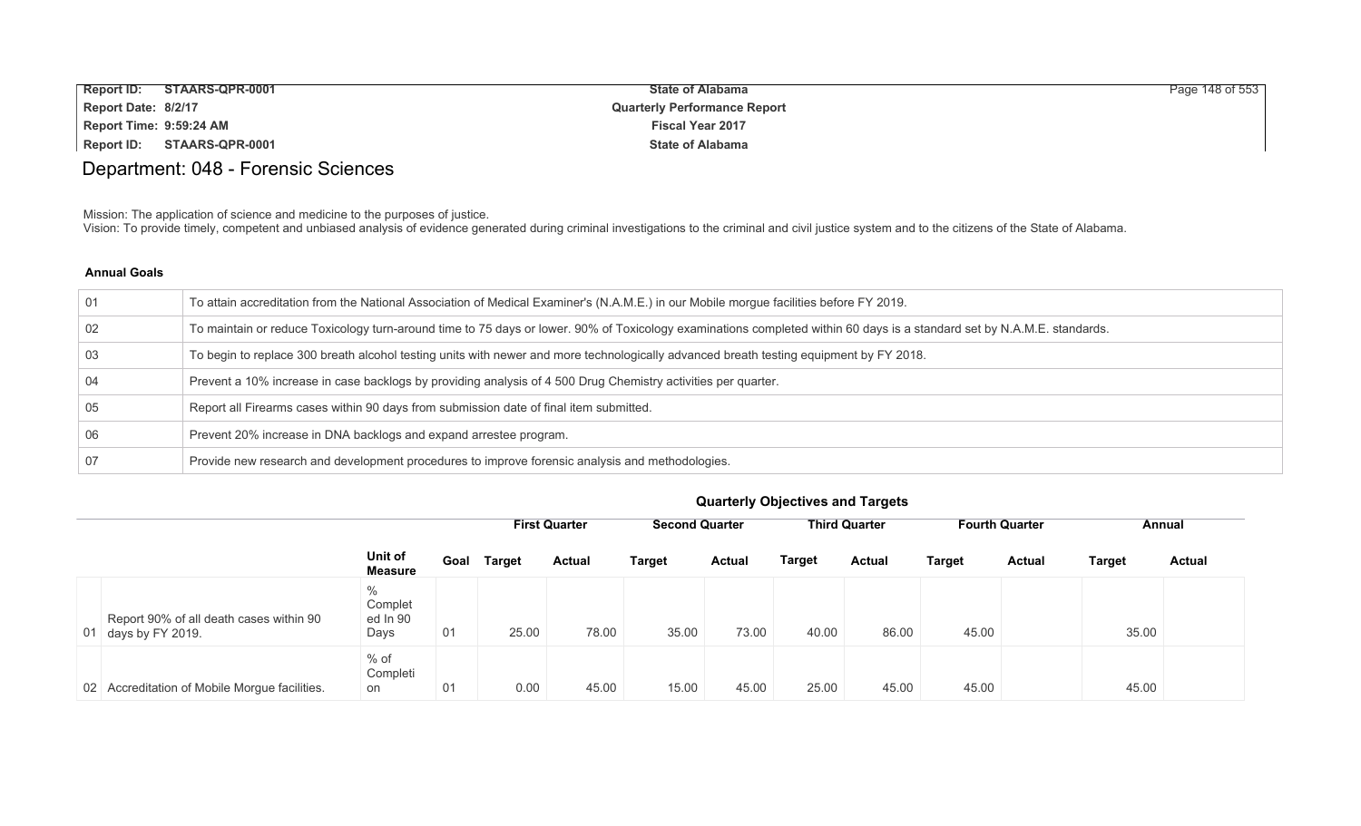# Department: 048 - Forensic Sciences

Mission: The application of science and medicine to the purposes of justice.
Vision: To provide timely, competent and unbiased analysis of evidence generated during criminal investigations to the criminal and civil justice system and to the citizens of the State of Alabama.

### Annual Goals

| | |
|---|---|
| 01 | To attain accreditation from the National Association of Medical Examiner's (N.A.M.E.) in our Mobile morgue facilities before FY 2019. |
| 02 | To maintain or reduce Toxicology turn-around time to 75 days or lower. 90% of Toxicology examinations completed within 60 days is a standard set by N.A.M.E. standards. |
| 03 | To begin to replace 300 breath alcohol testing units with newer and more technologically advanced breath testing equipment by FY 2018. |
| 04 | Prevent a 10% increase in case backlogs by providing analysis of 4 500 Drug Chemistry activities per quarter. |
| 05 | Report all Firearms cases within 90 days from submission date of final item submitted. |
| 06 | Prevent 20% increase in DNA backlogs and expand arrestee program. |
| 07 | Provide new research and development procedures to improve forensic analysis and methodologies. |

### Quarterly Objectives and Targets

| | | | | First Quarter | | Second Quarter | | Third Quarter | | Fourth Quarter | | Annual | |
|---|---|---|---|---|---|---|---|---|---|---|---|---|---|
| | | Unit of Measure | Goal | Target | Actual | Target | Actual | Target | Actual | Target | Actual | Target | Actual |
| 01 | Report 90% of all death cases within 90 days by FY 2019. | % Completed In 90 Days | 01 | 25.00 | 78.00 | 35.00 | 73.00 | 40.00 | 86.00 | 45.00 | | 35.00 | |
| 02 | Accreditation of Mobile Morgue facilities. | % of Completion | 01 | 0.00 | 45.00 | 15.00 | 45.00 | 25.00 | 45.00 | 45.00 | | 45.00 | |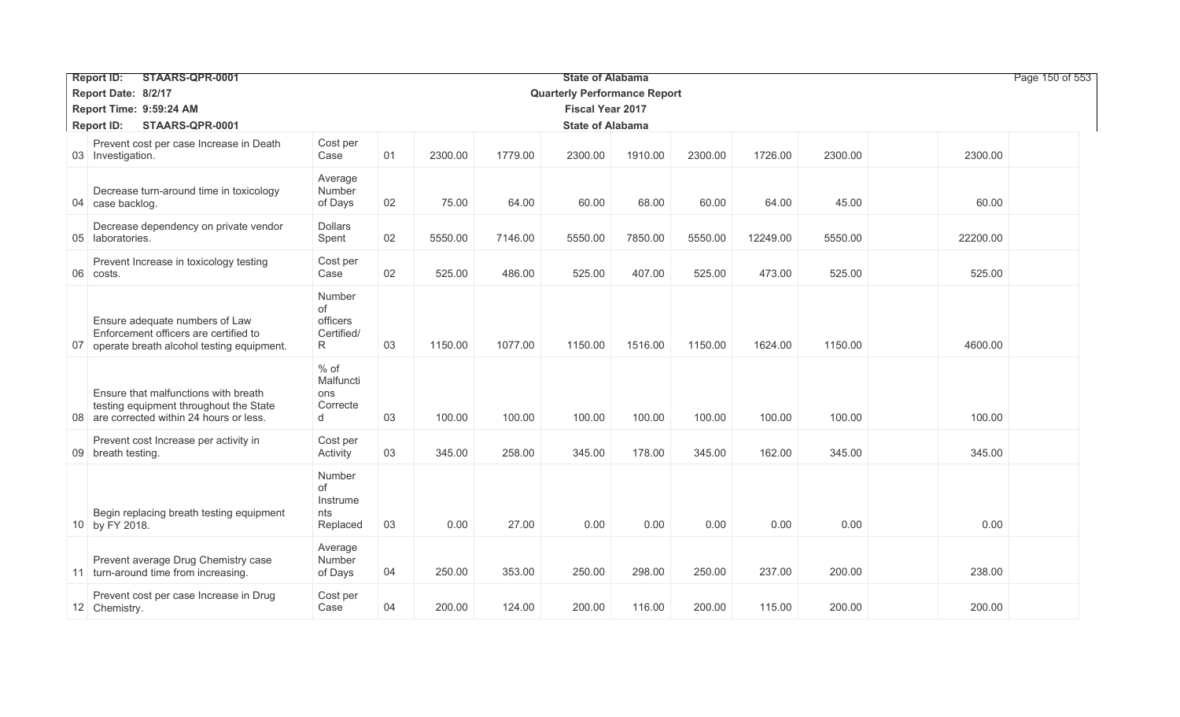| | Objective | Measure | Prog | | | | | | | | | | |
|---|---|---|---|---|---|---|---|---|---|---|---|---|---|
| 03 | Prevent cost per case Increase in Death Investigation. | Cost per Case | 01 | 2300.00 | 1779.00 | 2300.00 | 1910.00 | 2300.00 | 1726.00 | 2300.00 | | 2300.00 | |
| 04 | Decrease turn-around time in toxicology case backlog. | Average Number of Days | 02 | 75.00 | 64.00 | 60.00 | 68.00 | 60.00 | 64.00 | 45.00 | | 60.00 | |
| 05 | Decrease dependency on private vendor laboratories. | Dollars Spent | 02 | 5550.00 | 7146.00 | 5550.00 | 7850.00 | 5550.00 | 12249.00 | 5550.00 | | 22200.00 | |
| 06 | Prevent Increase in toxicology testing costs. | Cost per Case | 02 | 525.00 | 486.00 | 525.00 | 407.00 | 525.00 | 473.00 | 525.00 | | 525.00 | |
| 07 | Ensure adequate numbers of Law Enforcement officers are certified to operate breath alcohol testing equipment. | Number of officers Certified/R | 03 | 1150.00 | 1077.00 | 1150.00 | 1516.00 | 1150.00 | 1624.00 | 1150.00 | | 4600.00 | |
| 08 | Ensure that malfunctions with breath testing equipment throughout the State are corrected within 24 hours or less. | % of Malfunctions Corrected | 03 | 100.00 | 100.00 | 100.00 | 100.00 | 100.00 | 100.00 | 100.00 | | 100.00 | |
| 09 | Prevent cost Increase per activity in breath testing. | Cost per Activity | 03 | 345.00 | 258.00 | 345.00 | 178.00 | 345.00 | 162.00 | 345.00 | | 345.00 | |
| 10 | Begin replacing breath testing equipment by FY 2018. | Number of Instruments Replaced | 03 | 0.00 | 27.00 | 0.00 | 0.00 | 0.00 | 0.00 | 0.00 | | 0.00 | |
| 11 | Prevent average Drug Chemistry case turn-around time from increasing. | Average Number of Days | 04 | 250.00 | 353.00 | 250.00 | 298.00 | 250.00 | 237.00 | 200.00 | | 238.00 | |
| 12 | Prevent cost per case Increase in Drug Chemistry. | Cost per Case | 04 | 200.00 | 124.00 | 200.00 | 116.00 | 200.00 | 115.00 | 200.00 | | 200.00 | |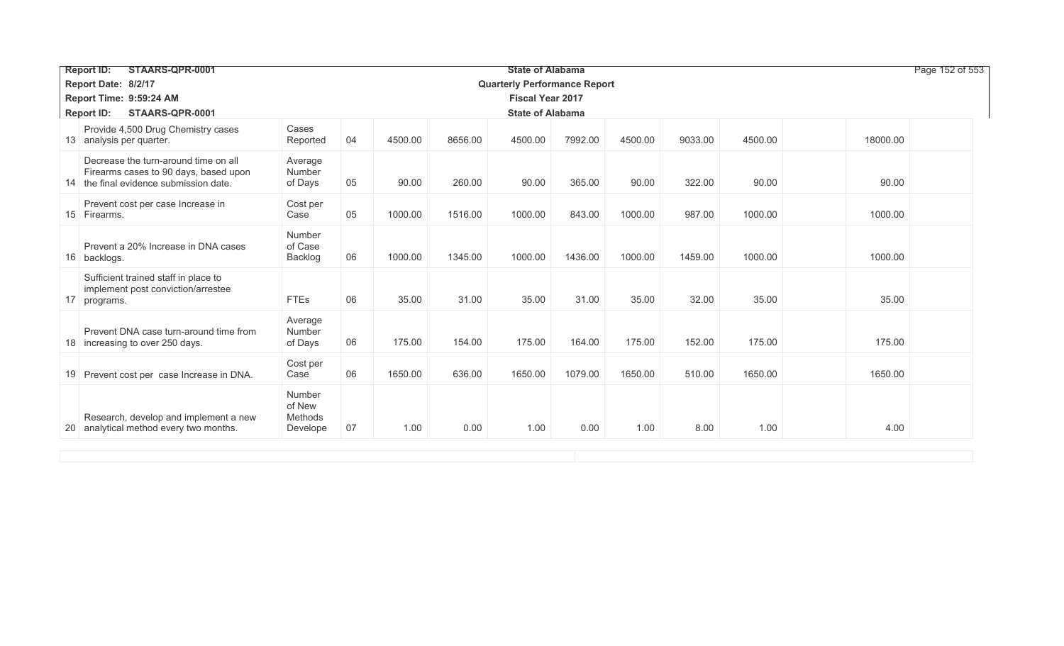| | | | | | | | | | | | | | |
|---|---|---|---|---|---|---|---|---|---|---|---|---|---|
| 13 | Provide 4,500 Drug Chemistry cases analysis per quarter. | Cases Reported | 04 | 4500.00 | 8656.00 | 4500.00 | 7992.00 | 4500.00 | 9033.00 | 4500.00 | | 18000.00 | |
| 14 | Decrease the turn-around time on all Firearms cases to 90 days, based upon the final evidence submission date. | Average Number of Days | 05 | 90.00 | 260.00 | 90.00 | 365.00 | 90.00 | 322.00 | 90.00 | | 90.00 | |
| 15 | Prevent cost per case Increase in Firearms. | Cost per Case | 05 | 1000.00 | 1516.00 | 1000.00 | 843.00 | 1000.00 | 987.00 | 1000.00 | | 1000.00 | |
| 16 | Prevent a 20% Increase in DNA cases backlogs. | Number of Case Backlog | 06 | 1000.00 | 1345.00 | 1000.00 | 1436.00 | 1000.00 | 1459.00 | 1000.00 | | 1000.00 | |
| 17 | Sufficient trained staff in place to implement post conviction/arrestee programs. | FTEs | 06 | 35.00 | 31.00 | 35.00 | 31.00 | 35.00 | 32.00 | 35.00 | | 35.00 | |
| 18 | Prevent DNA case turn-around time from increasing to over 250 days. | Average Number of Days | 06 | 175.00 | 154.00 | 175.00 | 164.00 | 175.00 | 152.00 | 175.00 | | 175.00 | |
| 19 | Prevent cost per case Increase in DNA. | Cost per Case | 06 | 1650.00 | 636.00 | 1650.00 | 1079.00 | 1650.00 | 510.00 | 1650.00 | | 1650.00 | |
| 20 | Research, develop and implement a new analytical method every two months. | Number of New Methods Develope | 07 | 1.00 | 0.00 | 1.00 | 0.00 | 1.00 | 8.00 | 1.00 | | 4.00 | |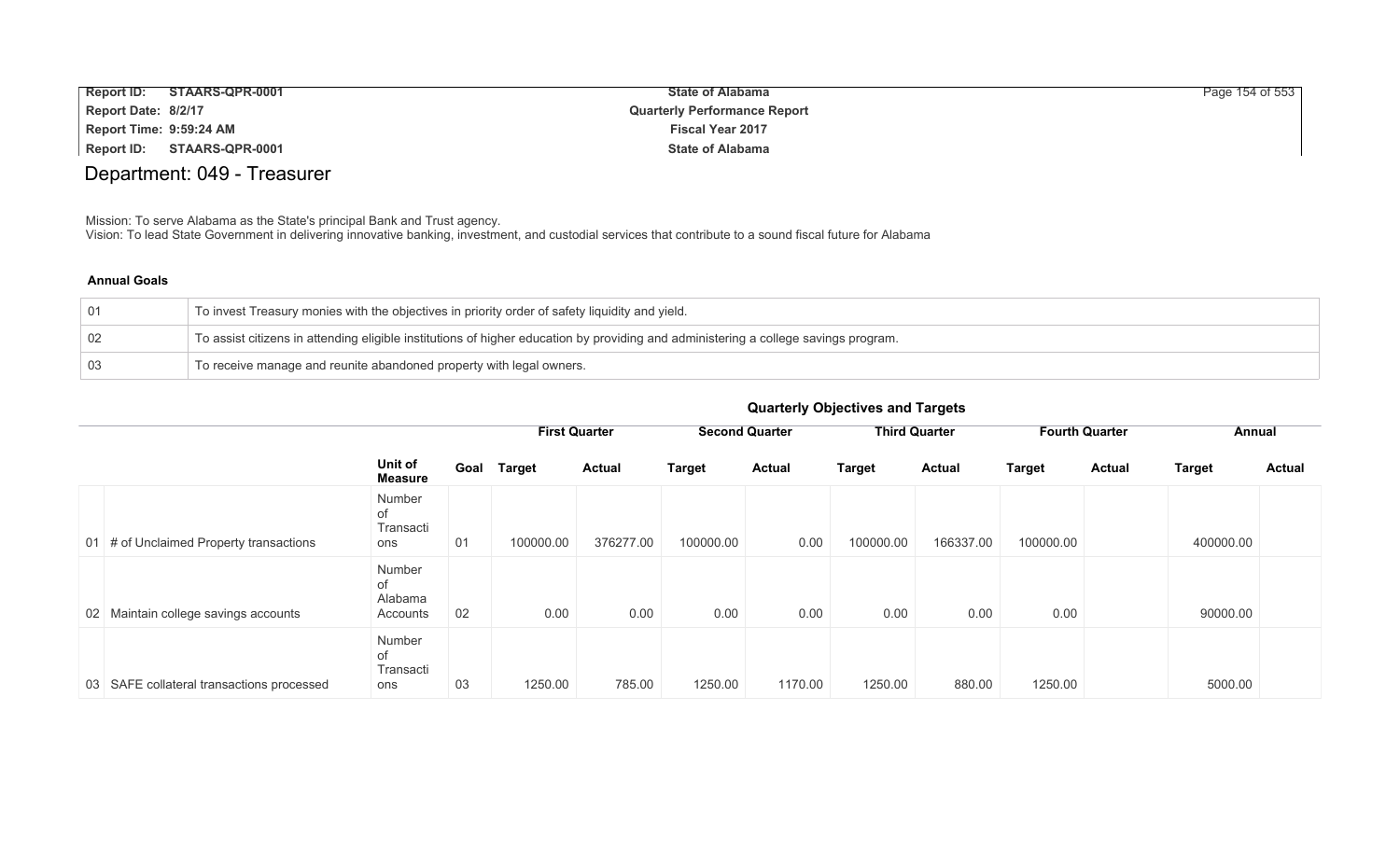# Department: 049 - Treasurer

Mission: To serve Alabama as the State's principal Bank and Trust agency.
Vision: To lead State Government in delivering innovative banking, investment, and custodial services that contribute to a sound fiscal future for Alabama

### Annual Goals

| | |
|---|---|
| 01 | To invest Treasury monies with the objectives in priority order of safety liquidity and yield. |
| 02 | To assist citizens in attending eligible institutions of higher education by providing and administering a college savings program. |
| 03 | To receive manage and reunite abandoned property with legal owners. |

### Quarterly Objectives and Targets

| | | | | First Quarter | | Second Quarter | | Third Quarter | | Fourth Quarter | | Annual | |
|---|---|---|---|---|---|---|---|---|---|---|---|---|---|
| | | Unit of Measure | Goal | Target | Actual | Target | Actual | Target | Actual | Target | Actual | Target | Actual |
| 01 | # of Unclaimed Property transactions | Number of Transactions | 01 | 100000.00 | 376277.00 | 100000.00 | 0.00 | 100000.00 | 166337.00 | 100000.00 | | 400000.00 | |
| 02 | Maintain college savings accounts | Number of Alabama Accounts | 02 | 0.00 | 0.00 | 0.00 | 0.00 | 0.00 | 0.00 | 0.00 | | 90000.00 | |
| 03 | SAFE collateral transactions processed | Number of Transactions | 03 | 1250.00 | 785.00 | 1250.00 | 1170.00 | 1250.00 | 880.00 | 1250.00 | | 5000.00 | |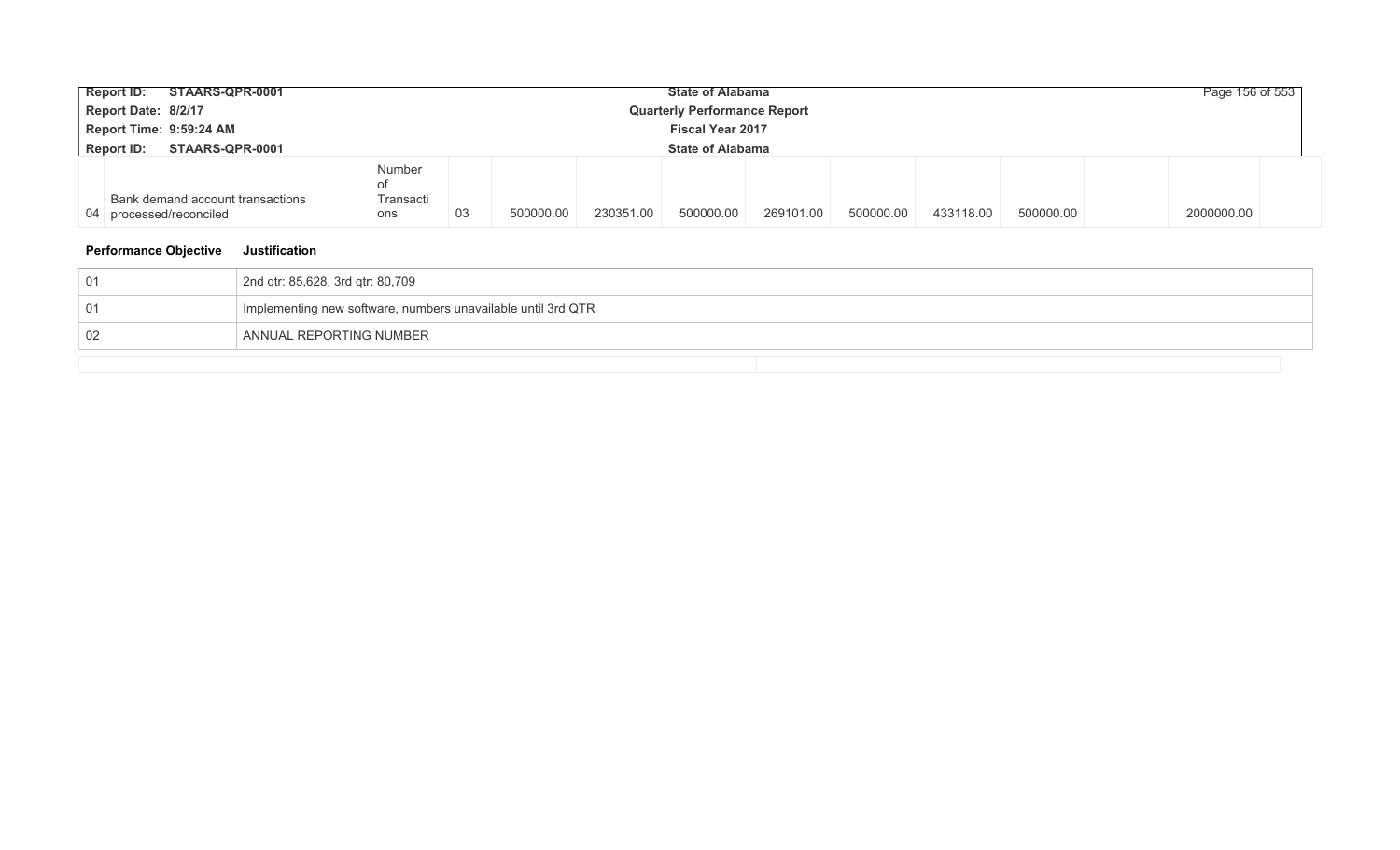| | | | | | | | | | | | | | |
|---|---|---|---|---|---|---|---|---|---|---|---|---|---|
| 04 | Bank demand account transactions processed/reconciled | Number of Transactions | 03 | 500000.00 | 230351.00 | 500000.00 | 269101.00 | 500000.00 | 433118.00 | 500000.00 | | 2000000.00 | |

**Performance Objective** **Justification**

| Performance Objective | Justification |
|---|---|
| 01 | 2nd qtr: 85,628, 3rd qtr: 80,709 |
| 01 | Implementing new software, numbers unavailable until 3rd QTR |
| 02 | ANNUAL REPORTING NUMBER |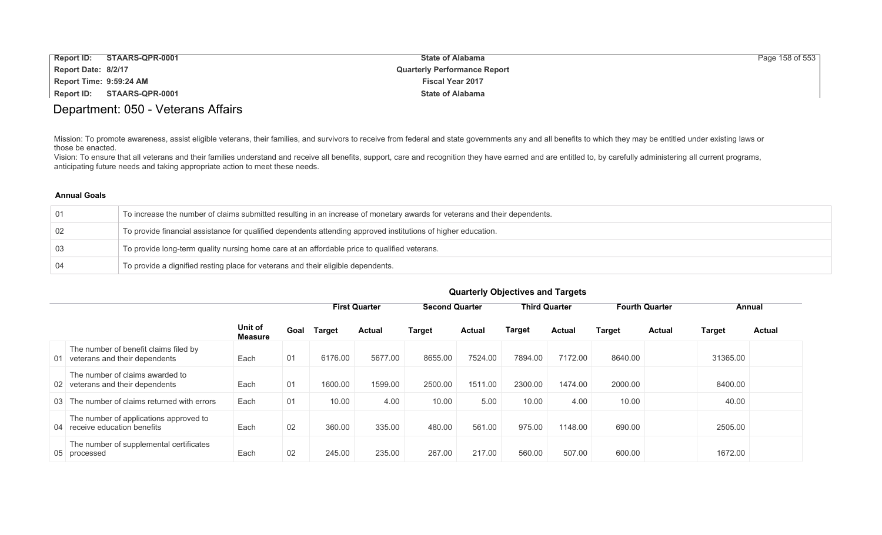# Department: 050 - Veterans Affairs

Mission: To promote awareness, assist eligible veterans, their families, and survivors to receive from federal and state governments any and all benefits to which they may be entitled under existing laws or those be enacted.
Vision: To ensure that all veterans and their families understand and receive all benefits, support, care and recognition they have earned and are entitled to, by carefully administering all current programs, anticipating future needs and taking appropriate action to meet these needs.

**Annual Goals**

| | |
|---|---|
| 01 | To increase the number of claims submitted resulting in an increase of monetary awards for veterans and their dependents. |
| 02 | To provide financial assistance for qualified dependents attending approved institutions of higher education. |
| 03 | To provide long-term quality nursing home care at an affordable price to qualified veterans. |
| 04 | To provide a dignified resting place for veterans and their eligible dependents. |

**Quarterly Objectives and Targets**

| | | Unit of Measure | Goal | First Quarter | | Second Quarter | | Third Quarter | | Fourth Quarter | | Annual | |
|---|---|---|---|---|---|---|---|---|---|---|---|---|---|
| | | | | Target | Actual | Target | Actual | Target | Actual | Target | Actual | Target | Actual |
| 01 | The number of benefit claims filed by veterans and their dependents | Each | 01 | 6176.00 | 5677.00 | 8655.00 | 7524.00 | 7894.00 | 7172.00 | 8640.00 | | 31365.00 | |
| 02 | The number of claims awarded to veterans and their dependents | Each | 01 | 1600.00 | 1599.00 | 2500.00 | 1511.00 | 2300.00 | 1474.00 | 2000.00 | | 8400.00 | |
| 03 | The number of claims returned with errors | Each | 01 | 10.00 | 4.00 | 10.00 | 5.00 | 10.00 | 4.00 | 10.00 | | 40.00 | |
| 04 | The number of applications approved to receive education benefits | Each | 02 | 360.00 | 335.00 | 480.00 | 561.00 | 975.00 | 1148.00 | 690.00 | | 2505.00 | |
| 05 | The number of supplemental certificates processed | Each | 02 | 245.00 | 235.00 | 267.00 | 217.00 | 560.00 | 507.00 | 600.00 | | 1672.00 | |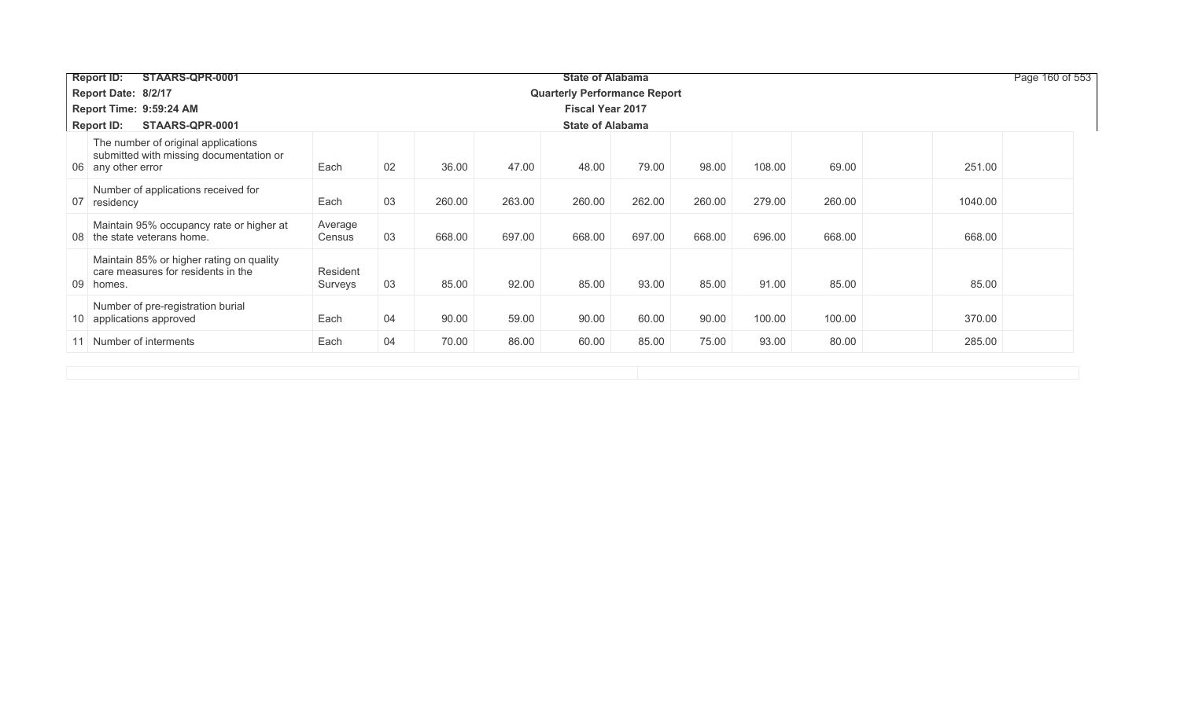| | | | | | | | | | | | | | |
|---|---|---|---|---|---|---|---|---|---|---|---|---|---|
| 06 | The number of original applications submitted with missing documentation or any other error | Each | 02 | 36.00 | 47.00 | 48.00 | 79.00 | 98.00 | 108.00 | 69.00 | | 251.00 | |
| 07 | Number of applications received for residency | Each | 03 | 260.00 | 263.00 | 260.00 | 262.00 | 260.00 | 279.00 | 260.00 | | 1040.00 | |
| 08 | Maintain 95% occupancy rate or higher at the state veterans home. | Average Census | 03 | 668.00 | 697.00 | 668.00 | 697.00 | 668.00 | 696.00 | 668.00 | | 668.00 | |
| 09 | Maintain 85% or higher rating on quality care measures for residents in the homes. | Resident Surveys | 03 | 85.00 | 92.00 | 85.00 | 93.00 | 85.00 | 91.00 | 85.00 | | 85.00 | |
| 10 | Number of pre-registration burial applications approved | Each | 04 | 90.00 | 59.00 | 90.00 | 60.00 | 90.00 | 100.00 | 100.00 | | 370.00 | |
| 11 | Number of interments | Each | 04 | 70.00 | 86.00 | 60.00 | 85.00 | 75.00 | 93.00 | 80.00 | | 285.00 | |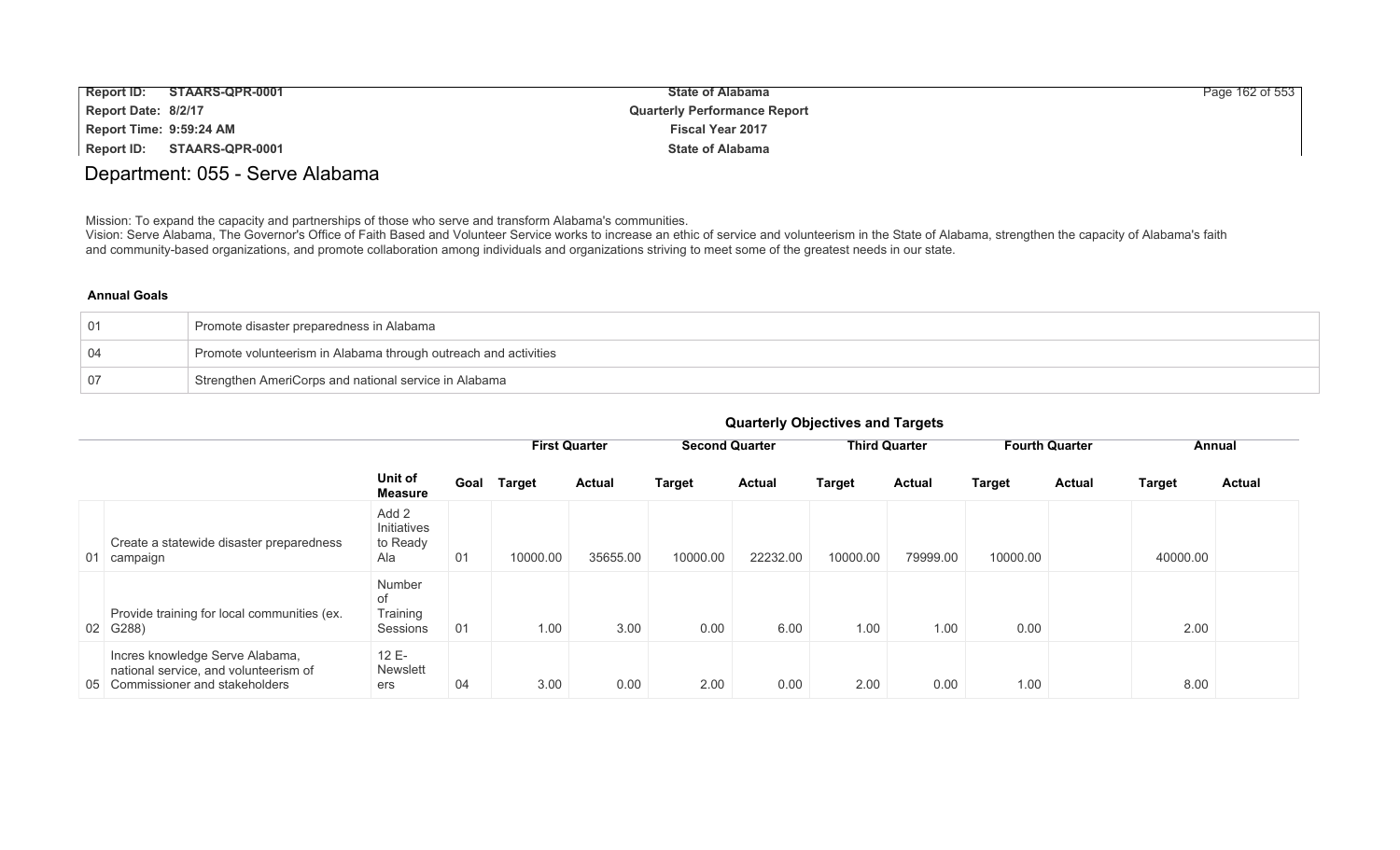# Department: 055 - Serve Alabama

Mission: To expand the capacity and partnerships of those who serve and transform Alabama's communities.
Vision: Serve Alabama, The Governor's Office of Faith Based and Volunteer Service works to increase an ethic of service and volunteerism in the State of Alabama, strengthen the capacity of Alabama's faith and community-based organizations, and promote collaboration among individuals and organizations striving to meet some of the greatest needs in our state.

**Annual Goals**

| | |
|---|---|
| 01 | Promote disaster preparedness in Alabama |
| 04 | Promote volunteerism in Alabama through outreach and activities |
| 07 | Strengthen AmeriCorps and national service in Alabama |

**Quarterly Objectives and Targets**

| | | | | First Quarter | | Second Quarter | | Third Quarter | | Fourth Quarter | | Annual | |
|---|---|---|---|---|---|---|---|---|---|---|---|---|---|
| | | Unit of Measure | Goal | Target | Actual | Target | Actual | Target | Actual | Target | Actual | Target | Actual |
| 01 | Create a statewide disaster preparedness campaign | Add 2 Initiatives to Ready Ala | 01 | 10000.00 | 35655.00 | 10000.00 | 22232.00 | 10000.00 | 79999.00 | 10000.00 | | 40000.00 | |
| 02 | Provide training for local communities (ex. G288) | Number of Training Sessions | 01 | 1.00 | 3.00 | 0.00 | 6.00 | 1.00 | 1.00 | 0.00 | | 2.00 | |
| 05 | Incres knowledge Serve Alabama, national service, and volunteerism of Commissioner and stakeholders | 12 E-Newsletters | 04 | 3.00 | 0.00 | 2.00 | 0.00 | 2.00 | 0.00 | 1.00 | | 8.00 | |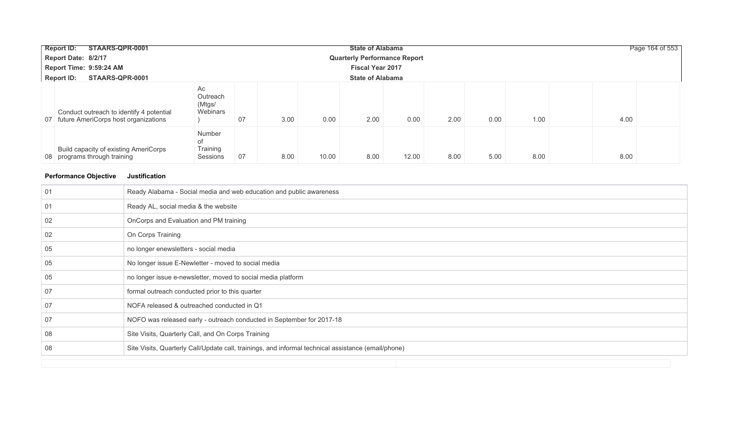| | | | | | | | | | | | | | |
|---|---|---|---|---|---|---|---|---|---|---|---|---|---|
| 07 | Conduct outreach to identify 4 potential future AmeriCorps host organizations | Ac Outreach (Mtgs/ Webinars ) | 07 | 3.00 | 0.00 | 2.00 | 0.00 | 2.00 | 0.00 | 1.00 | | 4.00 | |
| 08 | Build capacity of existing AmeriCorps programs through training | Number of Training Sessions | 07 | 8.00 | 10.00 | 8.00 | 12.00 | 8.00 | 5.00 | 8.00 | | 8.00 | |

| Performance Objective | Justification |
|---|---|
| 01 | Ready Alabama - Social media and web education and public awareness |
| 01 | Ready AL, social media & the website |
| 02 | OnCorps and Evaluation and PM training |
| 02 | On Corps Training |
| 05 | no longer enewsletters - social media |
| 05 | No longer issue E-Newletter - moved to social media |
| 05 | no longer issue e-newsletter, moved to social media platform |
| 07 | formal outreach conducted prior to this quarter |
| 07 | NOFA released & outreached conducted in Q1 |
| 07 | NOFO was released early - outreach conducted in September for 2017-18 |
| 08 | Site Visits, Quarterly Call, and On Corps Training |
| 08 | Site Visits, Quarterly Call/Update call, trainings, and informal technical assistance (email/phone) |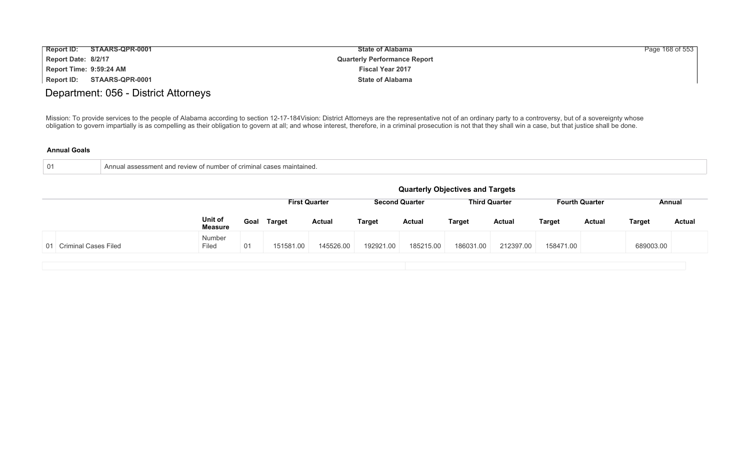# Department: 056 - District Attorneys

Mission: To provide services to the people of Alabama according to section 12-17-184Vision: District Attorneys are the representative not of an ordinary party to a controversy, but of a sovereignty whose obligation to govern impartially is as compelling as their obligation to govern at all; and whose interest, therefore, in a criminal prosecution is not that they shall win a case, but that justice shall be done.

**Annual Goals**

| | |
|---|---|
| 01 | Annual assessment and review of number of criminal cases maintained. |

**Quarterly Objectives and Targets**

| | | | | First Quarter | | Second Quarter | | Third Quarter | | Fourth Quarter | | Annual | |
|---|---|---|---|---|---|---|---|---|---|---|---|---|---|
| | | **Unit of Measure** | **Goal** | **Target** | **Actual** | **Target** | **Actual** | **Target** | **Actual** | **Target** | **Actual** | **Target** | **Actual** |
| 01 | Criminal Cases Filed | Number Filed | 01 | 151581.00 | 145526.00 | 192921.00 | 185215.00 | 186031.00 | 212397.00 | 158471.00 | | 689003.00 | |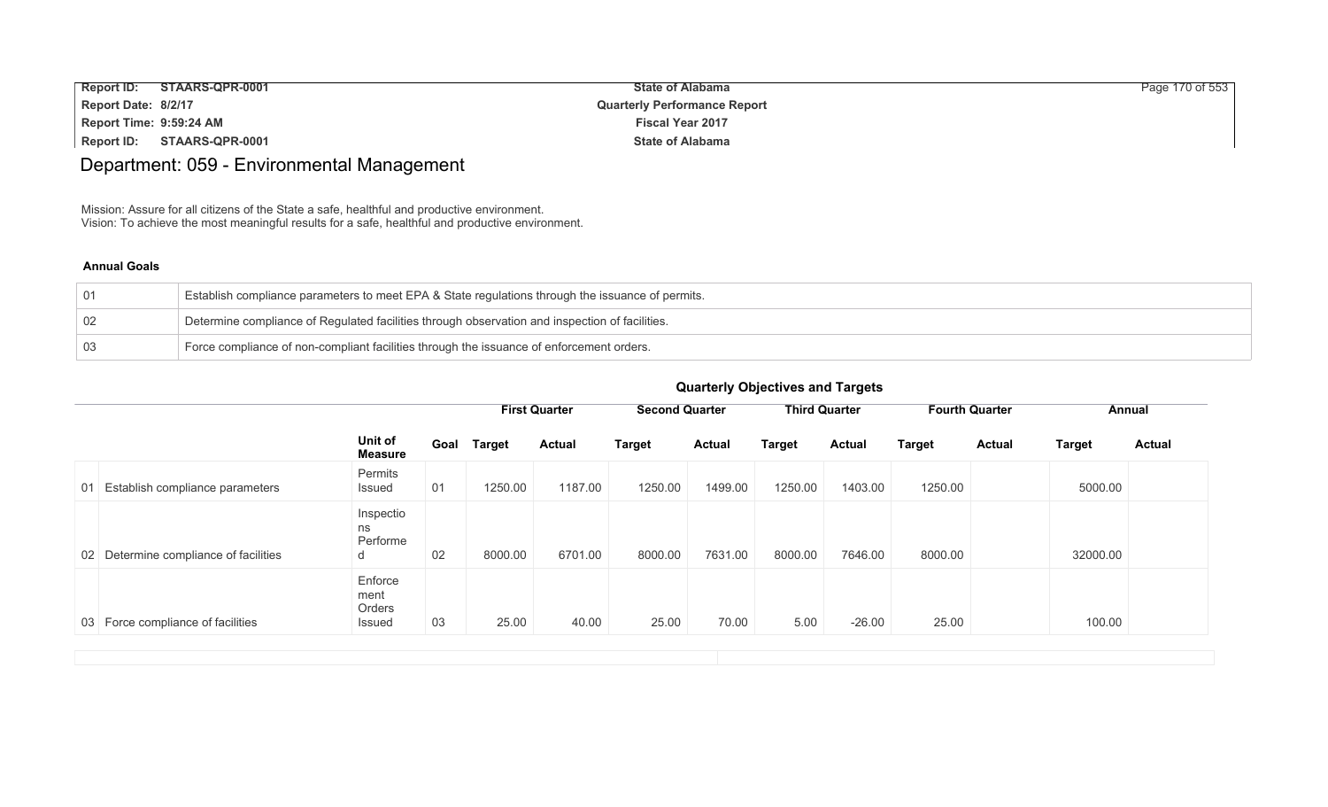# Department: 059 - Environmental Management

Mission: Assure for all citizens of the State a safe, healthful and productive environment.
Vision: To achieve the most meaningful results for a safe, healthful and productive environment.

### Annual Goals

| | |
|---|---|
| 01 | Establish compliance parameters to meet EPA & State regulations through the issuance of permits. |
| 02 | Determine compliance of Regulated facilities through observation and inspection of facilities. |
| 03 | Force compliance of non-compliant facilities through the issuance of enforcement orders. |

### Quarterly Objectives and Targets

| | | Unit of Measure | Goal | First Quarter | | Second Quarter | | Third Quarter | | Fourth Quarter | | Annual | |
|---|---|---|---|---|---|---|---|---|---|---|---|---|---|
| | | | | Target | Actual | Target | Actual | Target | Actual | Target | Actual | Target | Actual |
| 01 | Establish compliance parameters | Permits Issued | 01 | 1250.00 | 1187.00 | 1250.00 | 1499.00 | 1250.00 | 1403.00 | 1250.00 | | 5000.00 | |
| 02 | Determine compliance of facilities | Inspections Performed | 02 | 8000.00 | 6701.00 | 8000.00 | 7631.00 | 8000.00 | 7646.00 | 8000.00 | | 32000.00 | |
| 03 | Force compliance of facilities | Enforcement Orders Issued | 03 | 25.00 | 40.00 | 25.00 | 70.00 | 5.00 | -26.00 | 25.00 | | 100.00 | |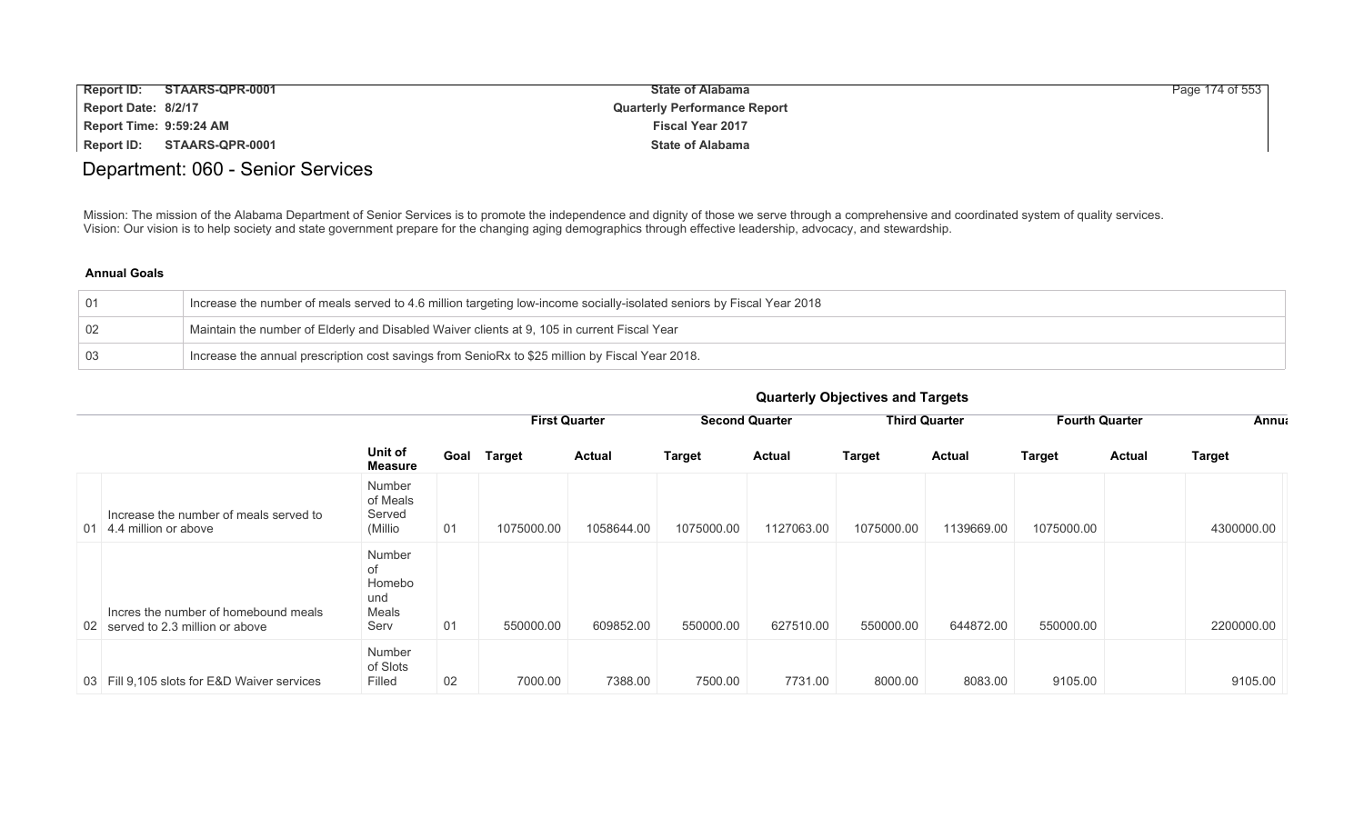# Department: 060 - Senior Services

Mission: The mission of the Alabama Department of Senior Services is to promote the independence and dignity of those we serve through a comprehensive and coordinated system of quality services.
Vision: Our vision is to help society and state government prepare for the changing aging demographics through effective leadership, advocacy, and stewardship.

### Annual Goals

| | |
|---|---|
| 01 | Increase the number of meals served to 4.6 million targeting low-income socially-isolated seniors by Fiscal Year 2018 |
| 02 | Maintain the number of Elderly and Disabled Waiver clients at 9, 105 in current Fiscal Year |
| 03 | Increase the annual prescription cost savings from SenioRx to $25 million by Fiscal Year 2018. |

### Quarterly Objectives and Targets

| | | | | First Quarter | | Second Quarter | | Third Quarter | | Fourth Quarter | | Annu |
|---|---|---|---|---|---|---|---|---|---|---|---|---|
| | | Unit of Measure | Goal | Target | Actual | Target | Actual | Target | Actual | Target | Actual | Target |
| 01 | Increase the number of meals served to 4.4 million or above | Number of Meals Served (Millio | 01 | 1075000.00 | 1058644.00 | 1075000.00 | 1127063.00 | 1075000.00 | 1139669.00 | 1075000.00 | | 4300000.00 |
| 02 | Incres the number of homebound meals served to 2.3 million or above | Number of Homebound Meals Serv | 01 | 550000.00 | 609852.00 | 550000.00 | 627510.00 | 550000.00 | 644872.00 | 550000.00 | | 2200000.00 |
| 03 | Fill 9,105 slots for E&D Waiver services | Number of Slots Filled | 02 | 7000.00 | 7388.00 | 7500.00 | 7731.00 | 8000.00 | 8083.00 | 9105.00 | | 9105.00 |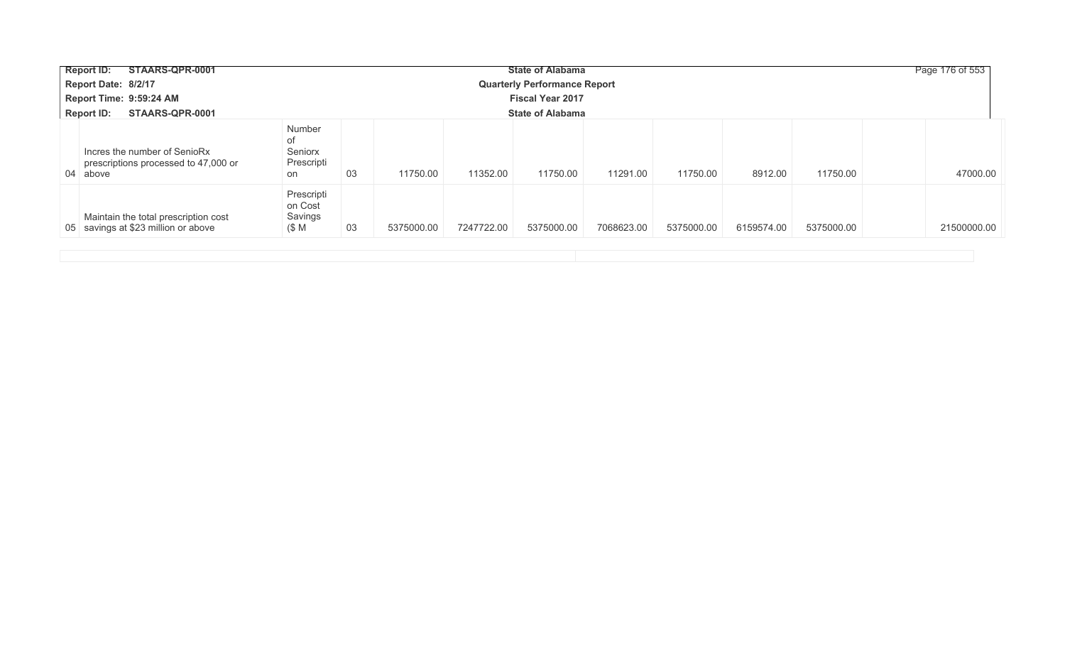| | | | | | | | | | | | | |
|---|---|---|---|---|---|---|---|---|---|---|---|---|
| 04 | Incres the number of SenioRx prescriptions processed to 47,000 or above | Number of Seniorx Prescription | 03 | 11750.00 | 11352.00 | 11750.00 | 11291.00 | 11750.00 | 8912.00 | 11750.00 | | 47000.00 |
| 05 | Maintain the total prescription cost savings at $23 million or above | Prescription Cost Savings ($ M | 03 | 5375000.00 | 7247722.00 | 5375000.00 | 7068623.00 | 5375000.00 | 6159574.00 | 5375000.00 | | 21500000.00 |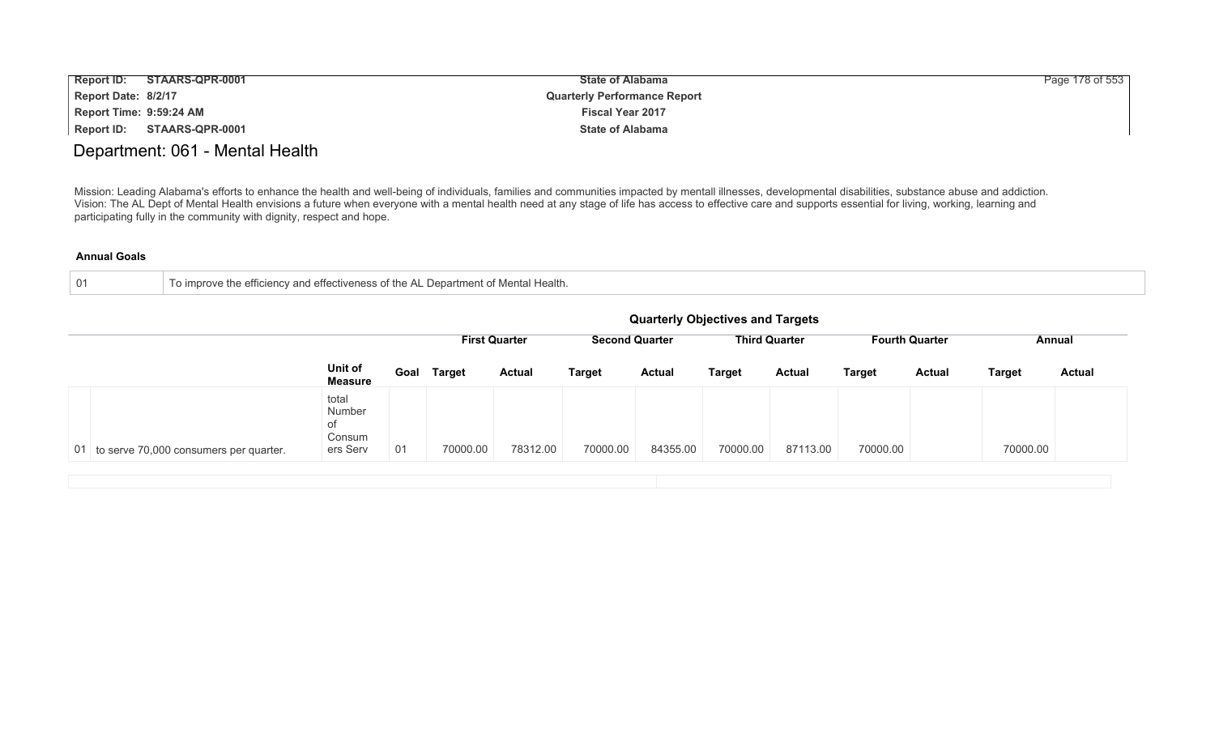# Department: 061 - Mental Health

Mission: Leading Alabama's efforts to enhance the health and well-being of individuals, families and communities impacted by mentall illnesses, developmental disabilities, substance abuse and addiction.
Vision: The AL Dept of Mental Health envisions a future when everyone with a mental health need at any stage of life has access to effective care and supports essential for living, working, learning and participating fully in the community with dignity, respect and hope.

**Annual Goals**

| 01 | To improve the efficiency and effectiveness of the AL Department of Mental Health. |
|---|---|

## Quarterly Objectives and Targets

| | | | | First Quarter | | Second Quarter | | Third Quarter | | Fourth Quarter | | Annual | |
|---|---|---|---|---|---|---|---|---|---|---|---|---|---|
| | | Unit of Measure | Goal | Target | Actual | Target | Actual | Target | Actual | Target | Actual | Target | Actual |
| 01 | to serve 70,000 consumers per quarter. | total Number of Consumers Serv | 01 | 70000.00 | 78312.00 | 70000.00 | 84355.00 | 70000.00 | 87113.00 | 70000.00 | | 70000.00 | |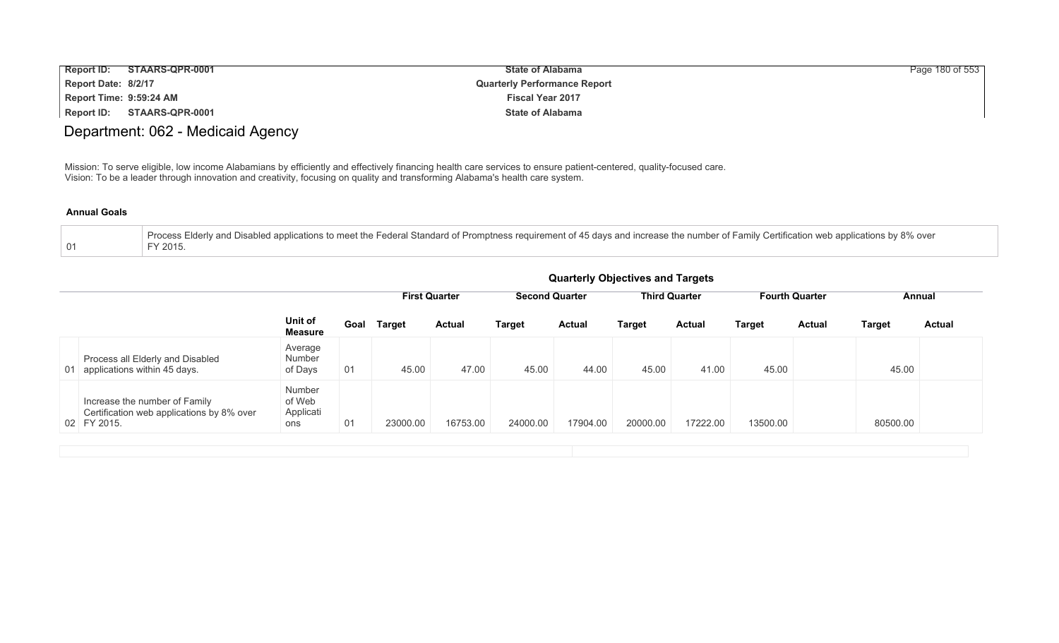# Department: 062 - Medicaid Agency

Mission: To serve eligible, low income Alabamians by efficiently and effectively financing health care services to ensure patient-centered, quality-focused care.
Vision: To be a leader through innovation and creativity, focusing on quality and transforming Alabama's health care system.

**Annual Goals**

| | |
|---|---|
| 01 | Process Elderly and Disabled applications to meet the Federal Standard of Promptness requirement of 45 days and increase the number of Family Certification web applications by 8% over FY 2015. |

**Quarterly Objectives and Targets**

| | | | | First Quarter | | Second Quarter | | Third Quarter | | Fourth Quarter | | Annual | |
|---|---|---|---|---|---|---|---|---|---|---|---|---|---|
| | | Unit of Measure | Goal | Target | Actual | Target | Actual | Target | Actual | Target | Actual | Target | Actual |
| 01 | Process all Elderly and Disabled applications within 45 days. | Average Number of Days | 01 | 45.00 | 47.00 | 45.00 | 44.00 | 45.00 | 41.00 | 45.00 | | 45.00 | |
| 02 | Increase the number of Family Certification web applications by 8% over FY 2015. | Number of Web Applications | 01 | 23000.00 | 16753.00 | 24000.00 | 17904.00 | 20000.00 | 17222.00 | 13500.00 | | 80500.00 | |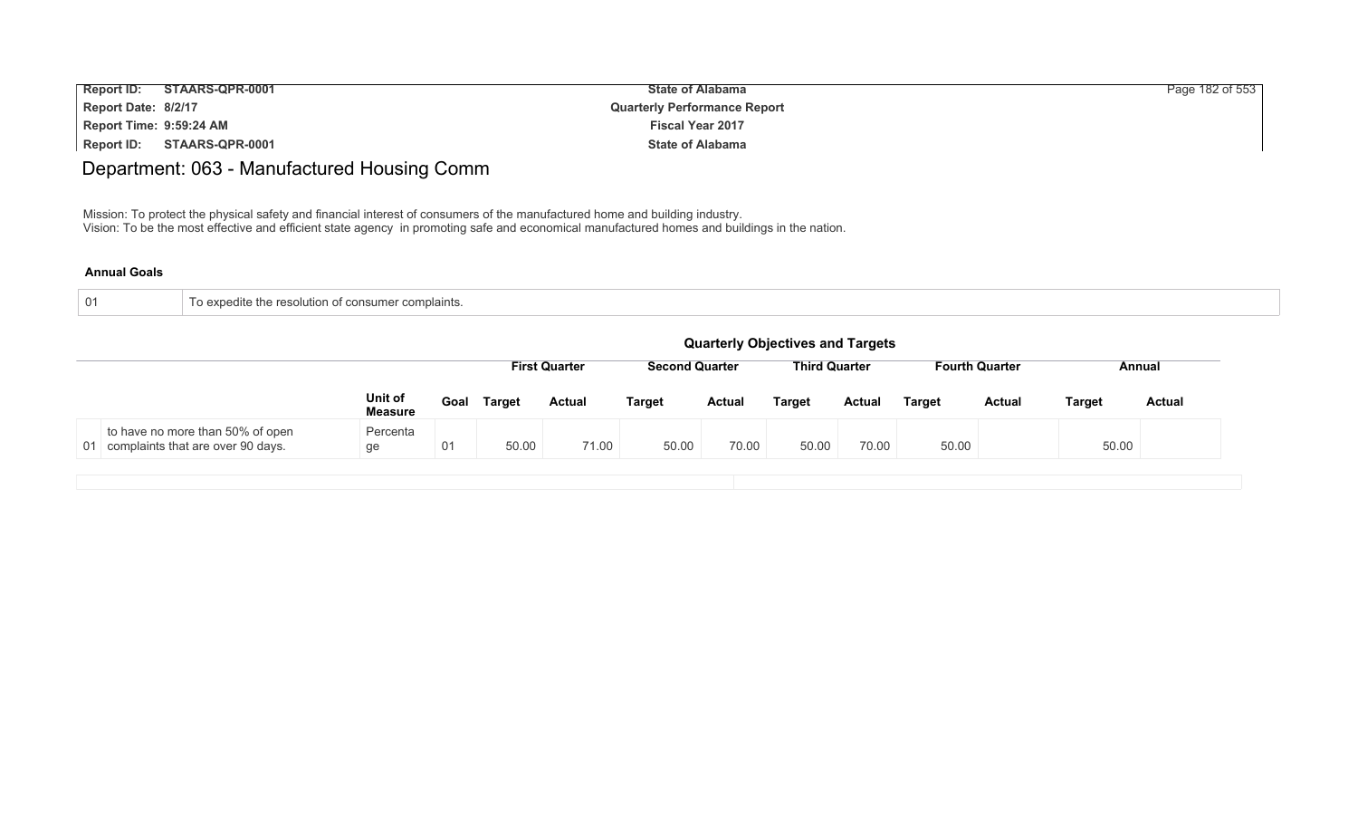# Department: 063 - Manufactured Housing Comm

Mission: To protect the physical safety and financial interest of consumers of the manufactured home and building industry.
Vision: To be the most effective and efficient state agency in promoting safe and economical manufactured homes and buildings in the nation.

**Annual Goals**

| | |
|---|---|
| 01 | To expedite the resolution of consumer complaints. |

**Quarterly Objectives and Targets**

| | | | | First Quarter | | Second Quarter | | Third Quarter | | Fourth Quarter | | Annual | |
|---|---|---|---|---|---|---|---|---|---|---|---|---|---|
| | | **Unit of Measure** | **Goal** | **Target** | **Actual** | **Target** | **Actual** | **Target** | **Actual** | **Target** | **Actual** | **Target** | **Actual** |
| 01 | to have no more than 50% of open complaints that are over 90 days. | Percentage | 01 | 50.00 | 71.00 | 50.00 | 70.00 | 50.00 | 70.00 | 50.00 | | 50.00 | |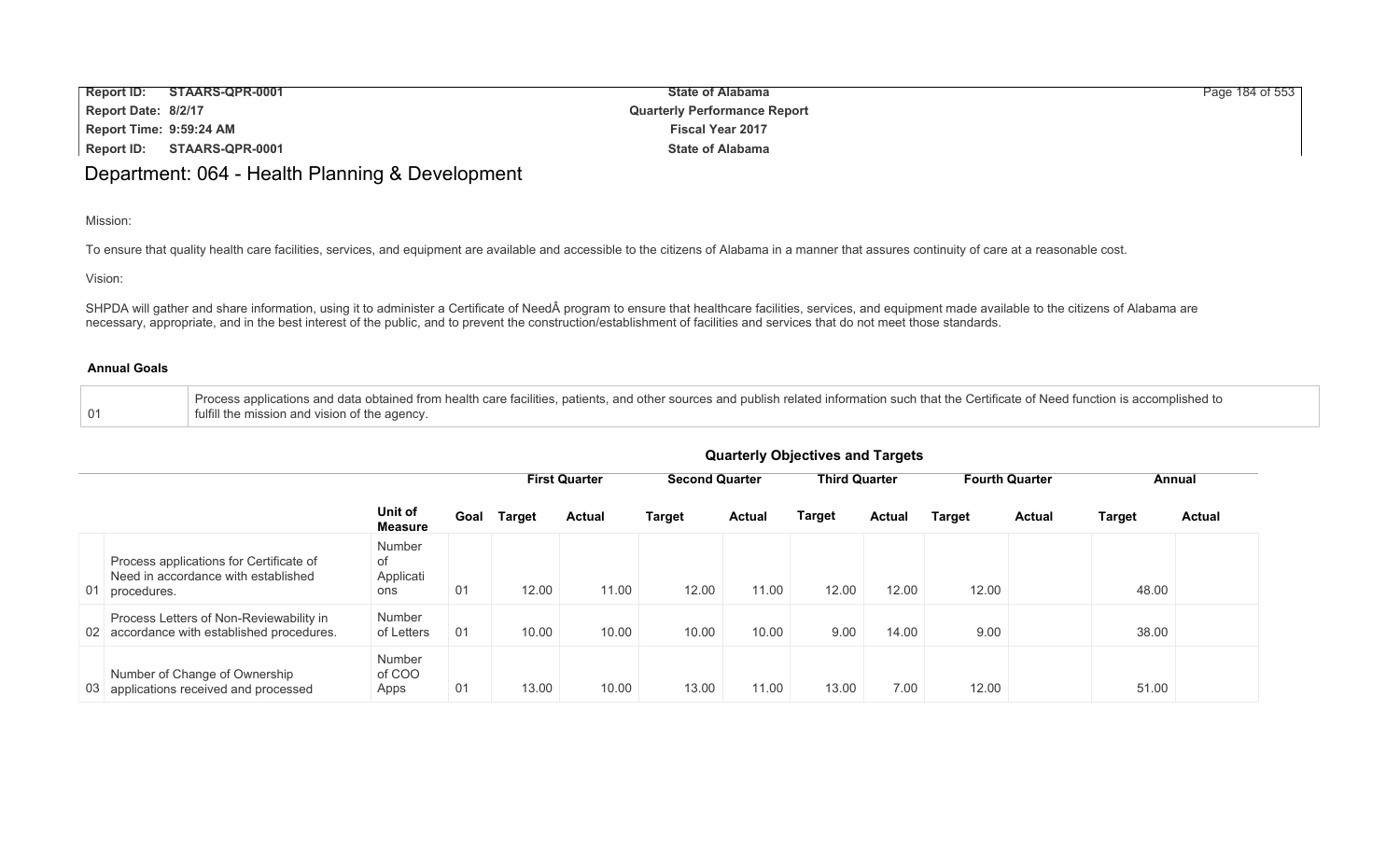# Department: 064 - Health Planning & Development

Mission:

To ensure that quality health care facilities, services, and equipment are available and accessible to the citizens of Alabama in a manner that assures continuity of care at a reasonable cost.

Vision:

SHPDA will gather and share information, using it to administer a Certificate of NeedÂ program to ensure that healthcare facilities, services, and equipment made available to the citizens of Alabama are necessary, appropriate, and in the best interest of the public, and to prevent the construction/establishment of facilities and services that do not meet those standards.

### Annual Goals

| 01 | Process applications and data obtained from health care facilities, patients, and other sources and publish related information such that the Certificate of Need function is accomplished to fulfill the mission and vision of the agency. |
|---|---|

**Quarterly Objectives and Targets**

| | | | | First Quarter | | Second Quarter | | Third Quarter | | Fourth Quarter | | Annual | |
|---|---|---|---|---|---|---|---|---|---|---|---|---|---|
| | | Unit of Measure | Goal | Target | Actual | Target | Actual | Target | Actual | Target | Actual | Target | Actual |
| 01 | Process applications for Certificate of Need in accordance with established procedures. | Number of Applications | 01 | 12.00 | 11.00 | 12.00 | 11.00 | 12.00 | 12.00 | 12.00 | | 48.00 | |
| 02 | Process Letters of Non-Reviewability in accordance with established procedures. | Number of Letters | 01 | 10.00 | 10.00 | 10.00 | 10.00 | 9.00 | 14.00 | 9.00 | | 38.00 | |
| 03 | Number of Change of Ownership applications received and processed | Number of COO Apps | 01 | 13.00 | 10.00 | 13.00 | 11.00 | 13.00 | 7.00 | 12.00 | | 51.00 | |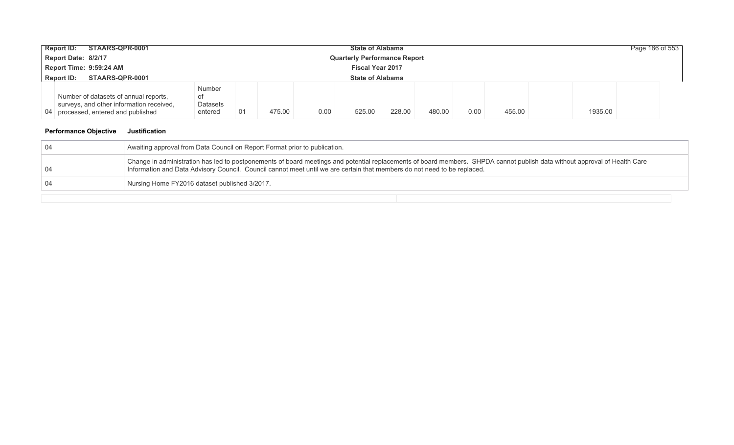| | | | | | | | | | | | | | |
|---|---|---|---|---|---|---|---|---|---|---|---|---|---|
| 04 | Number of datasets of annual reports, surveys, and other information received, processed, entered and published | Number of Datasets entered | 01 | 475.00 | 0.00 | 525.00 | 228.00 | 480.00 | 0.00 | 455.00 | | 1935.00 | |

| Performance Objective | Justification |
|---|---|
| 04 | Awaiting approval from Data Council on Report Format prior to publication. |
| 04 | Change in administration has led to postponements of board meetings and potential replacements of board members. SHPDA cannot publish data without approval of Health Care Information and Data Advisory Council. Council cannot meet until we are certain that members do not need to be replaced. |
| 04 | Nursing Home FY2016 dataset published 3/2017. |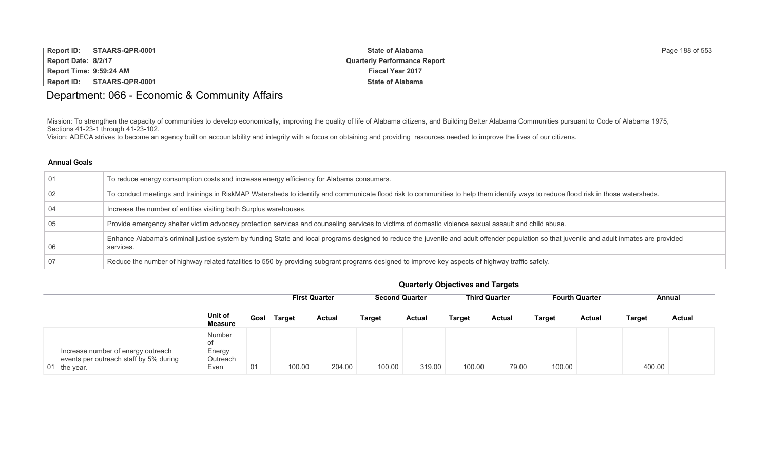# Department: 066 - Economic & Community Affairs

Mission: To strengthen the capacity of communities to develop economically, improving the quality of life of Alabama citizens, and Building Better Alabama Communities pursuant to Code of Alabama 1975, Sections 41-23-1 through 41-23-102.
Vision: ADECA strives to become an agency built on accountability and integrity with a focus on obtaining and providing resources needed to improve the lives of our citizens.

**Annual Goals**

| | |
|---|---|
| 01 | To reduce energy consumption costs and increase energy efficiency for Alabama consumers. |
| 02 | To conduct meetings and trainings in RiskMAP Watersheds to identify and communicate flood risk to communities to help them identify ways to reduce flood risk in those watersheds. |
| 04 | Increase the number of entities visiting both Surplus warehouses. |
| 05 | Provide emergency shelter victim advocacy protection services and counseling services to victims of domestic violence sexual assault and child abuse. |
| 06 | Enhance Alabama's criminal justice system by funding State and local programs designed to reduce the juvenile and adult offender population so that juvenile and adult inmates are provided services. |
| 07 | Reduce the number of highway related fatalities to 550 by providing subgrant programs designed to improve key aspects of highway traffic safety. |

**Quarterly Objectives and Targets**

| | | | | First Quarter | | Second Quarter | | Third Quarter | | Fourth Quarter | | Annual | |
|---|---|---|---|---|---|---|---|---|---|---|---|---|---|
| | | Unit of Measure | Goal | Target | Actual | Target | Actual | Target | Actual | Target | Actual | Target | Actual |
| 01 | Increase number of energy outreach events per outreach staff by 5% during the year. | Number of Energy Outreach Even | 01 | 100.00 | 204.00 | 100.00 | 319.00 | 100.00 | 79.00 | 100.00 | | 400.00 | |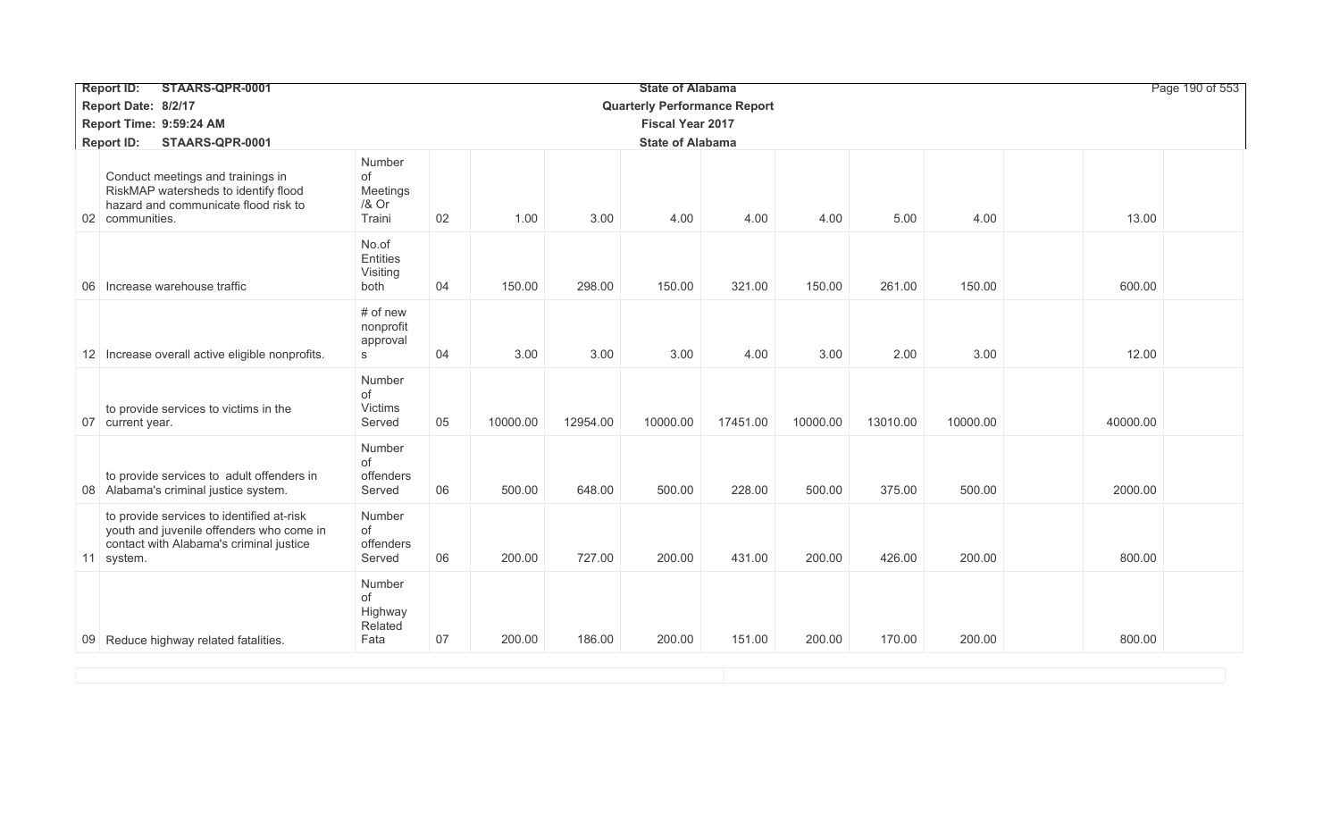| | | | | | | | | | | | | | |
|---|---|---|---|---|---|---|---|---|---|---|---|---|---|
| 02 | Conduct meetings and trainings in RiskMAP watersheds to identify flood hazard and communicate flood risk to communities. | Number of Meetings /& Or Traini | 02 | 1.00 | 3.00 | 4.00 | 4.00 | 4.00 | 5.00 | 4.00 | | 13.00 | |
| 06 | Increase warehouse traffic | No.of Entities Visiting both | 04 | 150.00 | 298.00 | 150.00 | 321.00 | 150.00 | 261.00 | 150.00 | | 600.00 | |
| 12 | Increase overall active eligible nonprofits. | # of new nonprofit approvals | 04 | 3.00 | 3.00 | 3.00 | 4.00 | 3.00 | 2.00 | 3.00 | | 12.00 | |
| 07 | to provide services to victims in the current year. | Number of Victims Served | 05 | 10000.00 | 12954.00 | 10000.00 | 17451.00 | 10000.00 | 13010.00 | 10000.00 | | 40000.00 | |
| 08 | to provide services to adult offenders in Alabama's criminal justice system. | Number of offenders Served | 06 | 500.00 | 648.00 | 500.00 | 228.00 | 500.00 | 375.00 | 500.00 | | 2000.00 | |
| 11 | to provide services to identified at-risk youth and juvenile offenders who come in contact with Alabama's criminal justice system. | Number of offenders Served | 06 | 200.00 | 727.00 | 200.00 | 431.00 | 200.00 | 426.00 | 200.00 | | 800.00 | |
| 09 | Reduce highway related fatalities. | Number of Highway Related Fata | 07 | 200.00 | 186.00 | 200.00 | 151.00 | 200.00 | 170.00 | 200.00 | | 800.00 | |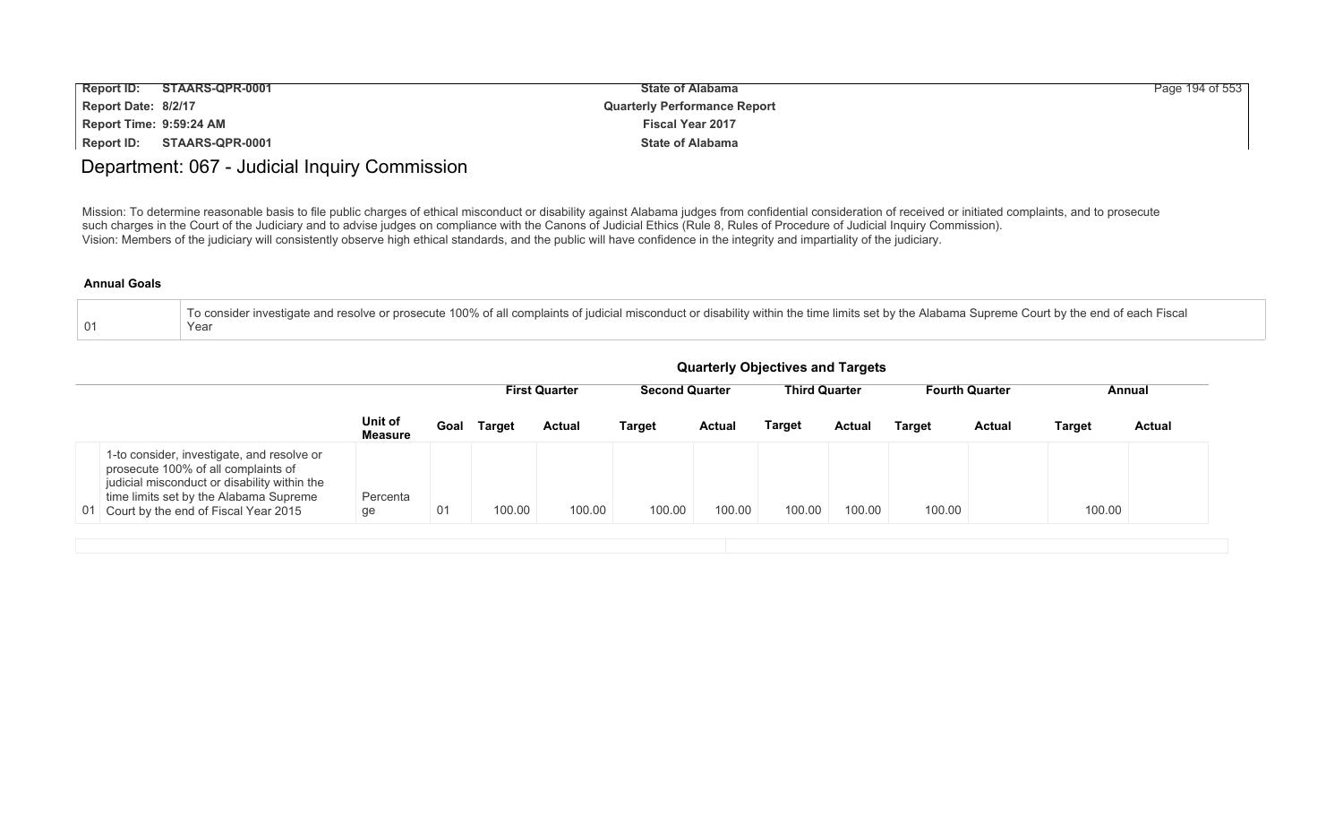# Department: 067 - Judicial Inquiry Commission

Mission: To determine reasonable basis to file public charges of ethical misconduct or disability against Alabama judges from confidential consideration of received or initiated complaints, and to prosecute such charges in the Court of the Judiciary and to advise judges on compliance with the Canons of Judicial Ethics (Rule 8, Rules of Procedure of Judicial Inquiry Commission).
Vision: Members of the judiciary will consistently observe high ethical standards, and the public will have confidence in the integrity and impartiality of the judiciary.

**Annual Goals**

| | |
|---|---|
| 01 | To consider investigate and resolve or prosecute 100% of all complaints of judicial misconduct or disability within the time limits set by the Alabama Supreme Court by the end of each Fiscal Year |

**Quarterly Objectives and Targets**

| | | | | First Quarter | | Second Quarter | | Third Quarter | | Fourth Quarter | | Annual | |
|---|---|---|---|---|---|---|---|---|---|---|---|---|---|
| | | Unit of Measure | Goal | Target | Actual | Target | Actual | Target | Actual | Target | Actual | Target | Actual |
| 01 | 1-to consider, investigate, and resolve or prosecute 100% of all complaints of judicial misconduct or disability within the time limits set by the Alabama Supreme Court by the end of Fiscal Year 2015 | Percentage | 01 | 100.00 | 100.00 | 100.00 | 100.00 | 100.00 | 100.00 | 100.00 | | 100.00 | |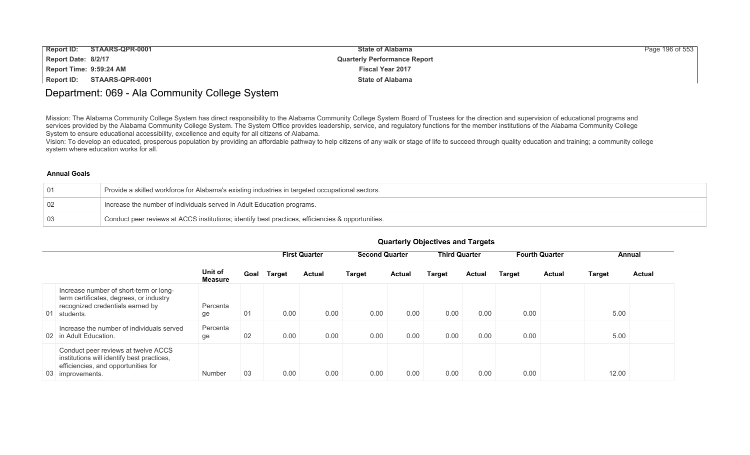# Department: 069 - Ala Community College System

Mission: The Alabama Community College System has direct responsibility to the Alabama Community College System Board of Trustees for the direction and supervision of educational programs and services provided by the Alabama Community College System. The System Office provides leadership, service, and regulatory functions for the member institutions of the Alabama Community College System to ensure educational accessibility, excellence and equity for all citizens of Alabama.
Vision: To develop an educated, prosperous population by providing an affordable pathway to help citizens of any walk or stage of life to succeed through quality education and training; a community college system where education works for all.

**Annual Goals**

| | |
|---|---|
| 01 | Provide a skilled workforce for Alabama's existing industries in targeted occupational sectors. |
| 02 | Increase the number of individuals served in Adult Education programs. |
| 03 | Conduct peer reviews at ACCS institutions; identify best practices, efficiencies & opportunities. |

**Quarterly Objectives and Targets**

| | | Unit of Measure | Goal | First Quarter | | Second Quarter | | Third Quarter | | Fourth Quarter | | Annual | |
|---|---|---|---|---|---|---|---|---|---|---|---|---|---|
| | | | | Target | Actual | Target | Actual | Target | Actual | Target | Actual | Target | Actual |
| 01 | Increase number of short-term or long-term certificates, degrees, or industry recognized credentials earned by students. | Percentage | 01 | 0.00 | 0.00 | 0.00 | 0.00 | 0.00 | 0.00 | 0.00 | | 5.00 | |
| 02 | Increase the number of individuals served in Adult Education. | Percentage | 02 | 0.00 | 0.00 | 0.00 | 0.00 | 0.00 | 0.00 | 0.00 | | 5.00 | |
| 03 | Conduct peer reviews at twelve ACCS institutions will identify best practices, efficiencies, and opportunities for improvements. | Number | 03 | 0.00 | 0.00 | 0.00 | 0.00 | 0.00 | 0.00 | 0.00 | | 12.00 | |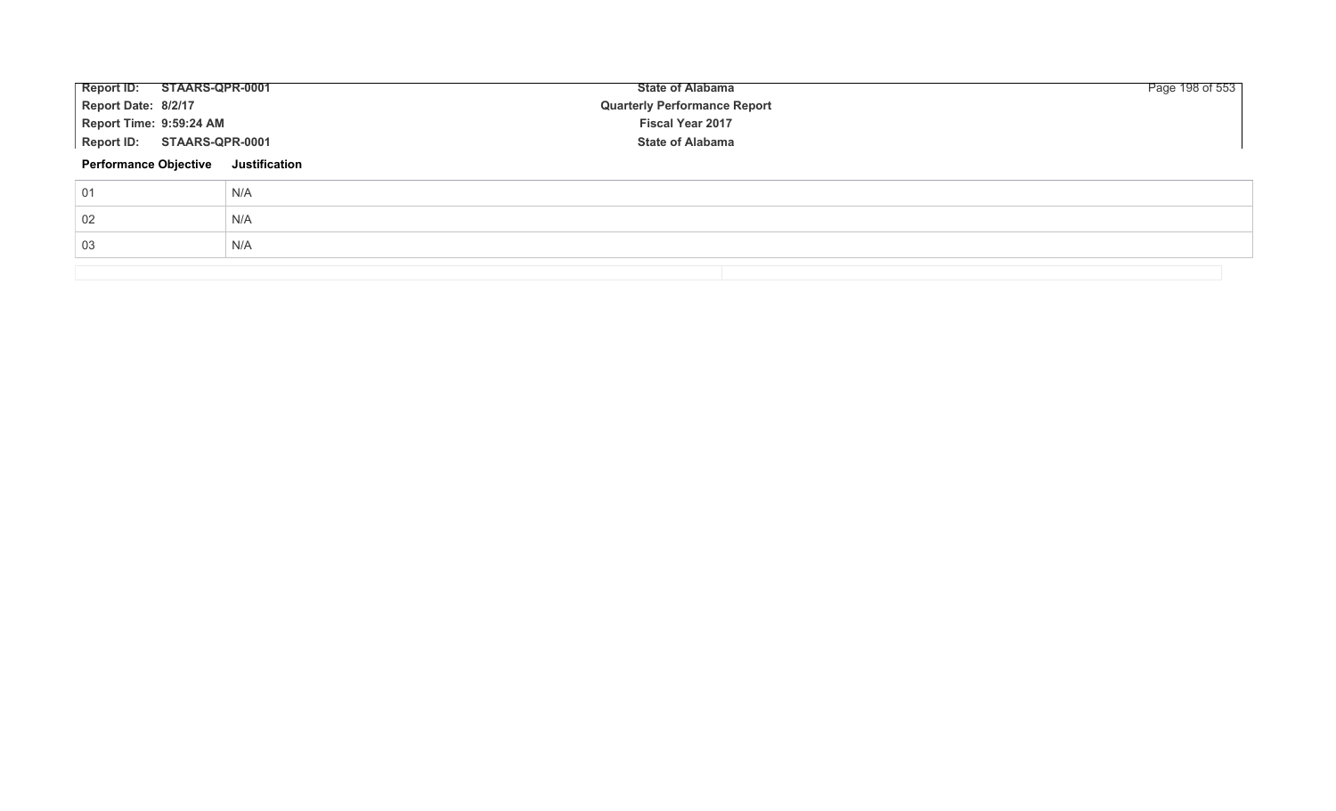| Performance Objective | Justification |
|---|---|
| 01 | N/A |
| 02 | N/A |
| 03 | N/A |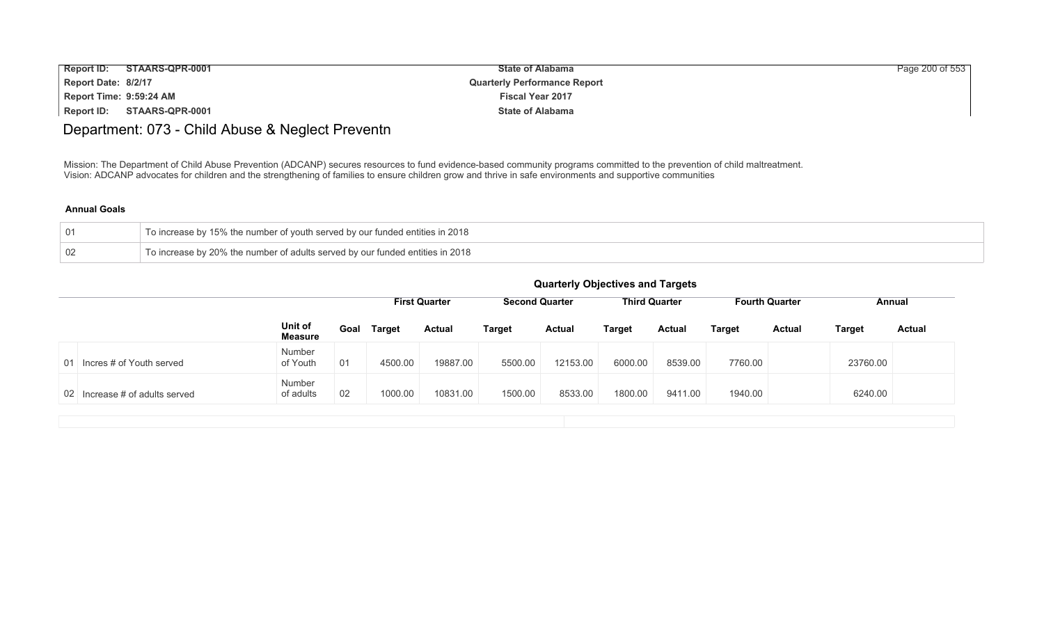# Department: 073 - Child Abuse & Neglect Preventn

Mission: The Department of Child Abuse Prevention (ADCANP) secures resources to fund evidence-based community programs committed to the prevention of child maltreatment.
Vision: ADCANP advocates for children and the strengthening of families to ensure children grow and thrive in safe environments and supportive communities

### Annual Goals

| | |
|---|---|
| 01 | To increase by 15% the number of youth served by our funded entities in 2018 |
| 02 | To increase by 20% the number of adults served by our funded entities in 2018 |

### Quarterly Objectives and Targets

| | | | | First Quarter | | Second Quarter | | Third Quarter | | Fourth Quarter | | Annual | |
|---|---|---|---|---|---|---|---|---|---|---|---|---|---|
| | | Unit of Measure | Goal | Target | Actual | Target | Actual | Target | Actual | Target | Actual | Target | Actual |
| 01 | Incres # of Youth served | Number of Youth | 01 | 4500.00 | 19887.00 | 5500.00 | 12153.00 | 6000.00 | 8539.00 | 7760.00 | | 23760.00 | |
| 02 | Increase # of adults served | Number of adults | 02 | 1000.00 | 10831.00 | 1500.00 | 8533.00 | 1800.00 | 9411.00 | 1940.00 | | 6240.00 | |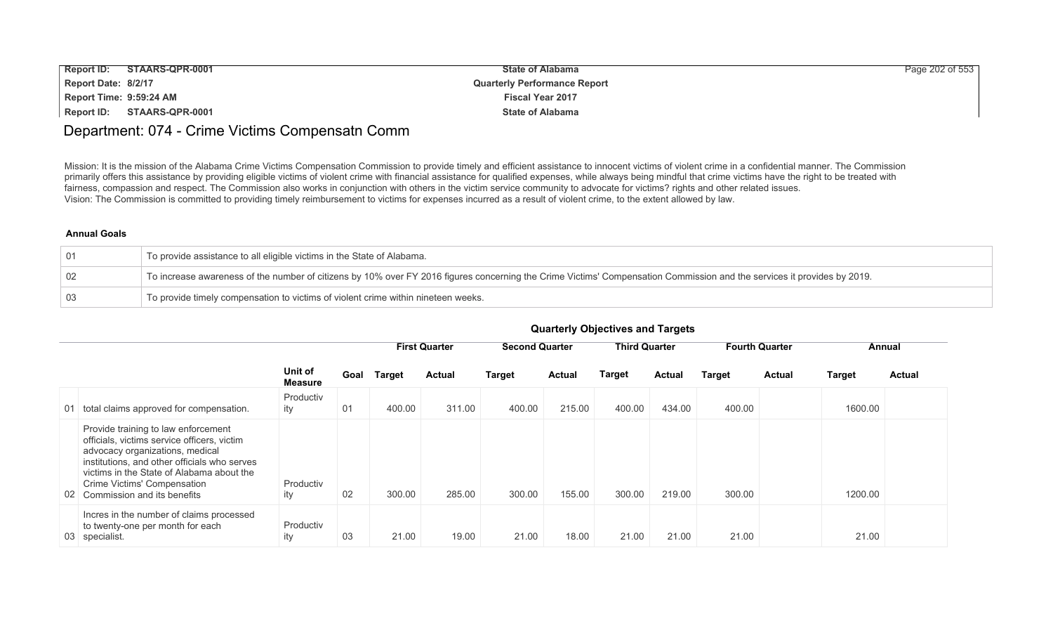# Department: 074 - Crime Victims Compensatn Comm

Mission: It is the mission of the Alabama Crime Victims Compensation Commission to provide timely and efficient assistance to innocent victims of violent crime in a confidential manner. The Commission primarily offers this assistance by providing eligible victims of violent crime with financial assistance for qualified expenses, while always being mindful that crime victims have the right to be treated with fairness, compassion and respect. The Commission also works in conjunction with others in the victim service community to advocate for victims? rights and other related issues.
Vision: The Commission is committed to providing timely reimbursement to victims for expenses incurred as a result of violent crime, to the extent allowed by law.

### Annual Goals

| | |
|---|---|
| 01 | To provide assistance to all eligible victims in the State of Alabama. |
| 02 | To increase awareness of the number of citizens by 10% over FY 2016 figures concerning the Crime Victims' Compensation Commission and the services it provides by 2019. |
| 03 | To provide timely compensation to victims of violent crime within nineteen weeks. |

### Quarterly Objectives and Targets

| | | | | First Quarter | | Second Quarter | | Third Quarter | | Fourth Quarter | | Annual | |
|---|---|---|---|---|---|---|---|---|---|---|---|---|---|
| | | Unit of Measure | Goal | Target | Actual | Target | Actual | Target | Actual | Target | Actual | Target | Actual |
| 01 | total claims approved for compensation. | Productivity | 01 | 400.00 | 311.00 | 400.00 | 215.00 | 400.00 | 434.00 | 400.00 | | 1600.00 | |
| 02 | Provide training to law enforcement officials, victims service officers, victim advocacy organizations, medical institutions, and other officials who serves victims in the State of Alabama about the Crime Victims' Compensation Commission and its benefits | Productivity | 02 | 300.00 | 285.00 | 300.00 | 155.00 | 300.00 | 219.00 | 300.00 | | 1200.00 | |
| 03 | Incres in the number of claims processed to twenty-one per month for each specialist. | Productivity | 03 | 21.00 | 19.00 | 21.00 | 18.00 | 21.00 | 21.00 | 21.00 | | 21.00 | |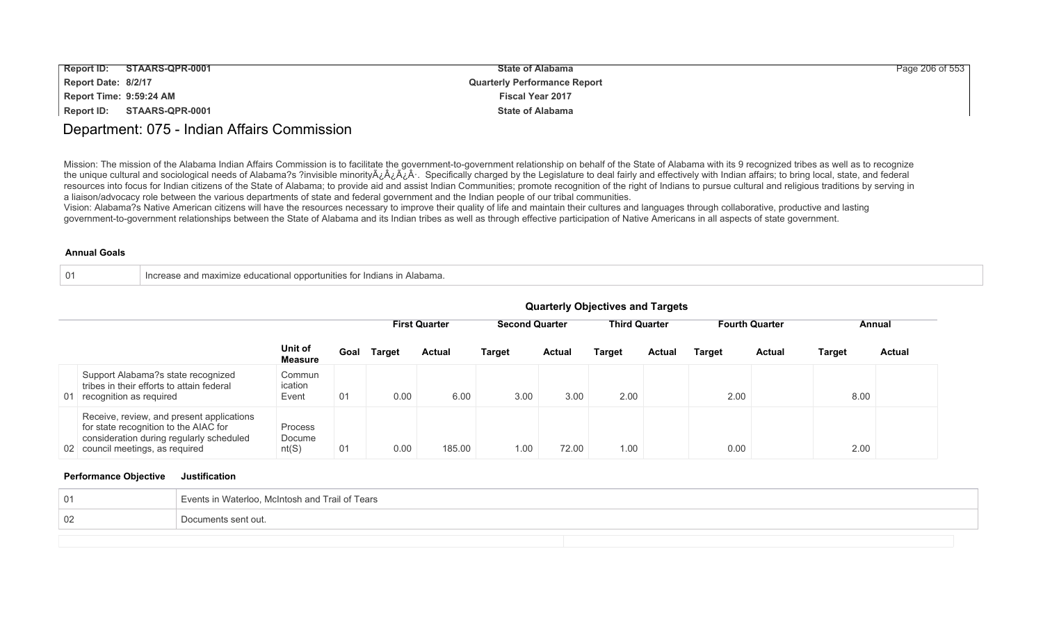# Department: 075 - Indian Affairs Commission

Mission: The mission of the Alabama Indian Affairs Commission is to facilitate the government-to-government relationship on behalf of the State of Alabama with its 9 recognized tribes as well as to recognize the unique cultural and sociological needs of Alabama?s ?invisible minorityÃ¿Â¿Ã¿Â·. Specifically charged by the Legislature to deal fairly and effectively with Indian affairs; to bring local, state, and federal resources into focus for Indian citizens of the State of Alabama; to provide aid and assist Indian Communities; promote recognition of the right of Indians to pursue cultural and religious traditions by serving in a liaison/advocacy role between the various departments of state and federal government and the Indian people of our tribal communities.
Vision: Alabama?s Native American citizens will have the resources necessary to improve their quality of life and maintain their cultures and languages through collaborative, productive and lasting government-to-government relationships between the State of Alabama and its Indian tribes as well as through effective participation of Native Americans in all aspects of state government.

**Annual Goals**

| | |
|---|---|
| 01 | Increase and maximize educational opportunities for Indians in Alabama. |

**Quarterly Objectives and Targets**

| | | | | First Quarter | | Second Quarter | | Third Quarter | | Fourth Quarter | | Annual | |
|---|---|---|---|---|---|---|---|---|---|---|---|---|---|
| | | Unit of Measure | Goal | Target | Actual | Target | Actual | Target | Actual | Target | Actual | Target | Actual |
| 01 | Support Alabama?s state recognized tribes in their efforts to attain federal recognition as required | Communication Event | 01 | 0.00 | 6.00 | 3.00 | 3.00 | 2.00 | | 2.00 | | 8.00 | |
| 02 | Receive, review, and present applications for state recognition to the AIAC for consideration during regularly scheduled council meetings, as required | Process Document(S) | 01 | 0.00 | 185.00 | 1.00 | 72.00 | 1.00 | | 0.00 | | 2.00 | |

| Performance Objective | Justification |
|---|---|
| 01 | Events in Waterloo, McIntosh and Trail of Tears |
| 02 | Documents sent out. |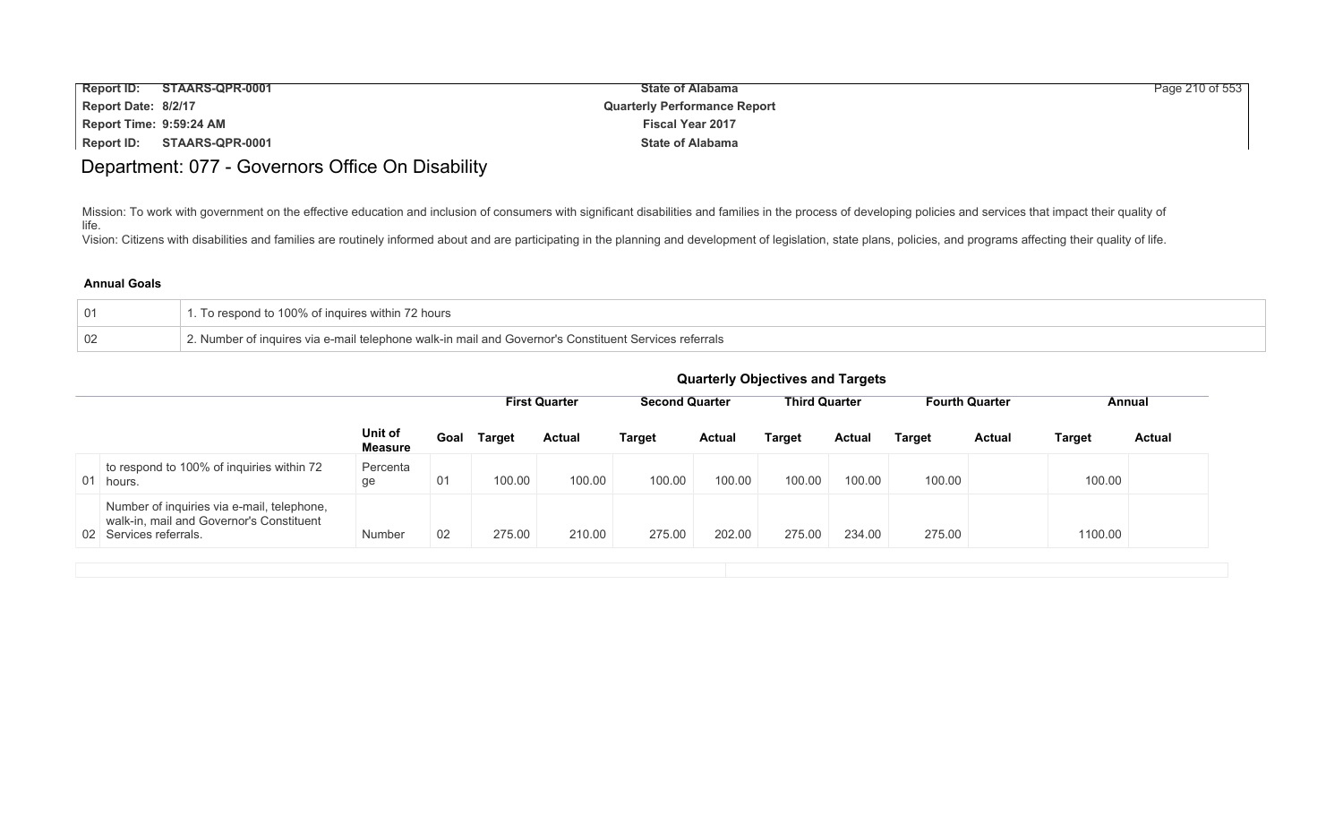# Department: 077 - Governors Office On Disability

Mission: To work with government on the effective education and inclusion of consumers with significant disabilities and families in the process of developing policies and services that impact their quality of life.
Vision: Citizens with disabilities and families are routinely informed about and are participating in the planning and development of legislation, state plans, policies, and programs affecting their quality of life.

### Annual Goals

| | |
|---|---|
| 01 | 1. To respond to 100% of inquires within 72 hours |
| 02 | 2. Number of inquires via e-mail telephone walk-in mail and Governor's Constituent Services referrals |

### Quarterly Objectives and Targets

| | | | | First Quarter | | Second Quarter | | Third Quarter | | Fourth Quarter | | Annual | |
|---|---|---|---|---|---|---|---|---|---|---|---|---|---|
| | | Unit of Measure | Goal | Target | Actual | Target | Actual | Target | Actual | Target | Actual | Target | Actual |
| 01 | to respond to 100% of inquiries within 72 hours. | Percentage | 01 | 100.00 | 100.00 | 100.00 | 100.00 | 100.00 | 100.00 | 100.00 | | 100.00 | |
| 02 | Number of inquiries via e-mail, telephone, walk-in, mail and Governor's Constituent Services referrals. | Number | 02 | 275.00 | 210.00 | 275.00 | 202.00 | 275.00 | 234.00 | 275.00 | | 1100.00 | |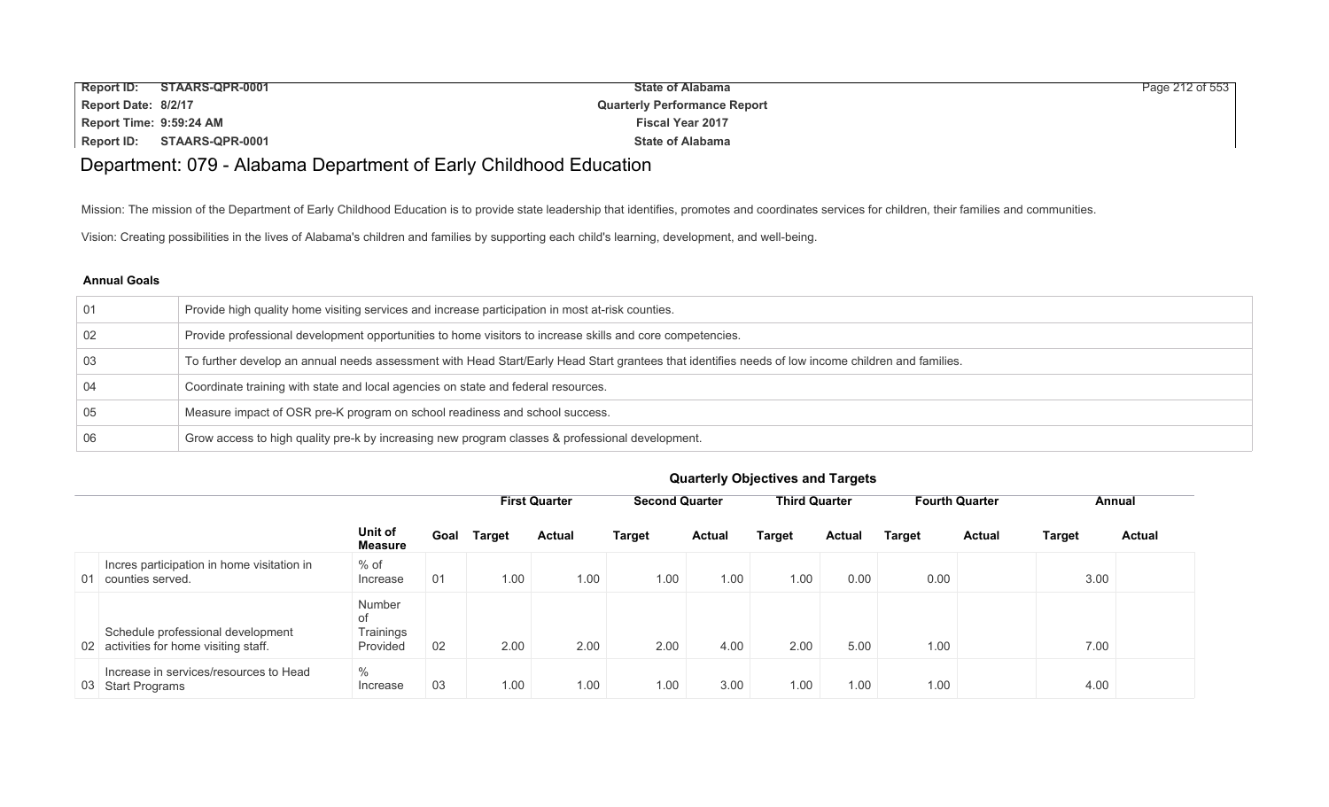# Department: 079 - Alabama Department of Early Childhood Education

Mission: The mission of the Department of Early Childhood Education is to provide state leadership that identifies, promotes and coordinates services for children, their families and communities.

Vision: Creating possibilities in the lives of Alabama's children and families by supporting each child's learning, development, and well-being.

**Annual Goals**

| | |
|---|---|
| 01 | Provide high quality home visiting services and increase participation in most at-risk counties. |
| 02 | Provide professional development opportunities to home visitors to increase skills and core competencies. |
| 03 | To further develop an annual needs assessment with Head Start/Early Head Start grantees that identifies needs of low income children and families. |
| 04 | Coordinate training with state and local agencies on state and federal resources. |
| 05 | Measure impact of OSR pre-K program on school readiness and school success. |
| 06 | Grow access to high quality pre-k by increasing new program classes & professional development. |

**Quarterly Objectives and Targets**

| | | | | First Quarter | | Second Quarter | | Third Quarter | | Fourth Quarter | | Annual | |
|---|---|---|---|---|---|---|---|---|---|---|---|---|---|
| | | Unit of Measure | Goal | Target | Actual | Target | Actual | Target | Actual | Target | Actual | Target | Actual |
| 01 | Incres participation in home visitation in counties served. | % of Increase | 01 | 1.00 | 1.00 | 1.00 | 1.00 | 1.00 | 0.00 | 0.00 | | 3.00 | |
| 02 | Schedule professional development activities for home visiting staff. | Number of Trainings Provided | 02 | 2.00 | 2.00 | 2.00 | 4.00 | 2.00 | 5.00 | 1.00 | | 7.00 | |
| 03 | Increase in services/resources to Head Start Programs | % Increase | 03 | 1.00 | 1.00 | 1.00 | 3.00 | 1.00 | 1.00 | 1.00 | | 4.00 | |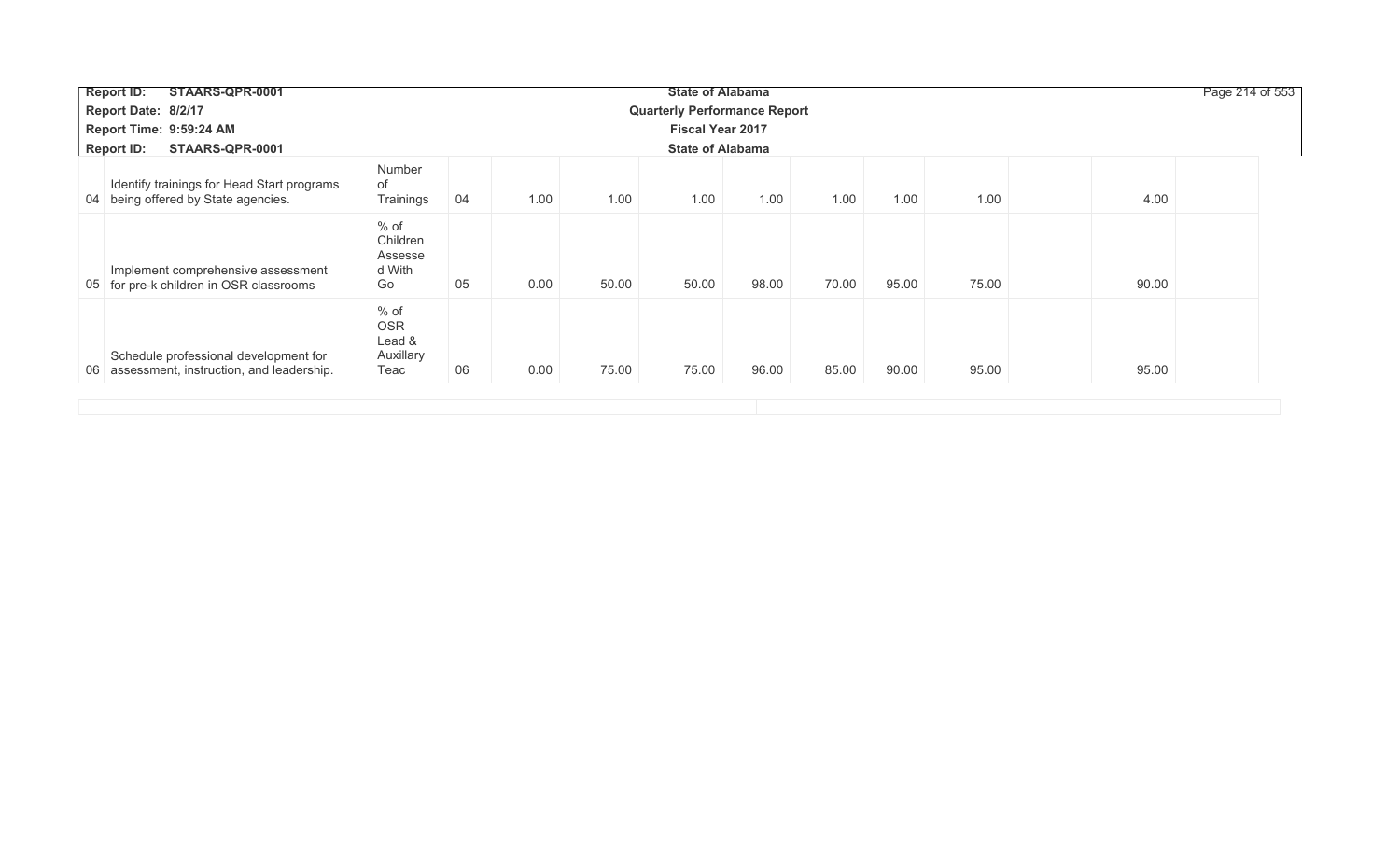| | | | | | | | | | | | | | |
|---|---|---|---|---|---|---|---|---|---|---|---|---|---|
| 04 | Identify trainings for Head Start programs being offered by State agencies. | Number of Trainings | 04 | 1.00 | 1.00 | 1.00 | 1.00 | 1.00 | 1.00 | 1.00 | | 4.00 | |
| 05 | Implement comprehensive assessment for pre-k children in OSR classrooms | % of Children Assessed With Go | 05 | 0.00 | 50.00 | 50.00 | 98.00 | 70.00 | 95.00 | 75.00 | | 90.00 | |
| 06 | Schedule professional development for assessment, instruction, and leadership. | % of OSR Lead & Auxillary Teac | 06 | 0.00 | 75.00 | 75.00 | 96.00 | 85.00 | 90.00 | 95.00 | | 95.00 | |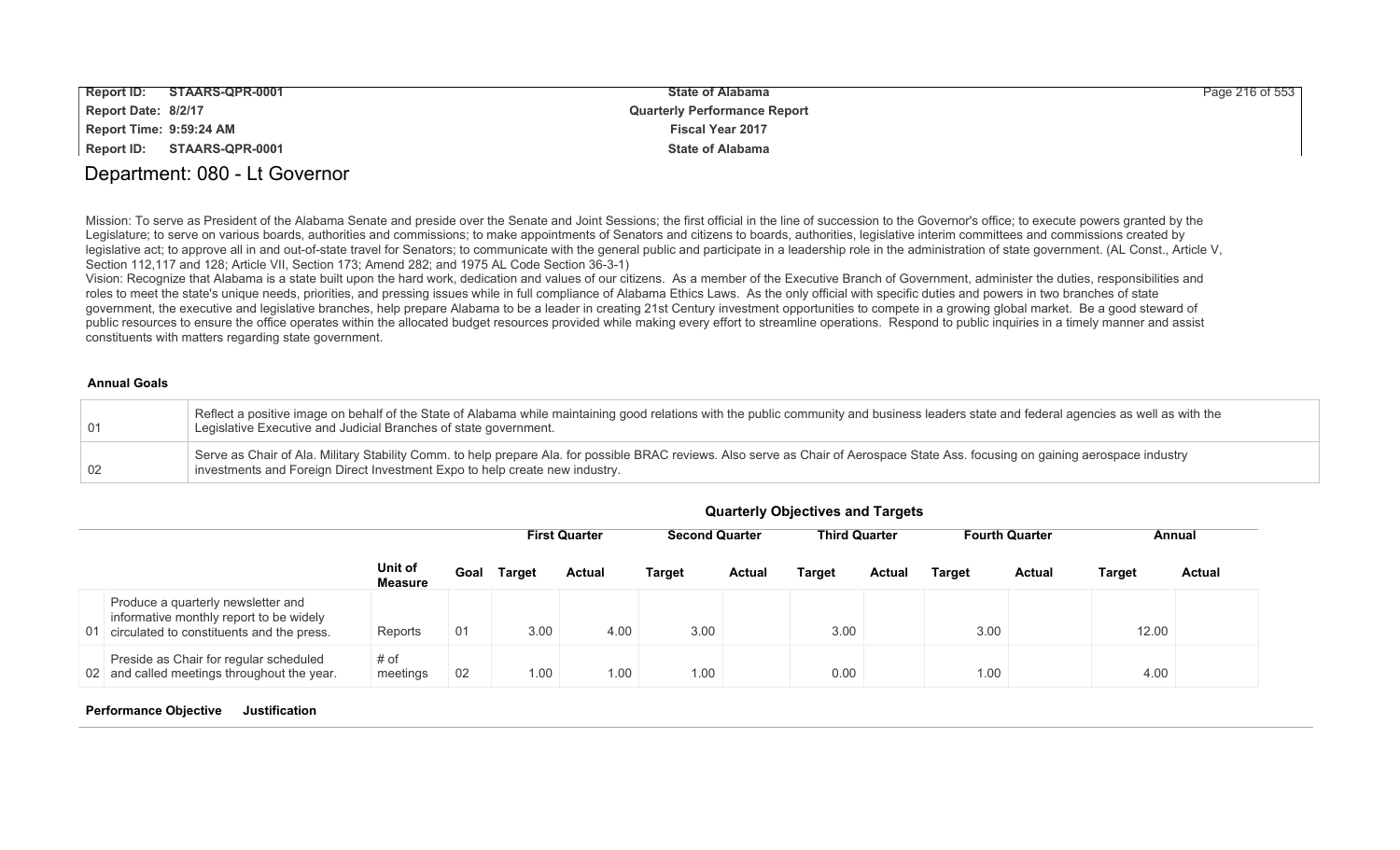# Department: 080 - Lt Governor

Mission: To serve as President of the Alabama Senate and preside over the Senate and Joint Sessions; the first official in the line of succession to the Governor's office; to execute powers granted by the Legislature; to serve on various boards, authorities and commissions; to make appointments of Senators and citizens to boards, authorities, legislative interim committees and commissions created by legislative act; to approve all in and out-of-state travel for Senators; to communicate with the general public and participate in a leadership role in the administration of state government. (AL Const., Article V, Section 112,117 and 128; Article VII, Section 173; Amend 282; and 1975 AL Code Section 36-3-1)
Vision: Recognize that Alabama is a state built upon the hard work, dedication and values of our citizens. As a member of the Executive Branch of Government, administer the duties, responsibilities and roles to meet the state's unique needs, priorities, and pressing issues while in full compliance of Alabama Ethics Laws. As the only official with specific duties and powers in two branches of state government, the executive and legislative branches, help prepare Alabama to be a leader in creating 21st Century investment opportunities to compete in a growing global market. Be a good steward of public resources to ensure the office operates within the allocated budget resources provided while making every effort to streamline operations. Respond to public inquiries in a timely manner and assist constituents with matters regarding state government.

**Annual Goals**

| | |
|---|---|
| 01 | Reflect a positive image on behalf of the State of Alabama while maintaining good relations with the public community and business leaders state and federal agencies as well as with the Legislative Executive and Judicial Branches of state government. |
| 02 | Serve as Chair of Ala. Military Stability Comm. to help prepare Ala. for possible BRAC reviews. Also serve as Chair of Aerospace State Ass. focusing on gaining aerospace industry investments and Foreign Direct Investment Expo to help create new industry. |

**Quarterly Objectives and Targets**

| | | | | First Quarter | | Second Quarter | | Third Quarter | | Fourth Quarter | | Annual | |
|---|---|---|---|---|---|---|---|---|---|---|---|---|---|
| | | Unit of Measure | Goal | Target | Actual | Target | Actual | Target | Actual | Target | Actual | Target | Actual |
| 01 | Produce a quarterly newsletter and informative monthly report to be widely circulated to constituents and the press. | Reports | 01 | 3.00 | 4.00 | 3.00 | | 3.00 | | 3.00 | | 12.00 | |
| 02 | Preside as Chair for regular scheduled and called meetings throughout the year. | # of meetings | 02 | 1.00 | 1.00 | 1.00 | | 0.00 | | 1.00 | | 4.00 | |

**Performance Objective** **Justification**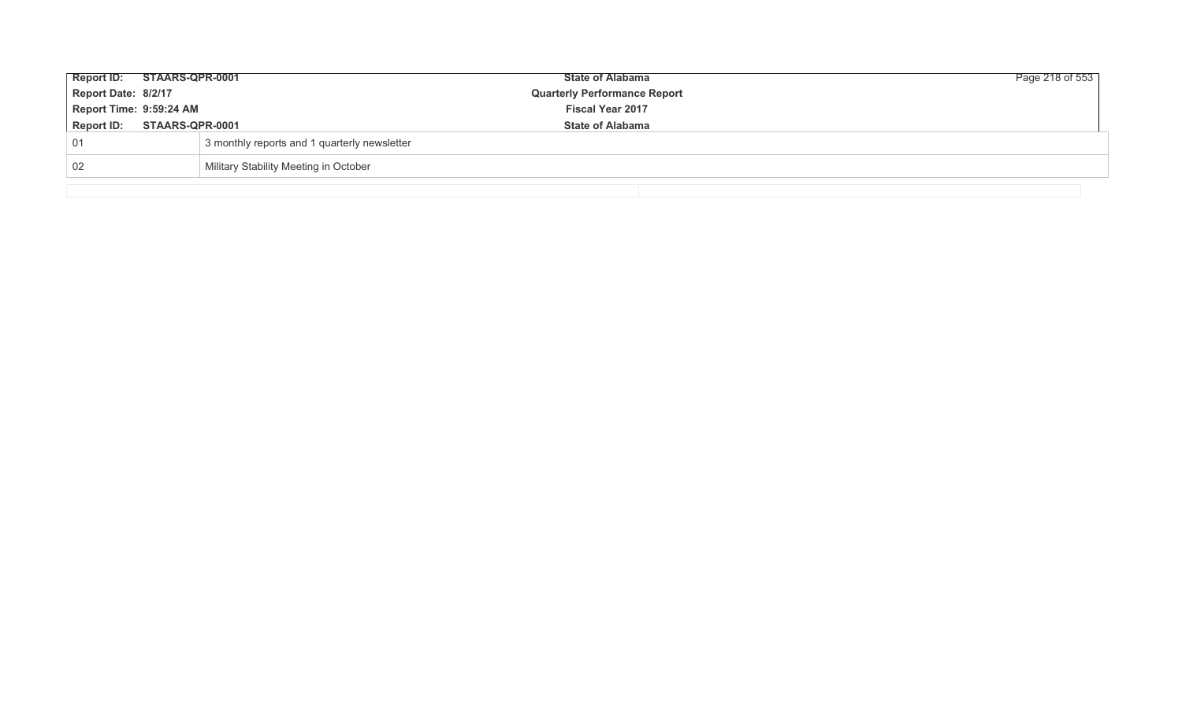| | |
|---|---|
| 01 | 3 monthly reports and 1 quarterly newsletter |
| 02 | Military Stability Meeting in October |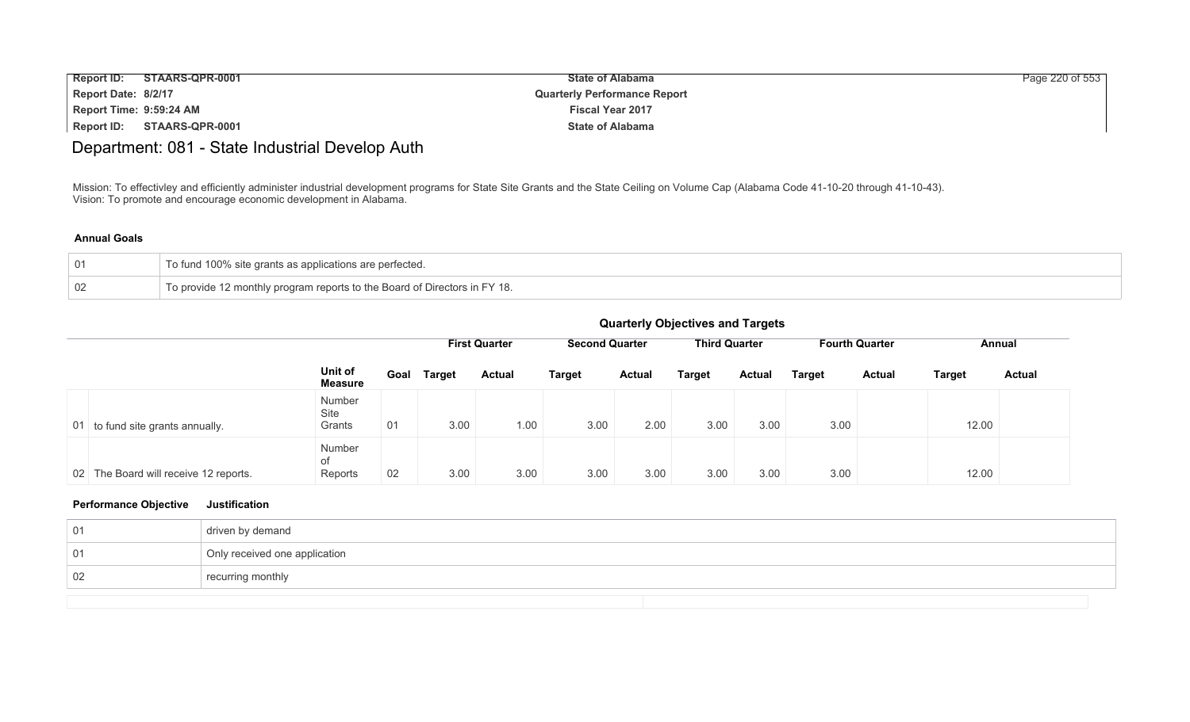# Department: 081 - State Industrial Develop Auth

Mission: To effectivley and efficiently administer industrial development programs for State Site Grants and the State Ceiling on Volume Cap (Alabama Code 41-10-20 through 41-10-43).
Vision: To promote and encourage economic development in Alabama.

### Annual Goals

| | |
|---|---|
| 01 | To fund 100% site grants as applications are perfected. |
| 02 | To provide 12 monthly program reports to the Board of Directors in FY 18. |

### Quarterly Objectives and Targets

| | | Unit of Measure | Goal | First Quarter Target | First Quarter Actual | Second Quarter Target | Second Quarter Actual | Third Quarter Target | Third Quarter Actual | Fourth Quarter Target | Fourth Quarter Actual | Annual Target | Annual Actual |
|---|---|---|---|---|---|---|---|---|---|---|---|---|---|
| 01 | to fund site grants annually. | Number Site Grants | 01 | 3.00 | 1.00 | 3.00 | 2.00 | 3.00 | 3.00 | 3.00 | | 12.00 | |
| 02 | The Board will receive 12 reports. | Number of Reports | 02 | 3.00 | 3.00 | 3.00 | 3.00 | 3.00 | 3.00 | 3.00 | | 12.00 | |

| Performance Objective | Justification |
|---|---|
| 01 | driven by demand |
| 01 | Only received one application |
| 02 | recurring monthly |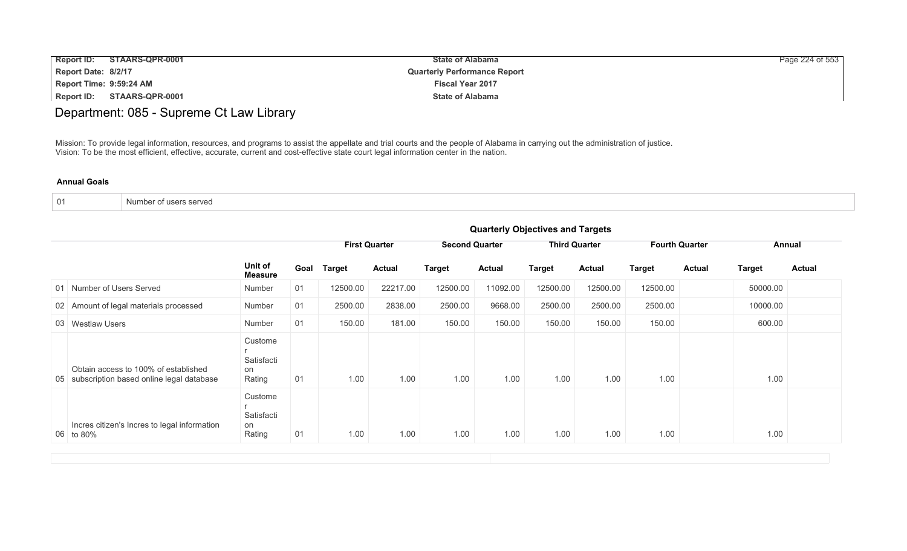# Department: 085 - Supreme Ct Law Library

Mission: To provide legal information, resources, and programs to assist the appellate and trial courts and the people of Alabama in carrying out the administration of justice.
Vision: To be the most efficient, effective, accurate, current and cost-effective state court legal information center in the nation.

**Annual Goals**

| 01 | Number of users served |
|---|---|

**Quarterly Objectives and Targets**

| | | | | First Quarter | | Second Quarter | | Third Quarter | | Fourth Quarter | | Annual | |
|---|---|---|---|---|---|---|---|---|---|---|---|---|---|
| | | Unit of Measure | Goal | Target | Actual | Target | Actual | Target | Actual | Target | Actual | Target | Actual |
| 01 | Number of Users Served | Number | 01 | 12500.00 | 22217.00 | 12500.00 | 11092.00 | 12500.00 | 12500.00 | 12500.00 | | 50000.00 | |
| 02 | Amount of legal materials processed | Number | 01 | 2500.00 | 2838.00 | 2500.00 | 9668.00 | 2500.00 | 2500.00 | 2500.00 | | 10000.00 | |
| 03 | Westlaw Users | Number | 01 | 150.00 | 181.00 | 150.00 | 150.00 | 150.00 | 150.00 | 150.00 | | 600.00 | |
| 05 | Obtain access to 100% of established subscription based online legal database | Customer Satisfaction Rating | 01 | 1.00 | 1.00 | 1.00 | 1.00 | 1.00 | 1.00 | 1.00 | | 1.00 | |
| 06 | Incres citizen's Incres to legal information to 80% | Customer Satisfaction Rating | 01 | 1.00 | 1.00 | 1.00 | 1.00 | 1.00 | 1.00 | 1.00 | | 1.00 | |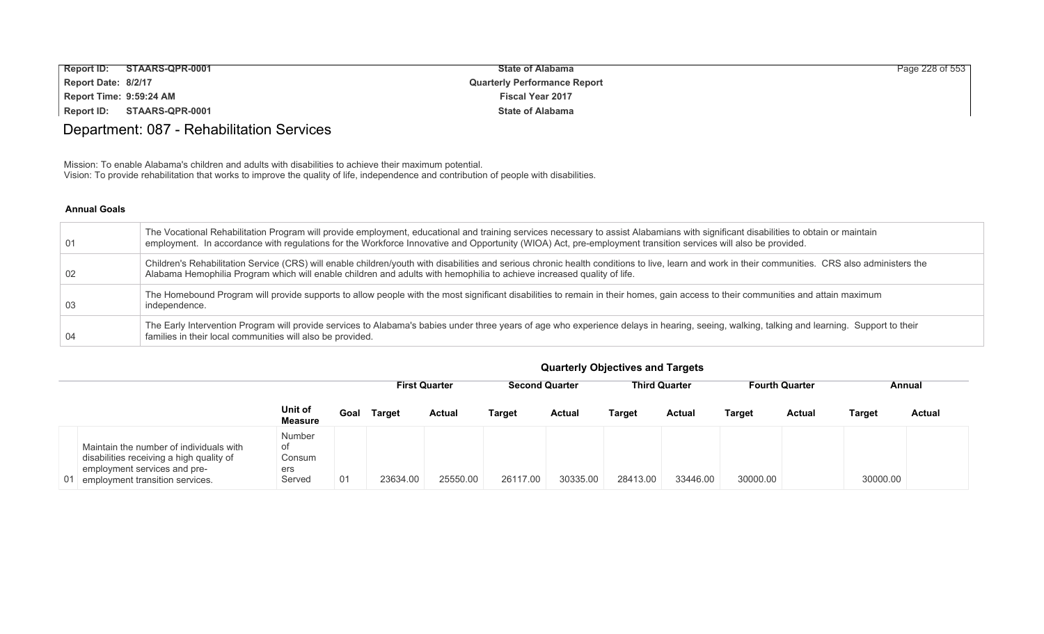# Department: 087 - Rehabilitation Services

Mission: To enable Alabama's children and adults with disabilities to achieve their maximum potential.
Vision: To provide rehabilitation that works to improve the quality of life, independence and contribution of people with disabilities.

### Annual Goals

| | |
|---|---|
| 01 | The Vocational Rehabilitation Program will provide employment, educational and training services necessary to assist Alabamians with significant disabilities to obtain or maintain employment. In accordance with regulations for the Workforce Innovative and Opportunity (WIOA) Act, pre-employment transition services will also be provided. |
| 02 | Children's Rehabilitation Service (CRS) will enable children/youth with disabilities and serious chronic health conditions to live, learn and work in their communities. CRS also administers the Alabama Hemophilia Program which will enable children and adults with hemophilia to achieve increased quality of life. |
| 03 | The Homebound Program will provide supports to allow people with the most significant disabilities to remain in their homes, gain access to their communities and attain maximum independence. |
| 04 | The Early Intervention Program will provide services to Alabama's babies under three years of age who experience delays in hearing, seeing, walking, talking and learning. Support to their families in their local communities will also be provided. |

### Quarterly Objectives and Targets

| | | | | First Quarter | | Second Quarter | | Third Quarter | | Fourth Quarter | | Annual | |
|---|---|---|---|---|---|---|---|---|---|---|---|---|---|
| | | Unit of Measure | Goal | Target | Actual | Target | Actual | Target | Actual | Target | Actual | Target | Actual |
| 01 | Maintain the number of individuals with disabilities receiving a high quality of employment services and pre-employment transition services. | Number of Consumers Served | 01 | 23634.00 | 25550.00 | 26117.00 | 30335.00 | 28413.00 | 33446.00 | 30000.00 | | 30000.00 | |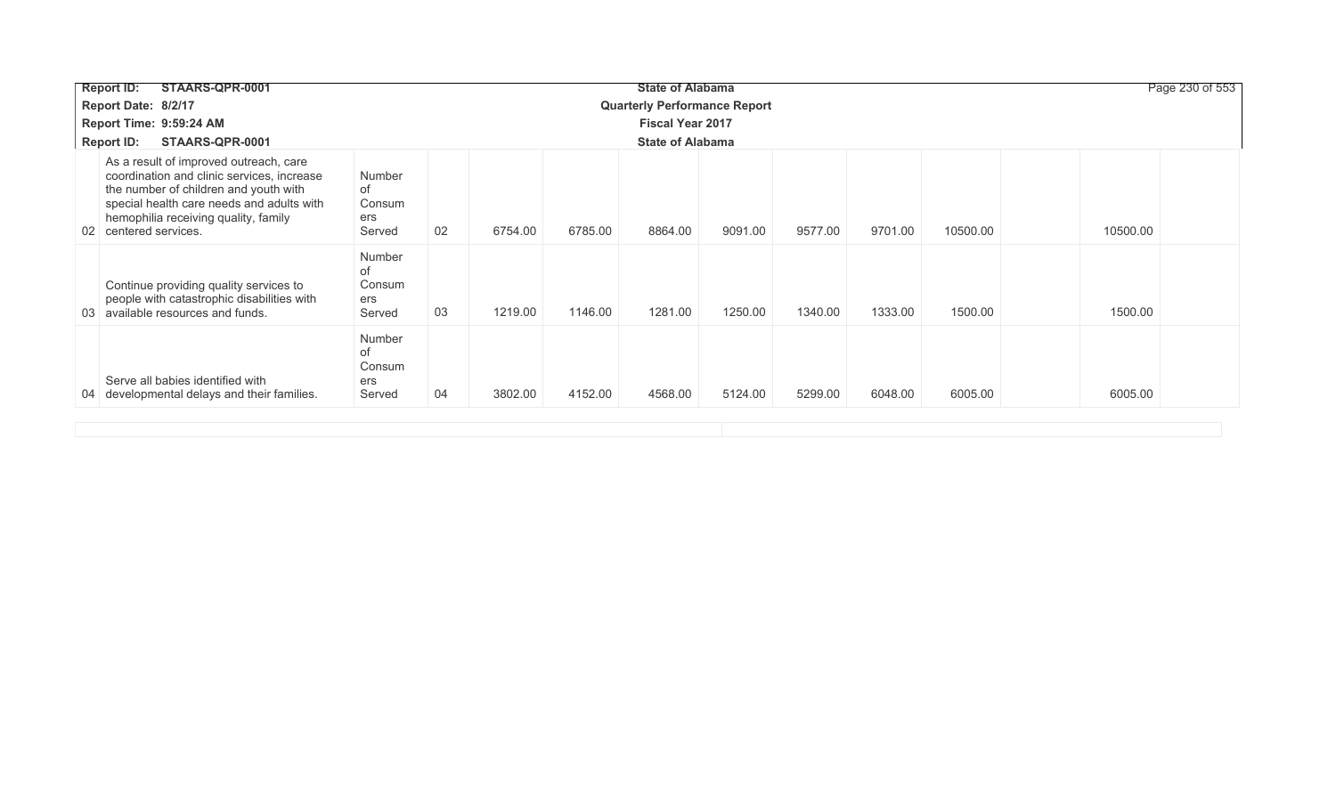| | | | | | | | | | | | | | |
|---|---|---|---|---|---|---|---|---|---|---|---|---|---|
| 02 | As a result of improved outreach, care coordination and clinic services, increase the number of children and youth with special health care needs and adults with hemophilia receiving quality, family centered services. | Number of Consumers Served | 02 | 6754.00 | 6785.00 | 8864.00 | 9091.00 | 9577.00 | 9701.00 | 10500.00 | | 10500.00 | |
| 03 | Continue providing quality services to people with catastrophic disabilities with available resources and funds. | Number of Consumers Served | 03 | 1219.00 | 1146.00 | 1281.00 | 1250.00 | 1340.00 | 1333.00 | 1500.00 | | 1500.00 | |
| 04 | Serve all babies identified with developmental delays and their families. | Number of Consumers Served | 04 | 3802.00 | 4152.00 | 4568.00 | 5124.00 | 5299.00 | 6048.00 | 6005.00 | | 6005.00 | |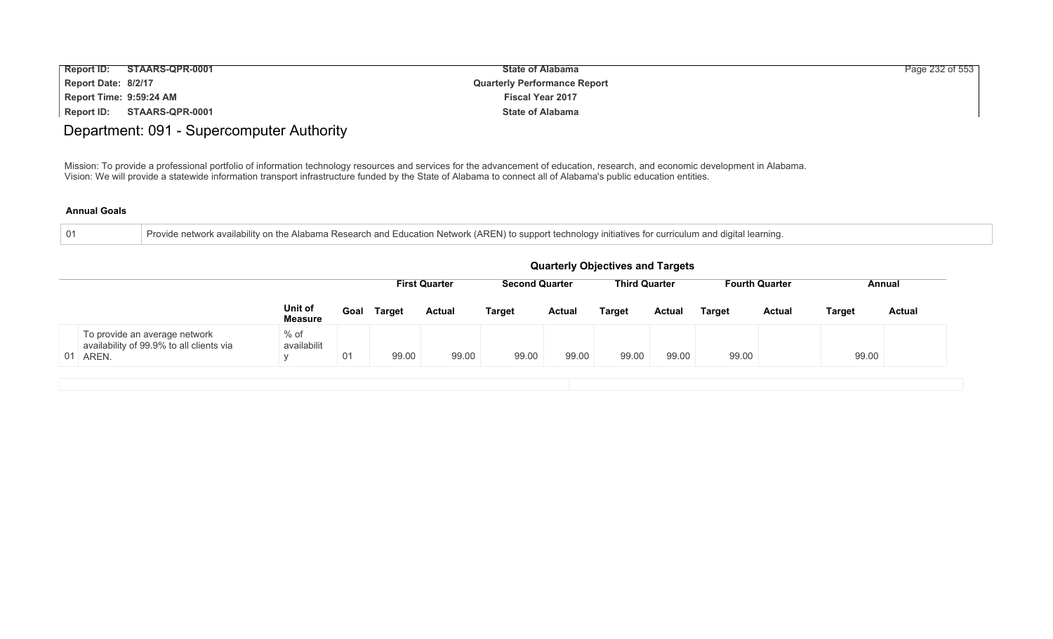# Department: 091 - Supercomputer Authority

Mission: To provide a professional portfolio of information technology resources and services for the advancement of education, research, and economic development in Alabama.
Vision: We will provide a statewide information transport infrastructure funded by the State of Alabama to connect all of Alabama's public education entities.

**Annual Goals**

| | |
|---|---|
| 01 | Provide network availability on the Alabama Research and Education Network (AREN) to support technology initiatives for curriculum and digital learning. |

**Quarterly Objectives and Targets**

| | | | First Quarter | | Second Quarter | | Third Quarter | | Fourth Quarter | | Annual | |
|---|---|---|---|---|---|---|---|---|---|---|---|---|
| | Unit of Measure | Goal | Target | Actual | Target | Actual | Target | Actual | Target | Actual | Target | Actual |
| 01 To provide an average network availability of 99.9% to all clients via AREN. | % of availability | 01 | 99.00 | 99.00 | 99.00 | 99.00 | 99.00 | 99.00 | 99.00 | | 99.00 | |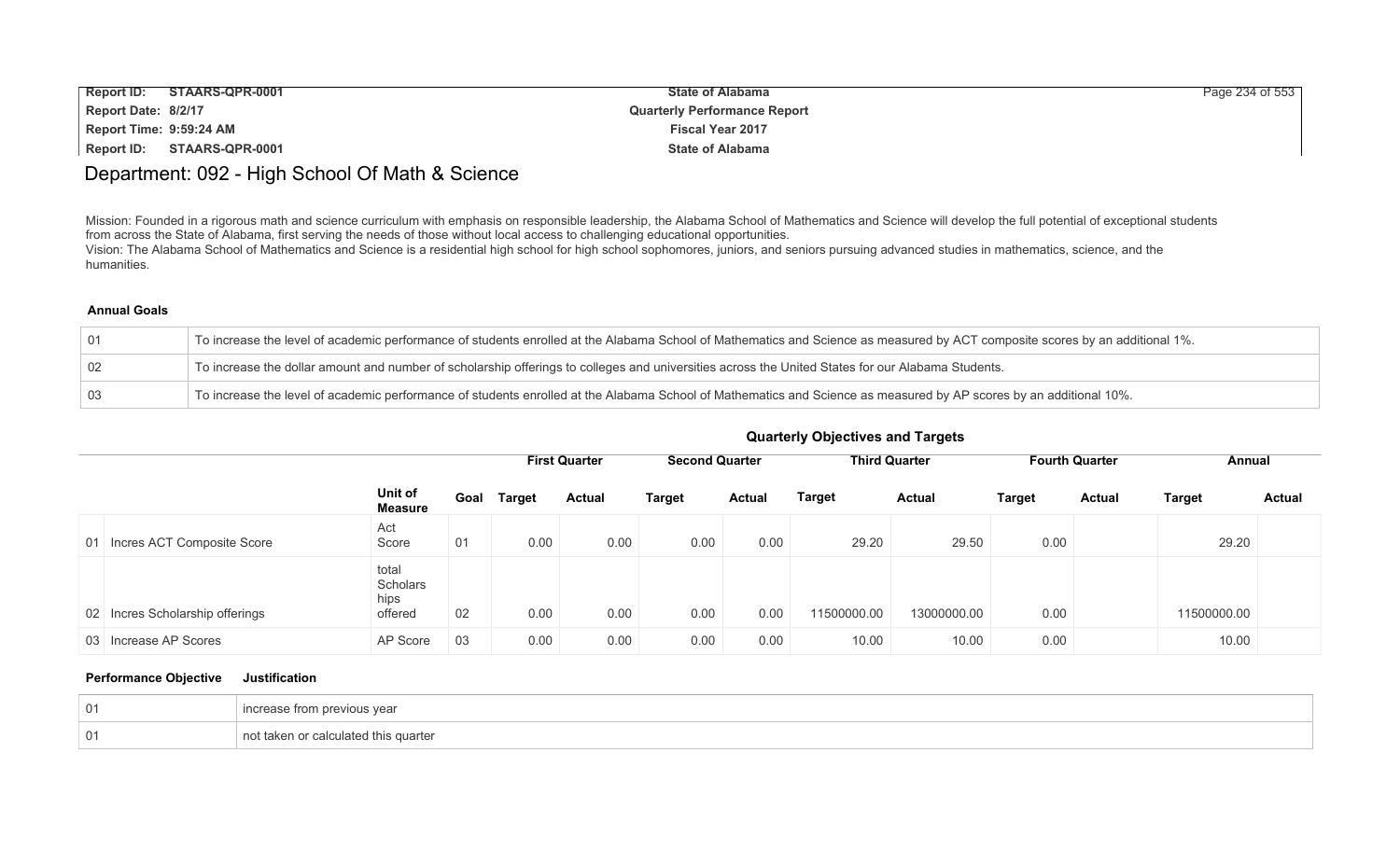# Department: 092 - High School Of Math & Science

Mission: Founded in a rigorous math and science curriculum with emphasis on responsible leadership, the Alabama School of Mathematics and Science will develop the full potential of exceptional students from across the State of Alabama, first serving the needs of those without local access to challenging educational opportunities.
Vision: The Alabama School of Mathematics and Science is a residential high school for high school sophomores, juniors, and seniors pursuing advanced studies in mathematics, science, and the humanities.

### Annual Goals

| | |
|---|---|
| 01 | To increase the level of academic performance of students enrolled at the Alabama School of Mathematics and Science as measured by ACT composite scores by an additional 1%. |
| 02 | To increase the dollar amount and number of scholarship offerings to colleges and universities across the United States for our Alabama Students. |
| 03 | To increase the level of academic performance of students enrolled at the Alabama School of Mathematics and Science as measured by AP scores by an additional 10%. |

### Quarterly Objectives and Targets

| | | | First Quarter | | Second Quarter | | Third Quarter | | Fourth Quarter | | Annual | |
|---|---|---|---|---|---|---|---|---|---|---|---|---|
| | Unit of Measure | Goal | Target | Actual | Target | Actual | Target | Actual | Target | Actual | Target | Actual |
| 01 Incres ACT Composite Score | Act Score | 01 | 0.00 | 0.00 | 0.00 | 0.00 | 29.20 | 29.50 | 0.00 | | 29.20 | |
| 02 Incres Scholarship offerings | total Scholarships offered | 02 | 0.00 | 0.00 | 0.00 | 0.00 | 11500000.00 | 13000000.00 | 0.00 | | 11500000.00 | |
| 03 Increase AP Scores | AP Score | 03 | 0.00 | 0.00 | 0.00 | 0.00 | 10.00 | 10.00 | 0.00 | | 10.00 | |

| Performance Objective | Justification |
|---|---|
| 01 | increase from previous year |
| 01 | not taken or calculated this quarter |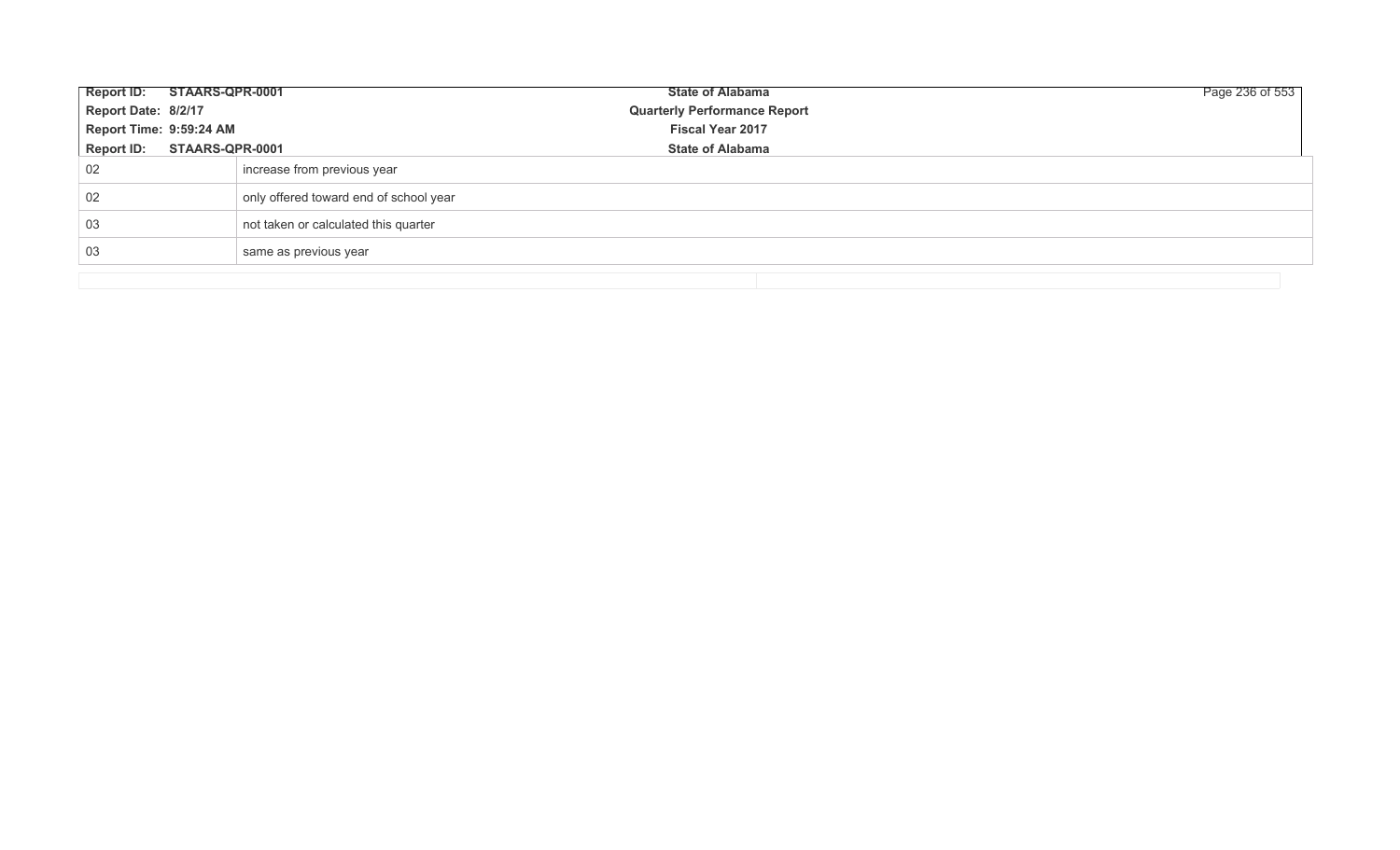| | |
|---|---|
| 02 | increase from previous year |
| 02 | only offered toward end of school year |
| 03 | not taken or calculated this quarter |
| 03 | same as previous year |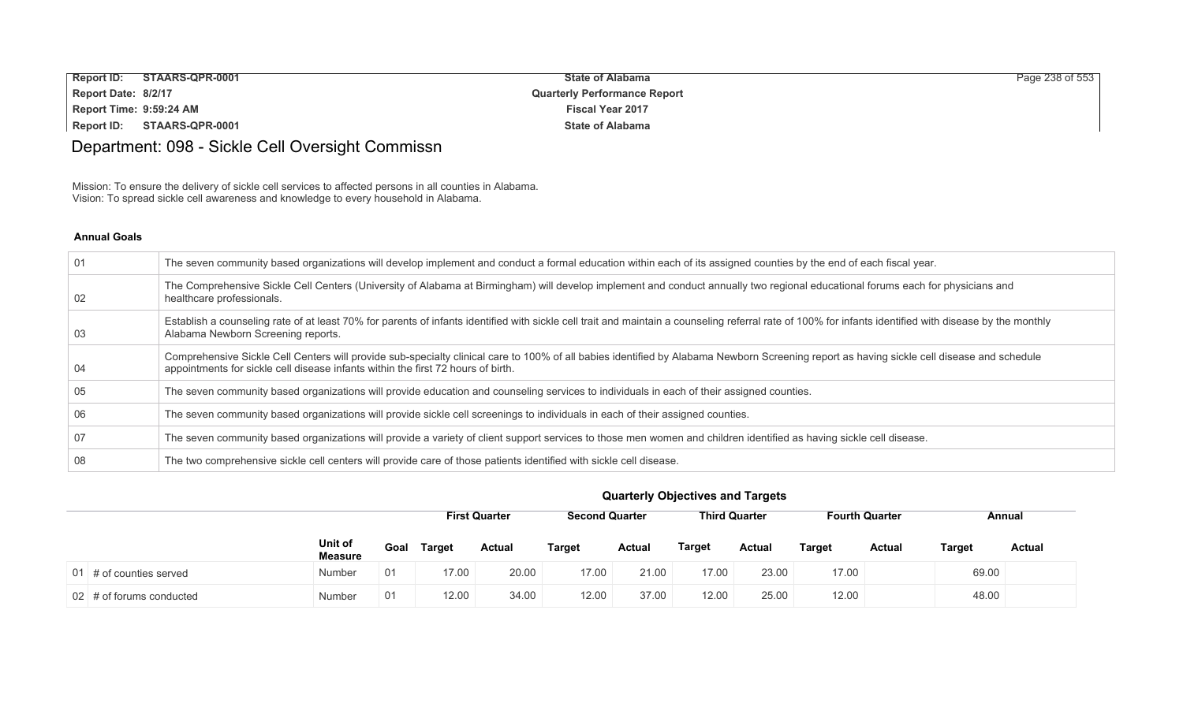# Department: 098 - Sickle Cell Oversight Commissn

Mission: To ensure the delivery of sickle cell services to affected persons in all counties in Alabama.
Vision: To spread sickle cell awareness and knowledge to every household in Alabama.

## Annual Goals

| | |
|---|---|
| 01 | The seven community based organizations will develop implement and conduct a formal education within each of its assigned counties by the end of each fiscal year. |
| 02 | The Comprehensive Sickle Cell Centers (University of Alabama at Birmingham) will develop implement and conduct annually two regional educational forums each for physicians and healthcare professionals. |
| 03 | Establish a counseling rate of at least 70% for parents of infants identified with sickle cell trait and maintain a counseling referral rate of 100% for infants identified with disease by the monthly Alabama Newborn Screening reports. |
| 04 | Comprehensive Sickle Cell Centers will provide sub-specialty clinical care to 100% of all babies identified by Alabama Newborn Screening report as having sickle cell disease and schedule appointments for sickle cell disease infants within the first 72 hours of birth. |
| 05 | The seven community based organizations will provide education and counseling services to individuals in each of their assigned counties. |
| 06 | The seven community based organizations will provide sickle cell screenings to individuals in each of their assigned counties. |
| 07 | The seven community based organizations will provide a variety of client support services to those men women and children identified as having sickle cell disease. |
| 08 | The two comprehensive sickle cell centers will provide care of those patients identified with sickle cell disease. |

## Quarterly Objectives and Targets

| | | Unit of Measure | Goal | First Quarter | | Second Quarter | | Third Quarter | | Fourth Quarter | | Annual | |
|---|---|---|---|---|---|---|---|---|---|---|---|---|---|
| | | | | Target | Actual | Target | Actual | Target | Actual | Target | Actual | Target | Actual |
| 01 | # of counties served | Number | 01 | 17.00 | 20.00 | 17.00 | 21.00 | 17.00 | 23.00 | 17.00 | | 69.00 | |
| 02 | # of forums conducted | Number | 01 | 12.00 | 34.00 | 12.00 | 37.00 | 12.00 | 25.00 | 12.00 | | 48.00 | |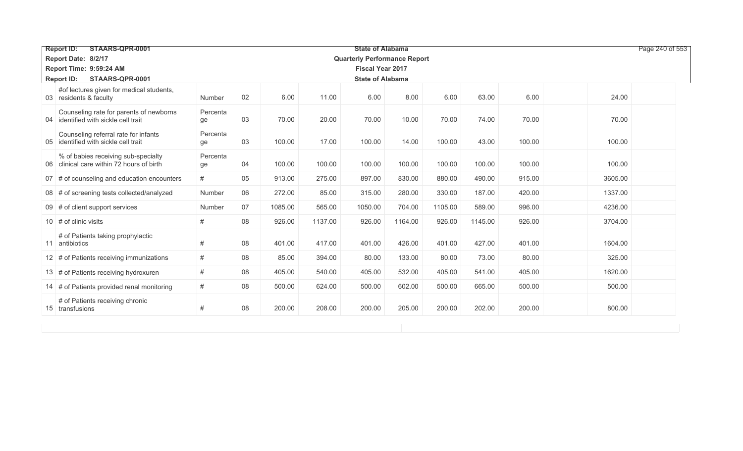| Report ID: STAARS-QPR-0001 | | | | | | | | | | | | |
|---|---|---|---|---|---|---|---|---|---|---|---|---|
| Report Date: 8/2/17 | | | | | | | | | | | | |
| Report Time: 9:59:24 AM | | | | | | | | | | | | |
| Report ID: STAARS-QPR-0001 | | | | | | | | | | | | |
| 03 #of lectures given for medical students, residents & faculty | Number | 02 | 6.00 | 11.00 | 6.00 | 8.00 | 6.00 | 63.00 | 6.00 | | 24.00 | |
| 04 Counseling rate for parents of newborns identified with sickle cell trait | Percentage | 03 | 70.00 | 20.00 | 70.00 | 10.00 | 70.00 | 74.00 | 70.00 | | 70.00 | |
| 05 Counseling referral rate for infants identified with sickle cell trait | Percentage | 03 | 100.00 | 17.00 | 100.00 | 14.00 | 100.00 | 43.00 | 100.00 | | 100.00 | |
| 06 % of babies receiving sub-specialty clinical care within 72 hours of birth | Percentage | 04 | 100.00 | 100.00 | 100.00 | 100.00 | 100.00 | 100.00 | 100.00 | | 100.00 | |
| 07 # of counseling and education encounters | # | 05 | 913.00 | 275.00 | 897.00 | 830.00 | 880.00 | 490.00 | 915.00 | | 3605.00 | |
| 08 # of screening tests collected/analyzed | Number | 06 | 272.00 | 85.00 | 315.00 | 280.00 | 330.00 | 187.00 | 420.00 | | 1337.00 | |
| 09 # of client support services | Number | 07 | 1085.00 | 565.00 | 1050.00 | 704.00 | 1105.00 | 589.00 | 996.00 | | 4236.00 | |
| 10 # of clinic visits | # | 08 | 926.00 | 1137.00 | 926.00 | 1164.00 | 926.00 | 1145.00 | 926.00 | | 3704.00 | |
| 11 # of Patients taking prophylactic antibiotics | # | 08 | 401.00 | 417.00 | 401.00 | 426.00 | 401.00 | 427.00 | 401.00 | | 1604.00 | |
| 12 # of Patients receiving immunizations | # | 08 | 85.00 | 394.00 | 80.00 | 133.00 | 80.00 | 73.00 | 80.00 | | 325.00 | |
| 13 # of Patients receiving hydroxuren | # | 08 | 405.00 | 540.00 | 405.00 | 532.00 | 405.00 | 541.00 | 405.00 | | 1620.00 | |
| 14 # of Patients provided renal monitoring | # | 08 | 500.00 | 624.00 | 500.00 | 602.00 | 500.00 | 665.00 | 500.00 | | 500.00 | |
| 15 # of Patients receiving chronic transfusions | # | 08 | 200.00 | 208.00 | 200.00 | 205.00 | 200.00 | 202.00 | 200.00 | | 800.00 | |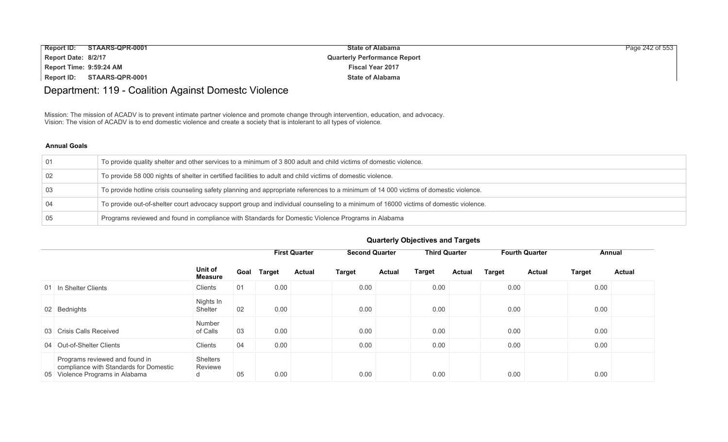## Department: 119 - Coalition Against Domestc Violence

Mission: The mission of ACADV is to prevent intimate partner violence and promote change through intervention, education, and advocacy.
Vision: The vision of ACADV is to end domestic violence and create a society that is intolerant to all types of violence.

**Annual Goals**

| | |
|---|---|
| 01 | To provide quality shelter and other services to a minimum of 3 800 adult and child victims of domestic violence. |
| 02 | To provide 58 000 nights of shelter in certified facilities to adult and child victims of domestic violence. |
| 03 | To provide hotline crisis counseling safety planning and appropriate references to a minimum of 14 000 victims of domestic violence. |
| 04 | To provide out-of-shelter court advocacy support group and individual counseling to a minimum of 16000 victims of domestic violence. |
| 05 | Programs reviewed and found in compliance with Standards for Domestic Violence Programs in Alabama |

**Quarterly Objectives and Targets**

| | | | | First Quarter | | Second Quarter | | Third Quarter | | Fourth Quarter | | Annual | |
|---|---|---|---|---|---|---|---|---|---|---|---|---|---|
| | | Unit of Measure | Goal | Target | Actual | Target | Actual | Target | Actual | Target | Actual | Target | Actual |
| 01 | In Shelter Clients | Clients | 01 | 0.00 | | 0.00 | | 0.00 | | 0.00 | | 0.00 | |
| 02 | Bednights | Nights In Shelter | 02 | 0.00 | | 0.00 | | 0.00 | | 0.00 | | 0.00 | |
| 03 | Crisis Calls Received | Number of Calls | 03 | 0.00 | | 0.00 | | 0.00 | | 0.00 | | 0.00 | |
| 04 | Out-of-Shelter Clients | Clients | 04 | 0.00 | | 0.00 | | 0.00 | | 0.00 | | 0.00 | |
| 05 | Programs reviewed and found in compliance with Standards for Domestic Violence Programs in Alabama | Shelters Reviewed | 05 | 0.00 | | 0.00 | | 0.00 | | 0.00 | | 0.00 | |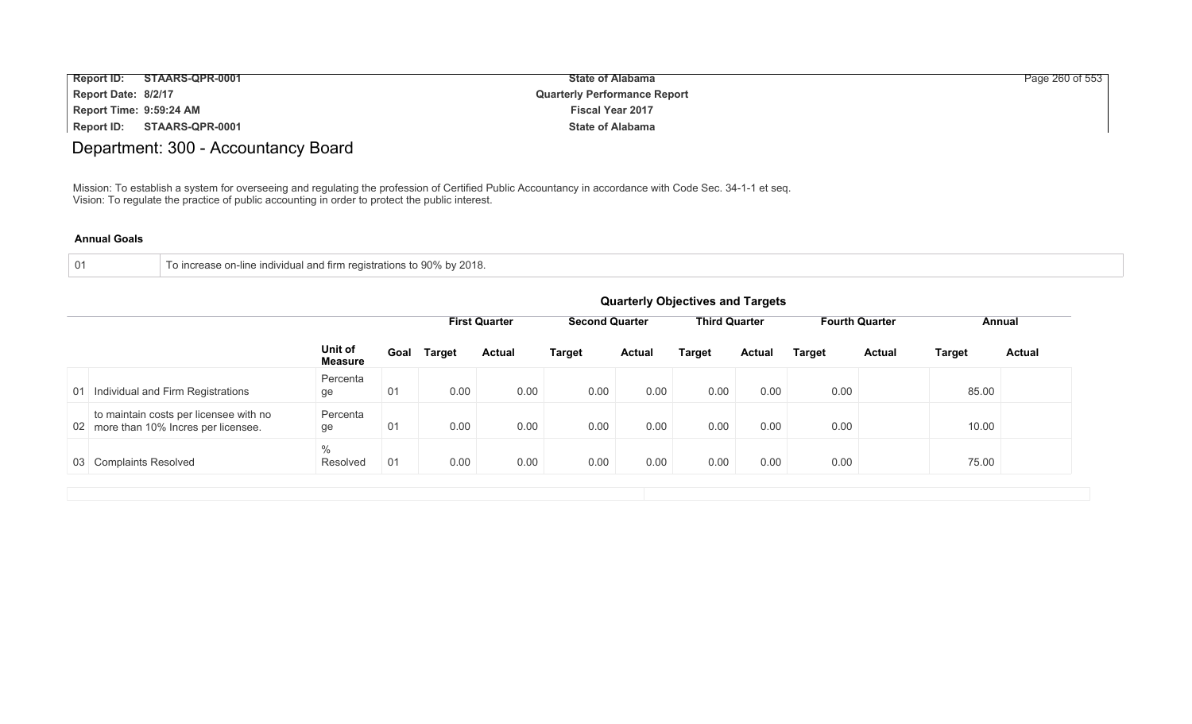# Department: 300 - Accountancy Board

Mission: To establish a system for overseeing and regulating the profession of Certified Public Accountancy in accordance with Code Sec. 34-1-1 et seq.
Vision: To regulate the practice of public accounting in order to protect the public interest.

**Annual Goals**

| | |
|---|---|
| 01 | To increase on-line individual and firm registrations to 90% by 2018. |

**Quarterly Objectives and Targets**

| | | | | First Quarter | | Second Quarter | | Third Quarter | | Fourth Quarter | | Annual | |
|---|---|---|---|---|---|---|---|---|---|---|---|---|---|
| | | Unit of Measure | Goal | Target | Actual | Target | Actual | Target | Actual | Target | Actual | Target | Actual |
| 01 | Individual and Firm Registrations | Percentage | 01 | 0.00 | 0.00 | 0.00 | 0.00 | 0.00 | 0.00 | 0.00 | | 85.00 | |
| 02 | to maintain costs per licensee with no more than 10% Incres per licensee. | Percentage | 01 | 0.00 | 0.00 | 0.00 | 0.00 | 0.00 | 0.00 | 0.00 | | 10.00 | |
| 03 | Complaints Resolved | % Resolved | 01 | 0.00 | 0.00 | 0.00 | 0.00 | 0.00 | 0.00 | 0.00 | | 75.00 | |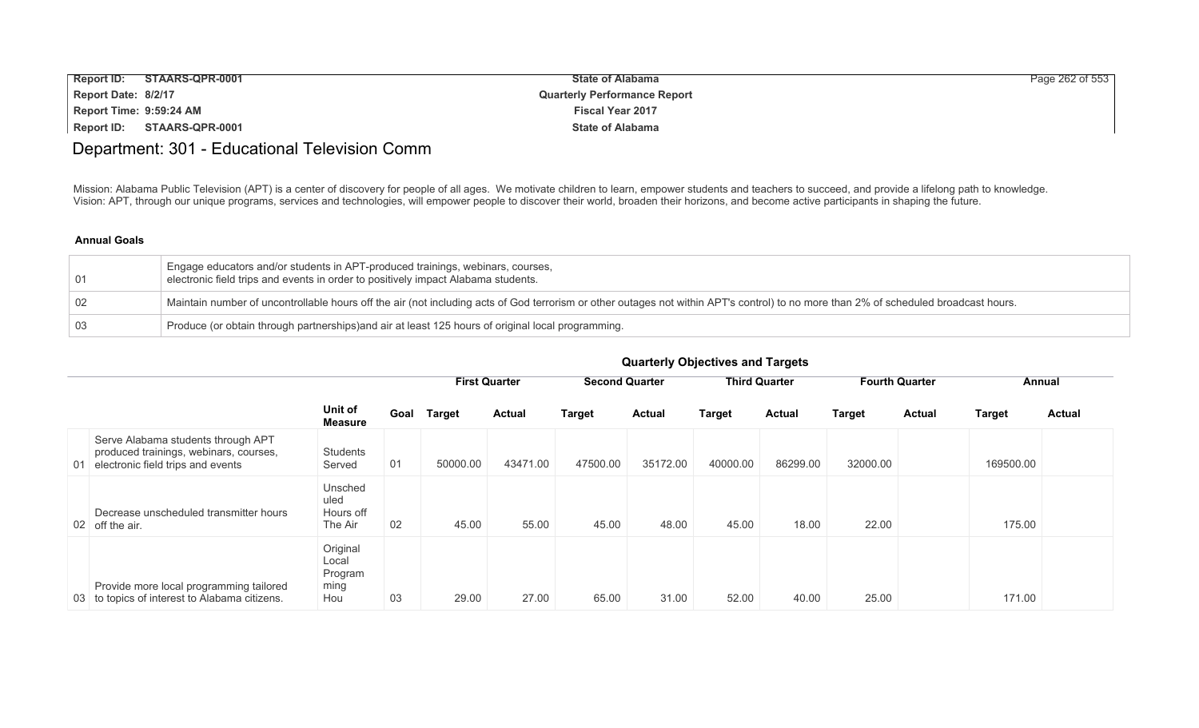# Department: 301 - Educational Television Comm

Mission: Alabama Public Television (APT) is a center of discovery for people of all ages. We motivate children to learn, empower students and teachers to succeed, and provide a lifelong path to knowledge.
Vision: APT, through our unique programs, services and technologies, will empower people to discover their world, broaden their horizons, and become active participants in shaping the future.

### Annual Goals

| | |
|---|---|
| 01 | Engage educators and/or students in APT-produced trainings, webinars, courses, electronic field trips and events in order to positively impact Alabama students. |
| 02 | Maintain number of uncontrollable hours off the air (not including acts of God terrorism or other outages not within APT's control) to no more than 2% of scheduled broadcast hours. |
| 03 | Produce (or obtain through partnerships)and air at least 125 hours of original local programming. |

### Quarterly Objectives and Targets

| | | Unit of Measure | Goal | First Quarter | | Second Quarter | | Third Quarter | | Fourth Quarter | | Annual | |
|---|---|---|---|---|---|---|---|---|---|---|---|---|---|
| | | | | Target | Actual | Target | Actual | Target | Actual | Target | Actual | Target | Actual |
| 01 | Serve Alabama students through APT produced trainings, webinars, courses, electronic field trips and events | Students Served | 01 | 50000.00 | 43471.00 | 47500.00 | 35172.00 | 40000.00 | 86299.00 | 32000.00 | | 169500.00 | |
| 02 | Decrease unscheduled transmitter hours off the air. | Unscheduled Hours off The Air | 02 | 45.00 | 55.00 | 45.00 | 48.00 | 45.00 | 18.00 | 22.00 | | 175.00 | |
| 03 | Provide more local programming tailored to topics of interest to Alabama citizens. | Original Local Programming Hou | 03 | 29.00 | 27.00 | 65.00 | 31.00 | 52.00 | 40.00 | 25.00 | | 171.00 | |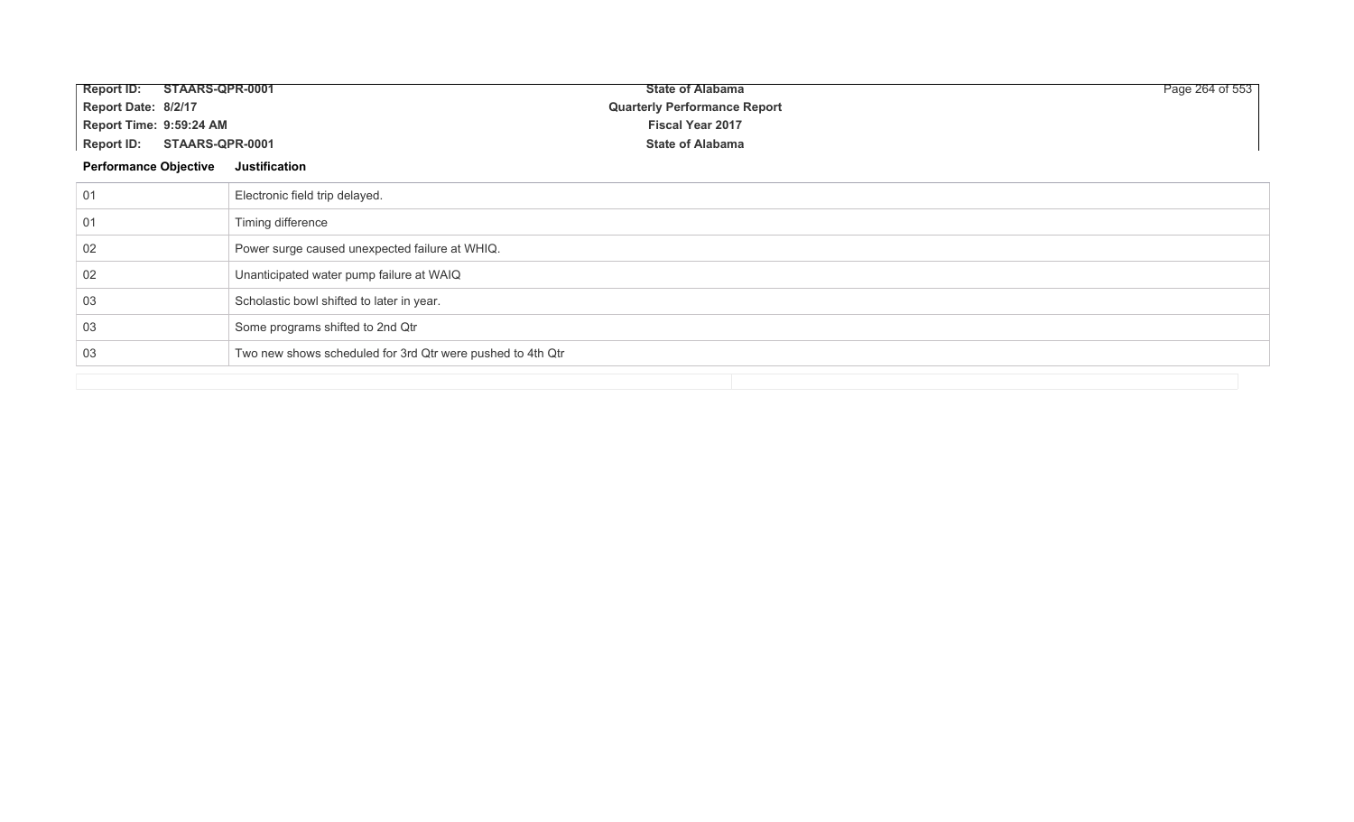| Performance Objective | Justification |
|---|---|
| 01 | Electronic field trip delayed. |
| 01 | Timing difference |
| 02 | Power surge caused unexpected failure at WHIQ. |
| 02 | Unanticipated water pump failure at WAIQ |
| 03 | Scholastic bowl shifted to later in year. |
| 03 | Some programs shifted to 2nd Qtr |
| 03 | Two new shows scheduled for 3rd Qtr were pushed to 4th Qtr |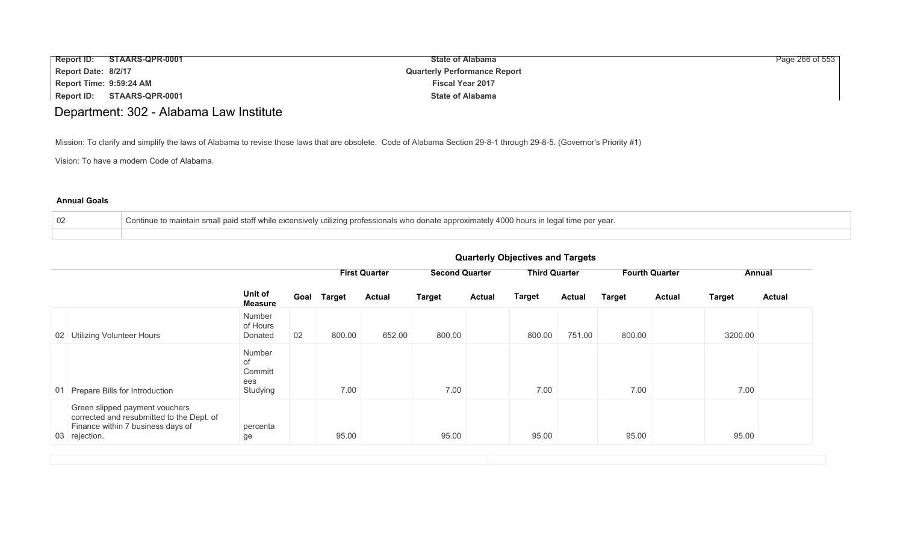# Department: 302 - Alabama Law Institute

Mission: To clarify and simplify the laws of Alabama to revise those laws that are obsolete. Code of Alabama Section 29-8-1 through 29-8-5. (Governor's Priority #1)

Vision: To have a modern Code of Alabama.

### Annual Goals

| | |
|---|---|
| 02 | Continue to maintain small paid staff while extensively utilizing professionals who donate approximately 4000 hours in legal time per year. |
| | |

### Quarterly Objectives and Targets

| | | | | First Quarter | | Second Quarter | | Third Quarter | | Fourth Quarter | | Annual | |
|---|---|---|---|---|---|---|---|---|---|---|---|---|---|
| | | Unit of Measure | Goal | Target | Actual | Target | Actual | Target | Actual | Target | Actual | Target | Actual |
| 02 | Utilizing Volunteer Hours | Number of Hours Donated | 02 | 800.00 | 652.00 | 800.00 | | 800.00 | 751.00 | 800.00 | | 3200.00 | |
| 01 | Prepare Bills for Introduction | Number of Committees Studying | | 7.00 | | 7.00 | | 7.00 | | 7.00 | | 7.00 | |
| 03 | Green slipped payment vouchers corrected and resubmitted to the Dept. of Finance within 7 business days of rejection. | percentage | | 95.00 | | 95.00 | | 95.00 | | 95.00 | | 95.00 | |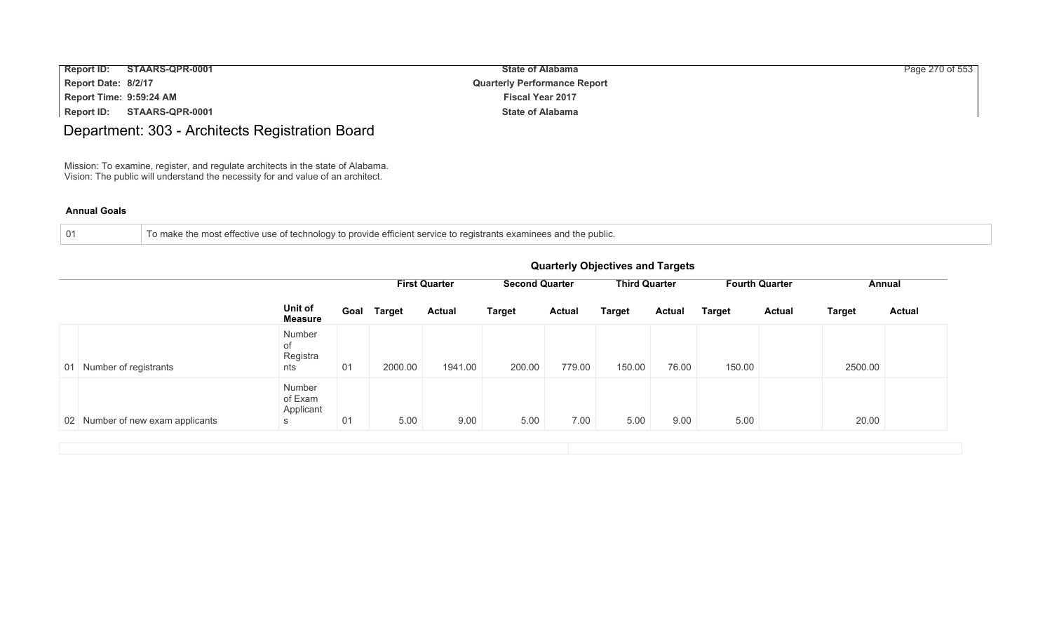# Department: 303 - Architects Registration Board

Mission: To examine, register, and regulate architects in the state of Alabama.
Vision: The public will understand the necessity for and value of an architect.

**Annual Goals**

| 01 | To make the most effective use of technology to provide efficient service to registrants examinees and the public. |
|---|---|

**Quarterly Objectives and Targets**

| | | | | First Quarter | | Second Quarter | | Third Quarter | | Fourth Quarter | | Annual | |
|---|---|---|---|---|---|---|---|---|---|---|---|---|---|
| | | Unit of Measure | Goal | Target | Actual | Target | Actual | Target | Actual | Target | Actual | Target | Actual |
| 01 | Number of registrants | Number of Registrants | 01 | 2000.00 | 1941.00 | 200.00 | 779.00 | 150.00 | 76.00 | 150.00 | | 2500.00 | |
| 02 | Number of new exam applicants | Number of Exam Applicants | 01 | 5.00 | 9.00 | 5.00 | 7.00 | 5.00 | 9.00 | 5.00 | | 20.00 | |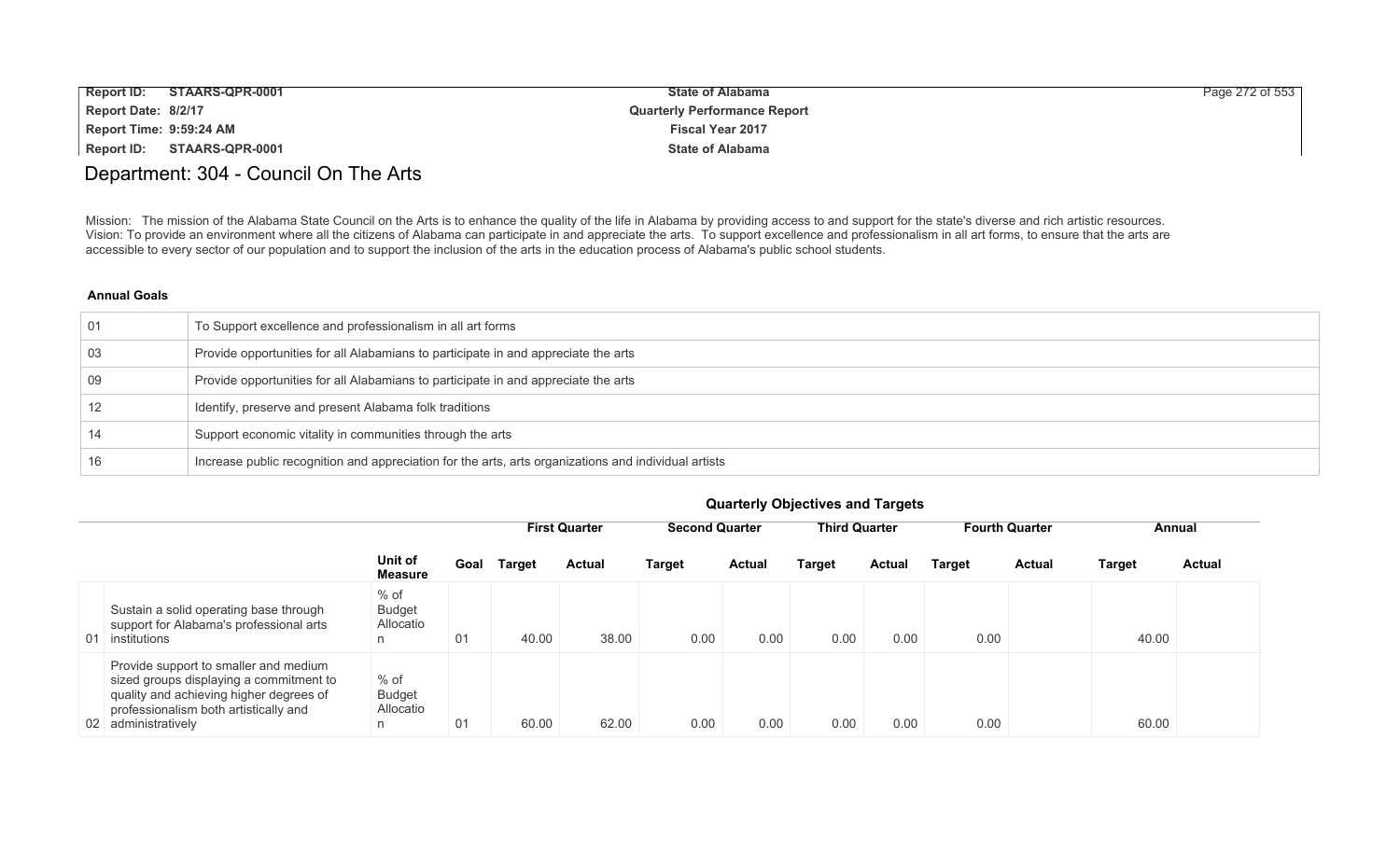# Department: 304 - Council On The Arts

Mission: The mission of the Alabama State Council on the Arts is to enhance the quality of the life in Alabama by providing access to and support for the state's diverse and rich artistic resources.
Vision: To provide an environment where all the citizens of Alabama can participate in and appreciate the arts. To support excellence and professionalism in all art forms, to ensure that the arts are accessible to every sector of our population and to support the inclusion of the arts in the education process of Alabama's public school students.

**Annual Goals**

| | |
|---|---|
| 01 | To Support excellence and professionalism in all art forms |
| 03 | Provide opportunities for all Alabamians to participate in and appreciate the arts |
| 09 | Provide opportunities for all Alabamians to participate in and appreciate the arts |
| 12 | Identify, preserve and present Alabama folk traditions |
| 14 | Support economic vitality in communities through the arts |
| 16 | Increase public recognition and appreciation for the arts, arts organizations and individual artists |

**Quarterly Objectives and Targets**

| | | | | First Quarter | | Second Quarter | | Third Quarter | | Fourth Quarter | | Annual | |
|---|---|---|---|---|---|---|---|---|---|---|---|---|---|
| | | Unit of Measure | Goal | Target | Actual | Target | Actual | Target | Actual | Target | Actual | Target | Actual |
| 01 | Sustain a solid operating base through support for Alabama's professional arts institutions | % of Budget Allocation | 01 | 40.00 | 38.00 | 0.00 | 0.00 | 0.00 | 0.00 | 0.00 | | 40.00 | |
| 02 | Provide support to smaller and medium sized groups displaying a commitment to quality and achieving higher degrees of professionalism both artistically and administratively | % of Budget Allocation | 01 | 60.00 | 62.00 | 0.00 | 0.00 | 0.00 | 0.00 | 0.00 | | 60.00 | |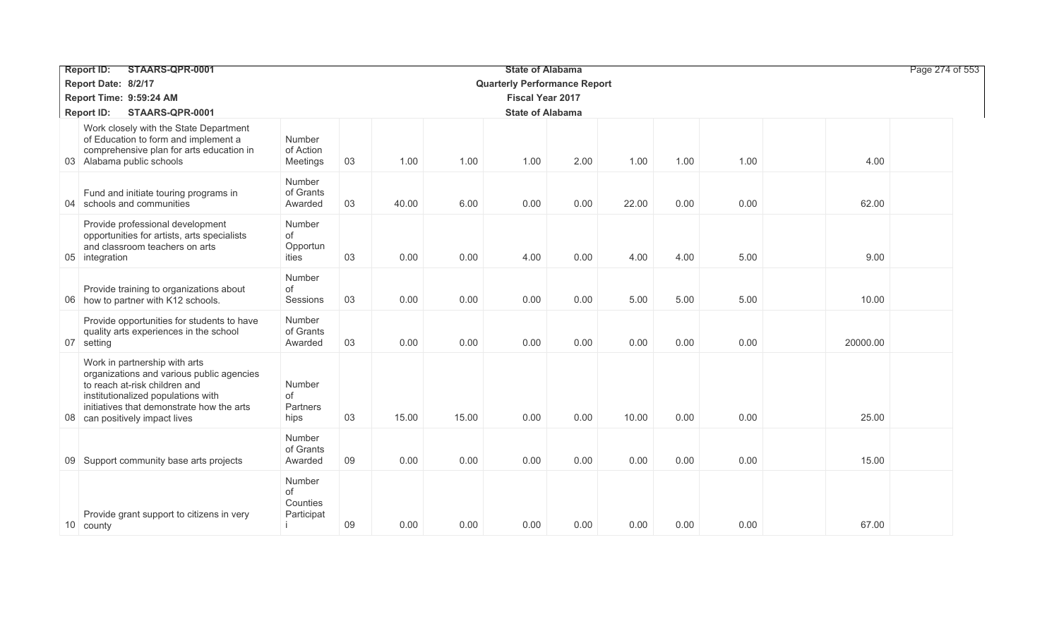| | | | | | | | | | | | | | |
|---|---|---|---|---|---|---|---|---|---|---|---|---|---|
| 03 | Work closely with the State Department of Education to form and implement a comprehensive plan for arts education in Alabama public schools | Number of Action Meetings | 03 | 1.00 | 1.00 | 1.00 | 2.00 | 1.00 | 1.00 | 1.00 | | 4.00 | |
| 04 | Fund and initiate touring programs in schools and communities | Number of Grants Awarded | 03 | 40.00 | 6.00 | 0.00 | 0.00 | 22.00 | 0.00 | 0.00 | | 62.00 | |
| 05 | Provide professional development opportunities for artists, arts specialists and classroom teachers on arts integration | Number of Opportunities | 03 | 0.00 | 0.00 | 4.00 | 0.00 | 4.00 | 4.00 | 5.00 | | 9.00 | |
| 06 | Provide training to organizations about how to partner with K12 schools. | Number of Sessions | 03 | 0.00 | 0.00 | 0.00 | 0.00 | 5.00 | 5.00 | 5.00 | | 10.00 | |
| 07 | Provide opportunities for students to have quality arts experiences in the school setting | Number of Grants Awarded | 03 | 0.00 | 0.00 | 0.00 | 0.00 | 0.00 | 0.00 | 0.00 | | 20000.00 | |
| 08 | Work in partnership with arts organizations and various public agencies to reach at-risk children and institutionalized populations with initiatives that demonstrate how the arts can positively impact lives | Number of Partnerships | 03 | 15.00 | 15.00 | 0.00 | 0.00 | 10.00 | 0.00 | 0.00 | | 25.00 | |
| 09 | Support community base arts projects | Number of Grants Awarded | 09 | 0.00 | 0.00 | 0.00 | 0.00 | 0.00 | 0.00 | 0.00 | | 15.00 | |
| 10 | Provide grant support to citizens in very county | Number of Counties Participati | 09 | 0.00 | 0.00 | 0.00 | 0.00 | 0.00 | 0.00 | 0.00 | | 67.00 | |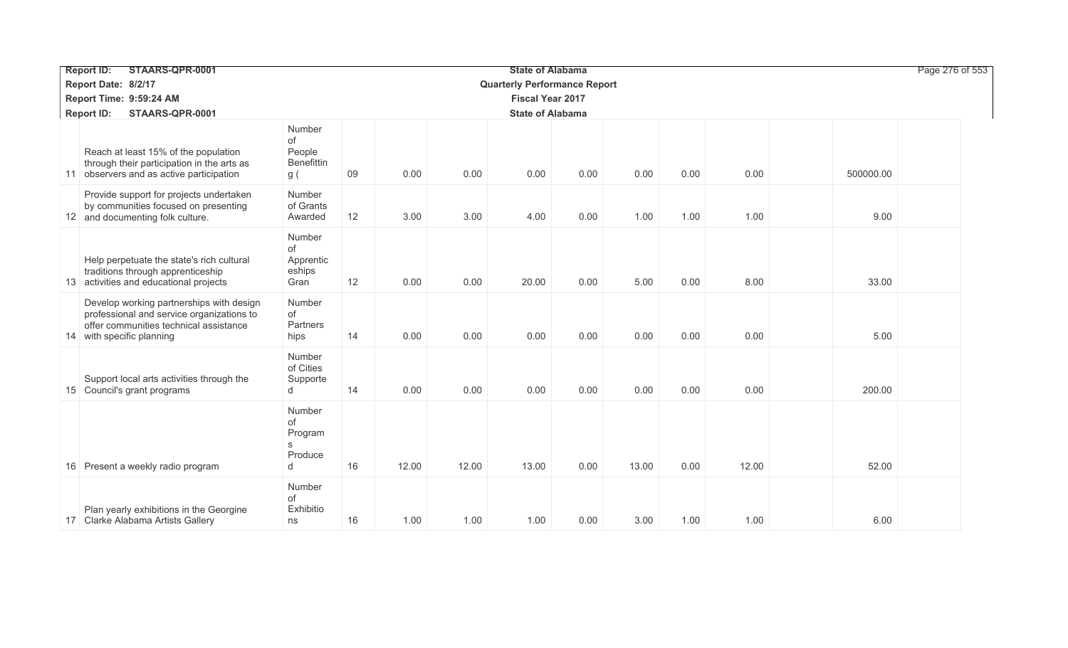| | | | | | | | | | | | | | |
|---|---|---|---|---|---|---|---|---|---|---|---|---|---|
| 11 | Reach at least 15% of the population through their participation in the arts as observers and as active participation | Number of People Benefitting ( | 09 | 0.00 | 0.00 | 0.00 | 0.00 | 0.00 | 0.00 | 0.00 | | 500000.00 | |
| 12 | Provide support for projects undertaken by communities focused on presenting and documenting folk culture. | Number of Grants Awarded | 12 | 3.00 | 3.00 | 4.00 | 0.00 | 1.00 | 1.00 | 1.00 | | 9.00 | |
| 13 | Help perpetuate the state's rich cultural traditions through apprenticeship activities and educational projects | Number of Apprenticeships Gran | 12 | 0.00 | 0.00 | 20.00 | 0.00 | 5.00 | 0.00 | 8.00 | | 33.00 | |
| 14 | Develop working partnerships with design professional and service organizations to offer communities technical assistance with specific planning | Number of Partnerships | 14 | 0.00 | 0.00 | 0.00 | 0.00 | 0.00 | 0.00 | 0.00 | | 5.00 | |
| 15 | Support local arts activities through the Council's grant programs | Number of Cities Supported | 14 | 0.00 | 0.00 | 0.00 | 0.00 | 0.00 | 0.00 | 0.00 | | 200.00 | |
| 16 | Present a weekly radio program | Number of Programs Produced | 16 | 12.00 | 12.00 | 13.00 | 0.00 | 13.00 | 0.00 | 12.00 | | 52.00 | |
| 17 | Plan yearly exhibitions in the Georgine Clarke Alabama Artists Gallery | Number of Exhibitions | 16 | 1.00 | 1.00 | 1.00 | 0.00 | 3.00 | 1.00 | 1.00 | | 6.00 | |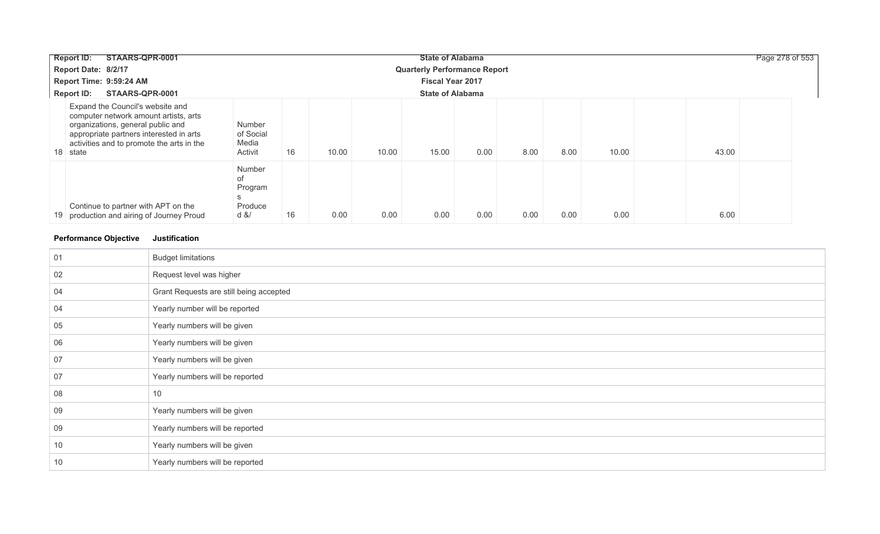| | | | | | | | | | | | | | |
|---|---|---|---|---|---|---|---|---|---|---|---|---|---|
| 18 | Expand the Council's website and computer network amount artists, arts organizations, general public and appropriate partners interested in arts activities and to promote the arts in the state | Number of Social Media Activit | 16 | 10.00 | 10.00 | 15.00 | 0.00 | 8.00 | 8.00 | 10.00 | | 43.00 | |
| 19 | Continue to partner with APT on the production and airing of Journey Proud | Number of Programs Produced &/ | 16 | 0.00 | 0.00 | 0.00 | 0.00 | 0.00 | 0.00 | 0.00 | | 6.00 | |

| Performance Objective | Justification |
|---|---|
| 01 | Budget limitations |
| 02 | Request level was higher |
| 04 | Grant Requests are still being accepted |
| 04 | Yearly number will be reported |
| 05 | Yearly numbers will be given |
| 06 | Yearly numbers will be given |
| 07 | Yearly numbers will be given |
| 07 | Yearly numbers will be reported |
| 08 | 10 |
| 09 | Yearly numbers will be given |
| 09 | Yearly numbers will be reported |
| 10 | Yearly numbers will be given |
| 10 | Yearly numbers will be reported |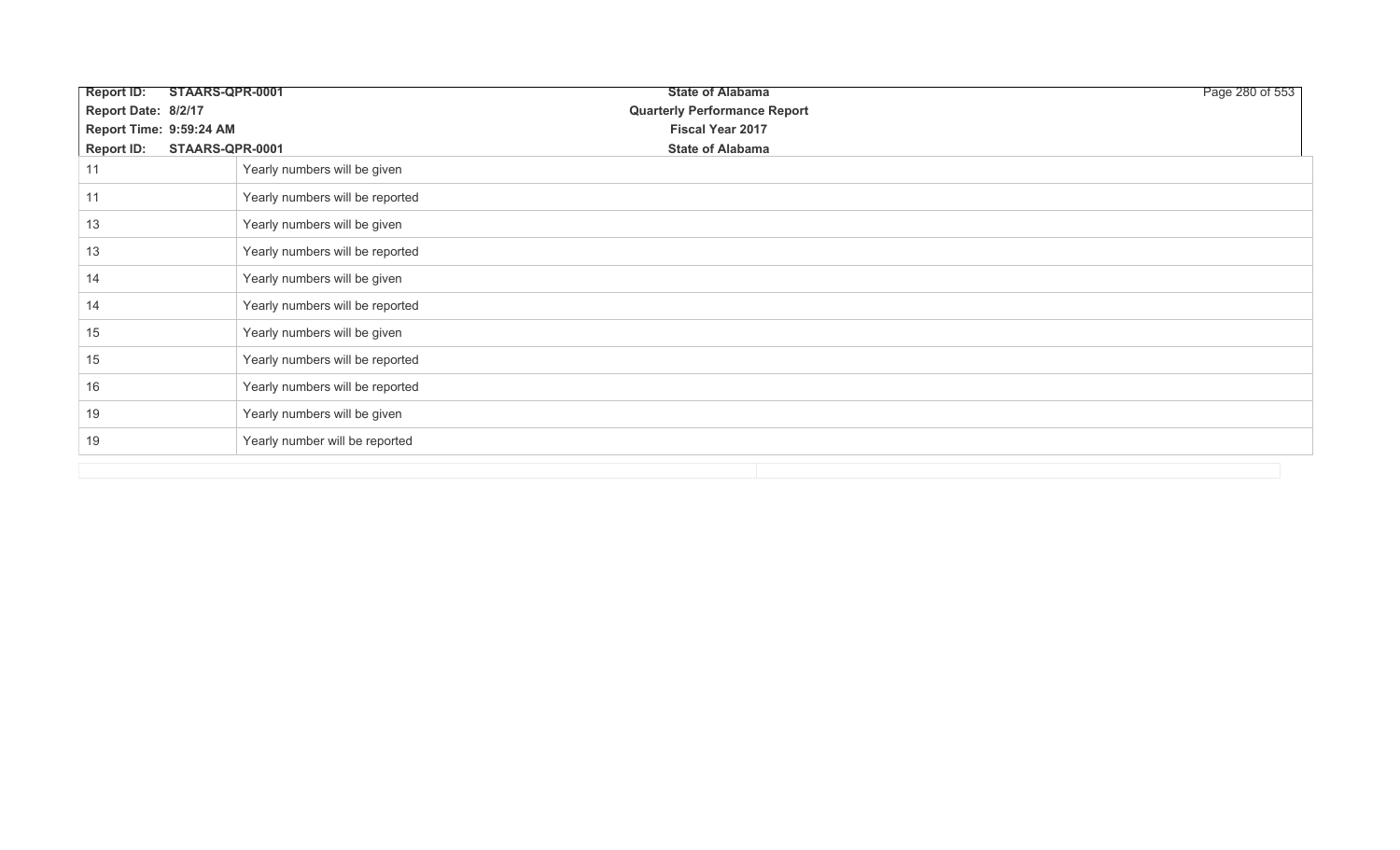| | |
|---|---|
| 11 | Yearly numbers will be given |
| 11 | Yearly numbers will be reported |
| 13 | Yearly numbers will be given |
| 13 | Yearly numbers will be reported |
| 14 | Yearly numbers will be given |
| 14 | Yearly numbers will be reported |
| 15 | Yearly numbers will be given |
| 15 | Yearly numbers will be reported |
| 16 | Yearly numbers will be reported |
| 19 | Yearly numbers will be given |
| 19 | Yearly number will be reported |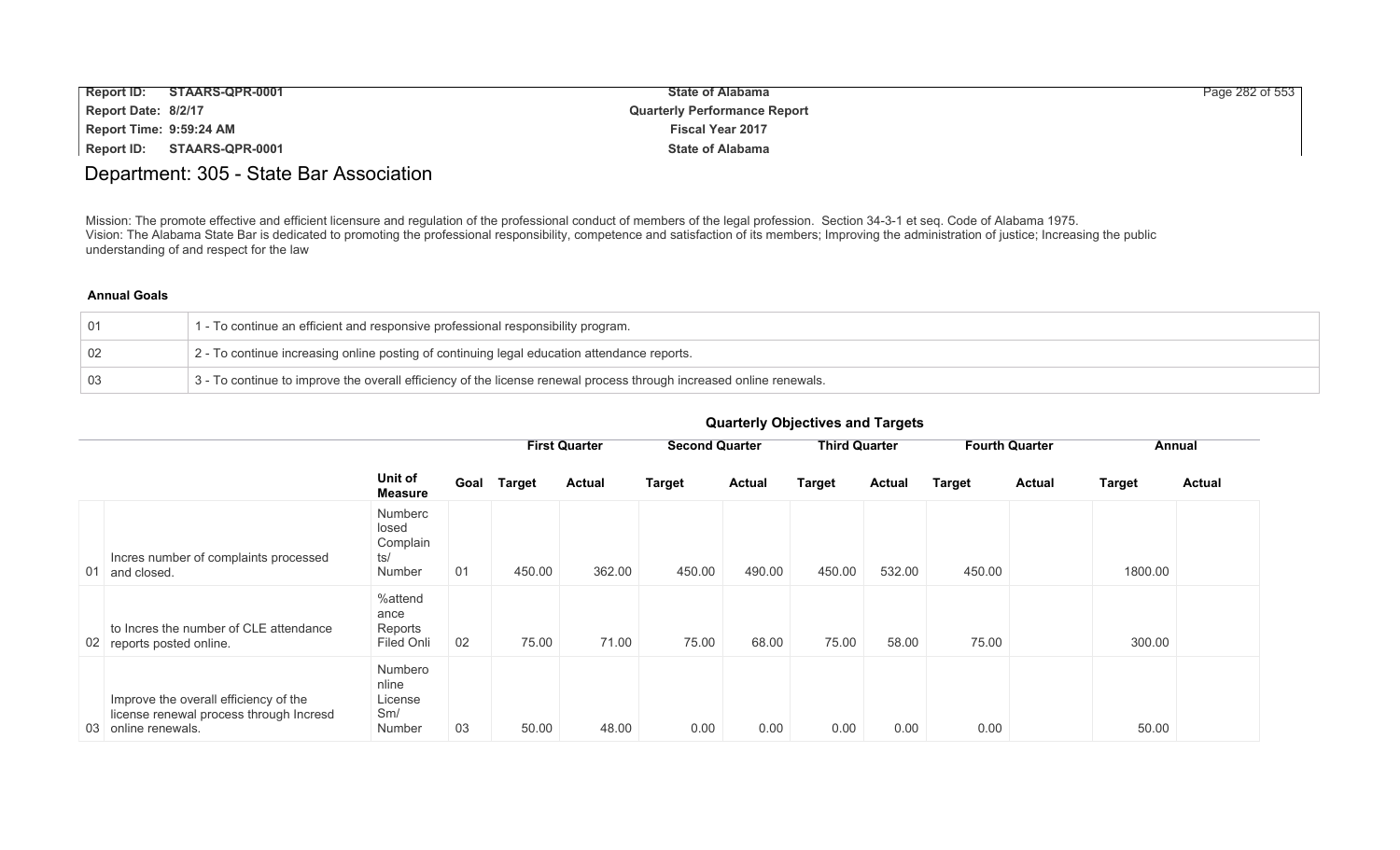# Department: 305 - State Bar Association

Mission: The promote effective and efficient licensure and regulation of the professional conduct of members of the legal profession. Section 34-3-1 et seq. Code of Alabama 1975.
Vision: The Alabama State Bar is dedicated to promoting the professional responsibility, competence and satisfaction of its members; Improving the administration of justice; Increasing the public understanding of and respect for the law

**Annual Goals**

| | |
|---|---|
| 01 | 1 - To continue an efficient and responsive professional responsibility program. |
| 02 | 2 - To continue increasing online posting of continuing legal education attendance reports. |
| 03 | 3 - To continue to improve the overall efficiency of the license renewal process through increased online renewals. |

**Quarterly Objectives and Targets**

| | | Unit of Measure | Goal | First Quarter | | Second Quarter | | Third Quarter | | Fourth Quarter | | Annual | |
|---|---|---|---|---|---|---|---|---|---|---|---|---|---|
| | | | | Target | Actual | Target | Actual | Target | Actual | Target | Actual | Target | Actual |
| 01 | Incres number of complaints processed and closed. | Numberclosed Complaints/ Number | 01 | 450.00 | 362.00 | 450.00 | 490.00 | 450.00 | 532.00 | 450.00 | | 1800.00 | |
| 02 | to Incres the number of CLE attendance reports posted online. | %attendance Reports Filed Onli | 02 | 75.00 | 71.00 | 75.00 | 68.00 | 75.00 | 58.00 | 75.00 | | 300.00 | |
| 03 | Improve the overall efficiency of the license renewal process through Incresd online renewals. | Numberonline License Sm/ Number | 03 | 50.00 | 48.00 | 0.00 | 0.00 | 0.00 | 0.00 | 0.00 | | 50.00 | |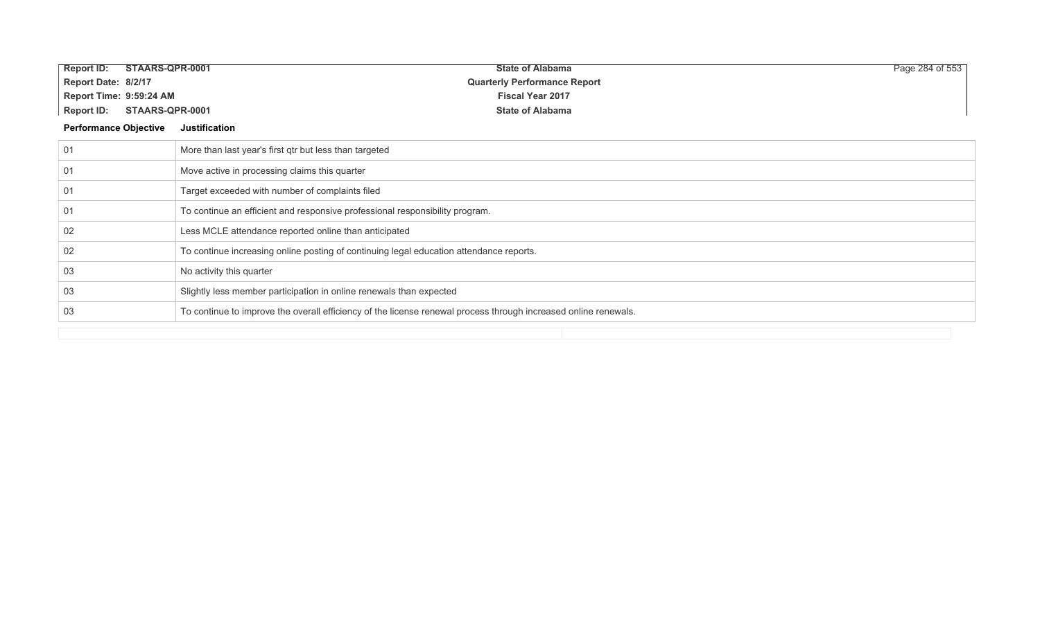| Performance Objective | Justification |
|---|---|
| 01 | More than last year's first qtr but less than targeted |
| 01 | Move active in processing claims this quarter |
| 01 | Target exceeded with number of complaints filed |
| 01 | To continue an efficient and responsive professional responsibility program. |
| 02 | Less MCLE attendance reported online than anticipated |
| 02 | To continue increasing online posting of continuing legal education attendance reports. |
| 03 | No activity this quarter |
| 03 | Slightly less member participation in online renewals than expected |
| 03 | To continue to improve the overall efficiency of the license renewal process through increased online renewals. |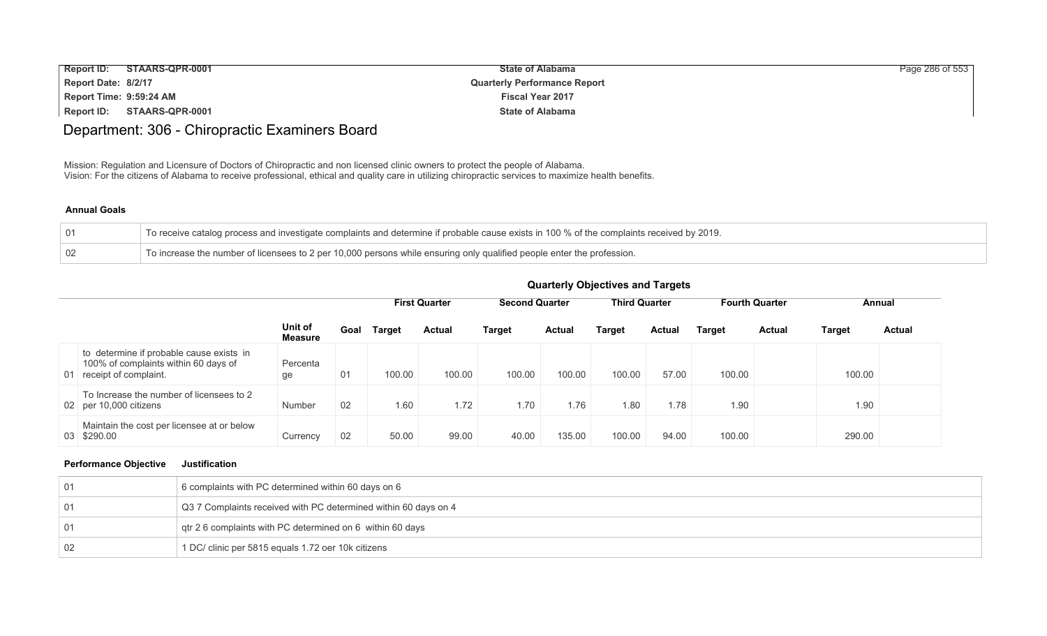# Department: 306 - Chiropractic Examiners Board

Mission: Regulation and Licensure of Doctors of Chiropractic and non licensed clinic owners to protect the people of Alabama.
Vision: For the citizens of Alabama to receive professional, ethical and quality care in utilizing chiropractic services to maximize health benefits.

### Annual Goals

| | |
|---|---|
| 01 | To receive catalog process and investigate complaints and determine if probable cause exists in 100 % of the complaints received by 2019. |
| 02 | To increase the number of licensees to 2 per 10,000 persons while ensuring only qualified people enter the profession. |

### Quarterly Objectives and Targets

| | | Unit of Measure | Goal | First Quarter | | Second Quarter | | Third Quarter | | Fourth Quarter | | Annual | |
|---|---|---|---|---|---|---|---|---|---|---|---|---|---|
| | | | | Target | Actual | Target | Actual | Target | Actual | Target | Actual | Target | Actual |
| 01 | to determine if probable cause exists in 100% of complaints within 60 days of receipt of complaint. | Percentage | 01 | 100.00 | 100.00 | 100.00 | 100.00 | 100.00 | 57.00 | 100.00 | | 100.00 | |
| 02 | To Increase the number of licensees to 2 per 10,000 citizens | Number | 02 | 1.60 | 1.72 | 1.70 | 1.76 | 1.80 | 1.78 | 1.90 | | 1.90 | |
| 03 | Maintain the cost per licensee at or below $290.00 | Currency | 02 | 50.00 | 99.00 | 40.00 | 135.00 | 100.00 | 94.00 | 100.00 | | 290.00 | |

| Performance Objective | Justification |
|---|---|
| 01 | 6 complaints with PC determined within 60 days on 6 |
| 01 | Q3 7 Complaints received with PC determined within 60 days on 4 |
| 01 | qtr 2 6 complaints with PC determined on 6 within 60 days |
| 02 | 1 DC/ clinic per 5815 equals 1.72 oer 10k citizens |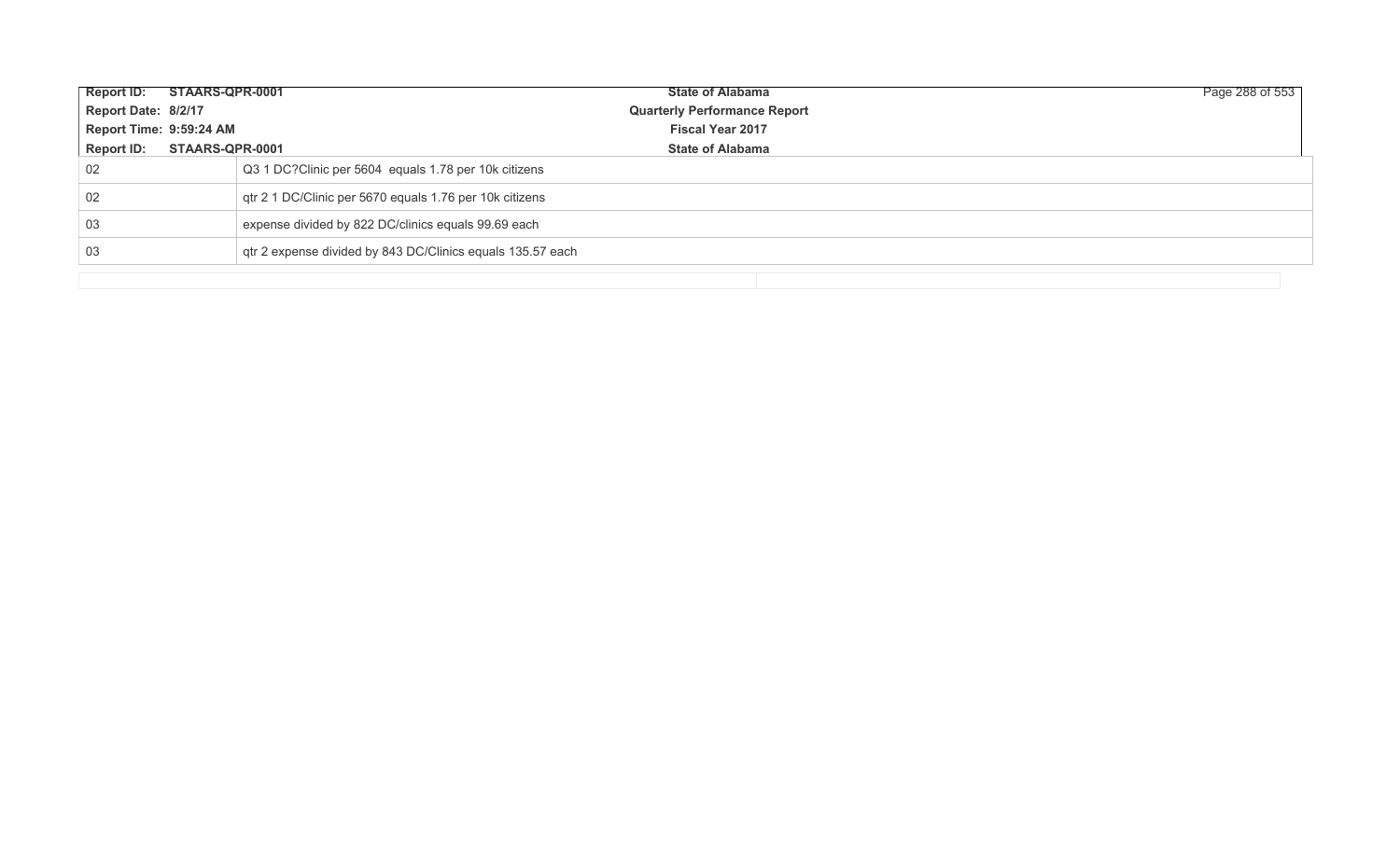| | |
|---|---|
| 02 | Q3 1 DC?Clinic per 5604 equals 1.78 per 10k citizens |
| 02 | qtr 2 1 DC/Clinic per 5670 equals 1.76 per 10k citizens |
| 03 | expense divided by 822 DC/clinics equals 99.69 each |
| 03 | qtr 2 expense divided by 843 DC/Clinics equals 135.57 each |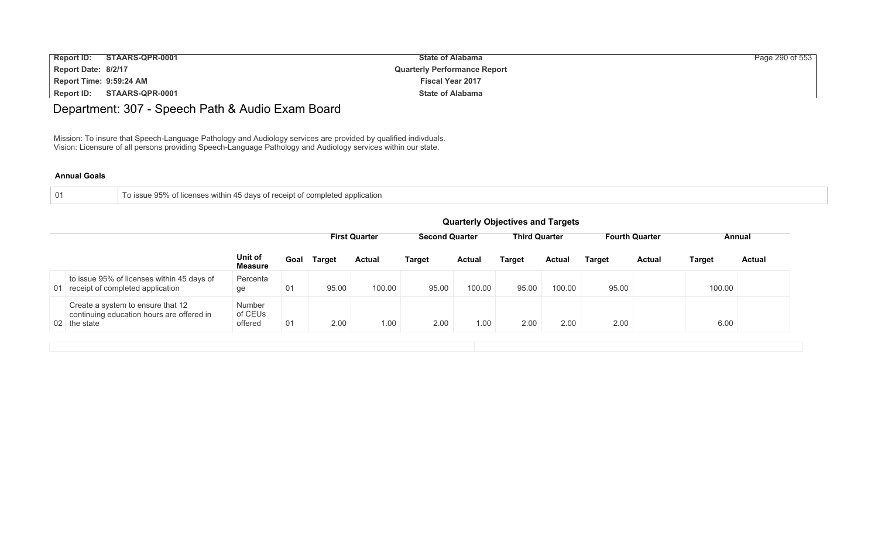## Department: 307 - Speech Path & Audio Exam Board

Mission: To insure that Speech-Language Pathology and Audiology services are provided by qualified indivduals.
Vision: Licensure of all persons providing Speech-Language Pathology and Audiology services within our state.

**Annual Goals**

| 01 | To issue 95% of licenses within 45 days of receipt of completed application |
|---|---|

### Quarterly Objectives and Targets

| | | | | First Quarter | | Second Quarter | | Third Quarter | | Fourth Quarter | | Annual | |
|---|---|---|---|---|---|---|---|---|---|---|---|---|---|
| | | Unit of Measure | Goal | Target | Actual | Target | Actual | Target | Actual | Target | Actual | Target | Actual |
| 01 | to issue 95% of licenses within 45 days of receipt of completed application | Percentage | 01 | 95.00 | 100.00 | 95.00 | 100.00 | 95.00 | 100.00 | 95.00 | | 100.00 | |
| 02 | Create a system to ensure that 12 continuing education hours are offered in the state | Number of CEUs offered | 01 | 2.00 | 1.00 | 2.00 | 1.00 | 2.00 | 2.00 | 2.00 | | 6.00 | |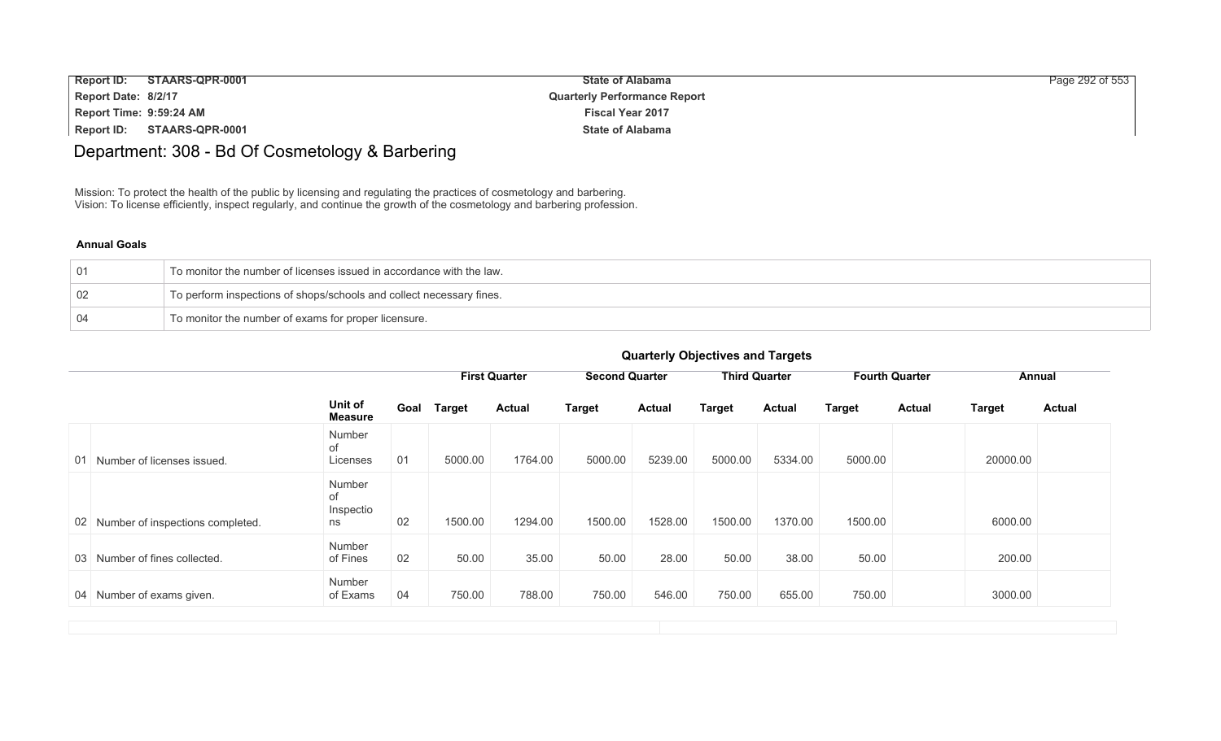# Department: 308 - Bd Of Cosmetology & Barbering

Mission: To protect the health of the public by licensing and regulating the practices of cosmetology and barbering.
Vision: To license efficiently, inspect regularly, and continue the growth of the cosmetology and barbering profession.

### Annual Goals

| | |
|---|---|
| 01 | To monitor the number of licenses issued in accordance with the law. |
| 02 | To perform inspections of shops/schools and collect necessary fines. |
| 04 | To monitor the number of exams for proper licensure. |

### Quarterly Objectives and Targets

| | | Unit of Measure | Goal | First Quarter | | Second Quarter | | Third Quarter | | Fourth Quarter | | Annual | |
|---|---|---|---|---|---|---|---|---|---|---|---|---|---|
| | | | | Target | Actual | Target | Actual | Target | Actual | Target | Actual | Target | Actual |
| 01 | Number of licenses issued. | Number of Licenses | 01 | 5000.00 | 1764.00 | 5000.00 | 5239.00 | 5000.00 | 5334.00 | 5000.00 | | 20000.00 | |
| 02 | Number of inspections completed. | Number of Inspections | 02 | 1500.00 | 1294.00 | 1500.00 | 1528.00 | 1500.00 | 1370.00 | 1500.00 | | 6000.00 | |
| 03 | Number of fines collected. | Number of Fines | 02 | 50.00 | 35.00 | 50.00 | 28.00 | 50.00 | 38.00 | 50.00 | | 200.00 | |
| 04 | Number of exams given. | Number of Exams | 04 | 750.00 | 788.00 | 750.00 | 546.00 | 750.00 | 655.00 | 750.00 | | 3000.00 | |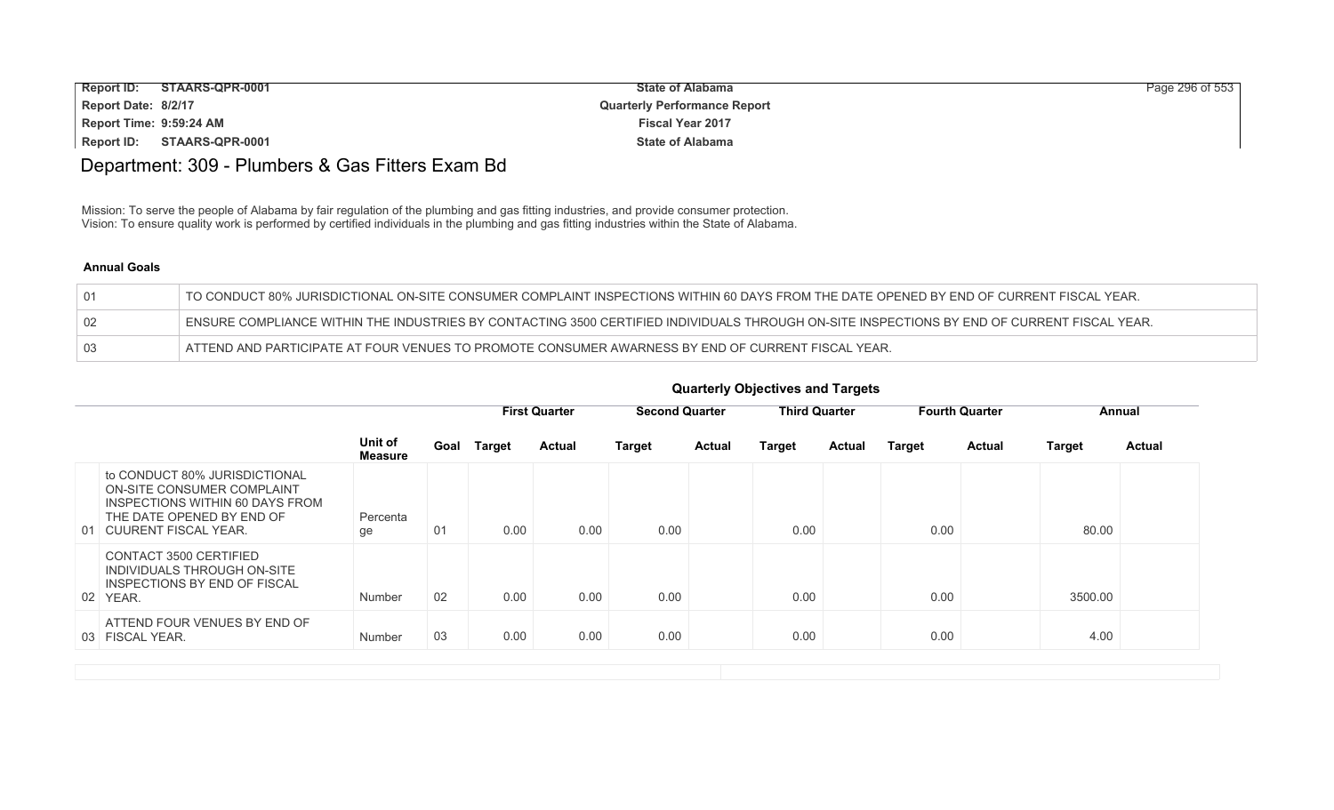# Department: 309 - Plumbers & Gas Fitters Exam Bd

Mission: To serve the people of Alabama by fair regulation of the plumbing and gas fitting industries, and provide consumer protection.
Vision: To ensure quality work is performed by certified individuals in the plumbing and gas fitting industries within the State of Alabama.

**Annual Goals**

| | |
|---|---|
| 01 | TO CONDUCT 80% JURISDICTIONAL ON-SITE CONSUMER COMPLAINT INSPECTIONS WITHIN 60 DAYS FROM THE DATE OPENED BY END OF CURRENT FISCAL YEAR. |
| 02 | ENSURE COMPLIANCE WITHIN THE INDUSTRIES BY CONTACTING 3500 CERTIFIED INDIVIDUALS THROUGH ON-SITE INSPECTIONS BY END OF CURRENT FISCAL YEAR. |
| 03 | ATTEND AND PARTICIPATE AT FOUR VENUES TO PROMOTE CONSUMER AWARNESS BY END OF CURRENT FISCAL YEAR. |

**Quarterly Objectives and Targets**

| | | Unit of Measure | Goal | First Quarter | | Second Quarter | | Third Quarter | | Fourth Quarter | | Annual | |
|---|---|---|---|---|---|---|---|---|---|---|---|---|---|
| | | | | Target | Actual | Target | Actual | Target | Actual | Target | Actual | Target | Actual |
| 01 | to CONDUCT 80% JURISDICTIONAL ON-SITE CONSUMER COMPLAINT INSPECTIONS WITHIN 60 DAYS FROM THE DATE OPENED BY END OF CUURENT FISCAL YEAR. | Percentage | 01 | 0.00 | 0.00 | 0.00 | | 0.00 | | 0.00 | | 80.00 | |
| 02 | CONTACT 3500 CERTIFIED INDIVIDUALS THROUGH ON-SITE INSPECTIONS BY END OF FISCAL YEAR. | Number | 02 | 0.00 | 0.00 | 0.00 | | 0.00 | | 0.00 | | 3500.00 | |
| 03 | ATTEND FOUR VENUES BY END OF FISCAL YEAR. | Number | 03 | 0.00 | 0.00 | 0.00 | | 0.00 | | 0.00 | | 4.00 | |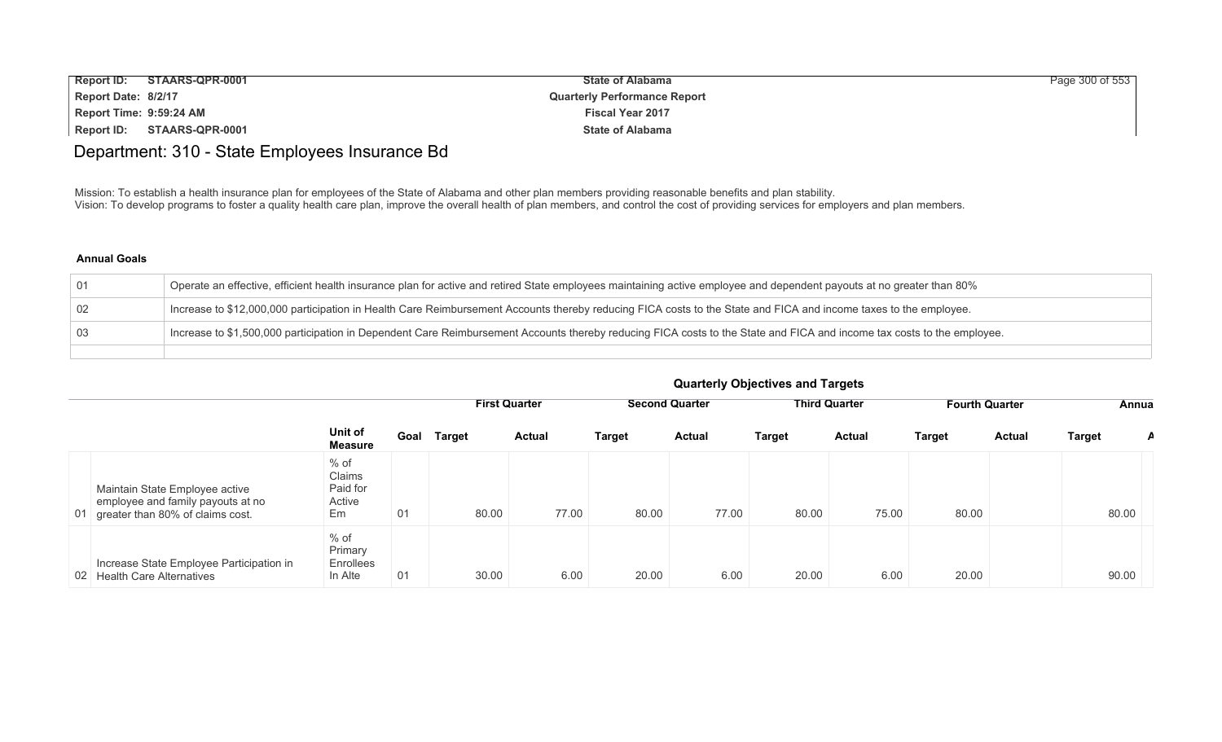# Department: 310 - State Employees Insurance Bd

Mission: To establish a health insurance plan for employees of the State of Alabama and other plan members providing reasonable benefits and plan stability.
Vision: To develop programs to foster a quality health care plan, improve the overall health of plan members, and control the cost of providing services for employers and plan members.

### Annual Goals

| | |
|---|---|
| 01 | Operate an effective, efficient health insurance plan for active and retired State employees maintaining active employee and dependent payouts at no greater than 80% |
| 02 | Increase to $12,000,000 participation in Health Care Reimbursement Accounts thereby reducing FICA costs to the State and FICA and income taxes to the employee. |
| 03 | Increase to $1,500,000 participation in Dependent Care Reimbursement Accounts thereby reducing FICA costs to the State and FICA and income tax costs to the employee. |
| | |

### Quarterly Objectives and Targets

| | | | | First Quarter | | Second Quarter | | Third Quarter | | Fourth Quarter | | Annua | |
|---|---|---|---|---|---|---|---|---|---|---|---|---|---|
| | | Unit of Measure | Goal | Target | Actual | Target | Actual | Target | Actual | Target | Actual | Target | A |
| 01 | Maintain State Employee active employee and family payouts at no greater than 80% of claims cost. | % of Claims Paid for Active Em | 01 | 80.00 | 77.00 | 80.00 | 77.00 | 80.00 | 75.00 | 80.00 | | 80.00 | |
| 02 | Increase State Employee Participation in Health Care Alternatives | % of Primary Enrollees In Alte | 01 | 30.00 | 6.00 | 20.00 | 6.00 | 20.00 | 6.00 | 20.00 | | 90.00 | |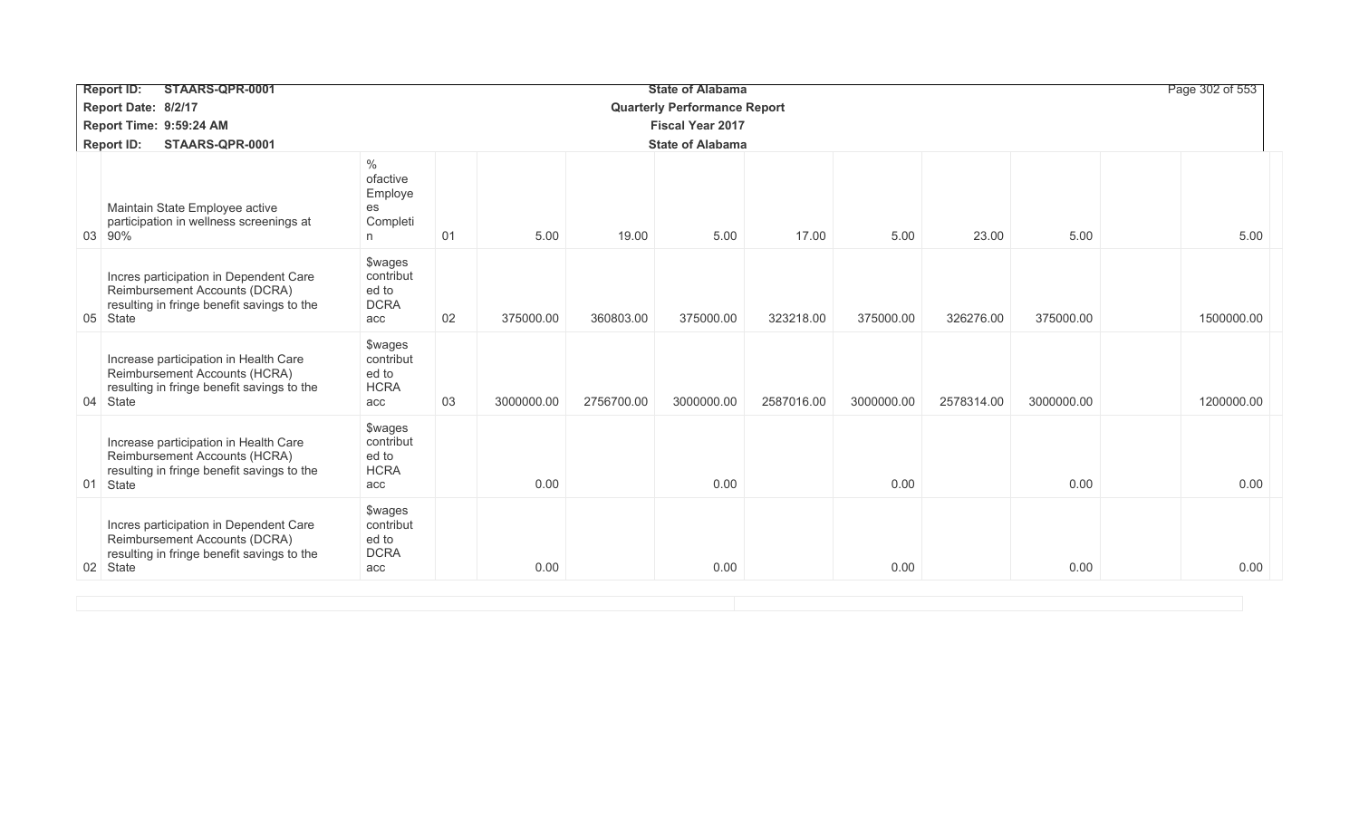| | | | | | | | | | | | | |
|---|---|---|---|---|---|---|---|---|---|---|---|---|
| 03 | Maintain State Employee active participation in wellness screenings at 90% | % ofactive Employees Completin | 01 | 5.00 | 19.00 | 5.00 | 17.00 | 5.00 | 23.00 | 5.00 | | 5.00 |
| 05 | Incres participation in Dependent Care Reimbursement Accounts (DCRA) resulting in fringe benefit savings to the State | $wages contributed to DCRA acc | 02 | 375000.00 | 360803.00 | 375000.00 | 323218.00 | 375000.00 | 326276.00 | 375000.00 | | 1500000.00 |
| 04 | Increase participation in Health Care Reimbursement Accounts (HCRA) resulting in fringe benefit savings to the State | $wages contributed to HCRA acc | 03 | 3000000.00 | 2756700.00 | 3000000.00 | 2587016.00 | 3000000.00 | 2578314.00 | 3000000.00 | | 1200000.00 |
| 01 | Increase participation in Health Care Reimbursement Accounts (HCRA) resulting in fringe benefit savings to the State | $wages contributed to HCRA acc | | 0.00 | | 0.00 | | 0.00 | | 0.00 | | 0.00 |
| 02 | Incres participation in Dependent Care Reimbursement Accounts (DCRA) resulting in fringe benefit savings to the State | $wages contributed to DCRA acc | | 0.00 | | 0.00 | | 0.00 | | 0.00 | | 0.00 |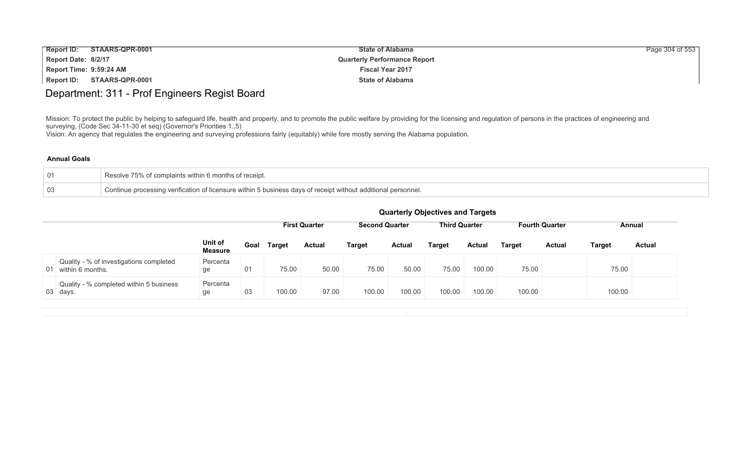# Department: 311 - Prof Engineers Regist Board

Mission: To protect the public by helping to safeguard life, health and property, and to promote the public welfare by providing for the licensing and regulation of persons in the practices of engineering and surveying, (Code Sec 34-11-30 et seq) (Governor's Priorities 1.,5)
Vision: An agency that regulates the engineering and surveying professions fairly (equitably) while fore mostly serving the Alabama population.

**Annual Goals**

| | |
|---|---|
| 01 | Resolve 75% of complaints within 6 months of receipt. |
| 03 | Continue processing verification of licensure within 5 business days of receipt without additional personnel. |

**Quarterly Objectives and Targets**

| | | | | First Quarter | | Second Quarter | | Third Quarter | | Fourth Quarter | | Annual | |
|---|---|---|---|---|---|---|---|---|---|---|---|---|---|
| | | Unit of Measure | Goal | Target | Actual | Target | Actual | Target | Actual | Target | Actual | Target | Actual |
| 01 | Quality - % of investigations completed within 6 months. | Percentage | 01 | 75.00 | 50.00 | 75.00 | 50.00 | 75.00 | 100.00 | 75.00 | | 75.00 | |
| 03 | Quality - % completed within 5 business days. | Percentage | 03 | 100.00 | 97.00 | 100.00 | 100.00 | 100.00 | 100.00 | 100.00 | | 100.00 | |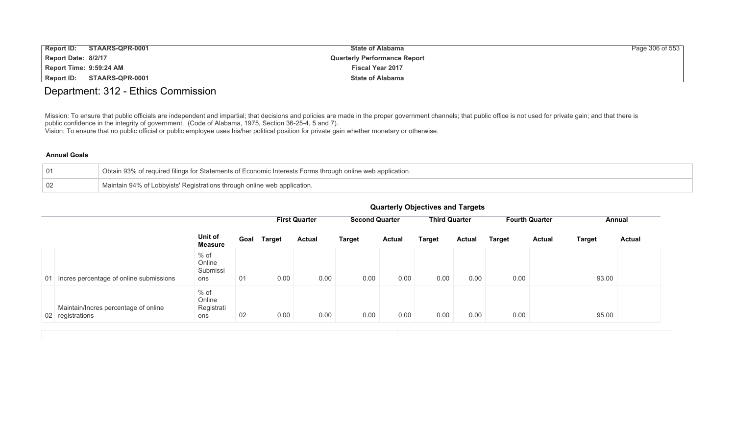## Department: 312 - Ethics Commission

Mission: To ensure that public officials are independent and impartial; that decisions and policies are made in the proper government channels; that public office is not used for private gain; and that there is public confidence in the integrity of government. (Code of Alabama, 1975, Section 36-25-4, 5 and 7).
Vision: To ensure that no public official or public employee uses his/her political position for private gain whether monetary or otherwise.

**Annual Goals**

| | |
|---|---|
| 01 | Obtain 93% of required filings for Statements of Economic Interests Forms through online web application. |
| 02 | Maintain 94% of Lobbyists' Registrations through online web application. |

**Quarterly Objectives and Targets**

| | | | | First Quarter | | Second Quarter | | Third Quarter | | Fourth Quarter | | Annual | |
|---|---|---|---|---|---|---|---|---|---|---|---|---|---|
| | | Unit of Measure | Goal | Target | Actual | Target | Actual | Target | Actual | Target | Actual | Target | Actual |
| 01 | Incres percentage of online submissions | % of Online Submissions | 01 | 0.00 | 0.00 | 0.00 | 0.00 | 0.00 | 0.00 | 0.00 | | 93.00 | |
| 02 | Maintain/Incres percentage of online registrations | % of Online Registrations | 02 | 0.00 | 0.00 | 0.00 | 0.00 | 0.00 | 0.00 | 0.00 | | 95.00 | |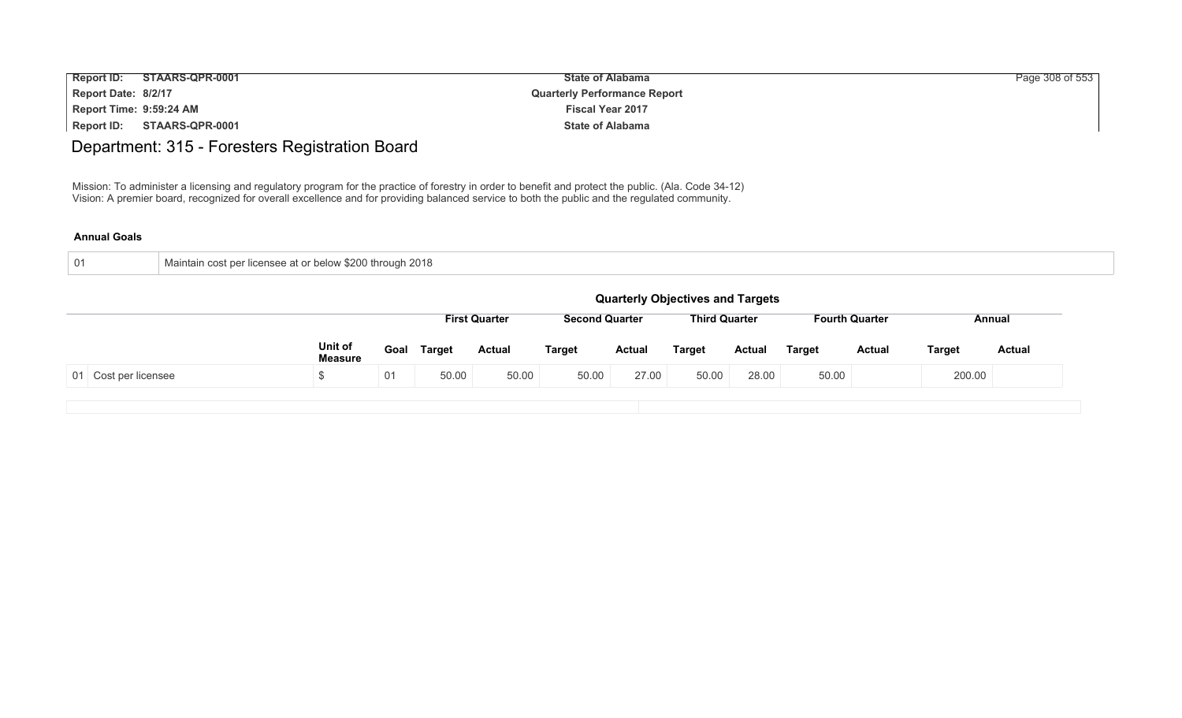# Department: 315 - Foresters Registration Board

Mission: To administer a licensing and regulatory program for the practice of forestry in order to benefit and protect the public. (Ala. Code 34-12)
Vision: A premier board, recognized for overall excellence and for providing balanced service to both the public and the regulated community.

### Annual Goals

| 01 | Maintain cost per licensee at or below $200 through 2018 |
|---|---|

### Quarterly Objectives and Targets

| | | | First Quarter | | Second Quarter | | Third Quarter | | Fourth Quarter | | Annual | |
|---|---|---|---|---|---|---|---|---|---|---|---|---|
| | Unit of Measure | Goal | Target | Actual | Target | Actual | Target | Actual | Target | Actual | Target | Actual |
| 01 Cost per licensee | $ | 01 | 50.00 | 50.00 | 50.00 | 27.00 | 50.00 | 28.00 | 50.00 | | 200.00 | |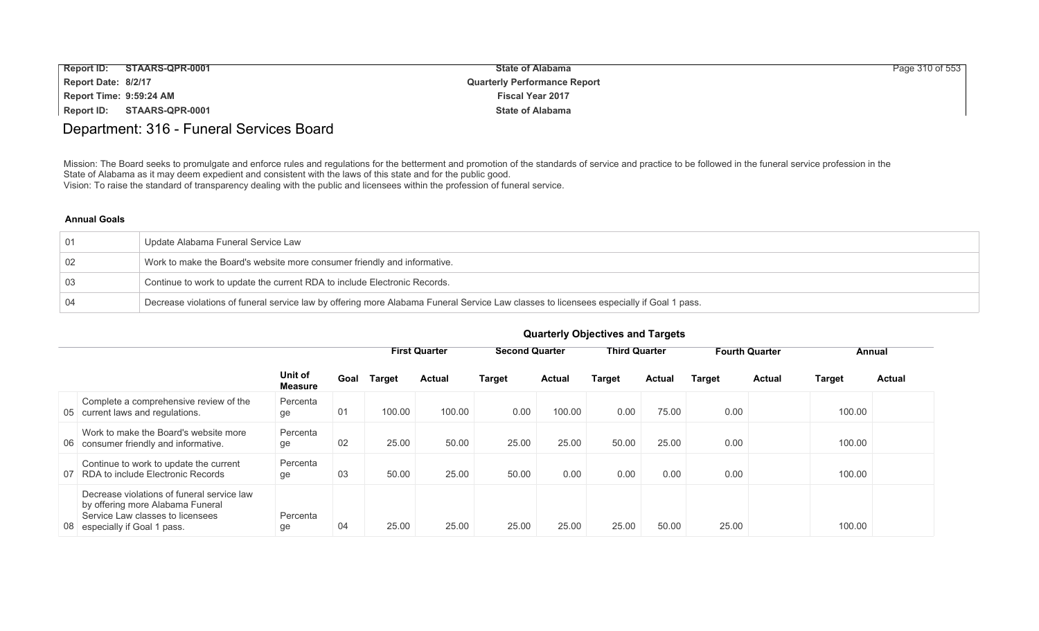# Department: 316 - Funeral Services Board

Mission: The Board seeks to promulgate and enforce rules and regulations for the betterment and promotion of the standards of service and practice to be followed in the funeral service profession in the State of Alabama as it may deem expedient and consistent with the laws of this state and for the public good.
Vision: To raise the standard of transparency dealing with the public and licensees within the profession of funeral service.

**Annual Goals**

| | |
|---|---|
| 01 | Update Alabama Funeral Service Law |
| 02 | Work to make the Board's website more consumer friendly and informative. |
| 03 | Continue to work to update the current RDA to include Electronic Records. |
| 04 | Decrease violations of funeral service law by offering more Alabama Funeral Service Law classes to licensees especially if Goal 1 pass. |

**Quarterly Objectives and Targets**

| | | | | First Quarter | | Second Quarter | | Third Quarter | | Fourth Quarter | | Annual | |
|---|---|---|---|---|---|---|---|---|---|---|---|---|---|
| | | Unit of Measure | Goal | Target | Actual | Target | Actual | Target | Actual | Target | Actual | Target | Actual |
| 05 | Complete a comprehensive review of the current laws and regulations. | Percentage | 01 | 100.00 | 100.00 | 0.00 | 100.00 | 0.00 | 75.00 | 0.00 | | 100.00 | |
| 06 | Work to make the Board's website more consumer friendly and informative. | Percentage | 02 | 25.00 | 50.00 | 25.00 | 25.00 | 50.00 | 25.00 | 0.00 | | 100.00 | |
| 07 | Continue to work to update the current RDA to include Electronic Records | Percentage | 03 | 50.00 | 25.00 | 50.00 | 0.00 | 0.00 | 0.00 | 0.00 | | 100.00 | |
| 08 | Decrease violations of funeral service law by offering more Alabama Funeral Service Law classes to licensees especially if Goal 1 pass. | Percentage | 04 | 25.00 | 25.00 | 25.00 | 25.00 | 25.00 | 50.00 | 25.00 | | 100.00 | |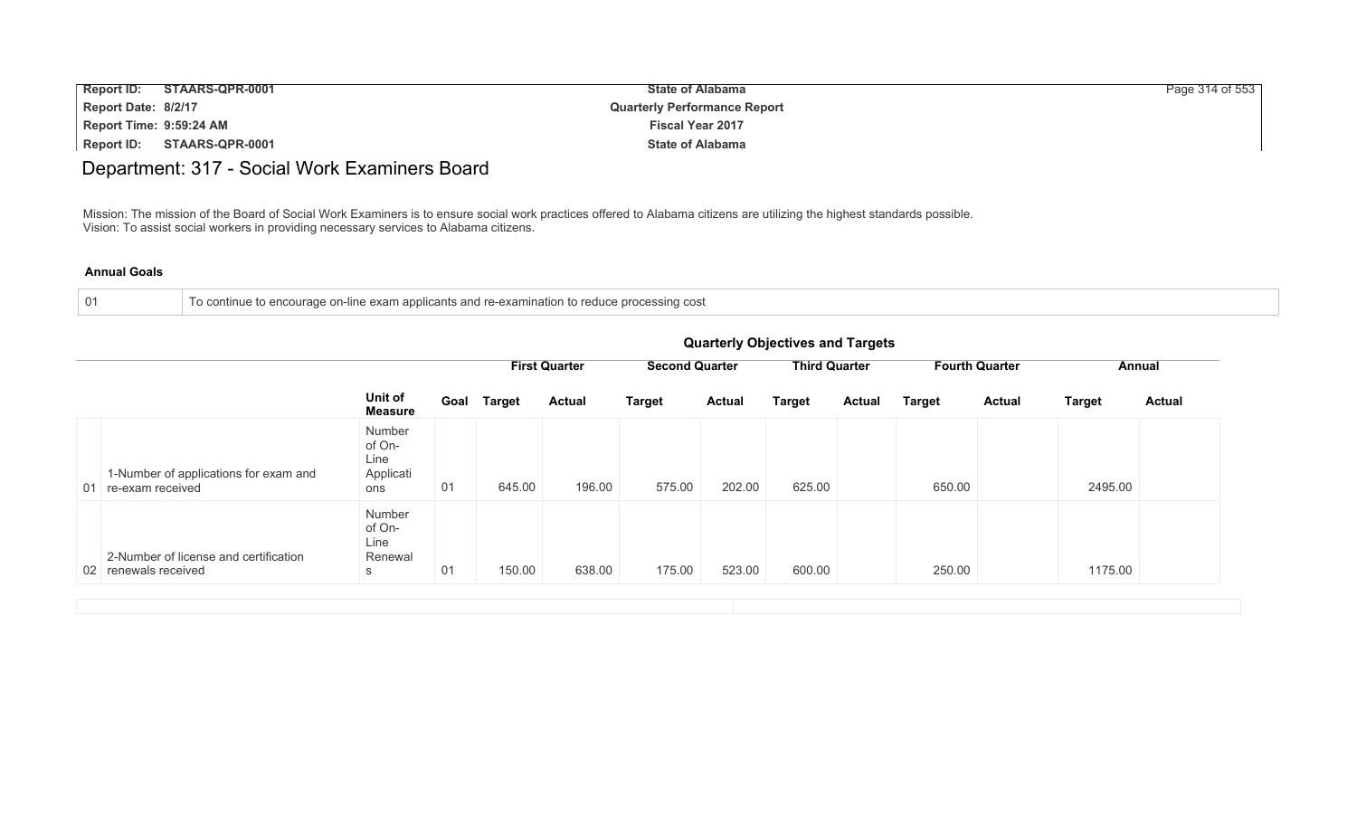# Department: 317 - Social Work Examiners Board

Mission: The mission of the Board of Social Work Examiners is to ensure social work practices offered to Alabama citizens are utilizing the highest standards possible.
Vision: To assist social workers in providing necessary services to Alabama citizens.

### Annual Goals

| | |
|---|---|
| 01 | To continue to encourage on-line exam applicants and re-examination to reduce processing cost |

### Quarterly Objectives and Targets

| | | | | First Quarter | | Second Quarter | | Third Quarter | | Fourth Quarter | | Annual | |
|---|---|---|---|---|---|---|---|---|---|---|---|---|---|
| | | Unit of Measure | Goal | Target | Actual | Target | Actual | Target | Actual | Target | Actual | Target | Actual |
| 01 | 1-Number of applications for exam and re-exam received | Number of On-Line Applications | 01 | 645.00 | 196.00 | 575.00 | 202.00 | 625.00 | | 650.00 | | 2495.00 | |
| 02 | 2-Number of license and certification renewals received | Number of On-Line Renewals | 01 | 150.00 | 638.00 | 175.00 | 523.00 | 600.00 | | 250.00 | | 1175.00 | |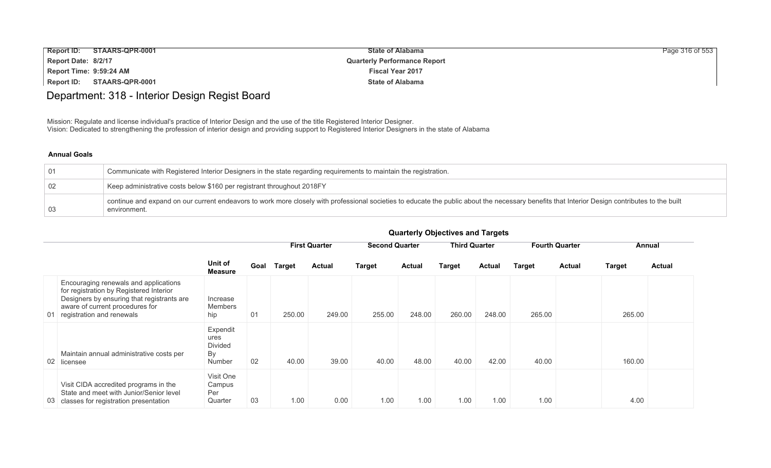# Department: 318 - Interior Design Regist Board

Mission: Regulate and license individual's practice of Interior Design and the use of the title Registered Interior Designer.
Vision: Dedicated to strengthening the profession of interior design and providing support to Registered Interior Designers in the state of Alabama

**Annual Goals**

| | |
|---|---|
| 01 | Communicate with Registered Interior Designers in the state regarding requirements to maintain the registration. |
| 02 | Keep administrative costs below $160 per registrant throughout 2018FY |
| 03 | continue and expand on our current endeavors to work more closely with professional societies to educate the public about the necessary benefits that Interior Design contributes to the built environment. |

**Quarterly Objectives and Targets**

| | | | | First Quarter | | Second Quarter | | Third Quarter | | Fourth Quarter | | Annual | |
|---|---|---|---|---|---|---|---|---|---|---|---|---|---|
| | | Unit of Measure | Goal | Target | Actual | Target | Actual | Target | Actual | Target | Actual | Target | Actual |
| 01 | Encouraging renewals and applications for registration by Registered Interior Designers by ensuring that registrants are aware of current procedures for registration and renewals | Increase Membership | 01 | 250.00 | 249.00 | 255.00 | 248.00 | 260.00 | 248.00 | 265.00 | | 265.00 | |
| 02 | Maintain annual administrative costs per licensee | Expenditures Divided By Number | 02 | 40.00 | 39.00 | 40.00 | 48.00 | 40.00 | 42.00 | 40.00 | | 160.00 | |
| 03 | Visit CIDA accredited programs in the State and meet with Junior/Senior level classes for registration presentation | Visit One Campus Per Quarter | 03 | 1.00 | 0.00 | 1.00 | 1.00 | 1.00 | 1.00 | 1.00 | | 4.00 | |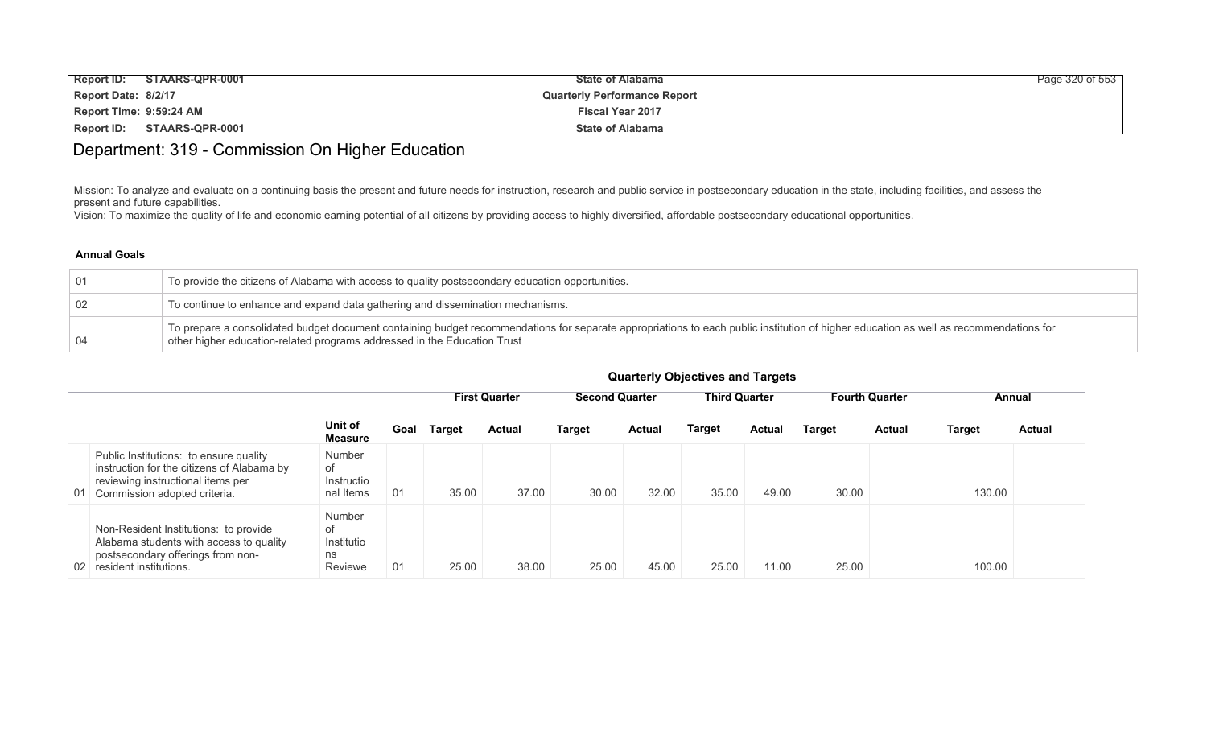# Department: 319 - Commission On Higher Education

Mission: To analyze and evaluate on a continuing basis the present and future needs for instruction, research and public service in postsecondary education in the state, including facilities, and assess the present and future capabilities.

Vision: To maximize the quality of life and economic earning potential of all citizens by providing access to highly diversified, affordable postsecondary educational opportunities.

### Annual Goals

| | |
|---|---|
| 01 | To provide the citizens of Alabama with access to quality postsecondary education opportunities. |
| 02 | To continue to enhance and expand data gathering and dissemination mechanisms. |
| 04 | To prepare a consolidated budget document containing budget recommendations for separate appropriations to each public institution of higher education as well as recommendations for other higher education-related programs addressed in the Education Trust |

### Quarterly Objectives and Targets

| | | | | First Quarter | | Second Quarter | | Third Quarter | | Fourth Quarter | | Annual | |
|---|---|---|---|---|---|---|---|---|---|---|---|---|---|
| | | Unit of Measure | Goal | Target | Actual | Target | Actual | Target | Actual | Target | Actual | Target | Actual |
| 01 | Public Institutions: to ensure quality instruction for the citizens of Alabama by reviewing instructional items per Commission adopted criteria. | Number of Instructional Items | 01 | 35.00 | 37.00 | 30.00 | 32.00 | 35.00 | 49.00 | 30.00 | | 130.00 | |
| 02 | Non-Resident Institutions: to provide Alabama students with access to quality postsecondary offerings from non-resident institutions. | Number of Institutions Reviewe | 01 | 25.00 | 38.00 | 25.00 | 45.00 | 25.00 | 11.00 | 25.00 | | 100.00 | |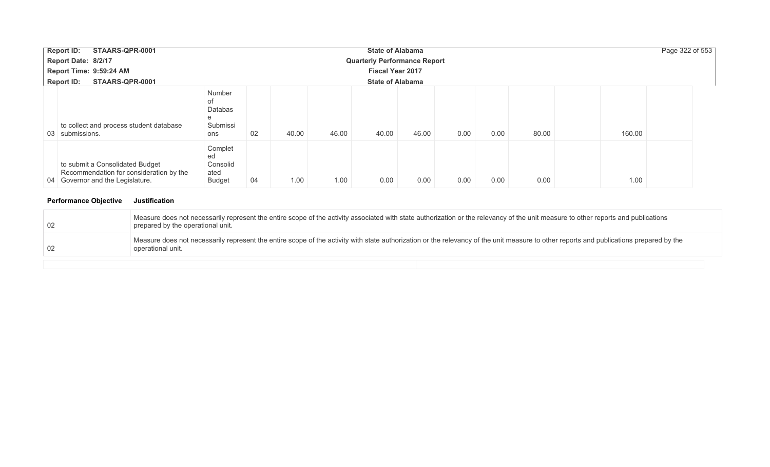| | | | | | | | | | | | | | |
|---|---|---|---|---|---|---|---|---|---|---|---|---|---|
| 03 | to collect and process student database submissions. | Number of Database Submissions | 02 | 40.00 | 46.00 | 40.00 | 46.00 | 0.00 | 0.00 | 80.00 | | 160.00 | |
| 04 | to submit a Consolidated Budget Recommendation for consideration by the Governor and the Legislature. | Completed Consolidated Budget | 04 | 1.00 | 1.00 | 0.00 | 0.00 | 0.00 | 0.00 | 0.00 | | 1.00 | |

| Performance Objective | Justification |
|---|---|
| 02 | Measure does not necessarily represent the entire scope of the activity associated with state authorization or the relevancy of the unit measure to other reports and publications prepared by the operational unit. |
| 02 | Measure does not necessarily represent the entire scope of the activity with state authorization or the relevancy of the unit measure to other reports and publications prepared by the operational unit. |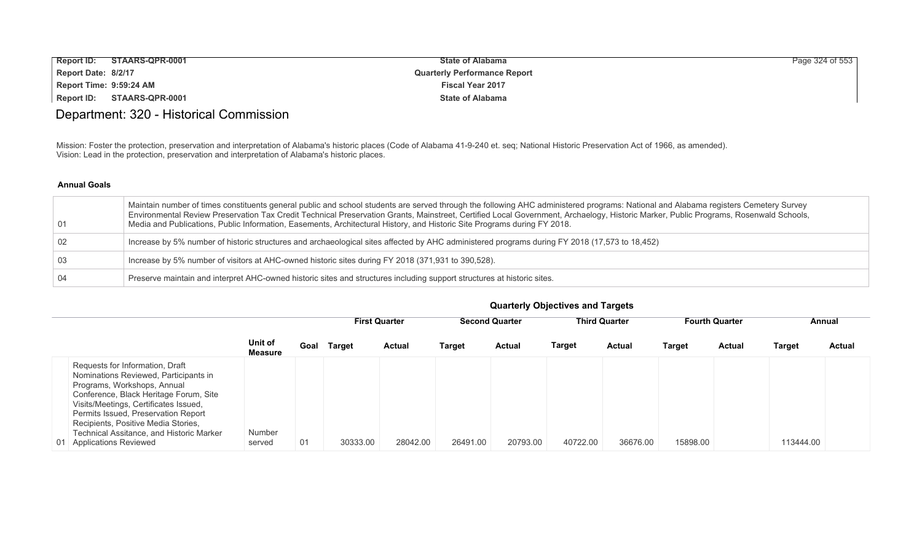# Department: 320 - Historical Commission

Mission: Foster the protection, preservation and interpretation of Alabama's historic places (Code of Alabama 41-9-240 et. seq; National Historic Preservation Act of 1966, as amended).
Vision: Lead in the protection, preservation and interpretation of Alabama's historic places.

### Annual Goals

| | |
|---|---|
| 01 | Maintain number of times constituents general public and school students are served through the following AHC administered programs: National and Alabama registers Cemetery Survey Environmental Review Preservation Tax Credit Technical Preservation Grants, Mainstreet, Certified Local Government, Archaelogy, Historic Marker, Public Programs, Rosenwald Schools, Media and Publications, Public Information, Easements, Architectural History, and Historic Site Programs during FY 2018. |
| 02 | Increase by 5% number of historic structures and archaeological sites affected by AHC administered programs during FY 2018 (17,573 to 18,452) |
| 03 | Increase by 5% number of visitors at AHC-owned historic sites during FY 2018 (371,931 to 390,528). |
| 04 | Preserve maintain and interpret AHC-owned historic sites and structures including support structures at historic sites. |

### Quarterly Objectives and Targets

| | | Unit of Measure | Goal | First Quarter Target | First Quarter Actual | Second Quarter Target | Second Quarter Actual | Third Quarter Target | Third Quarter Actual | Fourth Quarter Target | Fourth Quarter Actual | Annual Target | Annual Actual |
|---|---|---|---|---|---|---|---|---|---|---|---|---|---|
| 01 | Requests for Information, Draft Nominations Reviewed, Participants in Programs, Workshops, Annual Conference, Black Heritage Forum, Site Visits/Meetings, Certificates Issued, Permits Issued, Preservation Report Recipients, Positive Media Stories, Technical Assitance, and Historic Marker Applications Reviewed | Number served | 01 | 30333.00 | 28042.00 | 26491.00 | 20793.00 | 40722.00 | 36676.00 | 15898.00 | | 113444.00 | |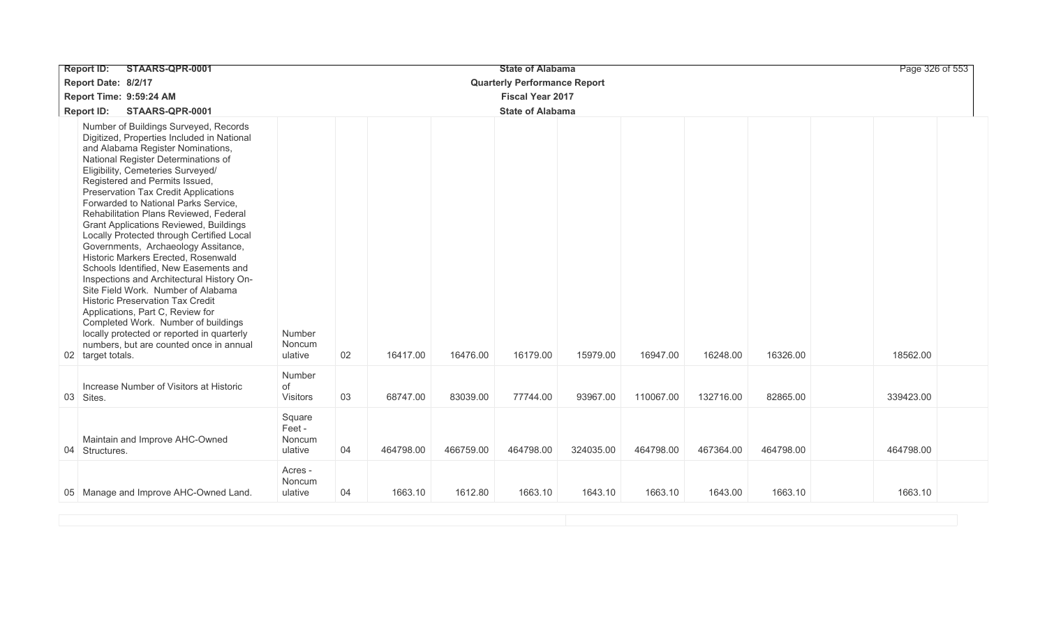| | | | | | | | | | | | | | |
|---|---|---|---|---|---|---|---|---|---|---|---|---|---|
| 02 | Number of Buildings Surveyed, Records Digitized, Properties Included in National and Alabama Register Nominations, National Register Determinations of Eligibility, Cemeteries Surveyed/ Registered and Permits Issued, Preservation Tax Credit Applications Forwarded to National Parks Service, Rehabilitation Plans Reviewed, Federal Grant Applications Reviewed, Buildings Locally Protected through Certified Local Governments, Archaeology Assitance, Historic Markers Erected, Rosenwald Schools Identified, New Easements and Inspections and Architectural History On-Site Field Work. Number of Alabama Historic Preservation Tax Credit Applications, Part C, Review for Completed Work. Number of buildings locally protected or reported in quarterly numbers, but are counted once in annual target totals. | Number Noncum ulative | 02 | 16417.00 | 16476.00 | 16179.00 | 15979.00 | 16947.00 | 16248.00 | 16326.00 | | 18562.00 | |
| 03 | Increase Number of Visitors at Historic Sites. | Number of Visitors | 03 | 68747.00 | 83039.00 | 77744.00 | 93967.00 | 110067.00 | 132716.00 | 82865.00 | | 339423.00 | |
| 04 | Maintain and Improve AHC-Owned Structures. | Square Feet - Noncum ulative | 04 | 464798.00 | 466759.00 | 464798.00 | 324035.00 | 464798.00 | 467364.00 | 464798.00 | | 464798.00 | |
| 05 | Manage and Improve AHC-Owned Land. | Acres - Noncum ulative | 04 | 1663.10 | 1612.80 | 1663.10 | 1643.10 | 1663.10 | 1643.00 | 1663.10 | | 1663.10 | |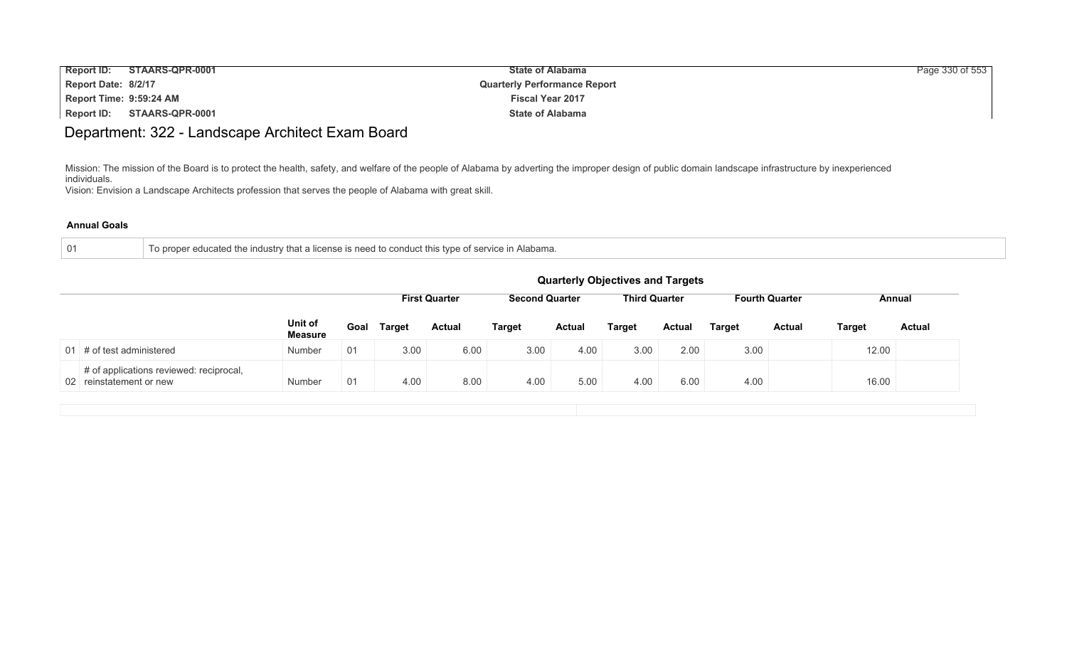# Department: 322 - Landscape Architect Exam Board

Mission: The mission of the Board is to protect the health, safety, and welfare of the people of Alabama by adverting the improper design of public domain landscape infrastructure by inexperienced individuals.
Vision: Envision a Landscape Architects profession that serves the people of Alabama with great skill.

**Annual Goals**

| | |
|---|---|
| 01 | To proper educated the industry that a license is need to conduct this type of service in Alabama. |

**Quarterly Objectives and Targets**

| | | Unit of Measure | Goal | First Quarter | | Second Quarter | | Third Quarter | | Fourth Quarter | | Annual | |
|---|---|---|---|---|---|---|---|---|---|---|---|---|---|
| | | | | Target | Actual | Target | Actual | Target | Actual | Target | Actual | Target | Actual |
| 01 | # of test administered | Number | 01 | 3.00 | 6.00 | 3.00 | 4.00 | 3.00 | 2.00 | 3.00 | | 12.00 | |
| 02 | # of applications reviewed: reciprocal, reinstatement or new | Number | 01 | 4.00 | 8.00 | 4.00 | 5.00 | 4.00 | 6.00 | 4.00 | | 16.00 | |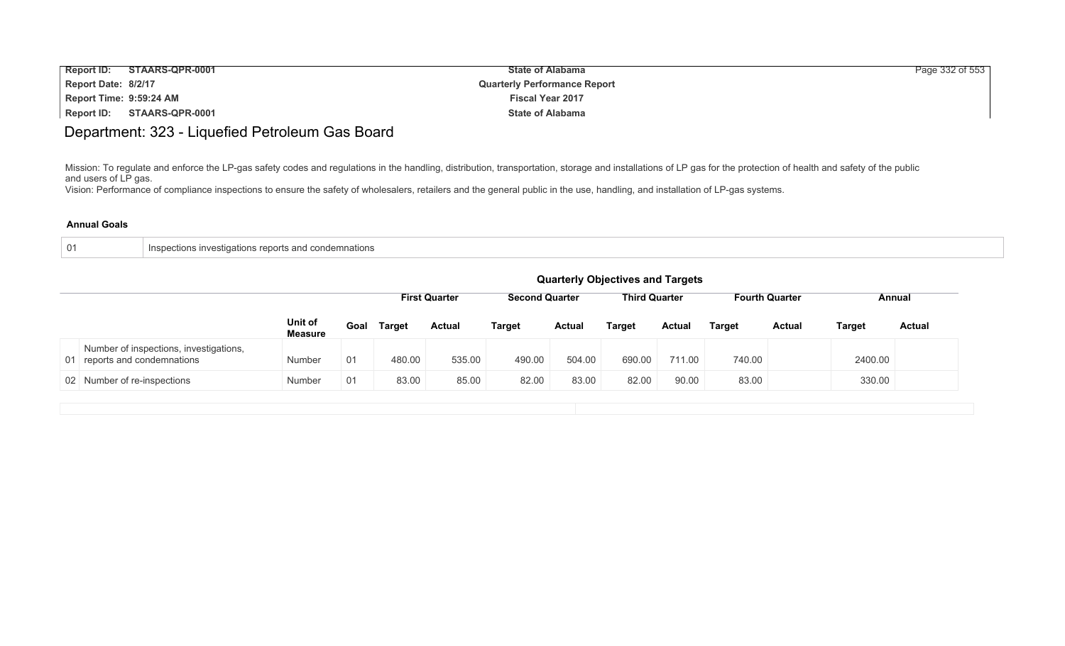# Department: 323 - Liquefied Petroleum Gas Board

Mission: To regulate and enforce the LP-gas safety codes and regulations in the handling, distribution, transportation, storage and installations of LP gas for the protection of health and safety of the public and users of LP gas.
Vision: Performance of compliance inspections to ensure the safety of wholesalers, retailers and the general public in the use, handling, and installation of LP-gas systems.

**Annual Goals**

| | |
|---|---|
| 01 | Inspections investigations reports and condemnations |

**Quarterly Objectives and Targets**

| | | | | First Quarter | | Second Quarter | | Third Quarter | | Fourth Quarter | | Annual | |
|---|---|---|---|---|---|---|---|---|---|---|---|---|---|
| | | Unit of Measure | Goal | Target | Actual | Target | Actual | Target | Actual | Target | Actual | Target | Actual |
| 01 | Number of inspections, investigations, reports and condemnations | Number | 01 | 480.00 | 535.00 | 490.00 | 504.00 | 690.00 | 711.00 | 740.00 | | 2400.00 | |
| 02 | Number of re-inspections | Number | 01 | 83.00 | 85.00 | 82.00 | 83.00 | 82.00 | 90.00 | 83.00 | | 330.00 | |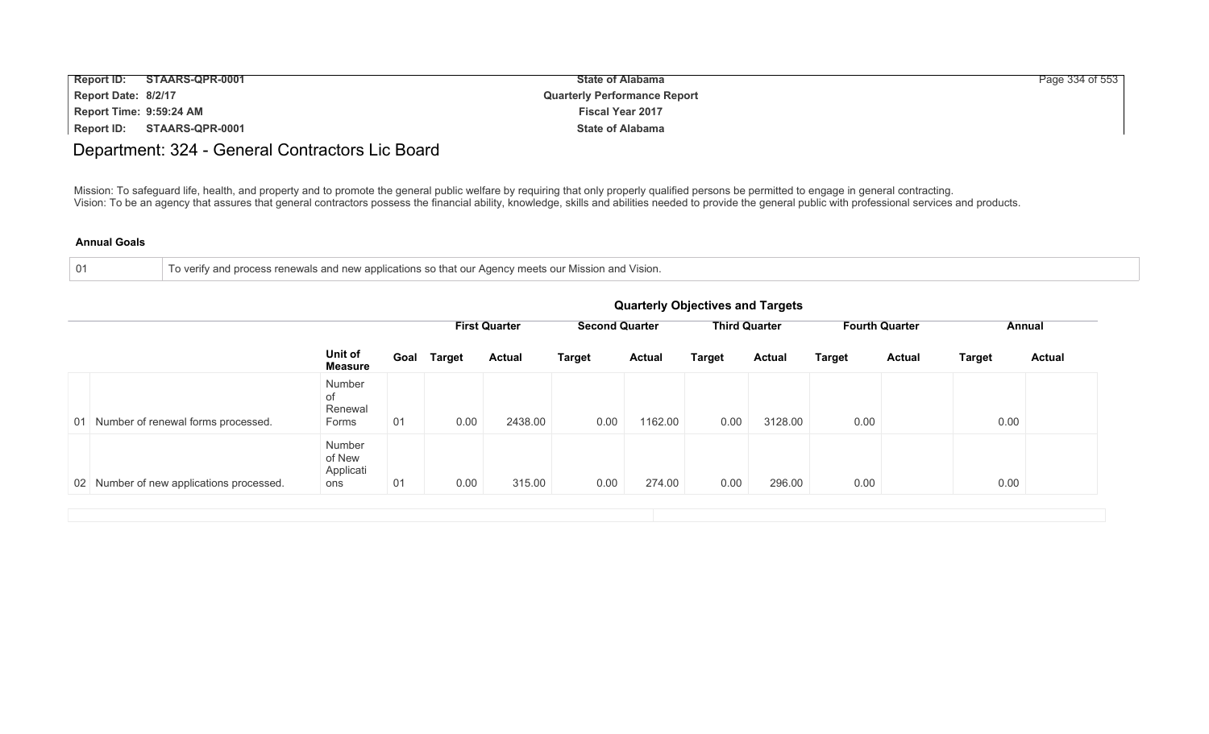## Department: 324 - General Contractors Lic Board

Mission: To safeguard life, health, and property and to promote the general public welfare by requiring that only properly qualified persons be permitted to engage in general contracting.
Vision: To be an agency that assures that general contractors possess the financial ability, knowledge, skills and abilities needed to provide the general public with professional services and products.

### Annual Goals

| | |
|---|---|
| 01 | To verify and process renewals and new applications so that our Agency meets our Mission and Vision. |

### Quarterly Objectives and Targets

| | | | | First Quarter | | Second Quarter | | Third Quarter | | Fourth Quarter | | Annual | |
|---|---|---|---|---|---|---|---|---|---|---|---|---|---|
| | | Unit of Measure | Goal | Target | Actual | Target | Actual | Target | Actual | Target | Actual | Target | Actual |
| 01 | Number of renewal forms processed. | Number of Renewal Forms | 01 | 0.00 | 2438.00 | 0.00 | 1162.00 | 0.00 | 3128.00 | 0.00 | | 0.00 | |
| 02 | Number of new applications processed. | Number of New Applications | 01 | 0.00 | 315.00 | 0.00 | 274.00 | 0.00 | 296.00 | 0.00 | | 0.00 | |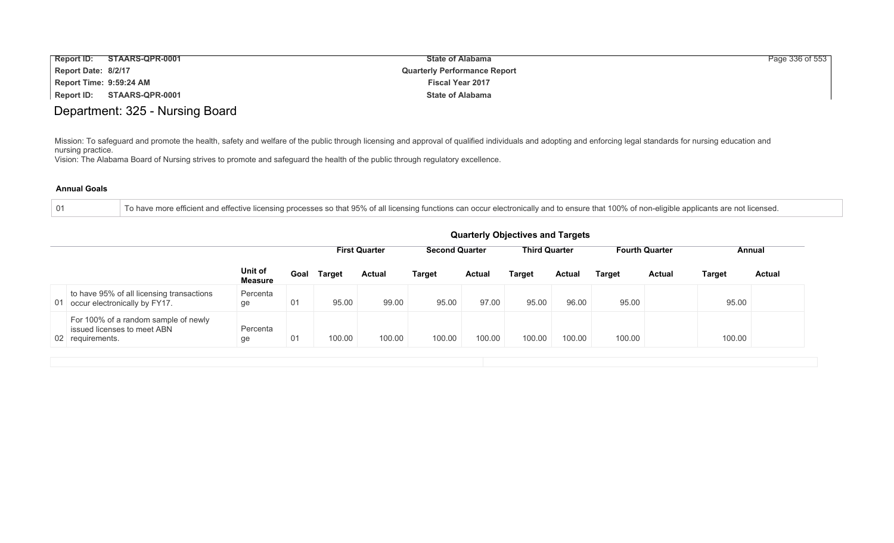# Department: 325 - Nursing Board

Mission: To safeguard and promote the health, safety and welfare of the public through licensing and approval of qualified individuals and adopting and enforcing legal standards for nursing education and nursing practice.
Vision: The Alabama Board of Nursing strives to promote and safeguard the health of the public through regulatory excellence.

**Annual Goals**

| | |
|---|---|
| 01 | To have more efficient and effective licensing processes so that 95% of all licensing functions can occur electronically and to ensure that 100% of non-eligible applicants are not licensed. |

**Quarterly Objectives and Targets**

| | | | | First Quarter | | Second Quarter | | Third Quarter | | Fourth Quarter | | Annual | |
|---|---|---|---|---|---|---|---|---|---|---|---|---|---|
| | | Unit of Measure | Goal | Target | Actual | Target | Actual | Target | Actual | Target | Actual | Target | Actual |
| 01 | to have 95% of all licensing transactions occur electronically by FY17. | Percentage | 01 | 95.00 | 99.00 | 95.00 | 97.00 | 95.00 | 96.00 | 95.00 | | 95.00 | |
| 02 | For 100% of a random sample of newly issued licenses to meet ABN requirements. | Percentage | 01 | 100.00 | 100.00 | 100.00 | 100.00 | 100.00 | 100.00 | 100.00 | | 100.00 | |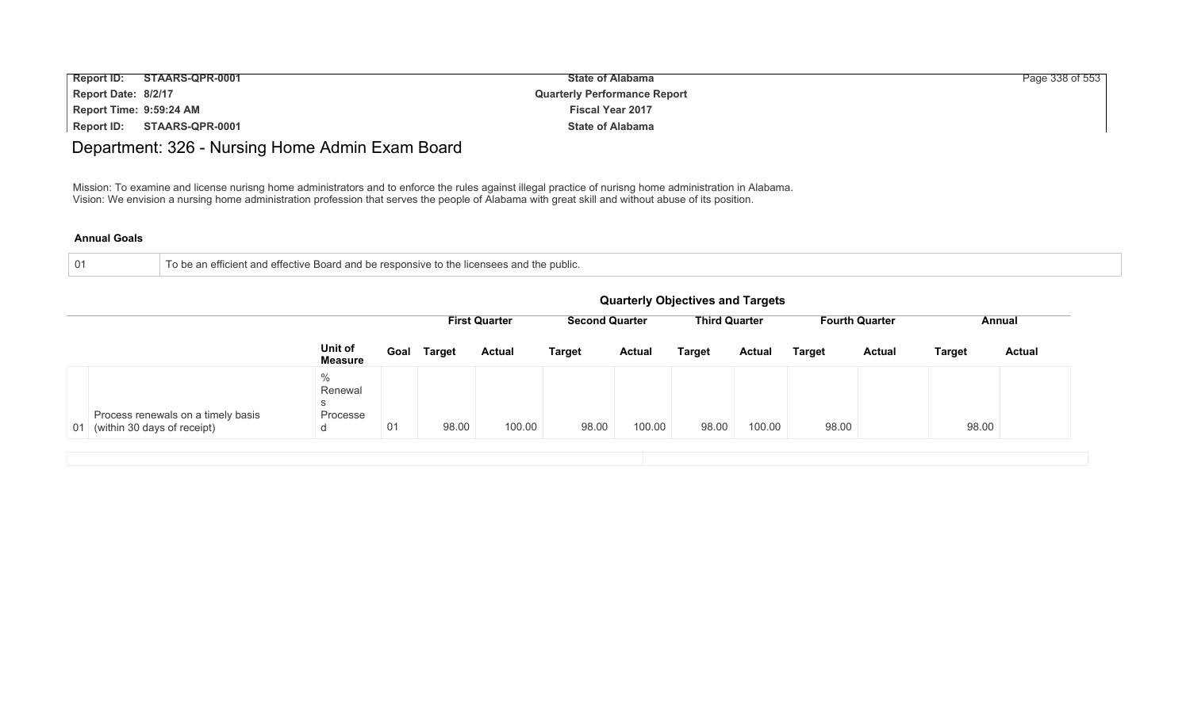# Department: 326 - Nursing Home Admin Exam Board

Mission: To examine and license nurisng home administrators and to enforce the rules against illegal practice of nurisng home administration in Alabama.
Vision: We envision a nursing home administration profession that serves the people of Alabama with great skill and without abuse of its position.

**Annual Goals**

| | |
|---|---|
| 01 | To be an efficient and effective Board and be responsive to the licensees and the public. |

**Quarterly Objectives and Targets**

| | | | | First Quarter | | Second Quarter | | Third Quarter | | Fourth Quarter | | Annual | |
|---|---|---|---|---|---|---|---|---|---|---|---|---|---|
| | | Unit of Measure | Goal | Target | Actual | Target | Actual | Target | Actual | Target | Actual | Target | Actual |
| 01 | Process renewals on a timely basis (within 30 days of receipt) | % Renewals Processed | 01 | 98.00 | 100.00 | 98.00 | 100.00 | 98.00 | 100.00 | 98.00 | | 98.00 | |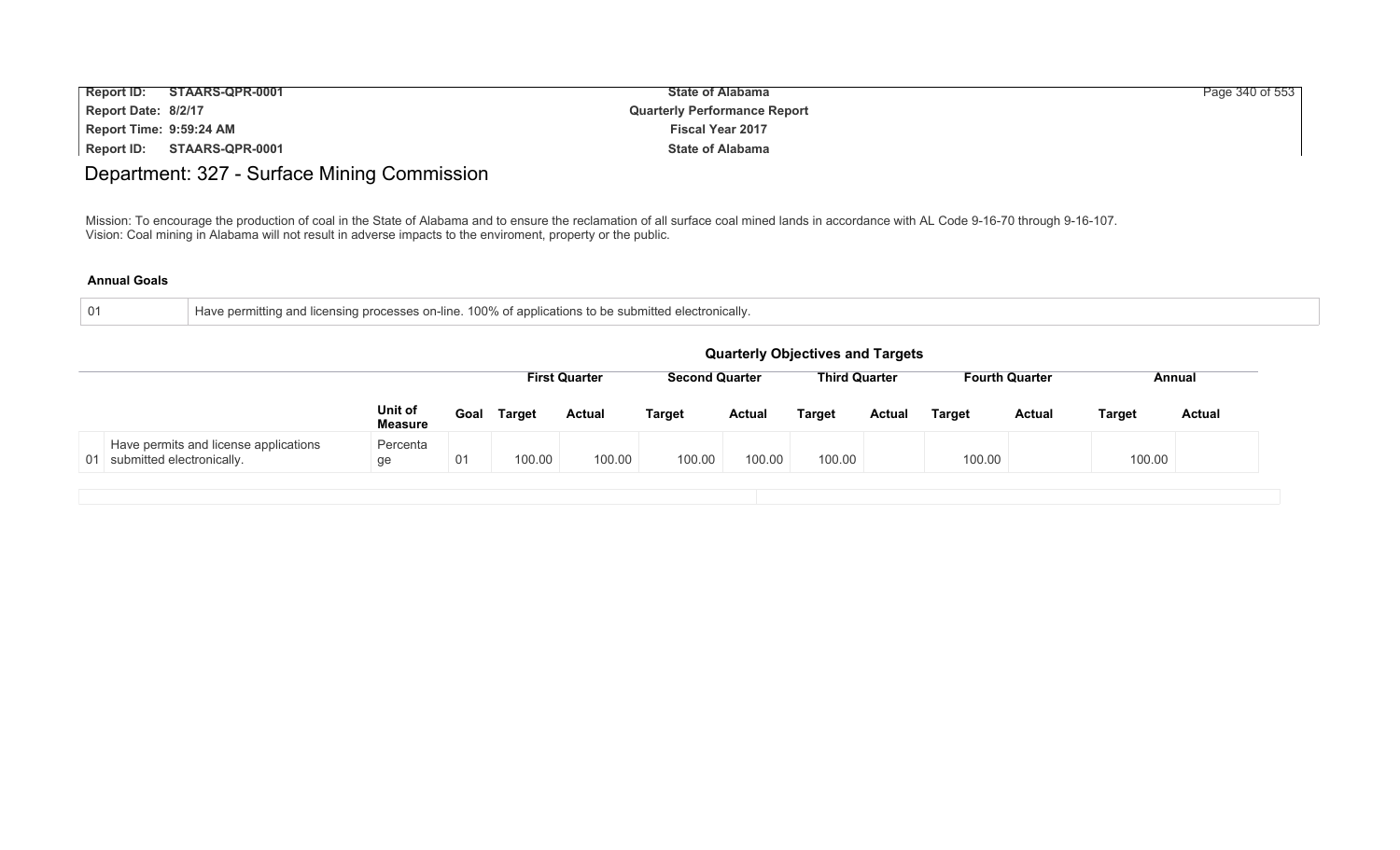# Department: 327 - Surface Mining Commission

Mission: To encourage the production of coal in the State of Alabama and to ensure the reclamation of all surface coal mined lands in accordance with AL Code 9-16-70 through 9-16-107.
Vision: Coal mining in Alabama will not result in adverse impacts to the enviroment, property or the public.

**Annual Goals**

| | |
|---|---|
| 01 | Have permitting and licensing processes on-line. 100% of applications to be submitted electronically. |

**Quarterly Objectives and Targets**

| | | | | First Quarter | | Second Quarter | | Third Quarter | | Fourth Quarter | | Annual | |
|---|---|---|---|---|---|---|---|---|---|---|---|---|---|
| | | Unit of Measure | Goal | Target | Actual | Target | Actual | Target | Actual | Target | Actual | Target | Actual |
| 01 | Have permits and license applications submitted electronically. | Percentage | 01 | 100.00 | 100.00 | 100.00 | 100.00 | 100.00 | | 100.00 | | 100.00 | |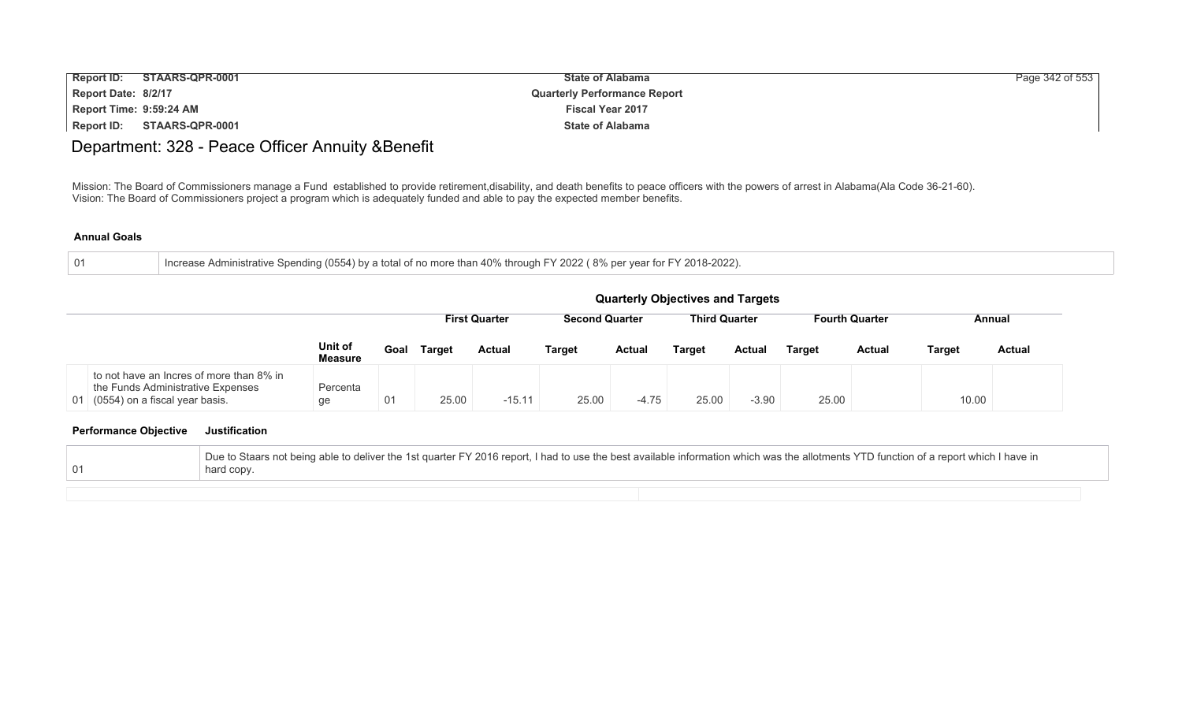# Department: 328 - Peace Officer Annuity &Benefit

Mission: The Board of Commissioners manage a Fund established to provide retirement,disability, and death benefits to peace officers with the powers of arrest in Alabama(Ala Code 36-21-60).
Vision: The Board of Commissioners project a program which is adequately funded and able to pay the expected member benefits.

**Annual Goals**

| 01 | Increase Administrative Spending (0554) by a total of no more than 40% through FY 2022 ( 8% per year for FY 2018-2022). |
|---|---|

**Quarterly Objectives and Targets**

| | | | | First Quarter | | Second Quarter | | Third Quarter | | Fourth Quarter | | Annual | |
|---|---|---|---|---|---|---|---|---|---|---|---|---|---|
| | | **Unit of Measure** | **Goal** | **Target** | **Actual** | **Target** | **Actual** | **Target** | **Actual** | **Target** | **Actual** | **Target** | **Actual** |
| 01 | to not have an Incres of more than 8% in the Funds Administrative Expenses (0554) on a fiscal year basis. | Percentage | 01 | 25.00 | -15.11 | 25.00 | -4.75 | 25.00 | -3.90 | 25.00 | | 10.00 | |

| Performance Objective | Justification |
|---|---|
| 01 | Due to Staars not being able to deliver the 1st quarter FY 2016 report, I had to use the best available information which was the allotments YTD function of a report which I have in hard copy. |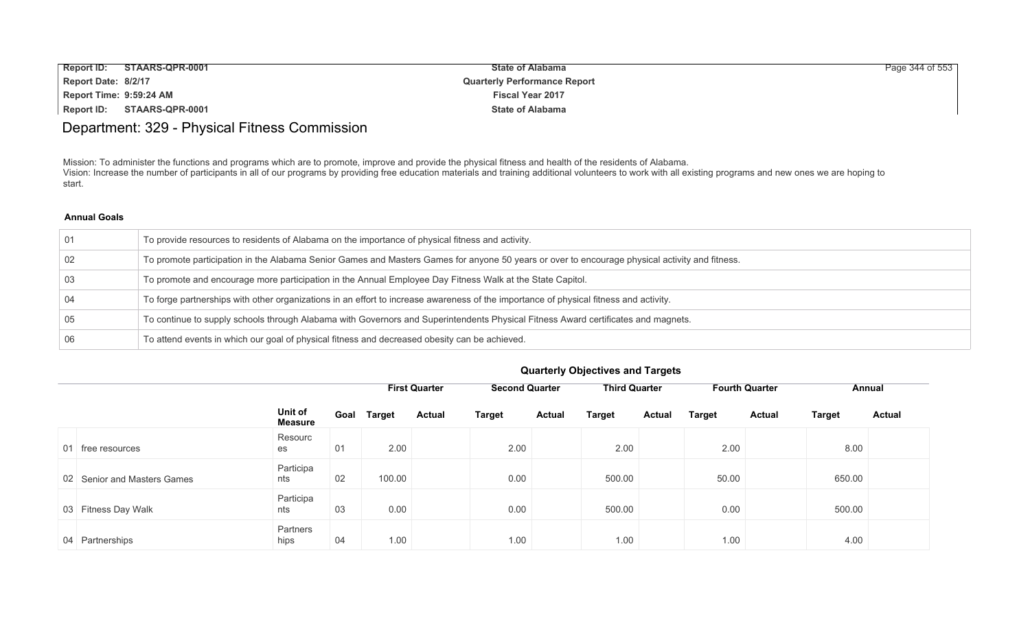# Department: 329 - Physical Fitness Commission

Mission: To administer the functions and programs which are to promote, improve and provide the physical fitness and health of the residents of Alabama.
Vision: Increase the number of participants in all of our programs by providing free education materials and training additional volunteers to work with all existing programs and new ones we are hoping to start.

**Annual Goals**

| | |
|---|---|
| 01 | To provide resources to residents of Alabama on the importance of physical fitness and activity. |
| 02 | To promote participation in the Alabama Senior Games and Masters Games for anyone 50 years or over to encourage physical activity and fitness. |
| 03 | To promote and encourage more participation in the Annual Employee Day Fitness Walk at the State Capitol. |
| 04 | To forge partnerships with other organizations in an effort to increase awareness of the importance of physical fitness and activity. |
| 05 | To continue to supply schools through Alabama with Governors and Superintendents Physical Fitness Award certificates and magnets. |
| 06 | To attend events in which our goal of physical fitness and decreased obesity can be achieved. |

**Quarterly Objectives and Targets**

| | Unit of Measure | Goal | First Quarter | | Second Quarter | | Third Quarter | | Fourth Quarter | | Annual | |
|---|---|---|---|---|---|---|---|---|---|---|---|---|
| | | | Target | Actual | Target | Actual | Target | Actual | Target | Actual | Target | Actual |
| 01 free resources | Resources | 01 | 2.00 | | 2.00 | | 2.00 | | 2.00 | | 8.00 | |
| 02 Senior and Masters Games | Participants | 02 | 100.00 | | 0.00 | | 500.00 | | 50.00 | | 650.00 | |
| 03 Fitness Day Walk | Participants | 03 | 0.00 | | 0.00 | | 500.00 | | 0.00 | | 500.00 | |
| 04 Partnerships | Partnerships | 04 | 1.00 | | 1.00 | | 1.00 | | 1.00 | | 4.00 | |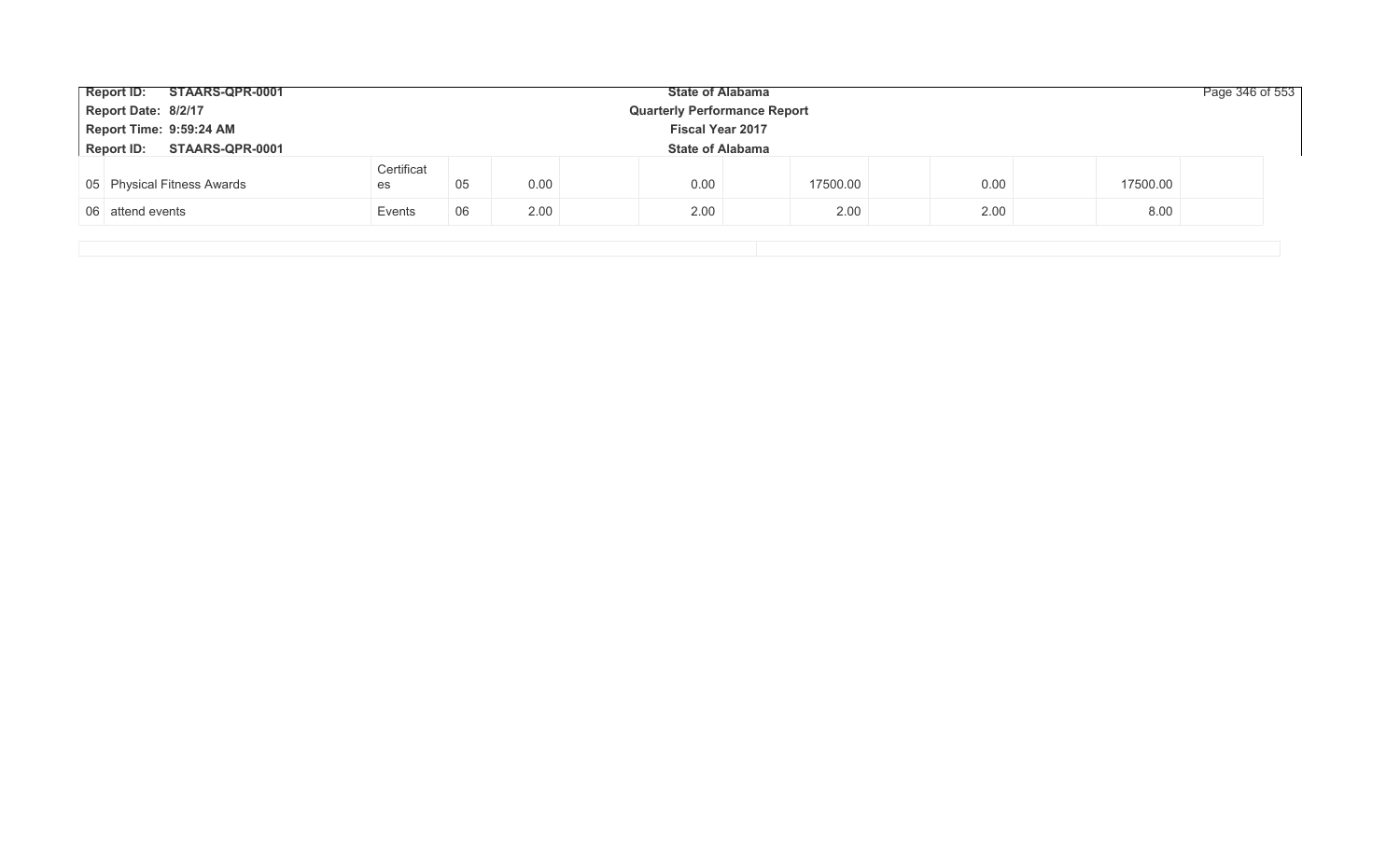| | | | | | | | | | | | | |
|---|---|---|---|---|---|---|---|---|---|---|---|---|
| 05 | Physical Fitness Awards | Certificates | 05 | 0.00 | | 0.00 | | 17500.00 | | 0.00 | | 17500.00 | |
| 06 | attend events | Events | 06 | 2.00 | | 2.00 | | 2.00 | | 2.00 | | 8.00 | |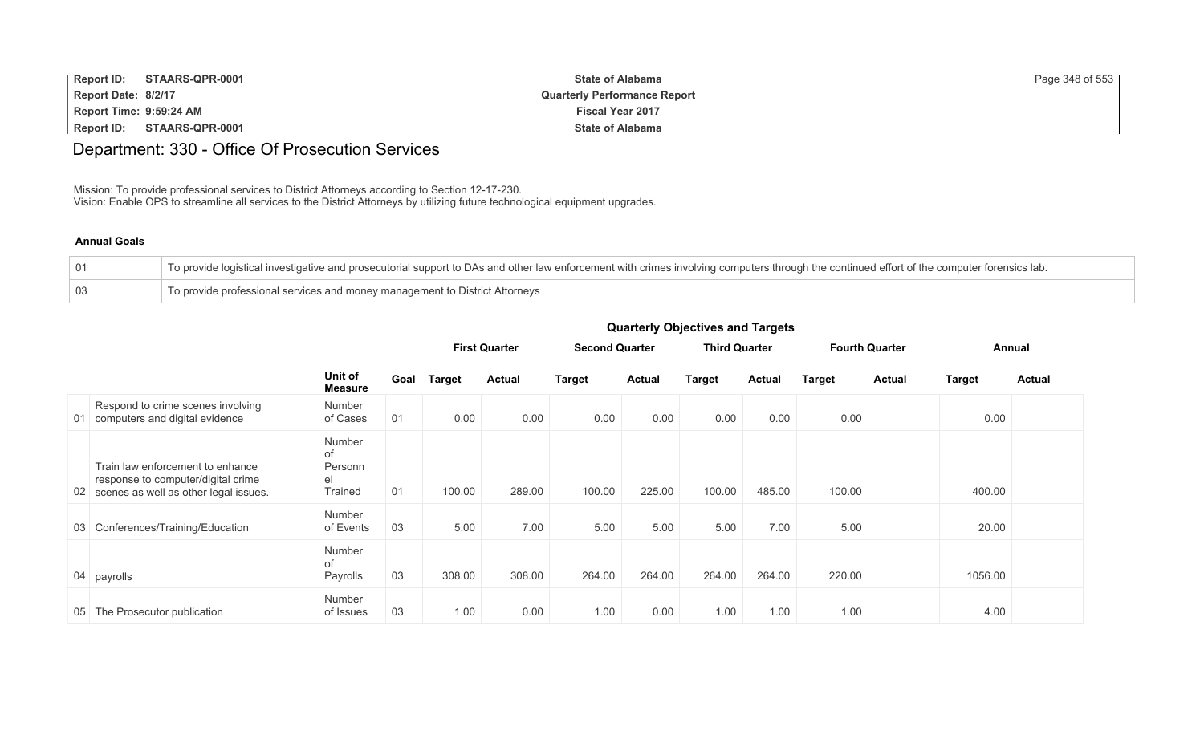# Department: 330 - Office Of Prosecution Services

Mission: To provide professional services to District Attorneys according to Section 12-17-230.
Vision: Enable OPS to streamline all services to the District Attorneys by utilizing future technological equipment upgrades.

### Annual Goals

| | |
|---|---|
| 01 | To provide logistical investigative and prosecutorial support to DAs and other law enforcement with crimes involving computers through the continued effort of the computer forensics lab. |
| 03 | To provide professional services and money management to District Attorneys |

### Quarterly Objectives and Targets

| | | | | First Quarter | | Second Quarter | | Third Quarter | | Fourth Quarter | | Annual | |
|---|---|---|---|---|---|---|---|---|---|---|---|---|---|
| | | Unit of Measure | Goal | Target | Actual | Target | Actual | Target | Actual | Target | Actual | Target | Actual |
| 01 | Respond to crime scenes involving computers and digital evidence | Number of Cases | 01 | 0.00 | 0.00 | 0.00 | 0.00 | 0.00 | 0.00 | 0.00 | | 0.00 | |
| 02 | Train law enforcement to enhance response to computer/digital crime scenes as well as other legal issues. | Number of Personnel Trained | 01 | 100.00 | 289.00 | 100.00 | 225.00 | 100.00 | 485.00 | 100.00 | | 400.00 | |
| 03 | Conferences/Training/Education | Number of Events | 03 | 5.00 | 7.00 | 5.00 | 5.00 | 5.00 | 7.00 | 5.00 | | 20.00 | |
| 04 | payrolls | Number of Payrolls | 03 | 308.00 | 308.00 | 264.00 | 264.00 | 264.00 | 264.00 | 220.00 | | 1056.00 | |
| 05 | The Prosecutor publication | Number of Issues | 03 | 1.00 | 0.00 | 1.00 | 0.00 | 1.00 | 1.00 | 1.00 | | 4.00 | |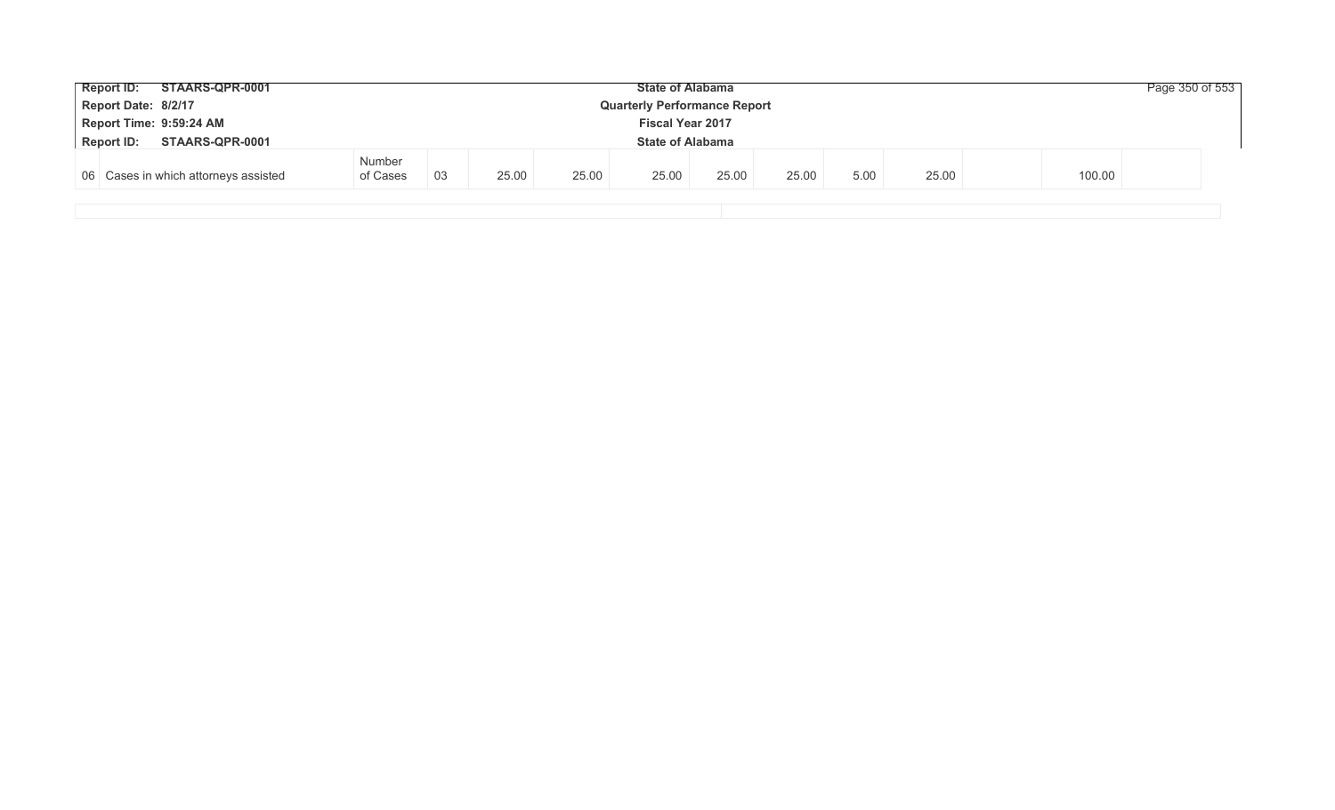| | | | | | | | | | | | | | |
|---|---|---|---|---|---|---|---|---|---|---|---|---|---|
| 06 | Cases in which attorneys assisted | Number of Cases | 03 | 25.00 | 25.00 | 25.00 | 25.00 | 25.00 | 5.00 | 25.00 | | 100.00 | |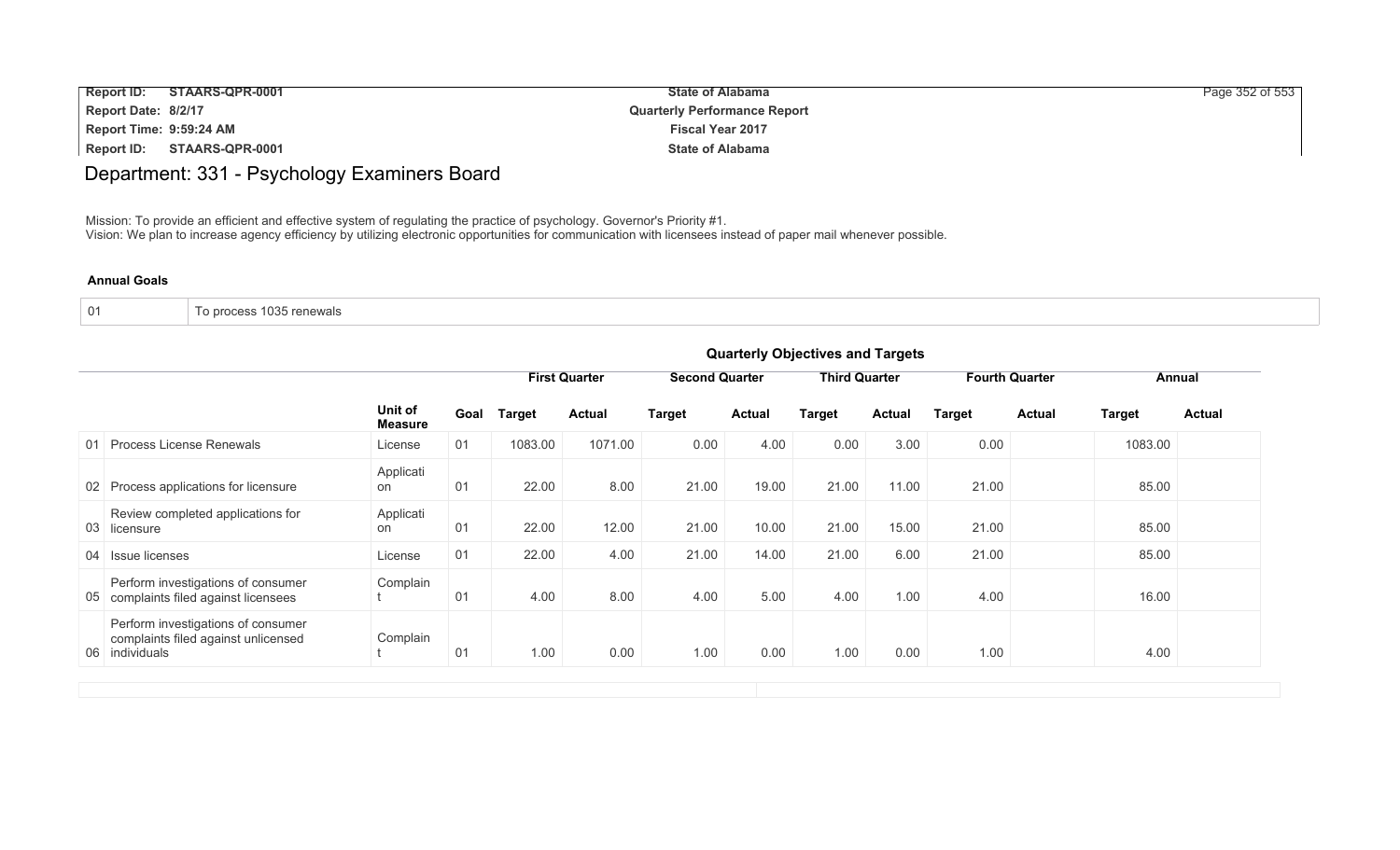# Department: 331 - Psychology Examiners Board

Mission: To provide an efficient and effective system of regulating the practice of psychology. Governor's Priority #1.
Vision: We plan to increase agency efficiency by utilizing electronic opportunities for communication with licensees instead of paper mail whenever possible.

### Annual Goals

| 01 | To process 1035 renewals |
|---|---|

### Quarterly Objectives and Targets

| | | Unit of Measure | Goal | First Quarter | | Second Quarter | | Third Quarter | | Fourth Quarter | | Annual | |
|---|---|---|---|---|---|---|---|---|---|---|---|---|---|
| | | | | Target | Actual | Target | Actual | Target | Actual | Target | Actual | Target | Actual |
| 01 | Process License Renewals | License | 01 | 1083.00 | 1071.00 | 0.00 | 4.00 | 0.00 | 3.00 | 0.00 | | 1083.00 | |
| 02 | Process applications for licensure | Application | 01 | 22.00 | 8.00 | 21.00 | 19.00 | 21.00 | 11.00 | 21.00 | | 85.00 | |
| 03 | Review completed applications for licensure | Application | 01 | 22.00 | 12.00 | 21.00 | 10.00 | 21.00 | 15.00 | 21.00 | | 85.00 | |
| 04 | Issue licenses | License | 01 | 22.00 | 4.00 | 21.00 | 14.00 | 21.00 | 6.00 | 21.00 | | 85.00 | |
| 05 | Perform investigations of consumer complaints filed against licensees | Complaint | 01 | 4.00 | 8.00 | 4.00 | 5.00 | 4.00 | 1.00 | 4.00 | | 16.00 | |
| 06 | Perform investigations of consumer complaints filed against unlicensed individuals | Complaint | 01 | 1.00 | 0.00 | 1.00 | 0.00 | 1.00 | 0.00 | 1.00 | | 4.00 | |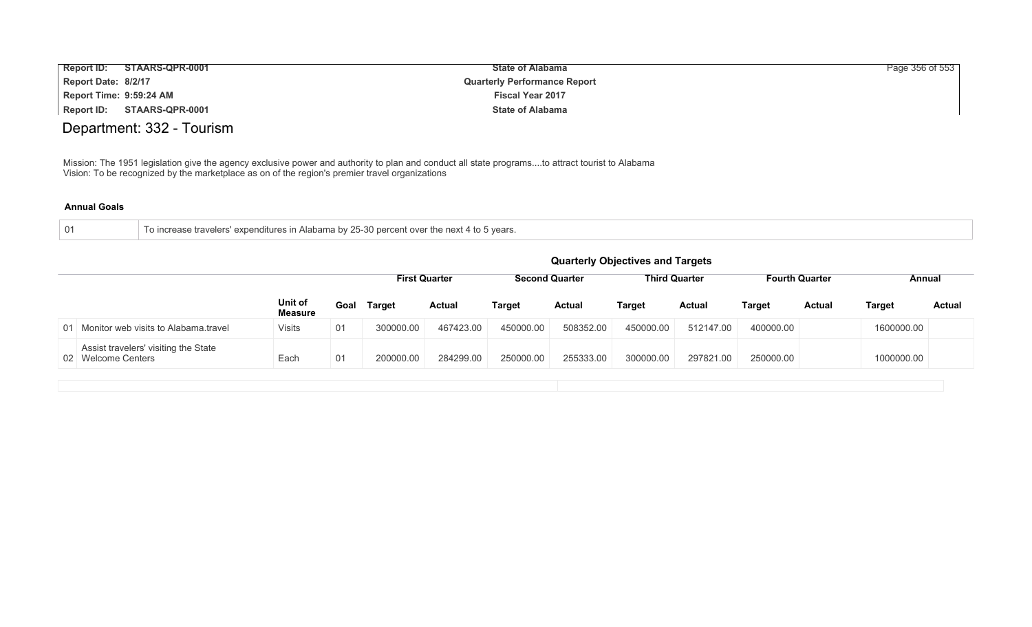# Department: 332 - Tourism

Mission: The 1951 legislation give the agency exclusive power and authority to plan and conduct all state programs....to attract tourist to Alabama
Vision: To be recognized by the marketplace as on of the region's premier travel organizations

**Annual Goals**

| | |
|---|---|
| 01 | To increase travelers' expenditures in Alabama by 25-30 percent over the next 4 to 5 years. |

**Quarterly Objectives and Targets**

| | | | | First Quarter | | Second Quarter | | Third Quarter | | Fourth Quarter | | Annual | |
|---|---|---|---|---|---|---|---|---|---|---|---|---|---|
| | | Unit of Measure | Goal | Target | Actual | Target | Actual | Target | Actual | Target | Actual | Target | Actual |
| 01 | Monitor web visits to Alabama.travel | Visits | 01 | 300000.00 | 467423.00 | 450000.00 | 508352.00 | 450000.00 | 512147.00 | 400000.00 | | 1600000.00 | |
| 02 | Assist travelers' visiting the State Welcome Centers | Each | 01 | 200000.00 | 284299.00 | 250000.00 | 255333.00 | 300000.00 | 297821.00 | 250000.00 | | 1000000.00 | |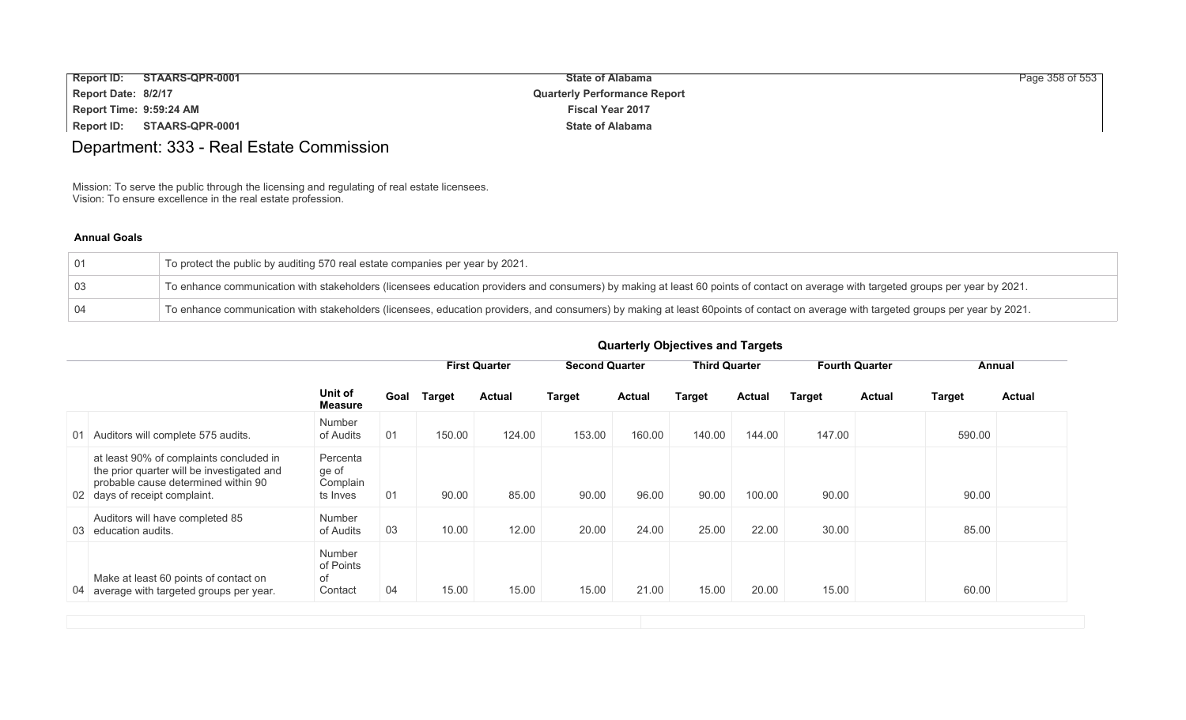# Department: 333 - Real Estate Commission

Mission: To serve the public through the licensing and regulating of real estate licensees.
Vision: To ensure excellence in the real estate profession.

### Annual Goals

| | |
|---|---|
| 01 | To protect the public by auditing 570 real estate companies per year by 2021. |
| 03 | To enhance communication with stakeholders (licensees education providers and consumers) by making at least 60 points of contact on average with targeted groups per year by 2021. |
| 04 | To enhance communication with stakeholders (licensees, education providers, and consumers) by making at least 60points of contact on average with targeted groups per year by 2021. |

### Quarterly Objectives and Targets

| | | | | First Quarter | | Second Quarter | | Third Quarter | | Fourth Quarter | | Annual | |
|---|---|---|---|---|---|---|---|---|---|---|---|---|---|
| | | Unit of Measure | Goal | Target | Actual | Target | Actual | Target | Actual | Target | Actual | Target | Actual |
| 01 | Auditors will complete 575 audits. | Number of Audits | 01 | 150.00 | 124.00 | 153.00 | 160.00 | 140.00 | 144.00 | 147.00 | | 590.00 | |
| 02 | at least 90% of complaints concluded in the prior quarter will be investigated and probable cause determined within 90 days of receipt complaint. | Percentage of Complaints Inves | 01 | 90.00 | 85.00 | 90.00 | 96.00 | 90.00 | 100.00 | 90.00 | | 90.00 | |
| 03 | Auditors will have completed 85 education audits. | Number of Audits | 03 | 10.00 | 12.00 | 20.00 | 24.00 | 25.00 | 22.00 | 30.00 | | 85.00 | |
| 04 | Make at least 60 points of contact on average with targeted groups per year. | Number of Points of Contact | 04 | 15.00 | 15.00 | 15.00 | 21.00 | 15.00 | 20.00 | 15.00 | | 60.00 | |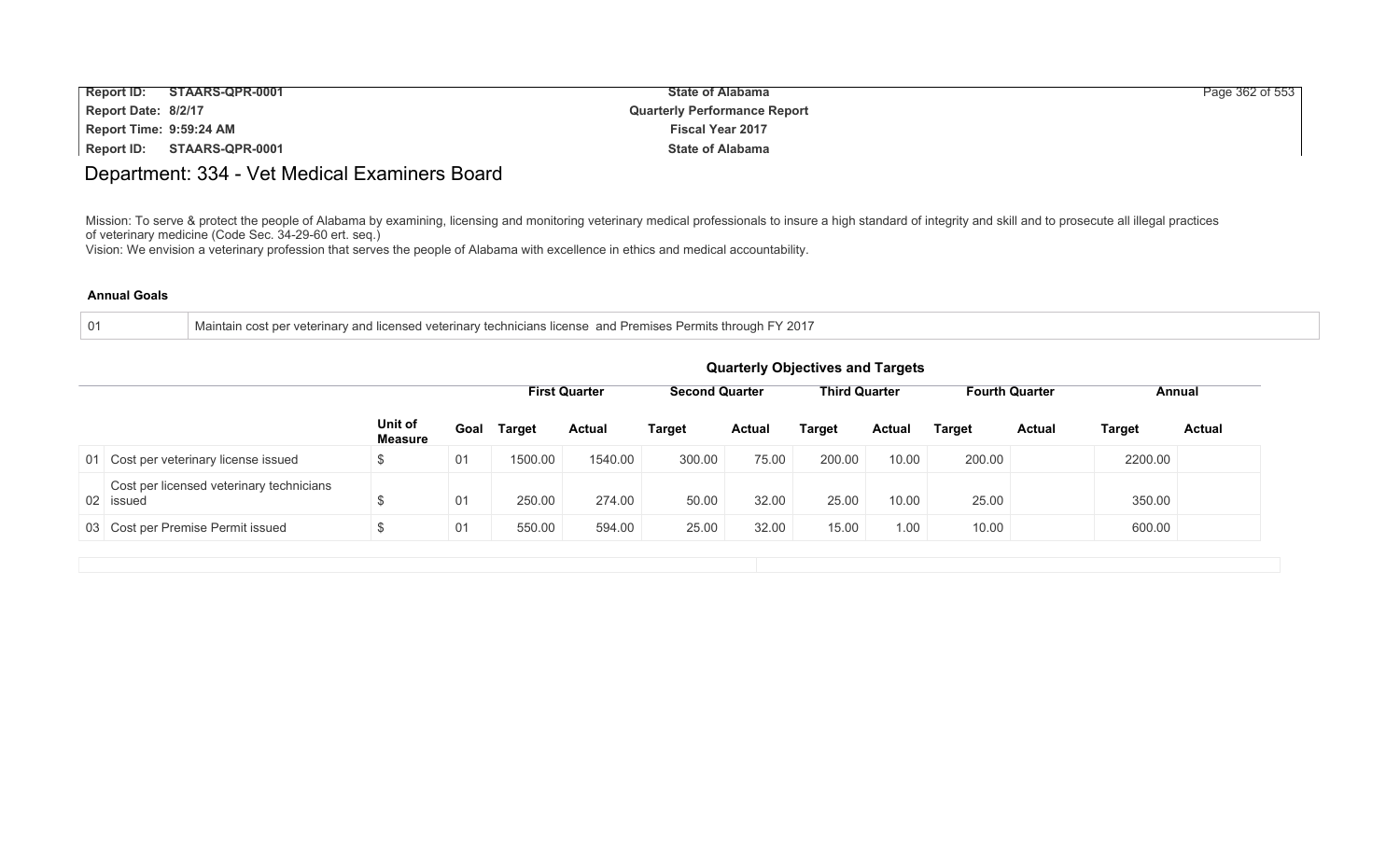# Department: 334 - Vet Medical Examiners Board

Mission: To serve & protect the people of Alabama by examining, licensing and monitoring veterinary medical professionals to insure a high standard of integrity and skill and to prosecute all illegal practices of veterinary medicine (Code Sec. 34-29-60 ert. seq.)
Vision: We envision a veterinary profession that serves the people of Alabama with excellence in ethics and medical accountability.

**Annual Goals**

| | |
|---|---|
| 01 | Maintain cost per veterinary and licensed veterinary technicians license and Premises Permits through FY 2017 |

**Quarterly Objectives and Targets**

| | | Unit of Measure | Goal | First Quarter | | Second Quarter | | Third Quarter | | Fourth Quarter | | Annual | |
|---|---|---|---|---|---|---|---|---|---|---|---|---|---|
| | | | | Target | Actual | Target | Actual | Target | Actual | Target | Actual | Target | Actual |
| 01 | Cost per veterinary license issued | $ | 01 | 1500.00 | 1540.00 | 300.00 | 75.00 | 200.00 | 10.00 | 200.00 | | 2200.00 | |
| 02 | Cost per licensed veterinary technicians issued | $ | 01 | 250.00 | 274.00 | 50.00 | 32.00 | 25.00 | 10.00 | 25.00 | | 350.00 | |
| 03 | Cost per Premise Permit issued | $ | 01 | 550.00 | 594.00 | 25.00 | 32.00 | 15.00 | 1.00 | 10.00 | | 600.00 | |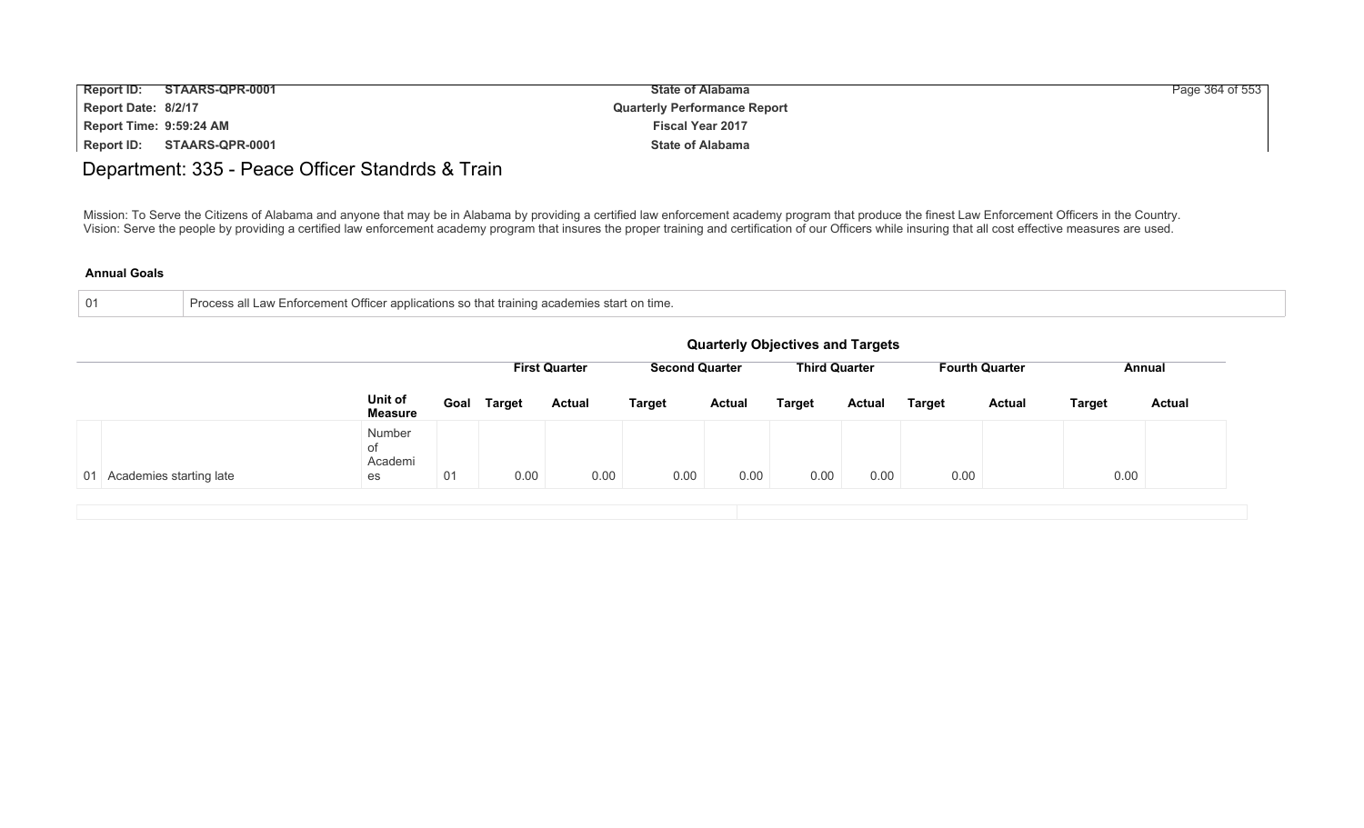## Department: 335 - Peace Officer Standrds & Train

Mission: To Serve the Citizens of Alabama and anyone that may be in Alabama by providing a certified law enforcement academy program that produce the finest Law Enforcement Officers in the Country.
Vision: Serve the people by providing a certified law enforcement academy program that insures the proper training and certification of our Officers while insuring that all cost effective measures are used.

**Annual Goals**

| 01 | Process all Law Enforcement Officer applications so that training academies start on time. |
|---|---|

**Quarterly Objectives and Targets**

| | | | | First Quarter | | Second Quarter | | Third Quarter | | Fourth Quarter | | Annual | |
|---|---|---|---|---|---|---|---|---|---|---|---|---|---|
| | | Unit of Measure | Goal | Target | Actual | Target | Actual | Target | Actual | Target | Actual | Target | Actual |
| 01 | Academies starting late | Number of Academies | 01 | 0.00 | 0.00 | 0.00 | 0.00 | 0.00 | 0.00 | 0.00 | | 0.00 | |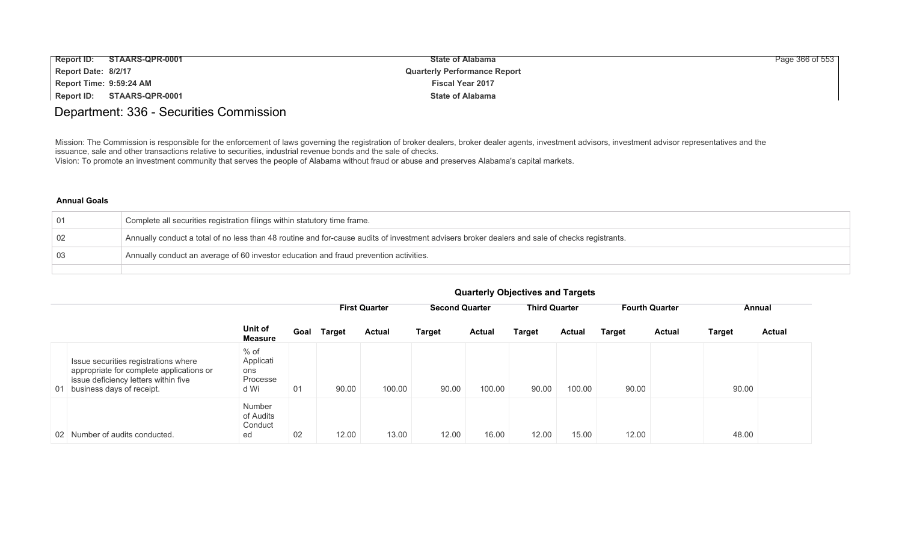## Department: 336 - Securities Commission

Mission: The Commission is responsible for the enforcement of laws governing the registration of broker dealers, broker dealer agents, investment advisors, investment advisor representatives and the issuance, sale and other transactions relative to securities, industrial revenue bonds and the sale of checks.
Vision: To promote an investment community that serves the people of Alabama without fraud or abuse and preserves Alabama's capital markets.

**Annual Goals**

| | |
|---|---|
| 01 | Complete all securities registration filings within statutory time frame. |
| 02 | Annually conduct a total of no less than 48 routine and for-cause audits of investment advisers broker dealers and sale of checks registrants. |
| 03 | Annually conduct an average of 60 investor education and fraud prevention activities. |
| | |

**Quarterly Objectives and Targets**

| | | Unit of Measure | Goal | First Quarter | | Second Quarter | | Third Quarter | | Fourth Quarter | | Annual | |
|---|---|---|---|---|---|---|---|---|---|---|---|---|---|
| | | | | Target | Actual | Target | Actual | Target | Actual | Target | Actual | Target | Actual |
| 01 | Issue securities registrations where appropriate for complete applications or issue deficiency letters within five business days of receipt. | % of Applications Processed Wi | 01 | 90.00 | 100.00 | 90.00 | 100.00 | 90.00 | 100.00 | 90.00 | | 90.00 | |
| 02 | Number of audits conducted. | Number of Audits Conducted | 02 | 12.00 | 13.00 | 12.00 | 16.00 | 12.00 | 15.00 | 12.00 | | 48.00 | |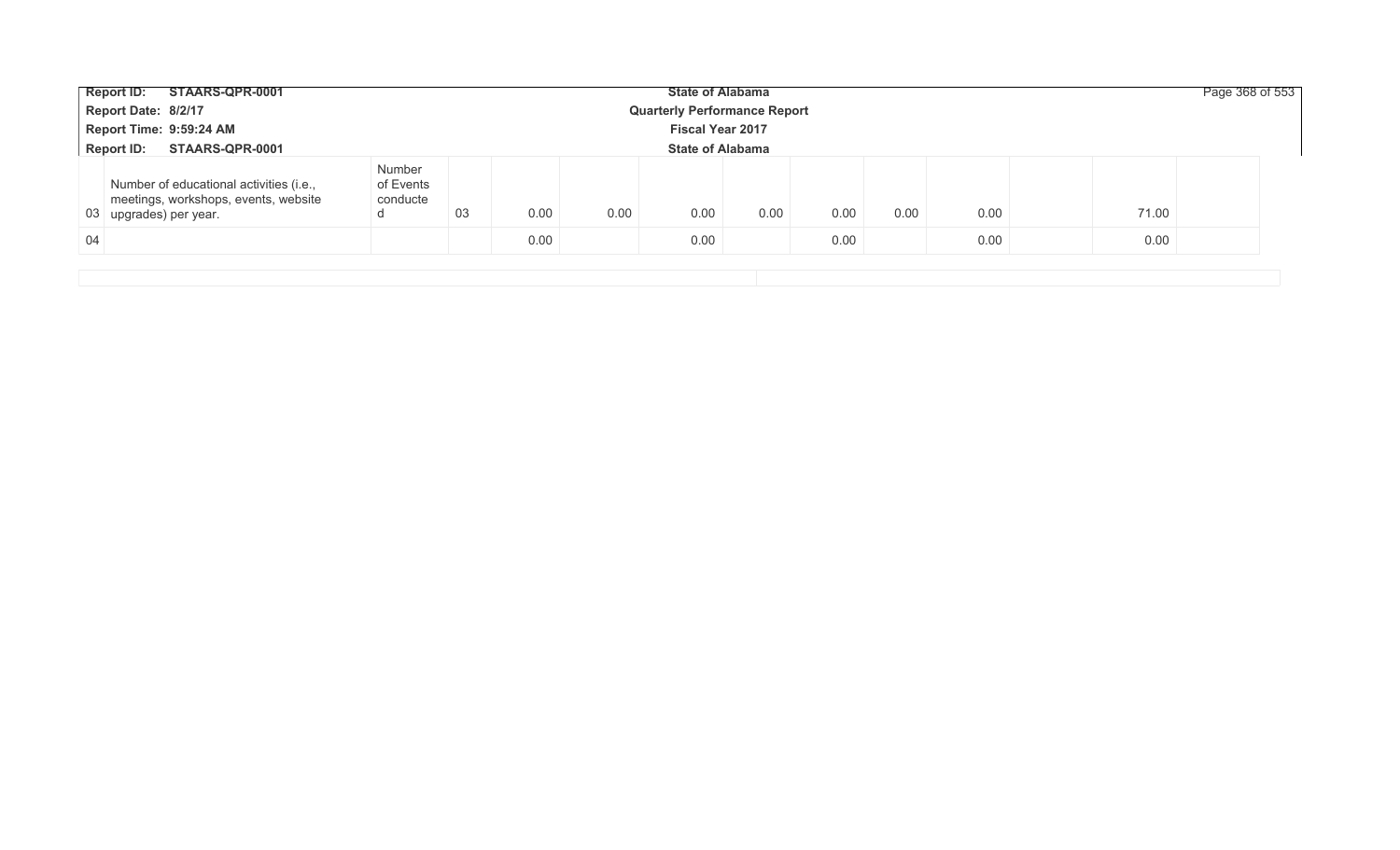| | | | | | | | | | | | | | |
|---|---|---|---|---|---|---|---|---|---|---|---|---|---|
| 03 | Number of educational activities (i.e., meetings, workshops, events, website upgrades) per year. | Number of Events conducted | 03 | 0.00 | 0.00 | 0.00 | 0.00 | 0.00 | 0.00 | 0.00 | | 71.00 | |
| 04 | | | | 0.00 | | 0.00 | | 0.00 | | 0.00 | | 0.00 | |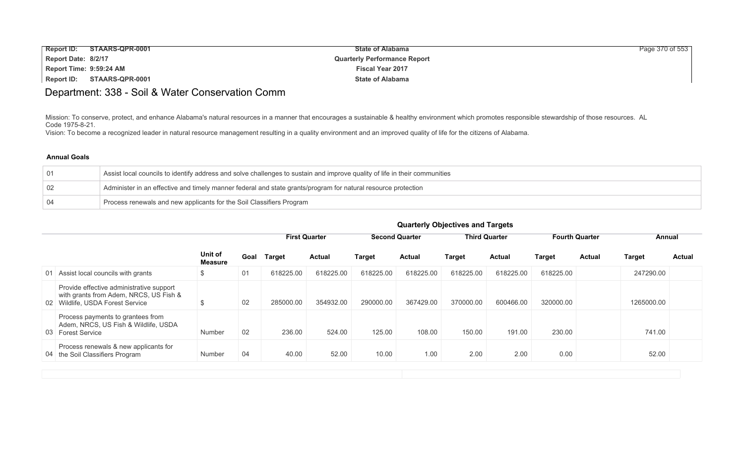# Department: 338 - Soil & Water Conservation Comm

Mission: To conserve, protect, and enhance Alabama's natural resources in a manner that encourages a sustainable & healthy environment which promotes responsible stewardship of those resources. AL Code 1975-8-21.
Vision: To become a recognized leader in natural resource management resulting in a quality environment and an improved quality of life for the citizens of Alabama.

**Annual Goals**

| | |
|---|---|
| 01 | Assist local councils to identify address and solve challenges to sustain and improve quality of life in their communities |
| 02 | Administer in an effective and timely manner federal and state grants/program for natural resource protection |
| 04 | Process renewals and new applicants for the Soil Classifiers Program |

**Quarterly Objectives and Targets**

| | | Unit of Measure | Goal | First Quarter | | Second Quarter | | Third Quarter | | Fourth Quarter | | Annual | |
|---|---|---|---|---|---|---|---|---|---|---|---|---|---|
| | | | | Target | Actual | Target | Actual | Target | Actual | Target | Actual | Target | Actual |
| 01 | Assist local councils with grants | $ | 01 | 618225.00 | 618225.00 | 618225.00 | 618225.00 | 618225.00 | 618225.00 | 618225.00 | | 247290.00 | |
| 02 | Provide effective administrative support with grants from Adem, NRCS, US Fish & Wildlife, USDA Forest Service | $ | 02 | 285000.00 | 354932.00 | 290000.00 | 367429.00 | 370000.00 | 600466.00 | 320000.00 | | 1265000.00 | |
| 03 | Process payments to grantees from Adem, NRCS, US Fish & Wildlife, USDA Forest Service | Number | 02 | 236.00 | 524.00 | 125.00 | 108.00 | 150.00 | 191.00 | 230.00 | | 741.00 | |
| 04 | Process renewals & new applicants for the Soil Classifiers Program | Number | 04 | 40.00 | 52.00 | 10.00 | 1.00 | 2.00 | 2.00 | 0.00 | | 52.00 | |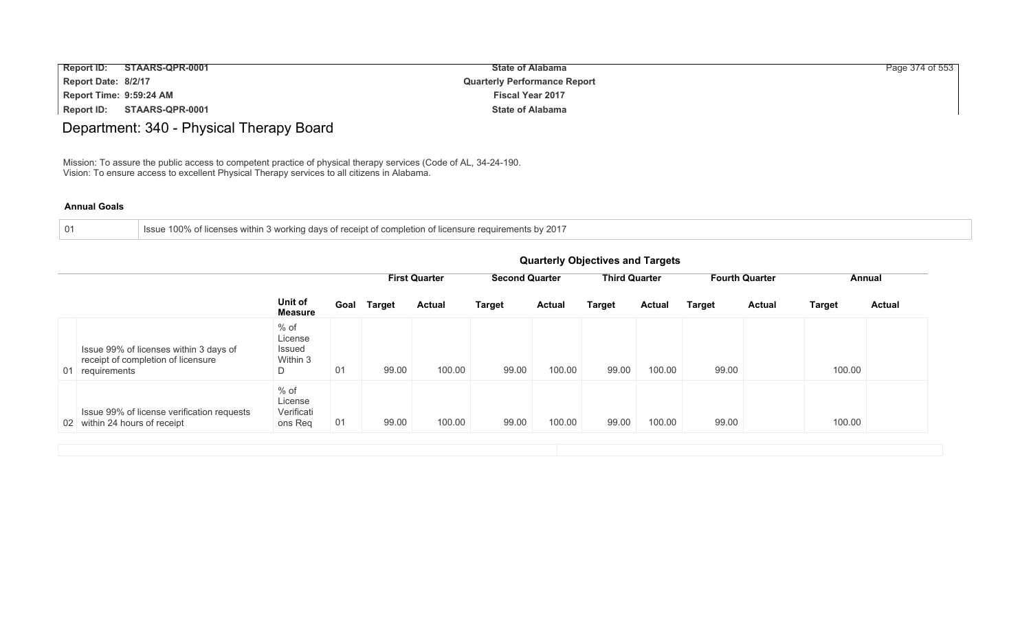# Department: 340 - Physical Therapy Board

Mission: To assure the public access to competent practice of physical therapy services (Code of AL, 34-24-190.
Vision: To ensure access to excellent Physical Therapy services to all citizens in Alabama.

### Annual Goals

| | |
|---|---|
| 01 | Issue 100% of licenses within 3 working days of receipt of completion of licensure requirements by 2017 |

### Quarterly Objectives and Targets

| | | | | First Quarter | | Second Quarter | | Third Quarter | | Fourth Quarter | | Annual | |
|---|---|---|---|---|---|---|---|---|---|---|---|---|---|
| | | Unit of Measure | Goal | Target | Actual | Target | Actual | Target | Actual | Target | Actual | Target | Actual |
| 01 | Issue 99% of licenses within 3 days of receipt of completion of licensure requirements | % of License Issued Within 3 D | 01 | 99.00 | 100.00 | 99.00 | 100.00 | 99.00 | 100.00 | 99.00 | | 100.00 | |
| 02 | Issue 99% of license verification requests within 24 hours of receipt | % of License Verifications Req | 01 | 99.00 | 100.00 | 99.00 | 100.00 | 99.00 | 100.00 | 99.00 | | 100.00 | |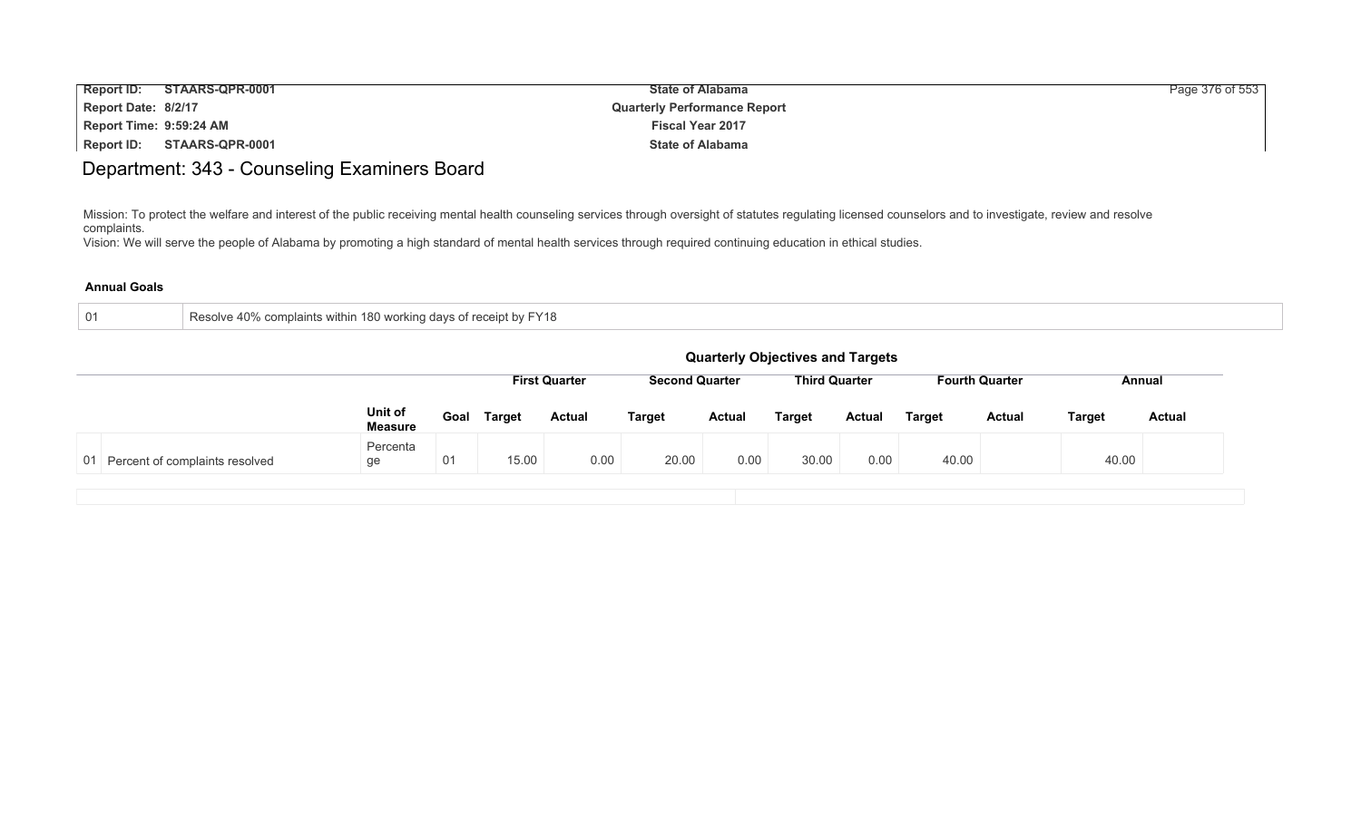# Department: 343 - Counseling Examiners Board

Mission: To protect the welfare and interest of the public receiving mental health counseling services through oversight of statutes regulating licensed counselors and to investigate, review and resolve complaints.
Vision: We will serve the people of Alabama by promoting a high standard of mental health services through required continuing education in ethical studies.

**Annual Goals**

| | |
|---|---|
| 01 | Resolve 40% complaints within 180 working days of receipt by FY18 |

**Quarterly Objectives and Targets**

| | | | | First Quarter | | Second Quarter | | Third Quarter | | Fourth Quarter | | Annual | |
|---|---|---|---|---|---|---|---|---|---|---|---|---|---|
| | | Unit of Measure | Goal | Target | Actual | Target | Actual | Target | Actual | Target | Actual | Target | Actual |
| 01 | Percent of complaints resolved | Percentage | 01 | 15.00 | 0.00 | 20.00 | 0.00 | 30.00 | 0.00 | 40.00 | | 40.00 | |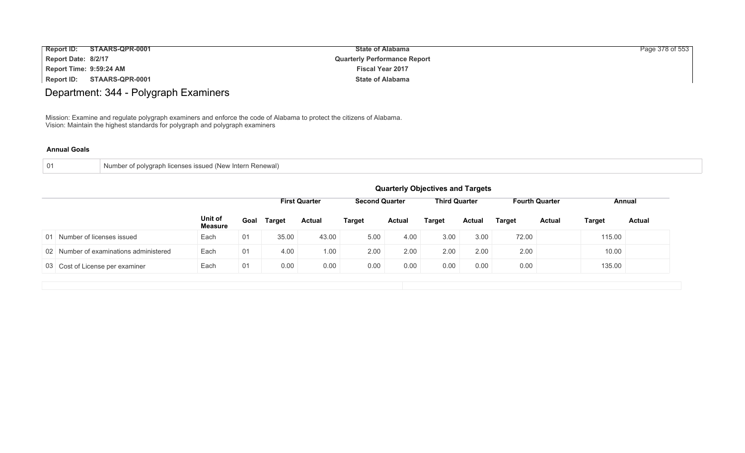# Department: 344 - Polygraph Examiners

Mission: Examine and regulate polygraph examiners and enforce the code of Alabama to protect the citizens of Alabama.
Vision: Maintain the highest standards for polygraph and polygraph examiners

**Annual Goals**

| | |
|---|---|
| 01 | Number of polygraph licenses issued (New Intern Renewal) |

**Quarterly Objectives and Targets**

| | | Unit of Measure | Goal | First Quarter | | Second Quarter | | Third Quarter | | Fourth Quarter | | Annual | |
|---|---|---|---|---|---|---|---|---|---|---|---|---|---|
| | | | | Target | Actual | Target | Actual | Target | Actual | Target | Actual | Target | Actual |
| 01 | Number of licenses issued | Each | 01 | 35.00 | 43.00 | 5.00 | 4.00 | 3.00 | 3.00 | 72.00 | | 115.00 | |
| 02 | Number of examinations administered | Each | 01 | 4.00 | 1.00 | 2.00 | 2.00 | 2.00 | 2.00 | 2.00 | | 10.00 | |
| 03 | Cost of License per examiner | Each | 01 | 0.00 | 0.00 | 0.00 | 0.00 | 0.00 | 0.00 | 0.00 | | 135.00 | |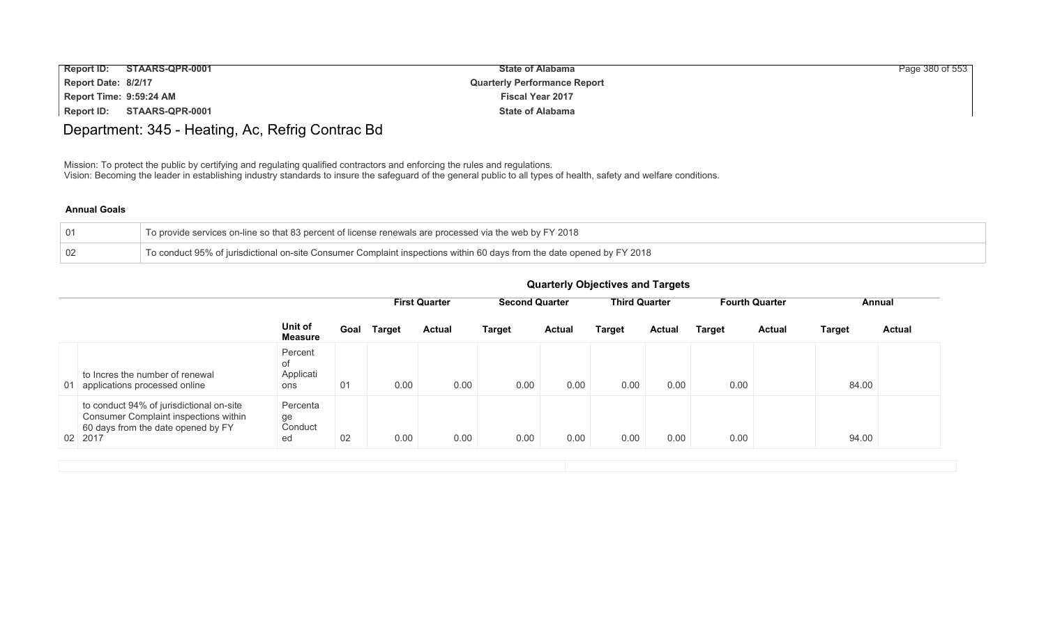# Department: 345 - Heating, Ac, Refrig Contrac Bd

Mission: To protect the public by certifying and regulating qualified contractors and enforcing the rules and regulations.
Vision: Becoming the leader in establishing industry standards to insure the safeguard of the general public to all types of health, safety and welfare conditions.

**Annual Goals**

| | |
|---|---|
| 01 | To provide services on-line so that 83 percent of license renewals are processed via the web by FY 2018 |
| 02 | To conduct 95% of jurisdictional on-site Consumer Complaint inspections within 60 days from the date opened by FY 2018 |

**Quarterly Objectives and Targets**

| | | | | First Quarter | | Second Quarter | | Third Quarter | | Fourth Quarter | | Annual | |
|---|---|---|---|---|---|---|---|---|---|---|---|---|---|
| | | Unit of Measure | Goal | Target | Actual | Target | Actual | Target | Actual | Target | Actual | Target | Actual |
| 01 | to Incres the number of renewal applications processed online | Percent of Applications | 01 | 0.00 | 0.00 | 0.00 | 0.00 | 0.00 | 0.00 | 0.00 | | 84.00 | |
| 02 | to conduct 94% of jurisdictional on-site Consumer Complaint inspections within 60 days from the date opened by FY 2017 | Percentage Conducted | 02 | 0.00 | 0.00 | 0.00 | 0.00 | 0.00 | 0.00 | 0.00 | | 94.00 | |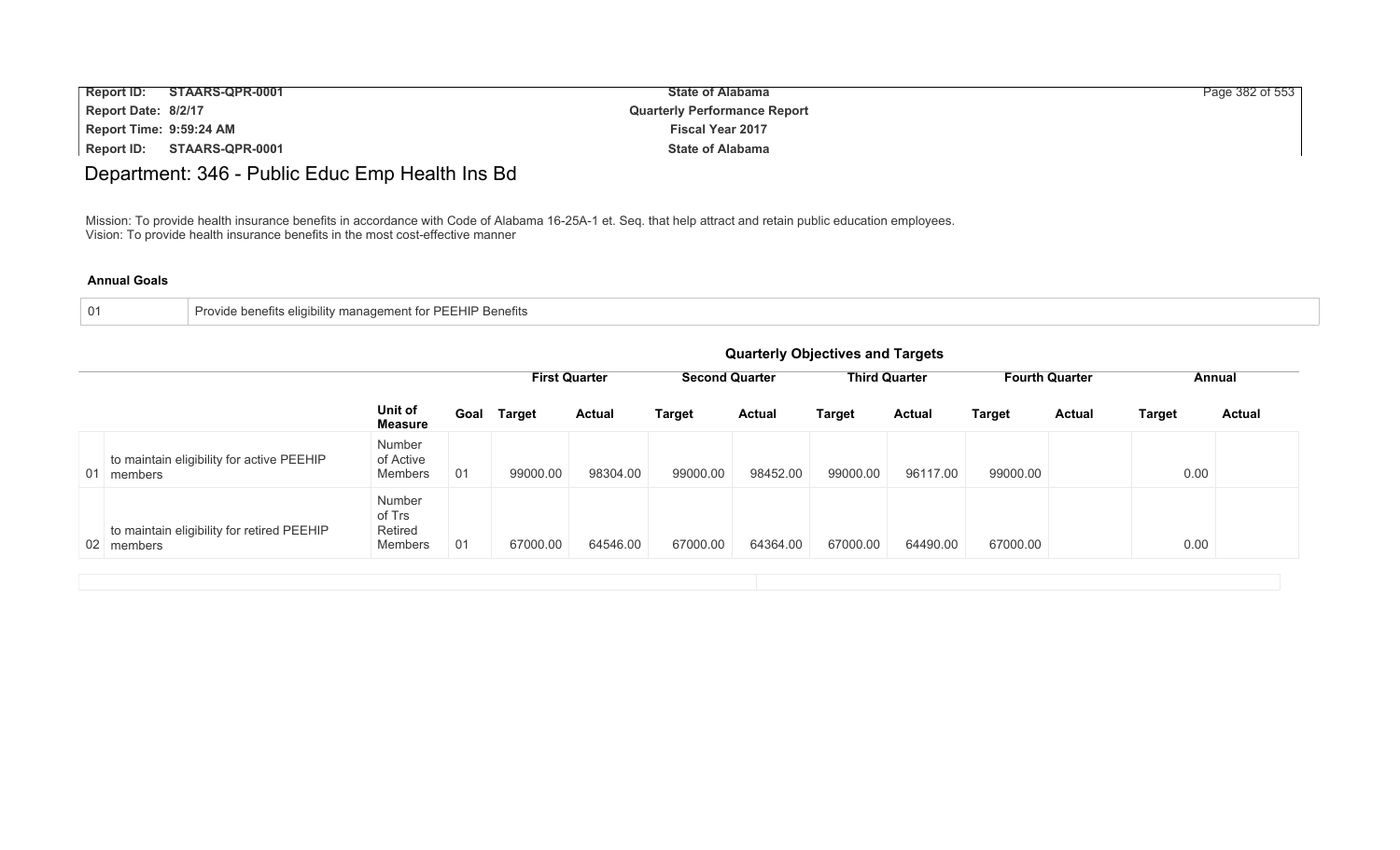# Department: 346 - Public Educ Emp Health Ins Bd

Mission: To provide health insurance benefits in accordance with Code of Alabama 16-25A-1 et. Seq. that help attract and retain public education employees.
Vision: To provide health insurance benefits in the most cost-effective manner

**Annual Goals**

| 01 | Provide benefits eligibility management for PEEHIP Benefits |
|---|---|

**Quarterly Objectives and Targets**

| | | | | First Quarter | | Second Quarter | | Third Quarter | | Fourth Quarter | | Annual | |
|---|---|---|---|---|---|---|---|---|---|---|---|---|---|
| | | Unit of Measure | Goal | Target | Actual | Target | Actual | Target | Actual | Target | Actual | Target | Actual |
| 01 | to maintain eligibility for active PEEHIP members | Number of Active Members | 01 | 99000.00 | 98304.00 | 99000.00 | 98452.00 | 99000.00 | 96117.00 | 99000.00 | | 0.00 | |
| 02 | to maintain eligibility for retired PEEHIP members | Number of Trs Retired Members | 01 | 67000.00 | 64546.00 | 67000.00 | 64364.00 | 67000.00 | 64490.00 | 67000.00 | | 0.00 | |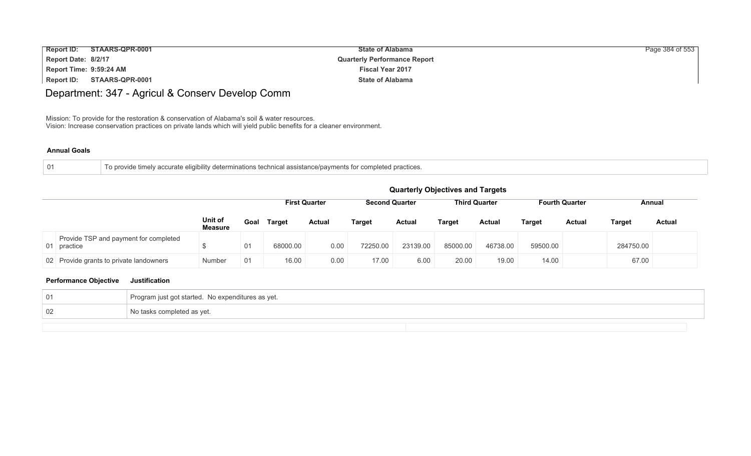# Department: 347 - Agricul & Conserv Develop Comm

Mission: To provide for the restoration & conservation of Alabama's soil & water resources.
Vision: Increase conservation practices on private lands which will yield public benefits for a cleaner environment.

### Annual Goals

| | |
|---|---|
| 01 | To provide timely accurate eligibility determinations technical assistance/payments for completed practices. |

### Quarterly Objectives and Targets

| | | | | First Quarter | | Second Quarter | | Third Quarter | | Fourth Quarter | | Annual | |
|---|---|---|---|---|---|---|---|---|---|---|---|---|---|
| | | Unit of Measure | Goal | Target | Actual | Target | Actual | Target | Actual | Target | Actual | Target | Actual |
| 01 | Provide TSP and payment for completed practice | $ | 01 | 68000.00 | 0.00 | 72250.00 | 23139.00 | 85000.00 | 46738.00 | 59500.00 | | 284750.00 | |
| 02 | Provide grants to private landowners | Number | 01 | 16.00 | 0.00 | 17.00 | 6.00 | 20.00 | 19.00 | 14.00 | | 67.00 | |

| Performance Objective | Justification |
|---|---|
| 01 | Program just got started. No expenditures as yet. |
| 02 | No tasks completed as yet. |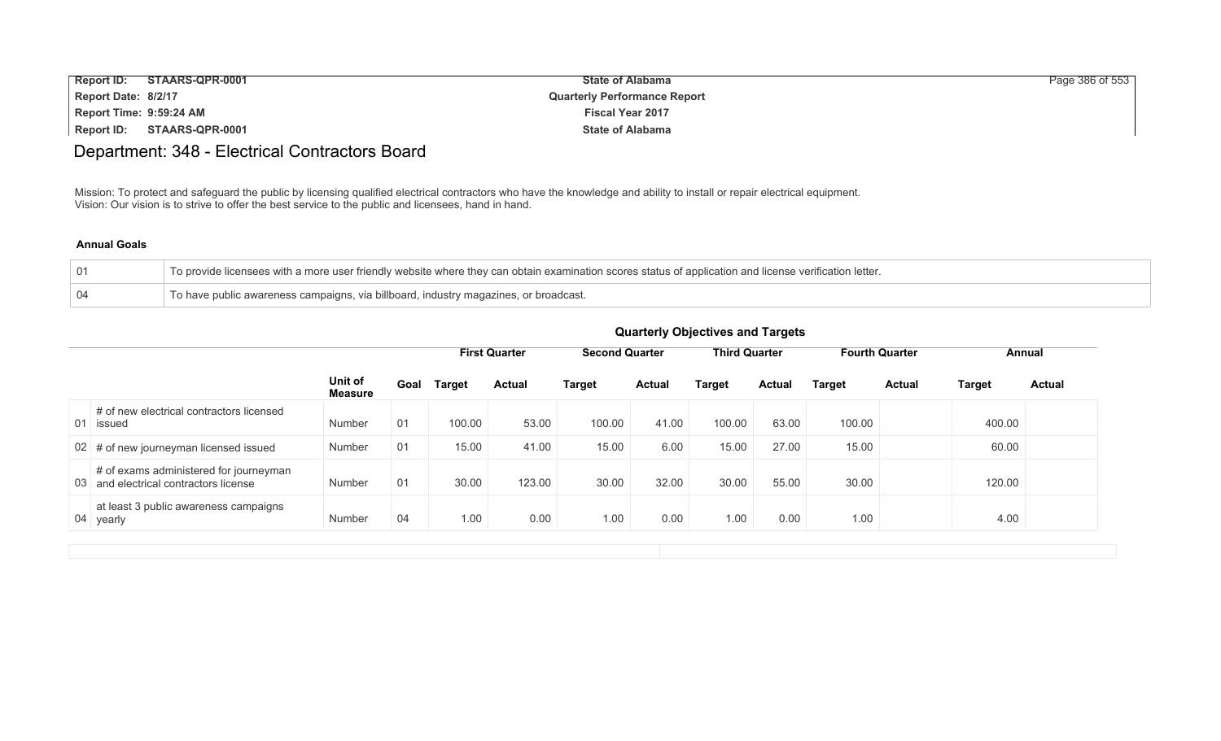# Department: 348 - Electrical Contractors Board

Mission: To protect and safeguard the public by licensing qualified electrical contractors who have the knowledge and ability to install or repair electrical equipment.
Vision: Our vision is to strive to offer the best service to the public and licensees, hand in hand.

### Annual Goals

| | |
|---|---|
| 01 | To provide licensees with a more user friendly website where they can obtain examination scores status of application and license verification letter. |
| 04 | To have public awareness campaigns, via billboard, industry magazines, or broadcast. |

### Quarterly Objectives and Targets

| | | | | First Quarter | | Second Quarter | | Third Quarter | | Fourth Quarter | | Annual | |
|---|---|---|---|---|---|---|---|---|---|---|---|---|---|
| | | Unit of Measure | Goal | Target | Actual | Target | Actual | Target | Actual | Target | Actual | Target | Actual |
| 01 | # of new electrical contractors licensed issued | Number | 01 | 100.00 | 53.00 | 100.00 | 41.00 | 100.00 | 63.00 | 100.00 | | 400.00 | |
| 02 | # of new journeyman licensed issued | Number | 01 | 15.00 | 41.00 | 15.00 | 6.00 | 15.00 | 27.00 | 15.00 | | 60.00 | |
| 03 | # of exams administered for journeyman and electrical contractors license | Number | 01 | 30.00 | 123.00 | 30.00 | 32.00 | 30.00 | 55.00 | 30.00 | | 120.00 | |
| 04 | at least 3 public awareness campaigns yearly | Number | 04 | 1.00 | 0.00 | 1.00 | 0.00 | 1.00 | 0.00 | 1.00 | | 4.00 | |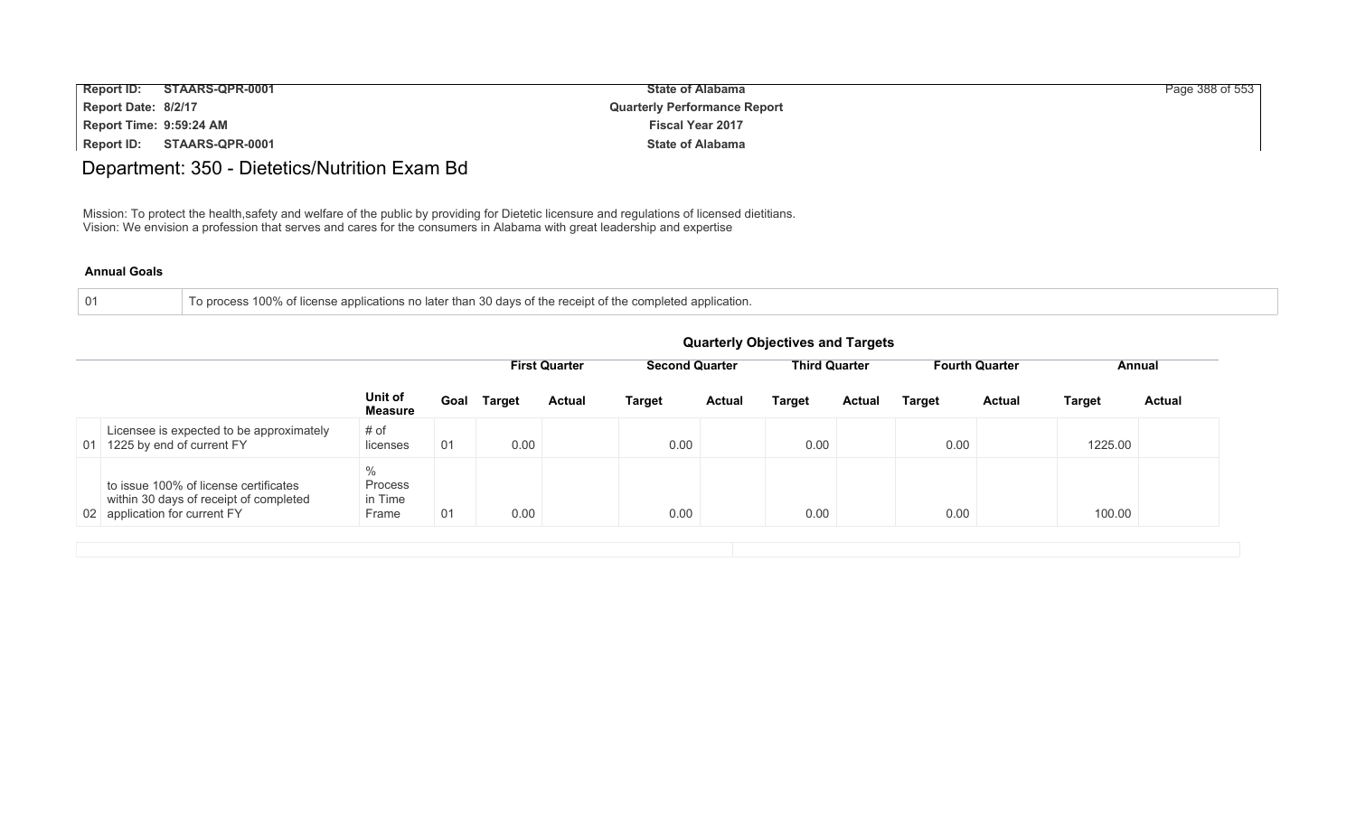# Department: 350 - Dietetics/Nutrition Exam Bd

Mission: To protect the health,safety and welfare of the public by providing for Dietetic licensure and regulations of licensed dietitians.
Vision: We envision a profession that serves and cares for the consumers in Alabama with great leadership and expertise

### Annual Goals

| | |
|---|---|
| 01 | To process 100% of license applications no later than 30 days of the receipt of the completed application. |

### Quarterly Objectives and Targets

| | | Unit of Measure | Goal | First Quarter | | Second Quarter | | Third Quarter | | Fourth Quarter | | Annual | |
|---|---|---|---|---|---|---|---|---|---|---|---|---|---|
| | | | | Target | Actual | Target | Actual | Target | Actual | Target | Actual | Target | Actual |
| 01 | Licensee is expected to be approximately 1225 by end of current FY | # of licenses | 01 | 0.00 | | 0.00 | | 0.00 | | 0.00 | | 1225.00 | |
| 02 | to issue 100% of license certificates within 30 days of receipt of completed application for current FY | % Process in Time Frame | 01 | 0.00 | | 0.00 | | 0.00 | | 0.00 | | 100.00 | |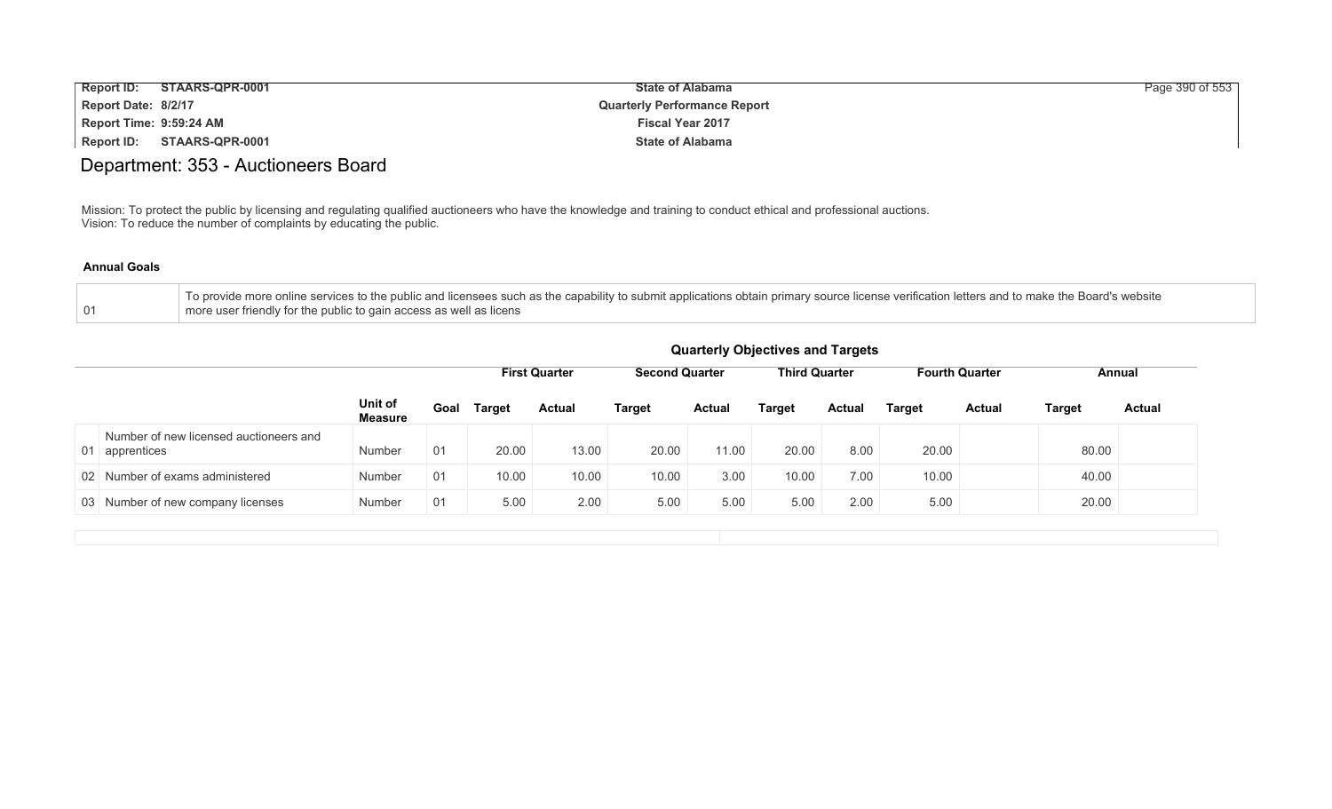# Department: 353 - Auctioneers Board

Mission: To protect the public by licensing and regulating qualified auctioneers who have the knowledge and training to conduct ethical and professional auctions.
Vision: To reduce the number of complaints by educating the public.

### Annual Goals

| | |
|---|---|
| 01 | To provide more online services to the public and licensees such as the capability to submit applications obtain primary source license verification letters and to make the Board's website more user friendly for the public to gain access as well as licens |

### Quarterly Objectives and Targets

| | | | | First Quarter | | Second Quarter | | Third Quarter | | Fourth Quarter | | Annual | |
|---|---|---|---|---|---|---|---|---|---|---|---|---|---|
| | | Unit of Measure | Goal | Target | Actual | Target | Actual | Target | Actual | Target | Actual | Target | Actual |
| 01 | Number of new licensed auctioneers and apprentices | Number | 01 | 20.00 | 13.00 | 20.00 | 11.00 | 20.00 | 8.00 | 20.00 | | 80.00 | |
| 02 | Number of exams administered | Number | 01 | 10.00 | 10.00 | 10.00 | 3.00 | 10.00 | 7.00 | 10.00 | | 40.00 | |
| 03 | Number of new company licenses | Number | 01 | 5.00 | 2.00 | 5.00 | 5.00 | 5.00 | 2.00 | 5.00 | | 20.00 | |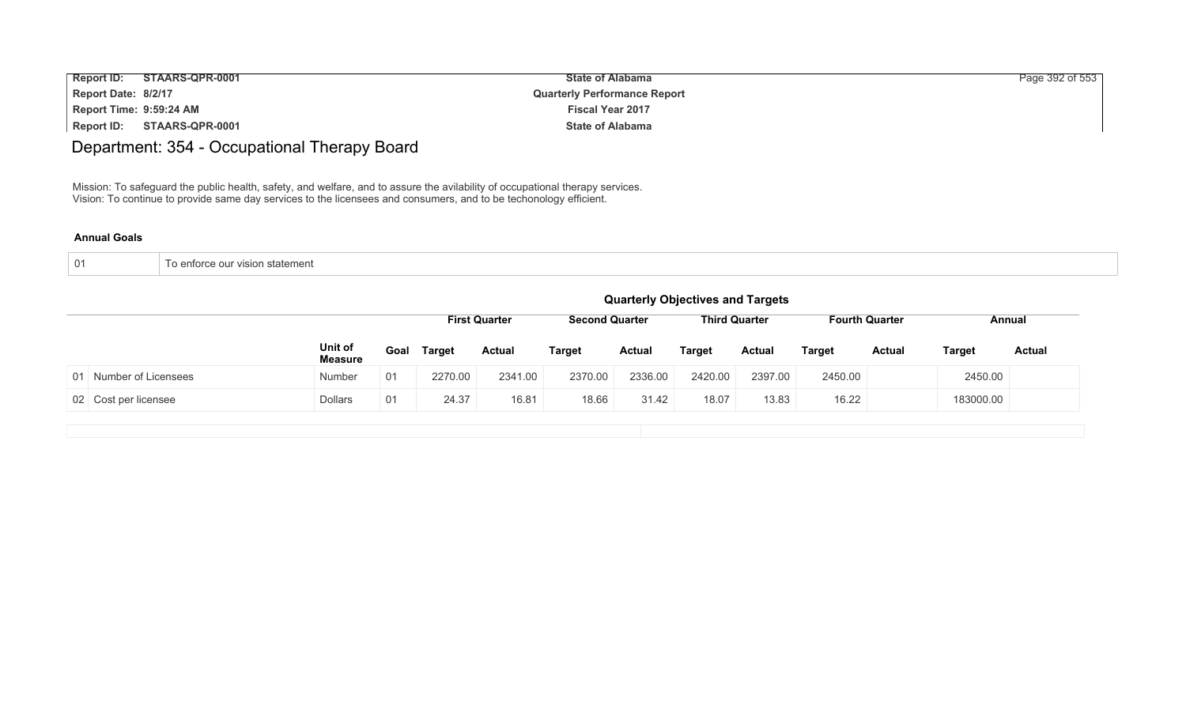# Department: 354 - Occupational Therapy Board

Mission: To safeguard the public health, safety, and welfare, and to assure the avilability of occupational therapy services.
Vision: To continue to provide same day services to the licensees and consumers, and to be techonology efficient.

**Annual Goals**

| 01 | To enforce our vision statement |
|---|---|

**Quarterly Objectives and Targets**

| | | | First Quarter | | Second Quarter | | Third Quarter | | Fourth Quarter | | Annual | |
|---|---|---|---|---|---|---|---|---|---|---|---|---|
| | Unit of Measure | Goal | Target | Actual | Target | Actual | Target | Actual | Target | Actual | Target | Actual |
| 01 Number of Licensees | Number | 01 | 2270.00 | 2341.00 | 2370.00 | 2336.00 | 2420.00 | 2397.00 | 2450.00 | | 2450.00 | |
| 02 Cost per licensee | Dollars | 01 | 24.37 | 16.81 | 18.66 | 31.42 | 18.07 | 13.83 | 16.22 | | 183000.00 | |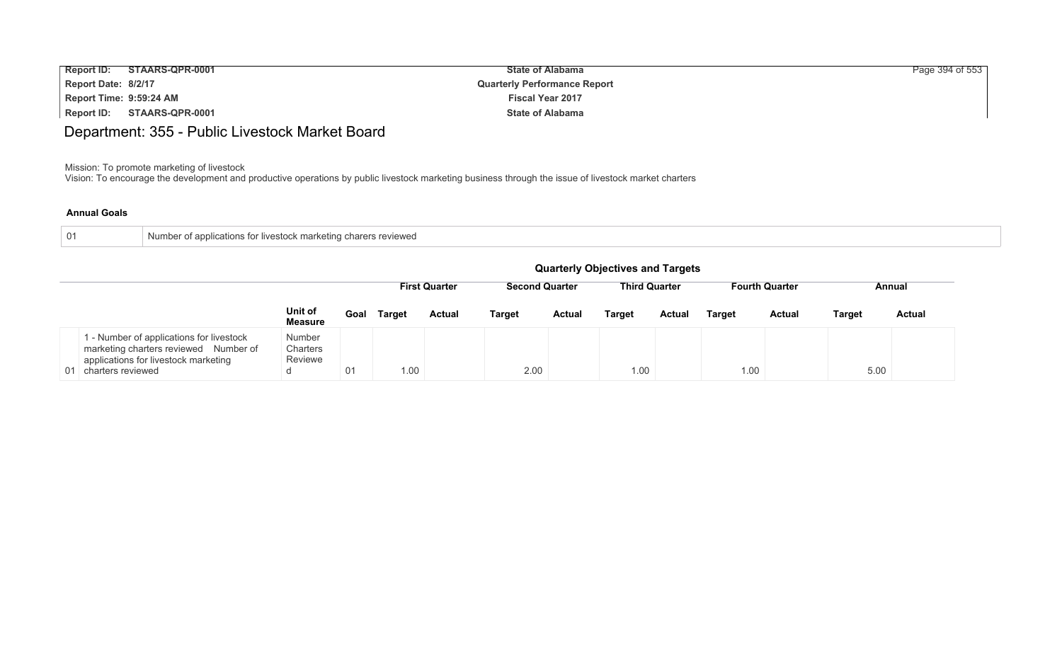# Department: 355 - Public Livestock Market Board

Mission: To promote marketing of livestock
Vision: To encourage the development and productive operations by public livestock marketing business through the issue of livestock market charters

**Annual Goals**

| 01 | Number of applications for livestock marketing charers reviewed |
|---|---|

**Quarterly Objectives and Targets**

| | | | | First Quarter | | Second Quarter | | Third Quarter | | Fourth Quarter | | Annual | |
|---|---|---|---|---|---|---|---|---|---|---|---|---|---|
| | | Unit of Measure | Goal | Target | Actual | Target | Actual | Target | Actual | Target | Actual | Target | Actual |
| 01 | 1 - Number of applications for livestock marketing charters reviewed Number of applications for livestock marketing charters reviewed | Number Charters Reviewed | 01 | 1.00 | | 2.00 | | 1.00 | | 1.00 | | 5.00 | |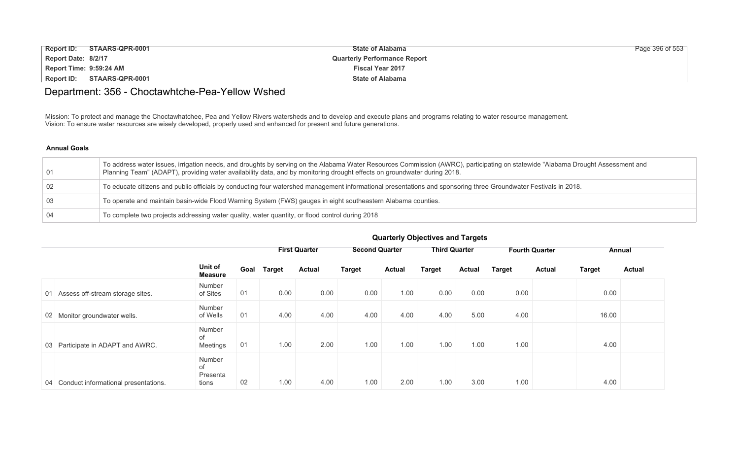# Department: 356 - Choctawhtche-Pea-Yellow Wshed

Mission: To protect and manage the Choctawhatchee, Pea and Yellow Rivers watersheds and to develop and execute plans and programs relating to water resource management.
Vision: To ensure water resources are wisely developed, properly used and enhanced for present and future generations.

### Annual Goals

| | |
|---|---|
| 01 | To address water issues, irrigation needs, and droughts by serving on the Alabama Water Resources Commission (AWRC), participating on statewide "Alabama Drought Assessment and Planning Team" (ADAPT), providing water availability data, and by monitoring drought effects on groundwater during 2018. |
| 02 | To educate citizens and public officials by conducting four watershed management informational presentations and sponsoring three Groundwater Festivals in 2018. |
| 03 | To operate and maintain basin-wide Flood Warning System (FWS) gauges in eight southeastern Alabama counties. |
| 04 | To complete two projects addressing water quality, water quantity, or flood control during 2018 |

### Quarterly Objectives and Targets

| | | | | First Quarter | | Second Quarter | | Third Quarter | | Fourth Quarter | | Annual | |
|---|---|---|---|---|---|---|---|---|---|---|---|---|---|
| | | Unit of Measure | Goal | Target | Actual | Target | Actual | Target | Actual | Target | Actual | Target | Actual |
| 01 | Assess off-stream storage sites. | Number of Sites | 01 | 0.00 | 0.00 | 0.00 | 1.00 | 0.00 | 0.00 | 0.00 | | 0.00 | |
| 02 | Monitor groundwater wells. | Number of Wells | 01 | 4.00 | 4.00 | 4.00 | 4.00 | 4.00 | 5.00 | 4.00 | | 16.00 | |
| 03 | Participate in ADAPT and AWRC. | Number of Meetings | 01 | 1.00 | 2.00 | 1.00 | 1.00 | 1.00 | 1.00 | 1.00 | | 4.00 | |
| 04 | Conduct informational presentations. | Number of Presentations | 02 | 1.00 | 4.00 | 1.00 | 2.00 | 1.00 | 3.00 | 1.00 | | 4.00 | |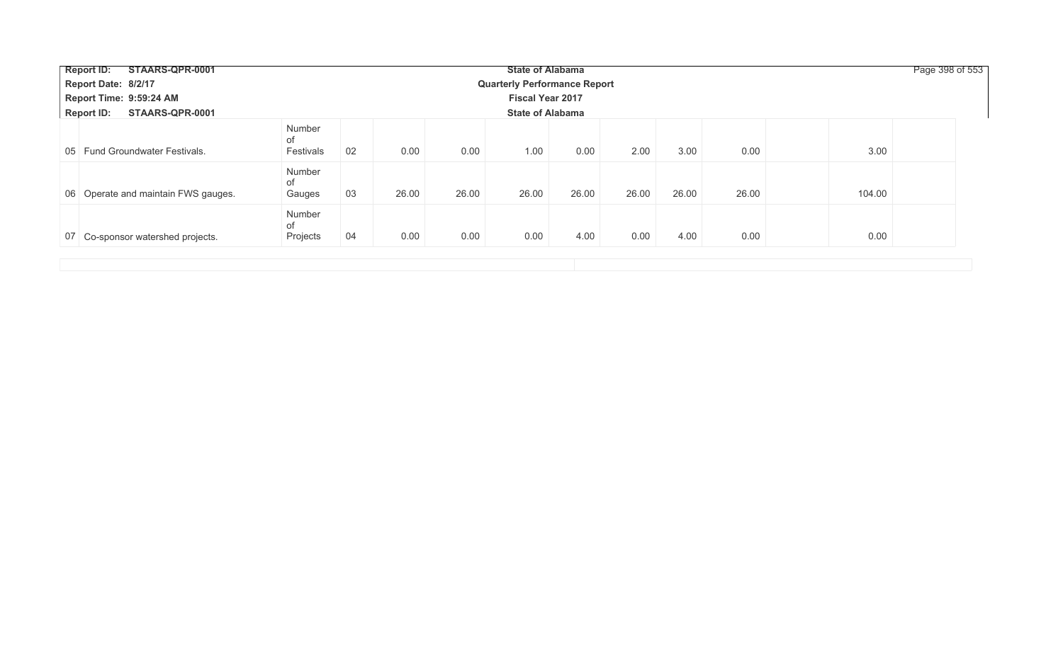| | | | | | | | | | | | | | |
|---|---|---|---|---|---|---|---|---|---|---|---|---|---|
| 05 | Fund Groundwater Festivals. | Number of Festivals | 02 | 0.00 | 0.00 | 1.00 | 0.00 | 2.00 | 3.00 | 0.00 | | 3.00 | |
| 06 | Operate and maintain FWS gauges. | Number of Gauges | 03 | 26.00 | 26.00 | 26.00 | 26.00 | 26.00 | 26.00 | 26.00 | | 104.00 | |
| 07 | Co-sponsor watershed projects. | Number of Projects | 04 | 0.00 | 0.00 | 0.00 | 4.00 | 0.00 | 4.00 | 0.00 | | 0.00 | |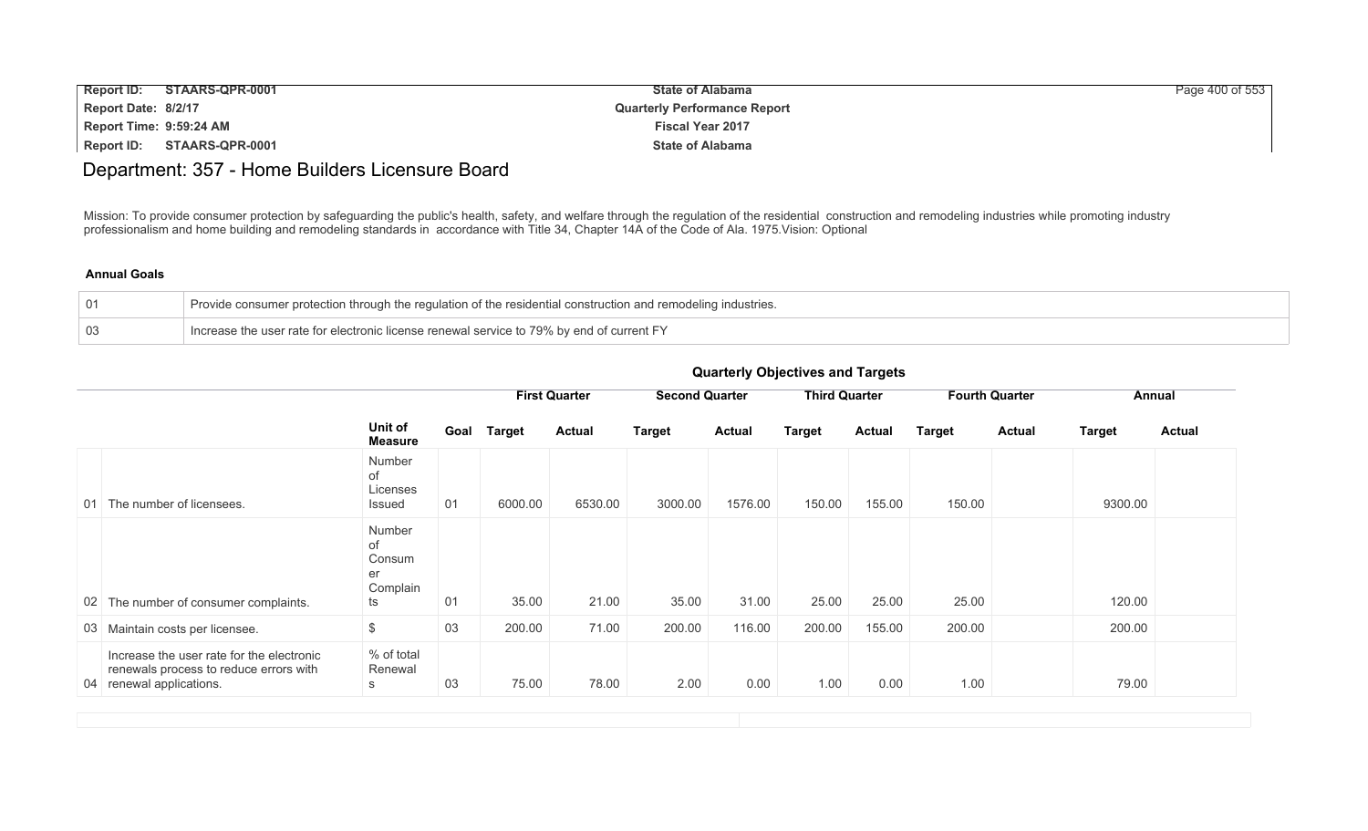# Department: 357 - Home Builders Licensure Board

Mission: To provide consumer protection by safeguarding the public's health, safety, and welfare through the regulation of the residential construction and remodeling industries while promoting industry professionalism and home building and remodeling standards in accordance with Title 34, Chapter 14A of the Code of Ala. 1975.Vision: Optional

**Annual Goals**

| | |
|---|---|
| 01 | Provide consumer protection through the regulation of the residential construction and remodeling industries. |
| 03 | Increase the user rate for electronic license renewal service to 79% by end of current FY |

**Quarterly Objectives and Targets**

| | | | | First Quarter | | Second Quarter | | Third Quarter | | Fourth Quarter | | Annual | |
|---|---|---|---|---|---|---|---|---|---|---|---|---|---|
| | | Unit of Measure | Goal | Target | Actual | Target | Actual | Target | Actual | Target | Actual | Target | Actual |
| 01 | The number of licensees. | Number of Licenses Issued | 01 | 6000.00 | 6530.00 | 3000.00 | 1576.00 | 150.00 | 155.00 | 150.00 | | 9300.00 | |
| 02 | The number of consumer complaints. | Number of Consumer Complaints | 01 | 35.00 | 21.00 | 35.00 | 31.00 | 25.00 | 25.00 | 25.00 | | 120.00 | |
| 03 | Maintain costs per licensee. | $ | 03 | 200.00 | 71.00 | 200.00 | 116.00 | 200.00 | 155.00 | 200.00 | | 200.00 | |
| 04 | Increase the user rate for the electronic renewals process to reduce errors with renewal applications. | % of total Renewals | 03 | 75.00 | 78.00 | 2.00 | 0.00 | 1.00 | 0.00 | 1.00 | | 79.00 | |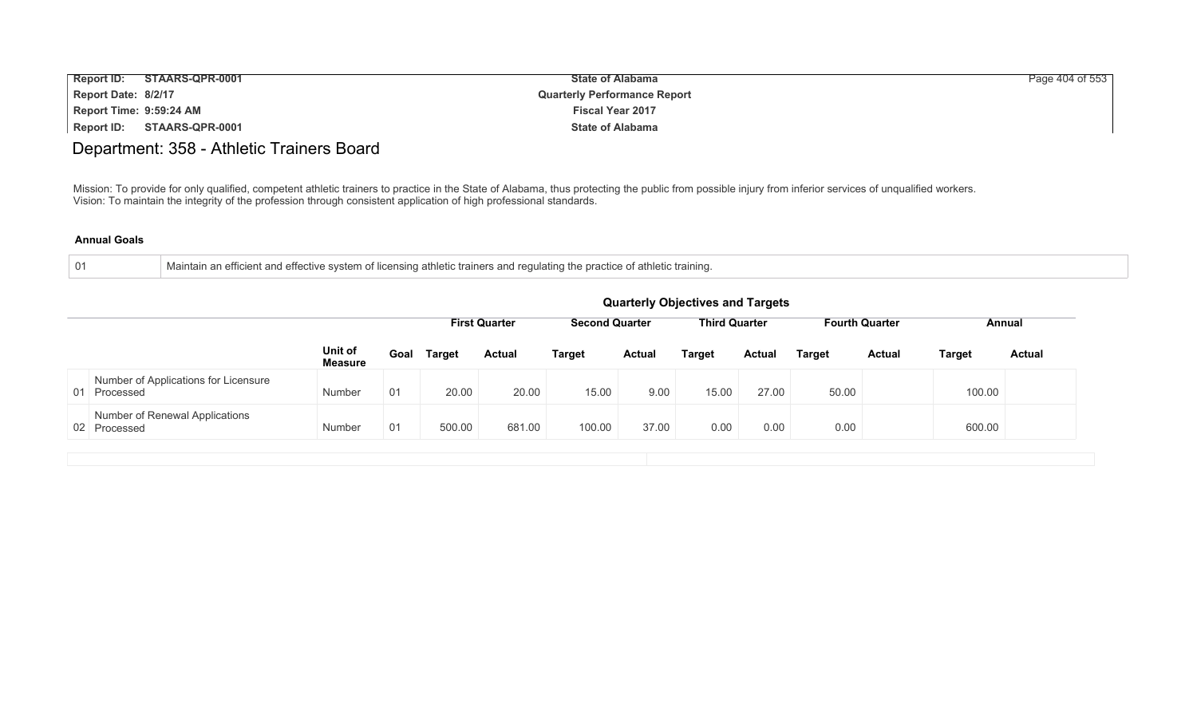# Department: 358 - Athletic Trainers Board

Mission: To provide for only qualified, competent athletic trainers to practice in the State of Alabama, thus protecting the public from possible injury from inferior services of unqualified workers.
Vision: To maintain the integrity of the profession through consistent application of high professional standards.

**Annual Goals**

| 01 | Maintain an efficient and effective system of licensing athletic trainers and regulating the practice of athletic training. |
|---|---|

## Quarterly Objectives and Targets

| | | | | First Quarter | | Second Quarter | | Third Quarter | | Fourth Quarter | | Annual | |
|---|---|---|---|---|---|---|---|---|---|---|---|---|---|
| | | Unit of Measure | Goal | Target | Actual | Target | Actual | Target | Actual | Target | Actual | Target | Actual |
| 01 | Number of Applications for Licensure Processed | Number | 01 | 20.00 | 20.00 | 15.00 | 9.00 | 15.00 | 27.00 | 50.00 | | 100.00 | |
| 02 | Number of Renewal Applications Processed | Number | 01 | 500.00 | 681.00 | 100.00 | 37.00 | 0.00 | 0.00 | 0.00 | | 600.00 | |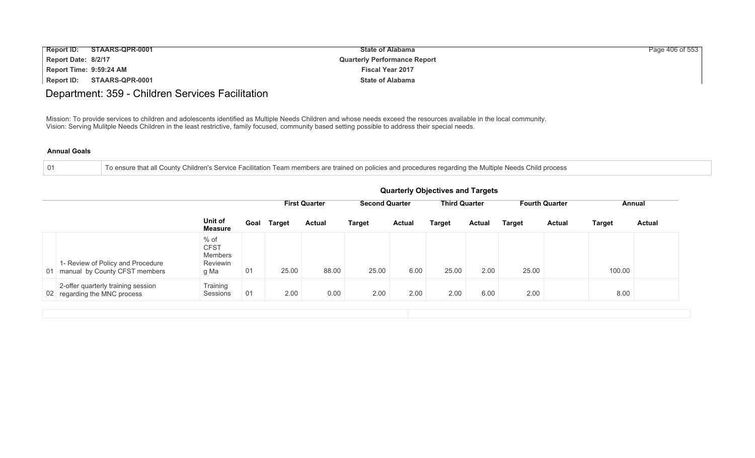# Department: 359 - Children Services Facilitation

Mission: To provide services to children and adolescents identified as Multiple Needs Children and whose needs exceed the resources available in the local community.
Vision: Serving Mulitple Needs Children in the least restrictive, family focused, community based setting possible to address their special needs.

### Annual Goals

| 01 | To ensure that all County Children's Service Facilitation Team members are trained on policies and procedures regarding the Multiple Needs Child process |
|---|---|

### Quarterly Objectives and Targets

| | | Unit of Measure | Goal | First Quarter | | Second Quarter | | Third Quarter | | Fourth Quarter | | Annual | |
|---|---|---|---|---|---|---|---|---|---|---|---|---|---|
| | | | | Target | Actual | Target | Actual | Target | Actual | Target | Actual | Target | Actual |
| 01 | 1- Review of Policy and Procedure manual by County CFST members | % of CFST Members Reviewin g Ma | 01 | 25.00 | 88.00 | 25.00 | 6.00 | 25.00 | 2.00 | 25.00 | | 100.00 | |
| 02 | 2-offer quarterly training session regarding the MNC process | Training Sessions | 01 | 2.00 | 0.00 | 2.00 | 2.00 | 2.00 | 6.00 | 2.00 | | 8.00 | |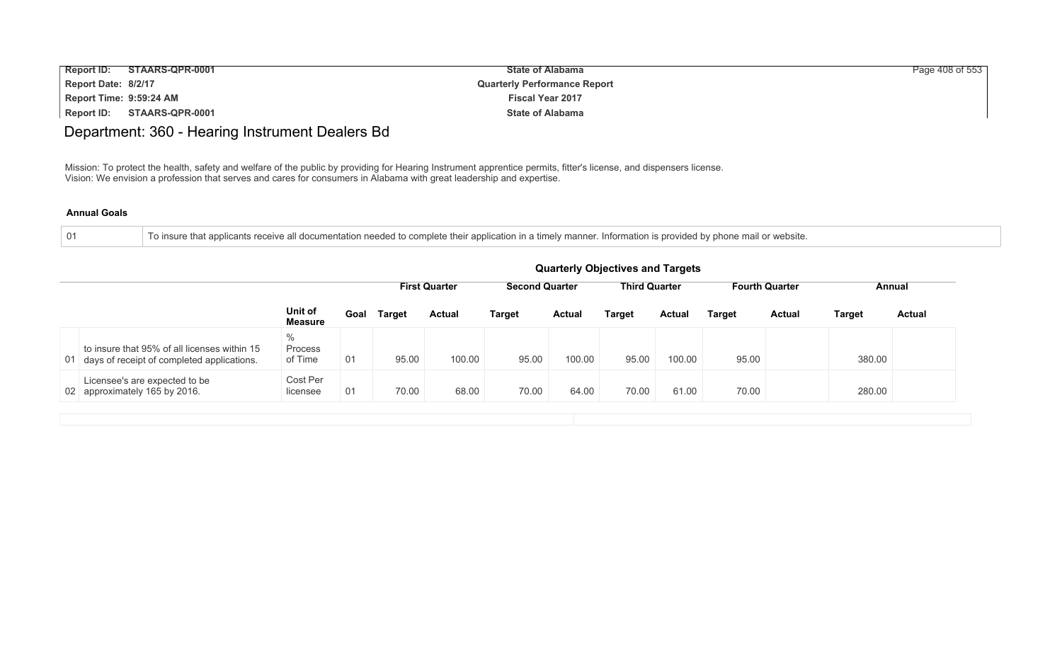Report ID: STAARS-QPR-0001 | State of Alabama
Report Date: 8/2/17 | Quarterly Performance Report
Report Time: 9:59:24 AM | Fiscal Year 2017

# Department: 360 - Hearing Instrument Dealers Bd

Mission: To protect the health, safety and welfare of the public by providing for Hearing Instrument apprentice permits, fitter's license, and dispensers license.
Vision: We envision a profession that serves and cares for consumers in Alabama with great leadership and expertise.

**Annual Goals**

| | |
|---|---|
| 01 | To insure that applicants receive all documentation needed to complete their application in a timely manner. Information is provided by phone mail or website. |

**Quarterly Objectives and Targets**

| | | | | First Quarter | | Second Quarter | | Third Quarter | | Fourth Quarter | | Annual | |
|---|---|---|---|---|---|---|---|---|---|---|---|---|---|
| | | Unit of Measure | Goal | Target | Actual | Target | Actual | Target | Actual | Target | Actual | Target | Actual |
| 01 | to insure that 95% of all licenses within 15 days of receipt of completed applications. | % Process of Time | 01 | 95.00 | 100.00 | 95.00 | 100.00 | 95.00 | 100.00 | 95.00 | | 380.00 | |
| 02 | Licensee's are expected to be approximately 165 by 2016. | Cost Per licensee | 01 | 70.00 | 68.00 | 70.00 | 64.00 | 70.00 | 61.00 | 70.00 | | 280.00 | |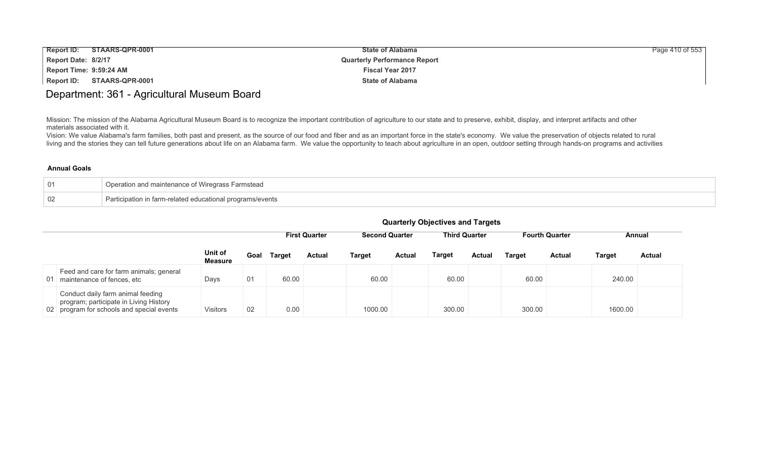# Department: 361 - Agricultural Museum Board

Mission: The mission of the Alabama Agricultural Museum Board is to recognize the important contribution of agriculture to our state and to preserve, exhibit, display, and interpret artifacts and other materials associated with it.
Vision: We value Alabama's farm families, both past and present, as the source of our food and fiber and as an important force in the state's economy. We value the preservation of objects related to rural living and the stories they can tell future generations about life on an Alabama farm. We value the opportunity to teach about agriculture in an open, outdoor setting through hands-on programs and activities

**Annual Goals**

| | |
|---|---|
| 01 | Operation and maintenance of Wiregrass Farmstead |
| 02 | Participation in farm-related educational programs/events |

**Quarterly Objectives and Targets**

| | | | | First Quarter | | Second Quarter | | Third Quarter | | Fourth Quarter | | Annual | |
|---|---|---|---|---|---|---|---|---|---|---|---|---|---|
| | | Unit of Measure | Goal | Target | Actual | Target | Actual | Target | Actual | Target | Actual | Target | Actual |
| 01 | Feed and care for farm animals; general maintenance of fences, etc | Days | 01 | 60.00 | | 60.00 | | 60.00 | | 60.00 | | 240.00 | |
| 02 | Conduct daily farm animal feeding program; participate in Living History program for schools and special events | Visitors | 02 | 0.00 | | 1000.00 | | 300.00 | | 300.00 | | 1600.00 | |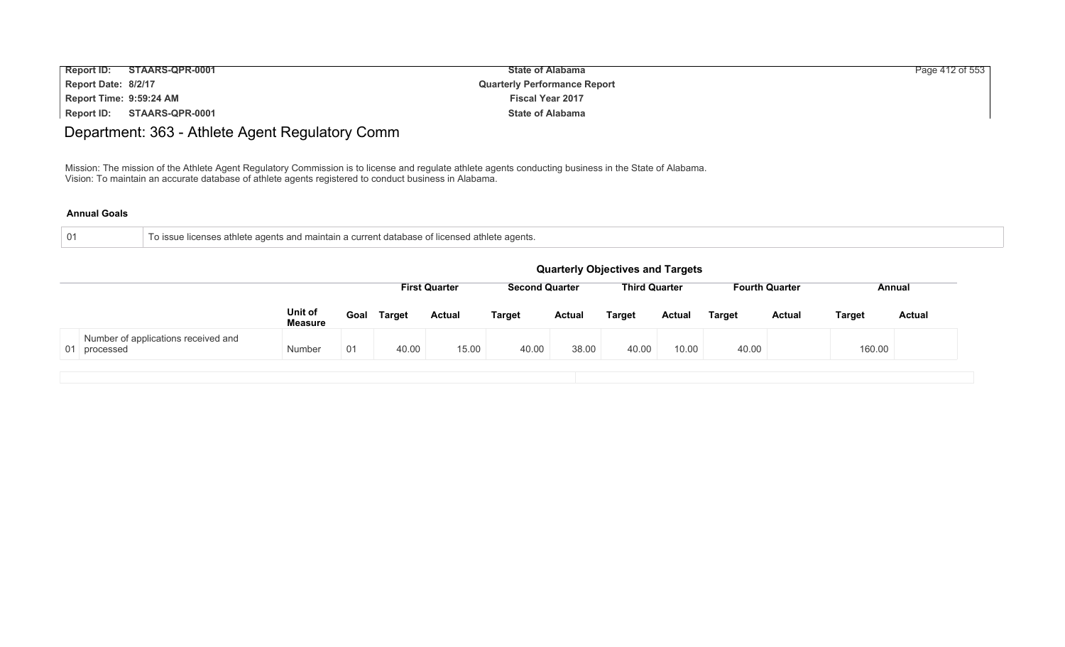# Department: 363 - Athlete Agent Regulatory Comm

Mission: The mission of the Athlete Agent Regulatory Commission is to license and regulate athlete agents conducting business in the State of Alabama.
Vision: To maintain an accurate database of athlete agents registered to conduct business in Alabama.

**Annual Goals**

| | |
|---|---|
| 01 | To issue licenses athlete agents and maintain a current database of licensed athlete agents. |

**Quarterly Objectives and Targets**

| | | | | First Quarter | | Second Quarter | | Third Quarter | | Fourth Quarter | | Annual | |
|---|---|---|---|---|---|---|---|---|---|---|---|---|---|
| | | Unit of Measure | Goal | Target | Actual | Target | Actual | Target | Actual | Target | Actual | Target | Actual |
| 01 | Number of applications received and processed | Number | 01 | 40.00 | 15.00 | 40.00 | 38.00 | 40.00 | 10.00 | 40.00 | | 160.00 | |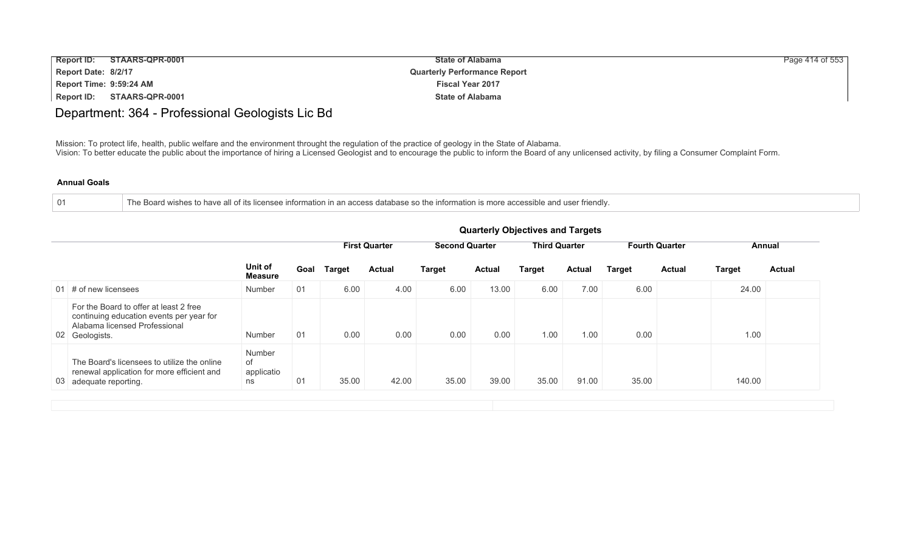# Department: 364 - Professional Geologists Lic Bd

Mission: To protect life, health, public welfare and the environment throught the regulation of the practice of geology in the State of Alabama.
Vision: To better educate the public about the importance of hiring a Licensed Geologist and to encourage the public to inform the Board of any unlicensed activity, by filing a Consumer Complaint Form.

**Annual Goals**

| | |
|---|---|
| 01 | The Board wishes to have all of its licensee information in an access database so the information is more accessible and user friendly. |

**Quarterly Objectives and Targets**

| | | | | First Quarter | | Second Quarter | | Third Quarter | | Fourth Quarter | | Annual | |
|---|---|---|---|---|---|---|---|---|---|---|---|---|---|
| | | Unit of Measure | Goal | Target | Actual | Target | Actual | Target | Actual | Target | Actual | Target | Actual |
| 01 | # of new licensees | Number | 01 | 6.00 | 4.00 | 6.00 | 13.00 | 6.00 | 7.00 | 6.00 | | 24.00 | |
| 02 | For the Board to offer at least 2 free continuing education events per year for Alabama licensed Professional Geologists. | Number | 01 | 0.00 | 0.00 | 0.00 | 0.00 | 1.00 | 1.00 | 0.00 | | 1.00 | |
| 03 | The Board's licensees to utilize the online renewal application for more efficient and adequate reporting. | Number of applications | 01 | 35.00 | 42.00 | 35.00 | 39.00 | 35.00 | 91.00 | 35.00 | | 140.00 | |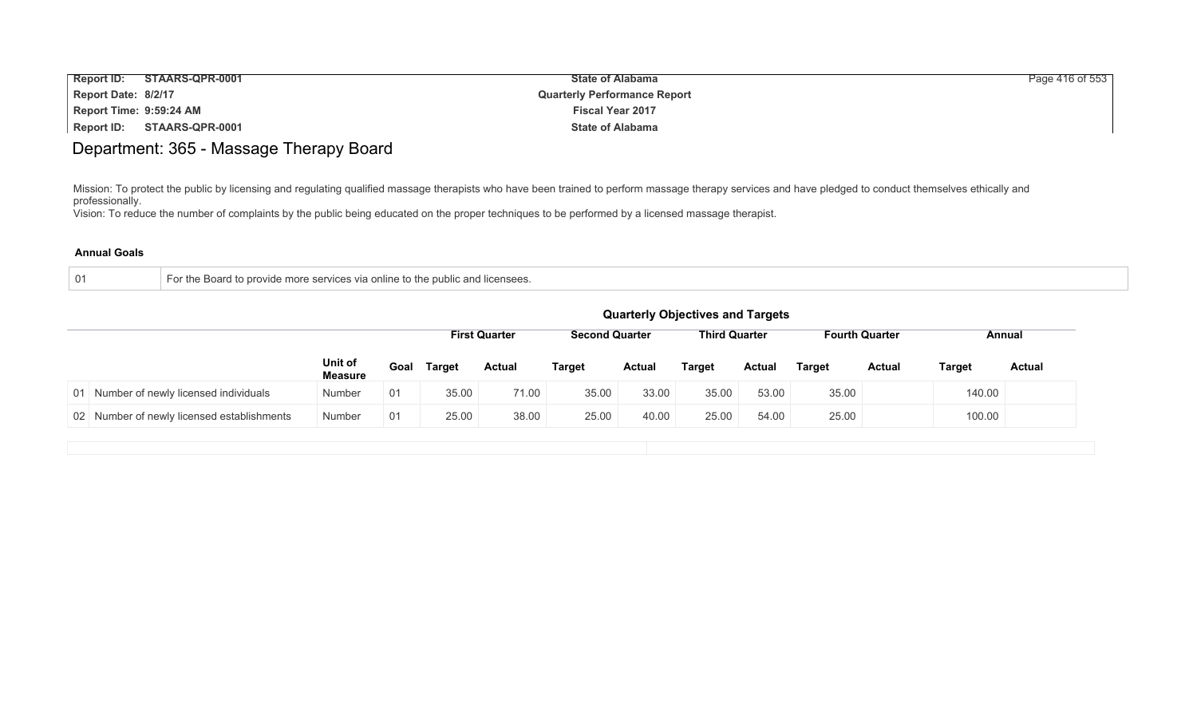# Department: 365 - Massage Therapy Board

Mission: To protect the public by licensing and regulating qualified massage therapists who have been trained to perform massage therapy services and have pledged to conduct themselves ethically and professionally.
Vision: To reduce the number of complaints by the public being educated on the proper techniques to be performed by a licensed massage therapist.

**Annual Goals**

| | |
|---|---|
| 01 | For the Board to provide more services via online to the public and licensees. |

**Quarterly Objectives and Targets**

| | | | | First Quarter | | Second Quarter | | Third Quarter | | Fourth Quarter | | Annual | |
|---|---|---|---|---|---|---|---|---|---|---|---|---|---|
| | | Unit of Measure | Goal | Target | Actual | Target | Actual | Target | Actual | Target | Actual | Target | Actual |
| 01 | Number of newly licensed individuals | Number | 01 | 35.00 | 71.00 | 35.00 | 33.00 | 35.00 | 53.00 | 35.00 | | 140.00 | |
| 02 | Number of newly licensed establishments | Number | 01 | 25.00 | 38.00 | 25.00 | 40.00 | 25.00 | 54.00 | 25.00 | | 100.00 | |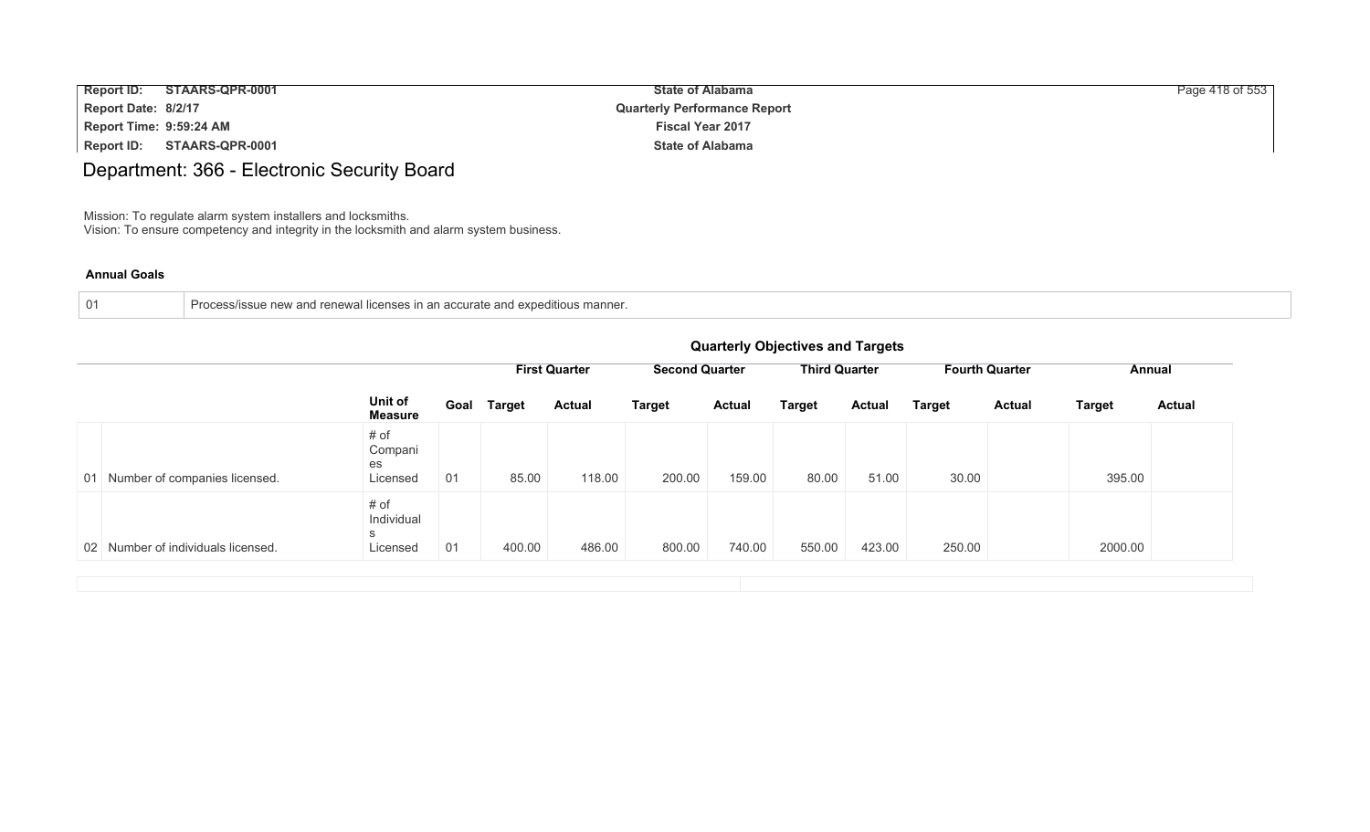# Department: 366 - Electronic Security Board

Mission: To regulate alarm system installers and locksmiths.
Vision: To ensure competency and integrity in the locksmith and alarm system business.

**Annual Goals**

| 01 | Process/issue new and renewal licenses in an accurate and expeditious manner. |
|---|---|

**Quarterly Objectives and Targets**

| | | | | First Quarter | | Second Quarter | | Third Quarter | | Fourth Quarter | | Annual | |
|---|---|---|---|---|---|---|---|---|---|---|---|---|---|
| | | Unit of Measure | Goal | Target | Actual | Target | Actual | Target | Actual | Target | Actual | Target | Actual |
| 01 | Number of companies licensed. | # of Companies Licensed | 01 | 85.00 | 118.00 | 200.00 | 159.00 | 80.00 | 51.00 | 30.00 | | 395.00 | |
| 02 | Number of individuals licensed. | # of Individuals Licensed | 01 | 400.00 | 486.00 | 800.00 | 740.00 | 550.00 | 423.00 | 250.00 | | 2000.00 | |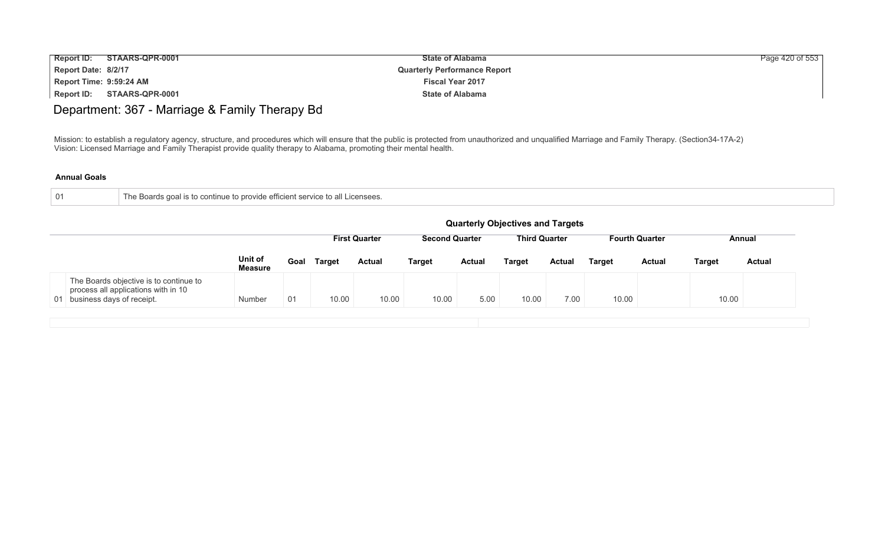# Department: 367 - Marriage & Family Therapy Bd

Mission: to establish a regulatory agency, structure, and procedures which will ensure that the public is protected from unauthorized and unqualified Marriage and Family Therapy. (Section34-17A-2)
Vision: Licensed Marriage and Family Therapist provide quality therapy to Alabama, promoting their mental health.

**Annual Goals**

| | |
|---|---|
| 01 | The Boards goal is to continue to provide efficient service to all Licensees. |

**Quarterly Objectives and Targets**

| | | Unit of Measure | Goal | First Quarter | | Second Quarter | | Third Quarter | | Fourth Quarter | | Annual | |
|---|---|---|---|---|---|---|---|---|---|---|---|---|---|
| | | | | Target | Actual | Target | Actual | Target | Actual | Target | Actual | Target | Actual |
| 01 | The Boards objective is to continue to process all applications with in 10 business days of receipt. | Number | 01 | 10.00 | 10.00 | 10.00 | 5.00 | 10.00 | 7.00 | 10.00 | | 10.00 | |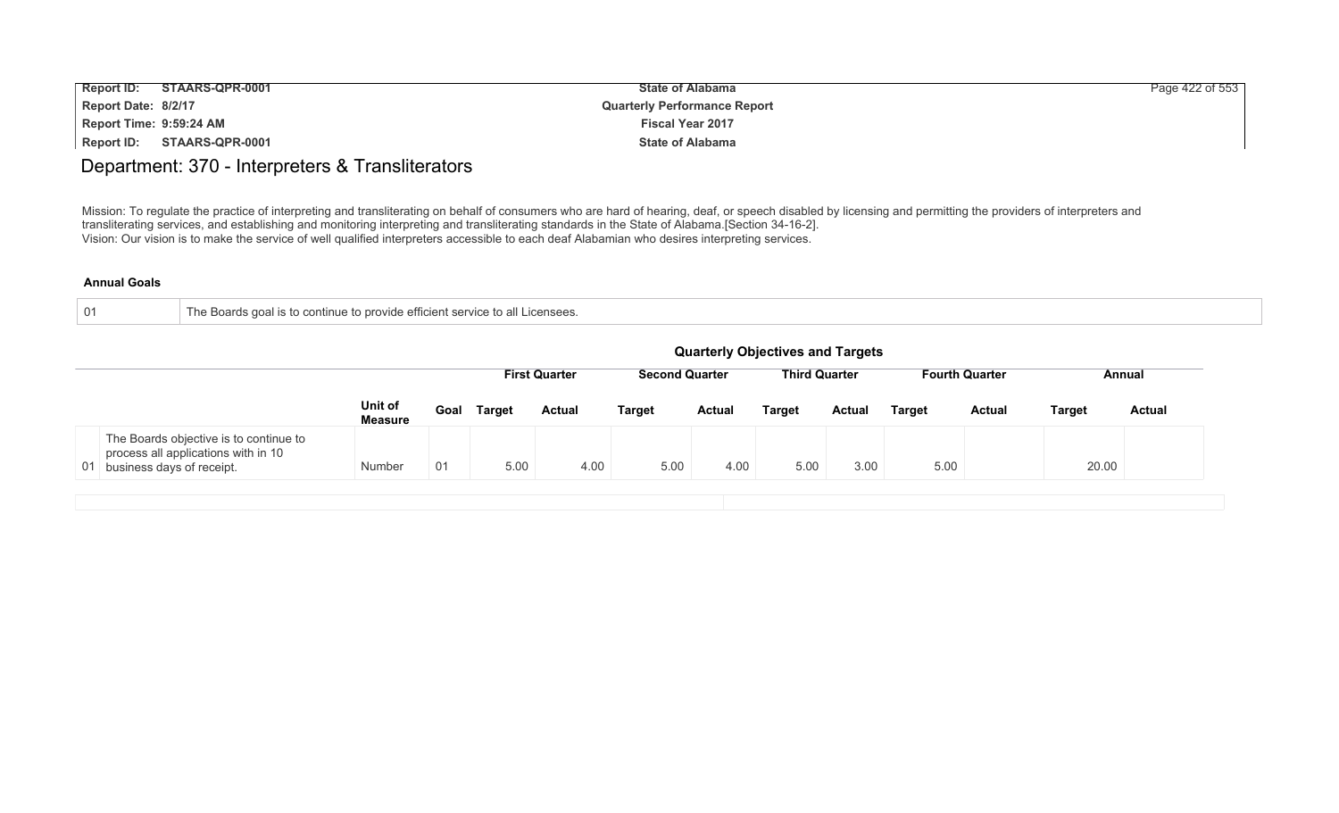# Department: 370 - Interpreters & Transliterators

Mission: To regulate the practice of interpreting and transliterating on behalf of consumers who are hard of hearing, deaf, or speech disabled by licensing and permitting the providers of interpreters and transliterating services, and establishing and monitoring interpreting and transliterating standards in the State of Alabama.[Section 34-16-2].
Vision: Our vision is to make the service of well qualified interpreters accessible to each deaf Alabamian who desires interpreting services.

**Annual Goals**

| | |
|---|---|
| 01 | The Boards goal is to continue to provide efficient service to all Licensees. |

**Quarterly Objectives and Targets**

| | | | | First Quarter | | Second Quarter | | Third Quarter | | Fourth Quarter | | Annual | |
|---|---|---|---|---|---|---|---|---|---|---|---|---|---|
| | | Unit of Measure | Goal | Target | Actual | Target | Actual | Target | Actual | Target | Actual | Target | Actual |
| 01 | The Boards objective is to continue to process all applications with in 10 business days of receipt. | Number | 01 | 5.00 | 4.00 | 5.00 | 4.00 | 5.00 | 3.00 | 5.00 | | 20.00 | |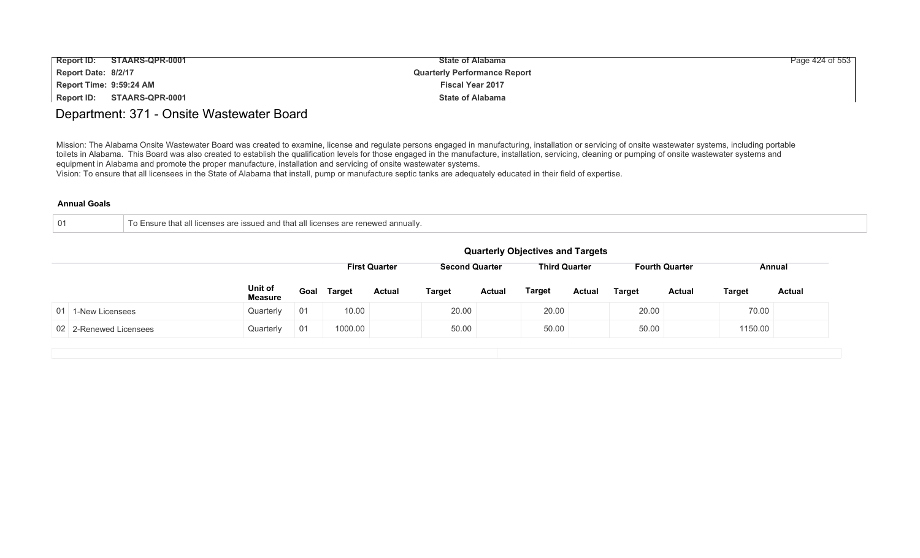# Department: 371 - Onsite Wastewater Board

Mission: The Alabama Onsite Wastewater Board was created to examine, license and regulate persons engaged in manufacturing, installation or servicing of onsite wastewater systems, including portable toilets in Alabama. This Board was also created to establish the qualification levels for those engaged in the manufacture, installation, servicing, cleaning or pumping of onsite wastewater systems and equipment in Alabama and promote the proper manufacture, installation and servicing of onsite wastewater systems.
Vision: To ensure that all licensees in the State of Alabama that install, pump or manufacture septic tanks are adequately educated in their field of expertise.

### Annual Goals

| | |
|---|---|
| 01 | To Ensure that all licenses are issued and that all licenses are renewed annually. |

### Quarterly Objectives and Targets

| | | | | First Quarter | | Second Quarter | | Third Quarter | | Fourth Quarter | | Annual | |
|---|---|---|---|---|---|---|---|---|---|---|---|---|---|
| | | Unit of Measure | Goal | Target | Actual | Target | Actual | Target | Actual | Target | Actual | Target | Actual |
| 01 | 1-New Licensees | Quarterly | 01 | 10.00 | | 20.00 | | 20.00 | | 20.00 | | 70.00 | |
| 02 | 2-Renewed Licensees | Quarterly | 01 | 1000.00 | | 50.00 | | 50.00 | | 50.00 | | 1150.00 | |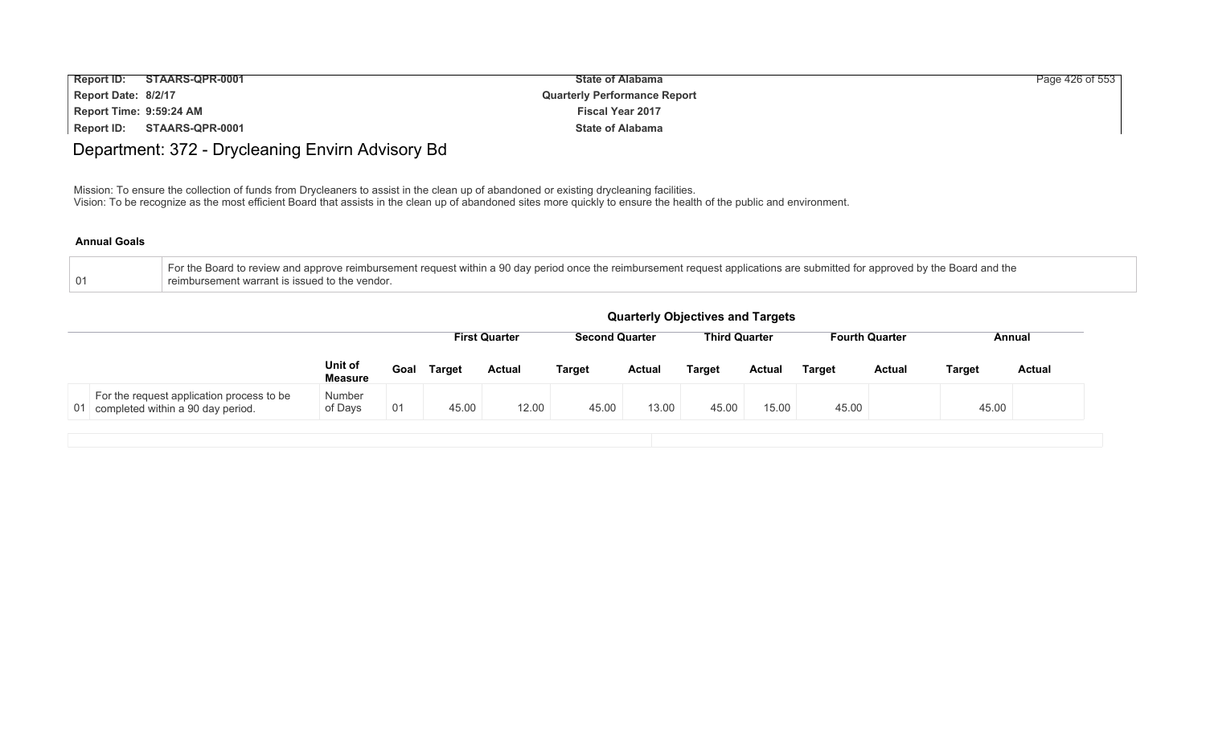# Department: 372 - Drycleaning Envirn Advisory Bd

Mission: To ensure the collection of funds from Drycleaners to assist in the clean up of abandoned or existing drycleaning facilities.
Vision: To be recognize as the most efficient Board that assists in the clean up of abandoned sites more quickly to ensure the health of the public and environment.

### Annual Goals

| | |
|---|---|
| 01 | For the Board to review and approve reimbursement request within a 90 day period once the reimbursement request applications are submitted for approved by the Board and the reimbursement warrant is issued to the vendor. |

### Quarterly Objectives and Targets

| | | | | First Quarter | | Second Quarter | | Third Quarter | | Fourth Quarter | | Annual | |
|---|---|---|---|---|---|---|---|---|---|---|---|---|---|
| | | Unit of Measure | Goal | Target | Actual | Target | Actual | Target | Actual | Target | Actual | Target | Actual |
| 01 | For the request application process to be completed within a 90 day period. | Number of Days | 01 | 45.00 | 12.00 | 45.00 | 13.00 | 45.00 | 15.00 | 45.00 | | 45.00 | |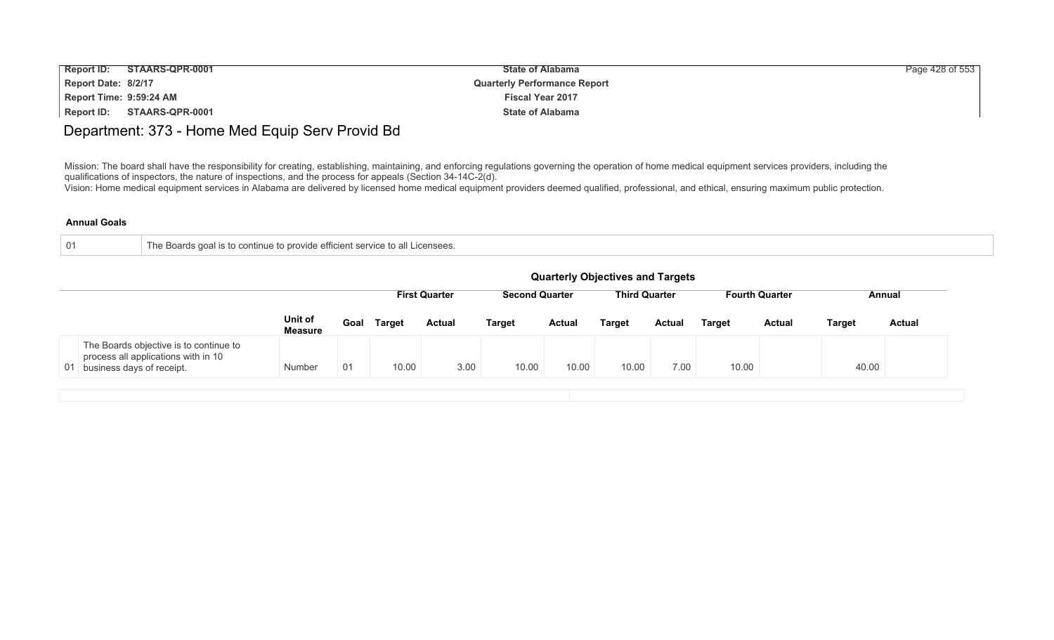## Department: 373 - Home Med Equip Serv Provid Bd

Mission: The board shall have the responsibility for creating, establishing, maintaining, and enforcing regulations governing the operation of home medical equipment services providers, including the qualifications of inspectors, the nature of inspections, and the process for appeals (Section 34-14C-2(d).
Vision: Home medical equipment services in Alabama are delivered by licensed home medical equipment providers deemed qualified, professional, and ethical, ensuring maximum public protection.

**Annual Goals**

| | |
|---|---|
| 01 | The Boards goal is to continue to provide efficient service to all Licensees. |

**Quarterly Objectives and Targets**

| | | | | First Quarter | | Second Quarter | | Third Quarter | | Fourth Quarter | | Annual | |
|---|---|---|---|---|---|---|---|---|---|---|---|---|---|
| | | Unit of Measure | Goal | Target | Actual | Target | Actual | Target | Actual | Target | Actual | Target | Actual |
| 01 | The Boards objective is to continue to process all applications with in 10 business days of receipt. | Number | 01 | 10.00 | 3.00 | 10.00 | 10.00 | 10.00 | 7.00 | 10.00 | | 40.00 | |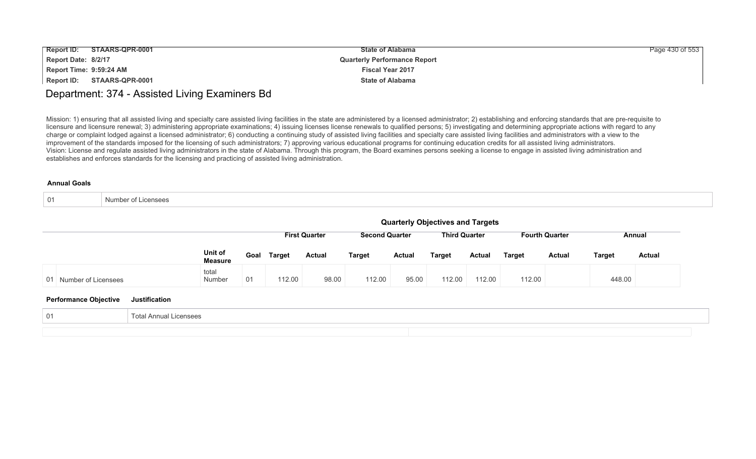# Department: 374 - Assisted Living Examiners Bd

Mission: 1) ensuring that all assisted living and specialty care assisted living facilities in the state are administered by a licensed administrator; 2) establishing and enforcing standards that are pre-requisite to licensure and licensure renewal; 3) administering appropriate examinations; 4) issuing licenses license renewals to qualified persons; 5) investigating and determining appropriate actions with regard to any charge or complaint lodged against a licensed administrator; 6) conducting a continuing study of assisted living facilities and specialty care assisted living facilities and administrators with a view to the improvement of the standards imposed for the licensing of such administrators; 7) approving various educational programs for continuing education credits for all assisted living administrators.
Vision: License and regulate assisted living administrators in the state of Alabama. Through this program, the Board examines persons seeking a license to engage in assisted living administration and establishes and enforces standards for the licensing and practicing of assisted living administration.

### Annual Goals

| | |
|---|---|
| 01 | Number of Licensees |

### Quarterly Objectives and Targets

| | Unit of Measure | Goal | First Quarter Target | First Quarter Actual | Second Quarter Target | Second Quarter Actual | Third Quarter Target | Third Quarter Actual | Fourth Quarter Target | Fourth Quarter Actual | Annual Target | Annual Actual |
|---|---|---|---|---|---|---|---|---|---|---|---|---|
| 01 Number of Licensees | total Number | 01 | 112.00 | 98.00 | 112.00 | 95.00 | 112.00 | 112.00 | 112.00 | | 448.00 | |

| Performance Objective | Justification |
|---|---|
| 01 | Total Annual Licensees |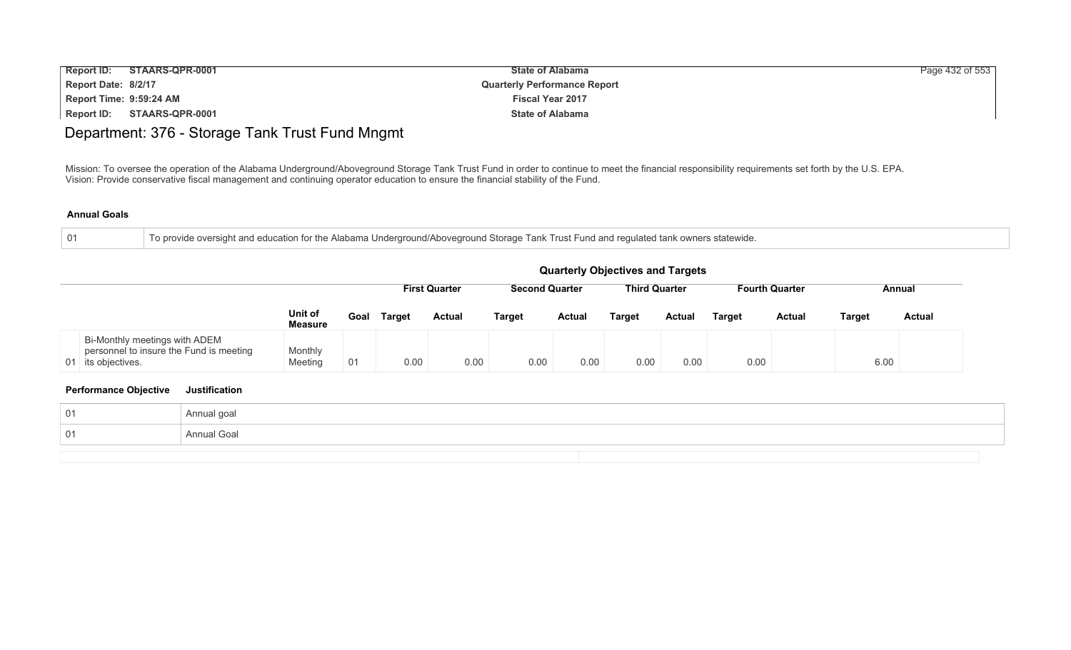# Department: 376 - Storage Tank Trust Fund Mngmt

Mission: To oversee the operation of the Alabama Underground/Aboveground Storage Tank Trust Fund in order to continue to meet the financial responsibility requirements set forth by the U.S. EPA.
Vision: Provide conservative fiscal management and continuing operator education to ensure the financial stability of the Fund.

### Annual Goals

| | |
|---|---|
| 01 | To provide oversight and education for the Alabama Underground/Aboveground Storage Tank Trust Fund and regulated tank owners statewide. |

### Quarterly Objectives and Targets

| | | Unit of Measure | Goal | First Quarter | | Second Quarter | | Third Quarter | | Fourth Quarter | | Annual | |
|---|---|---|---|---|---|---|---|---|---|---|---|---|---|
| | | | | Target | Actual | Target | Actual | Target | Actual | Target | Actual | Target | Actual |
| 01 | Bi-Monthly meetings with ADEM personnel to insure the Fund is meeting its objectives. | Monthly Meeting | 01 | 0.00 | 0.00 | 0.00 | 0.00 | 0.00 | 0.00 | 0.00 | | 6.00 | |

| Performance Objective | Justification |
|---|---|
| 01 | Annual goal |
| 01 | Annual Goal |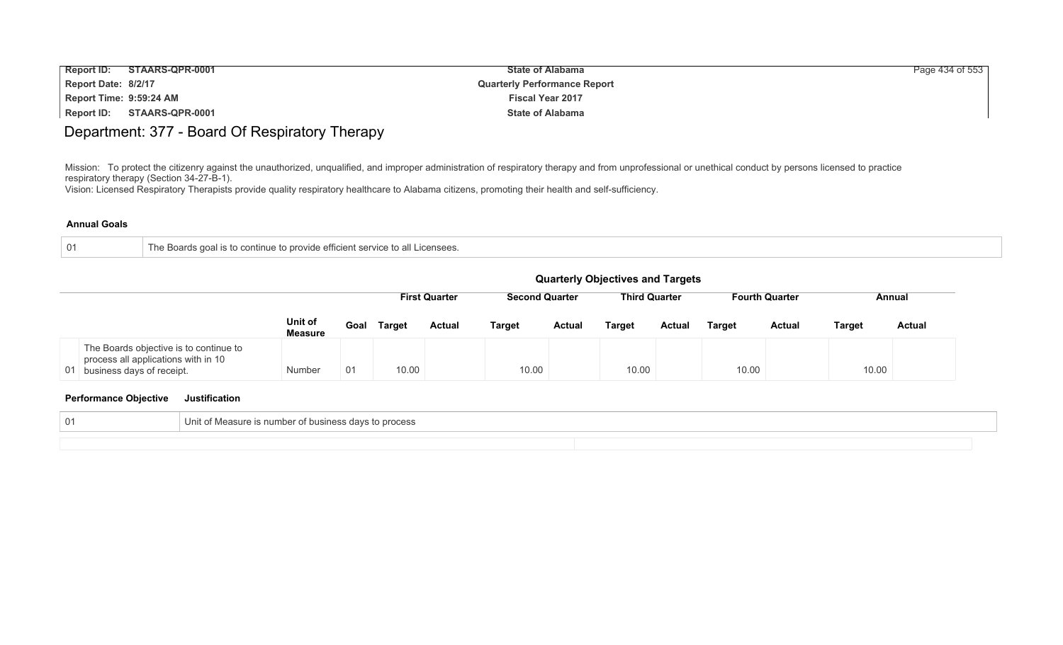# Department: 377 - Board Of Respiratory Therapy

Mission: To protect the citizenry against the unauthorized, unqualified, and improper administration of respiratory therapy and from unprofessional or unethical conduct by persons licensed to practice respiratory therapy (Section 34-27-B-1).
Vision: Licensed Respiratory Therapists provide quality respiratory healthcare to Alabama citizens, promoting their health and self-sufficiency.

### Annual Goals

| | |
|---|---|
| 01 | The Boards goal is to continue to provide efficient service to all Licensees. |

### Quarterly Objectives and Targets

| | | | | First Quarter | | Second Quarter | | Third Quarter | | Fourth Quarter | | Annual | |
|---|---|---|---|---|---|---|---|---|---|---|---|---|---|
| | | Unit of Measure | Goal | Target | Actual | Target | Actual | Target | Actual | Target | Actual | Target | Actual |
| 01 | The Boards objective is to continue to process all applications with in 10 business days of receipt. | Number | 01 | 10.00 | | 10.00 | | 10.00 | | 10.00 | | 10.00 | |

| Performance Objective | Justification |
|---|---|
| 01 | Unit of Measure is number of business days to process |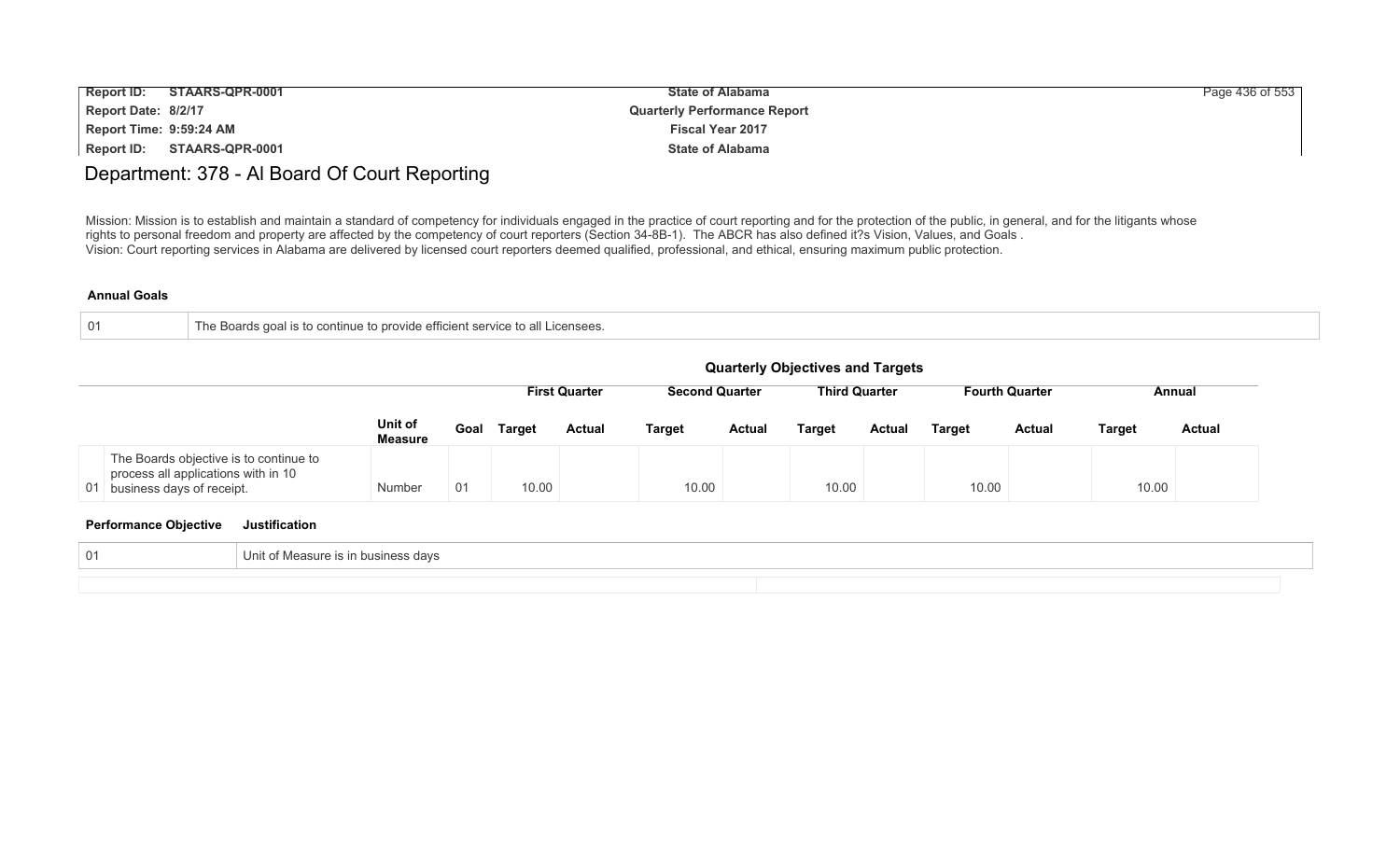# Department: 378 - Al Board Of Court Reporting

Mission: Mission is to establish and maintain a standard of competency for individuals engaged in the practice of court reporting and for the protection of the public, in general, and for the litigants whose rights to personal freedom and property are affected by the competency of court reporters (Section 34-8B-1). The ABCR has also defined it?s Vision, Values, and Goals .
Vision: Court reporting services in Alabama are delivered by licensed court reporters deemed qualified, professional, and ethical, ensuring maximum public protection.

**Annual Goals**

| | |
|---|---|
| 01 | The Boards goal is to continue to provide efficient service to all Licensees. |

**Quarterly Objectives and Targets**

| | | | | First Quarter | | Second Quarter | | Third Quarter | | Fourth Quarter | | Annual | |
|---|---|---|---|---|---|---|---|---|---|---|---|---|---|
| | | Unit of Measure | Goal | Target | Actual | Target | Actual | Target | Actual | Target | Actual | Target | Actual |
| 01 | The Boards objective is to continue to process all applications with in 10 business days of receipt. | Number | 01 | 10.00 | | 10.00 | | 10.00 | | 10.00 | | 10.00 | |

| Performance Objective | Justification |
|---|---|
| 01 | Unit of Measure is in business days |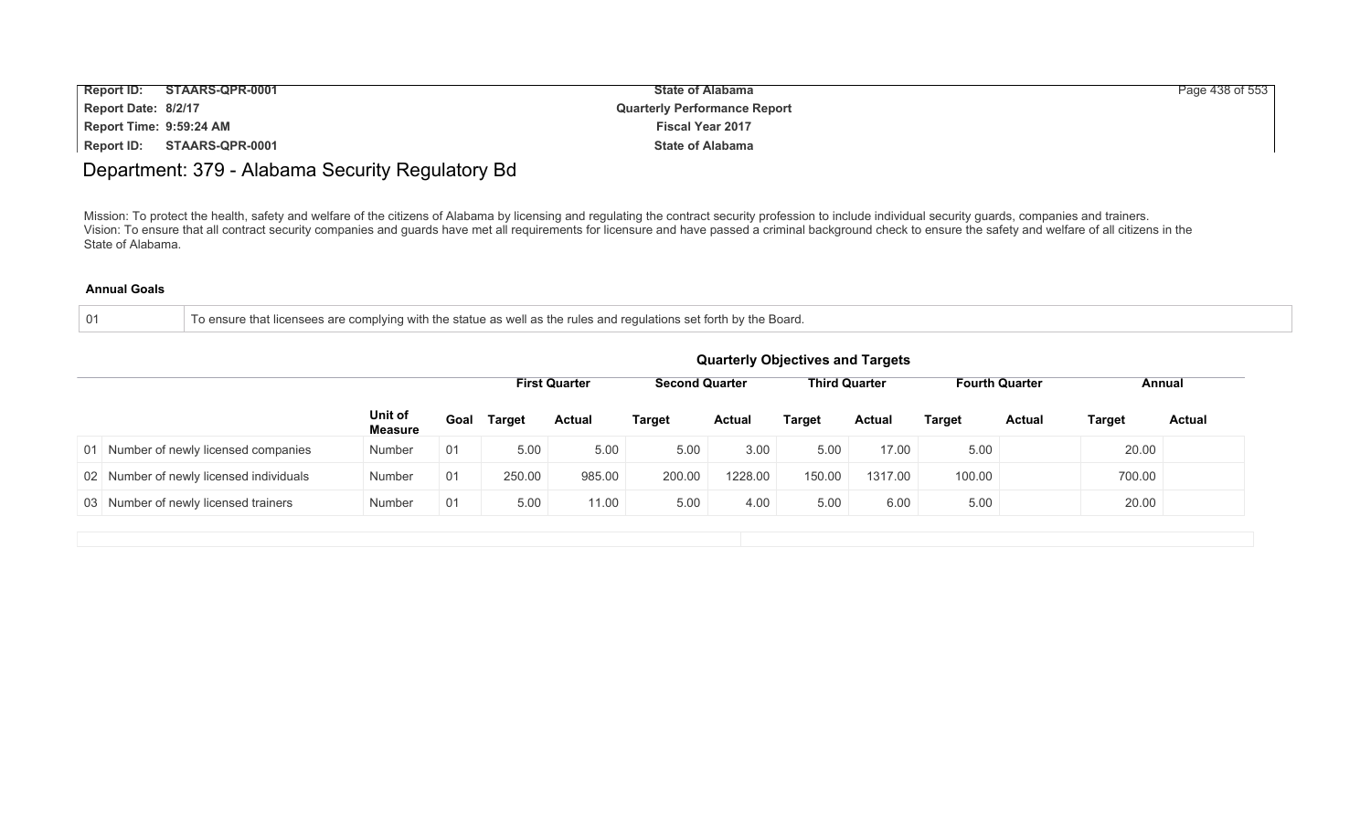# Department: 379 - Alabama Security Regulatory Bd

Mission: To protect the health, safety and welfare of the citizens of Alabama by licensing and regulating the contract security profession to include individual security guards, companies and trainers.
Vision: To ensure that all contract security companies and guards have met all requirements for licensure and have passed a criminal background check to ensure the safety and welfare of all citizens in the State of Alabama.

**Annual Goals**

| | |
|---|---|
| 01 | To ensure that licensees are complying with the statue as well as the rules and regulations set forth by the Board. |

**Quarterly Objectives and Targets**

| | | | | First Quarter | | Second Quarter | | Third Quarter | | Fourth Quarter | | Annual | |
|---|---|---|---|---|---|---|---|---|---|---|---|---|---|
| | | Unit of Measure | Goal | Target | Actual | Target | Actual | Target | Actual | Target | Actual | Target | Actual |
| 01 | Number of newly licensed companies | Number | 01 | 5.00 | 5.00 | 5.00 | 3.00 | 5.00 | 17.00 | 5.00 | | 20.00 | |
| 02 | Number of newly licensed individuals | Number | 01 | 250.00 | 985.00 | 200.00 | 1228.00 | 150.00 | 1317.00 | 100.00 | | 700.00 | |
| 03 | Number of newly licensed trainers | Number | 01 | 5.00 | 11.00 | 5.00 | 4.00 | 5.00 | 6.00 | 5.00 | | 20.00 | |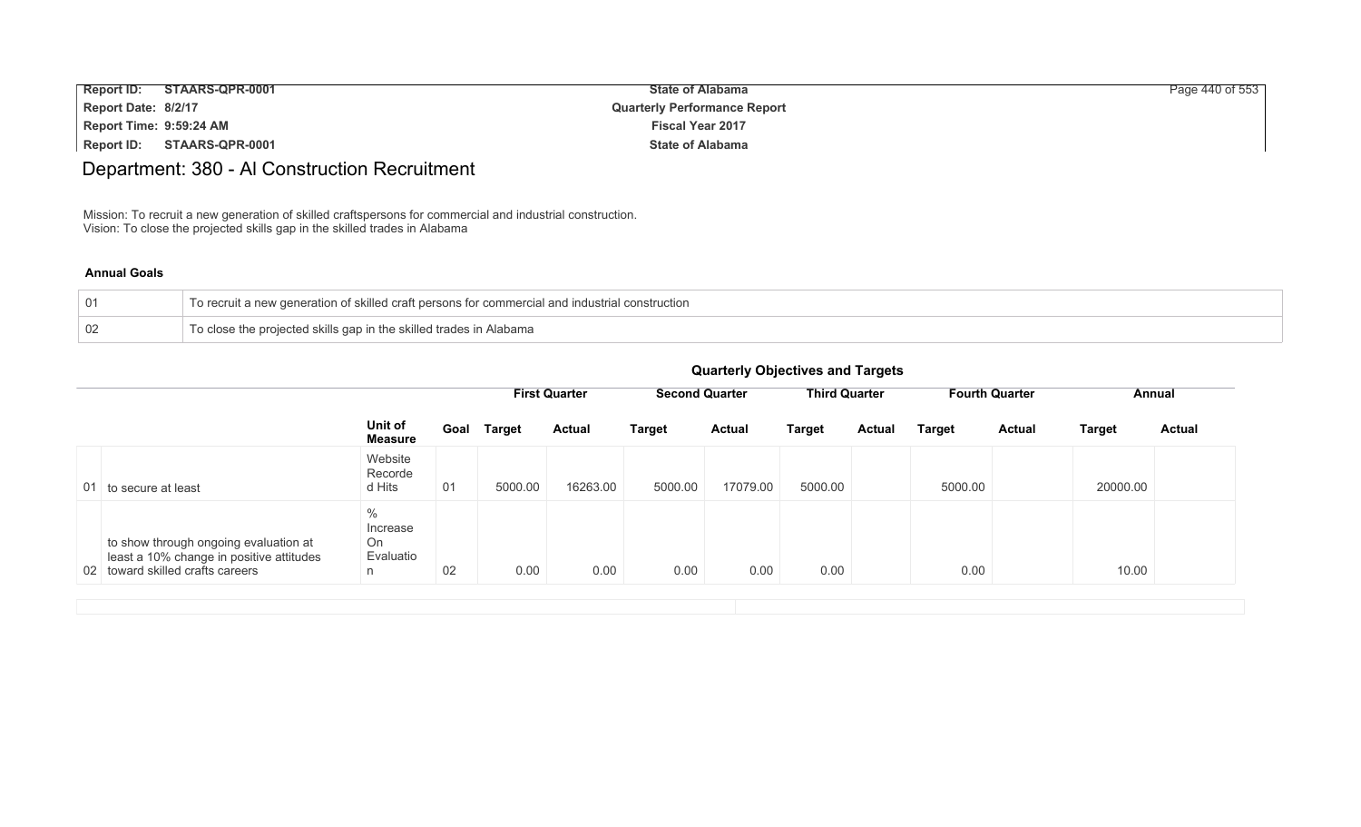# Department: 380 - Al Construction Recruitment

Mission: To recruit a new generation of skilled craftspersons for commercial and industrial construction.
Vision: To close the projected skills gap in the skilled trades in Alabama

### Annual Goals

| | |
|---|---|
| 01 | To recruit a new generation of skilled craft persons for commercial and industrial construction |
| 02 | To close the projected skills gap in the skilled trades in Alabama |

### Quarterly Objectives and Targets

| | | Unit of Measure | Goal | First Quarter Target | First Quarter Actual | Second Quarter Target | Second Quarter Actual | Third Quarter Target | Third Quarter Actual | Fourth Quarter Target | Fourth Quarter Actual | Annual Target | Annual Actual |
|---|---|---|---|---|---|---|---|---|---|---|---|---|---|
| 01 | to secure at least | Website Recorded Hits | 01 | 5000.00 | 16263.00 | 5000.00 | 17079.00 | 5000.00 | | 5000.00 | | 20000.00 | |
| 02 | to show through ongoing evaluation at least a 10% change in positive attitudes toward skilled crafts careers | % Increase On Evaluation | 02 | 0.00 | 0.00 | 0.00 | 0.00 | 0.00 | | 0.00 | | 10.00 | |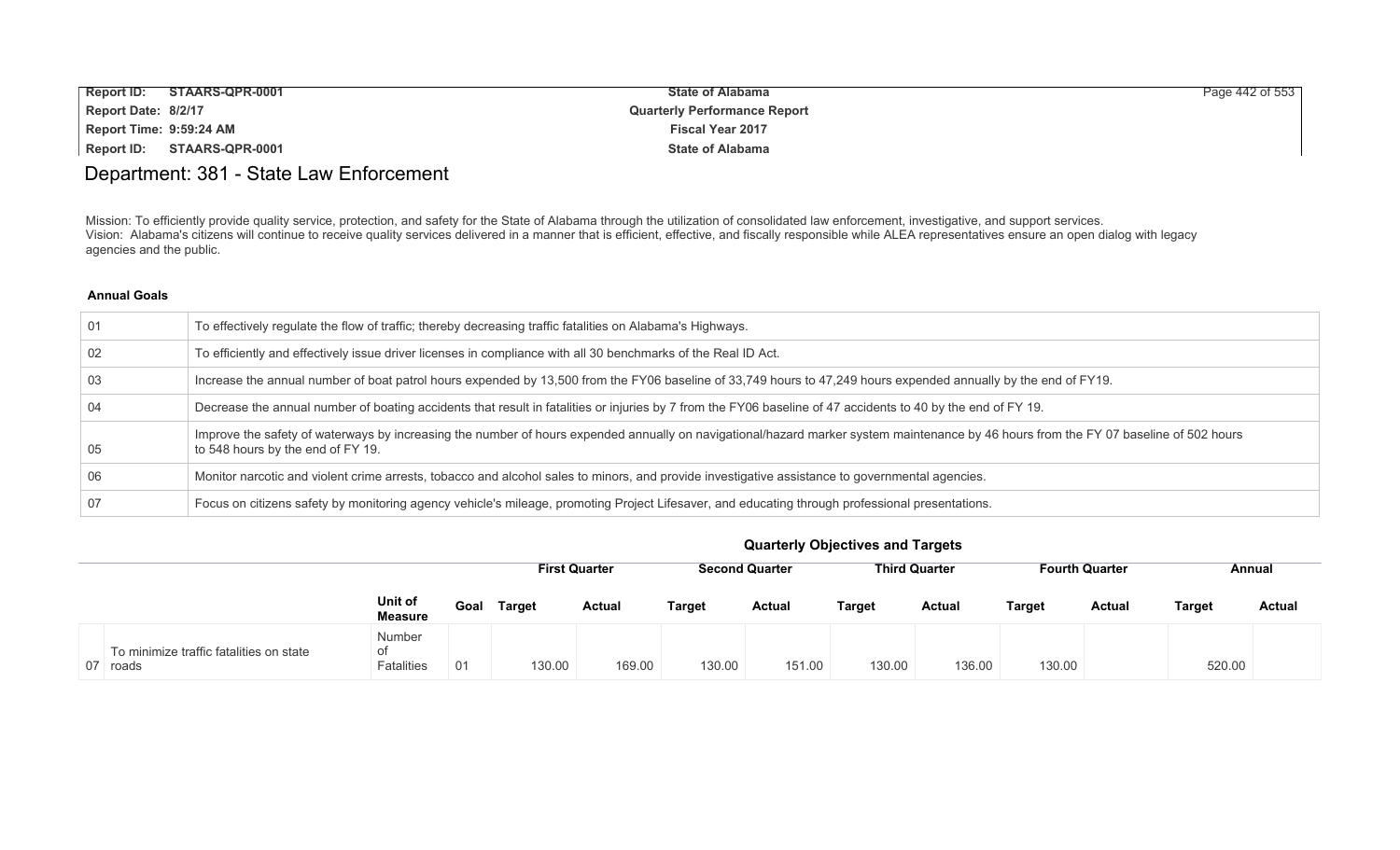# Department: 381 - State Law Enforcement

Mission: To efficiently provide quality service, protection, and safety for the State of Alabama through the utilization of consolidated law enforcement, investigative, and support services.
Vision: Alabama's citizens will continue to receive quality services delivered in a manner that is efficient, effective, and fiscally responsible while ALEA representatives ensure an open dialog with legacy agencies and the public.

**Annual Goals**

| | |
|---|---|
| 01 | To effectively regulate the flow of traffic; thereby decreasing traffic fatalities on Alabama's Highways. |
| 02 | To efficiently and effectively issue driver licenses in compliance with all 30 benchmarks of the Real ID Act. |
| 03 | Increase the annual number of boat patrol hours expended by 13,500 from the FY06 baseline of 33,749 hours to 47,249 hours expended annually by the end of FY19. |
| 04 | Decrease the annual number of boating accidents that result in fatalities or injuries by 7 from the FY06 baseline of 47 accidents to 40 by the end of FY 19. |
| 05 | Improve the safety of waterways by increasing the number of hours expended annually on navigational/hazard marker system maintenance by 46 hours from the FY 07 baseline of 502 hours to 548 hours by the end of FY 19. |
| 06 | Monitor narcotic and violent crime arrests, tobacco and alcohol sales to minors, and provide investigative assistance to governmental agencies. |
| 07 | Focus on citizens safety by monitoring agency vehicle's mileage, promoting Project Lifesaver, and educating through professional presentations. |

**Quarterly Objectives and Targets**

| | | | | First Quarter | | Second Quarter | | Third Quarter | | Fourth Quarter | | Annual | |
|---|---|---|---|---|---|---|---|---|---|---|---|---|---|
| | | Unit of Measure | Goal | Target | Actual | Target | Actual | Target | Actual | Target | Actual | Target | Actual |
| 07 | To minimize traffic fatalities on state roads | Number of Fatalities | 01 | 130.00 | 169.00 | 130.00 | 151.00 | 130.00 | 136.00 | 130.00 | | 520.00 | |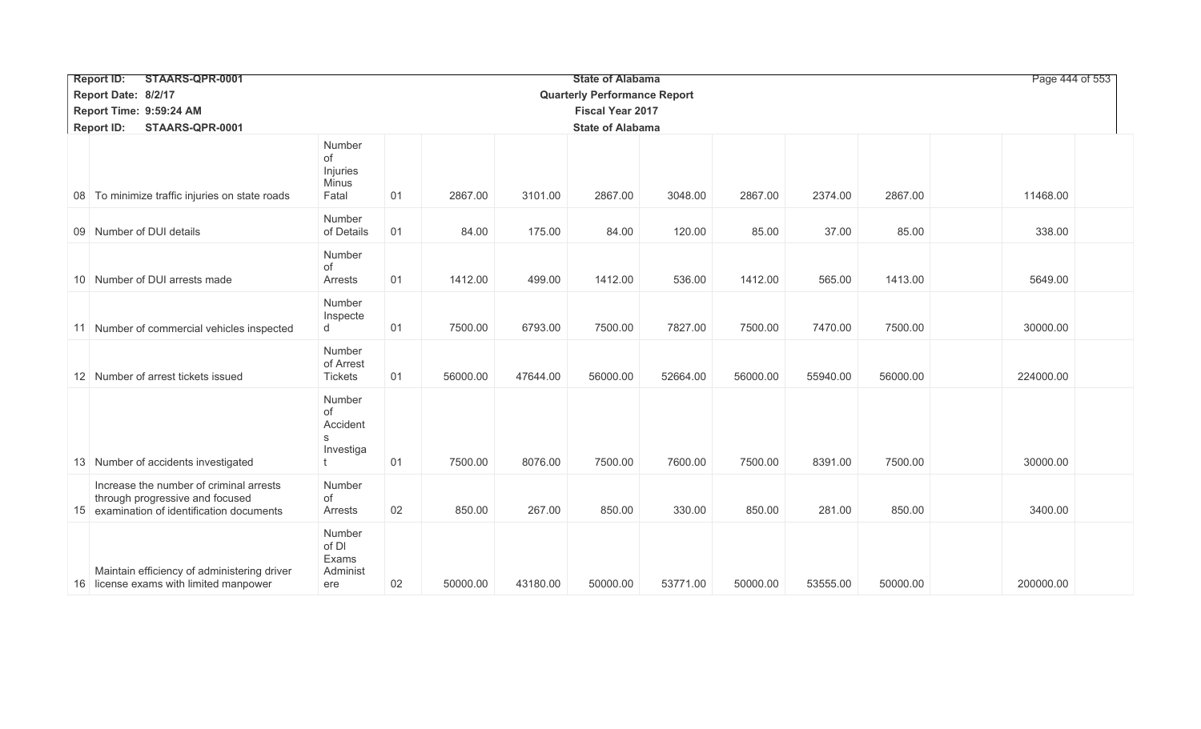| | | | | | | | | | | | | | |
|---|---|---|---|---|---|---|---|---|---|---|---|---|---|
| 08 | To minimize traffic injuries on state roads | Number of Injuries Minus Fatal | 01 | 2867.00 | 3101.00 | 2867.00 | 3048.00 | 2867.00 | 2374.00 | 2867.00 | | 11468.00 | |
| 09 | Number of DUI details | Number of Details | 01 | 84.00 | 175.00 | 84.00 | 120.00 | 85.00 | 37.00 | 85.00 | | 338.00 | |
| 10 | Number of DUI arrests made | Number of Arrests | 01 | 1412.00 | 499.00 | 1412.00 | 536.00 | 1412.00 | 565.00 | 1413.00 | | 5649.00 | |
| 11 | Number of commercial vehicles inspected | Number Inspected | 01 | 7500.00 | 6793.00 | 7500.00 | 7827.00 | 7500.00 | 7470.00 | 7500.00 | | 30000.00 | |
| 12 | Number of arrest tickets issued | Number of Arrest Tickets | 01 | 56000.00 | 47644.00 | 56000.00 | 52664.00 | 56000.00 | 55940.00 | 56000.00 | | 224000.00 | |
| 13 | Number of accidents investigated | Number of Accidents Investigat | 01 | 7500.00 | 8076.00 | 7500.00 | 7600.00 | 7500.00 | 8391.00 | 7500.00 | | 30000.00 | |
| 15 | Increase the number of criminal arrests through progressive and focused examination of identification documents | Number of Arrests | 02 | 850.00 | 267.00 | 850.00 | 330.00 | 850.00 | 281.00 | 850.00 | | 3400.00 | |
| 16 | Maintain efficiency of administering driver license exams with limited manpower | Number of DI Exams Administere | 02 | 50000.00 | 43180.00 | 50000.00 | 53771.00 | 50000.00 | 53555.00 | 50000.00 | | 200000.00 | |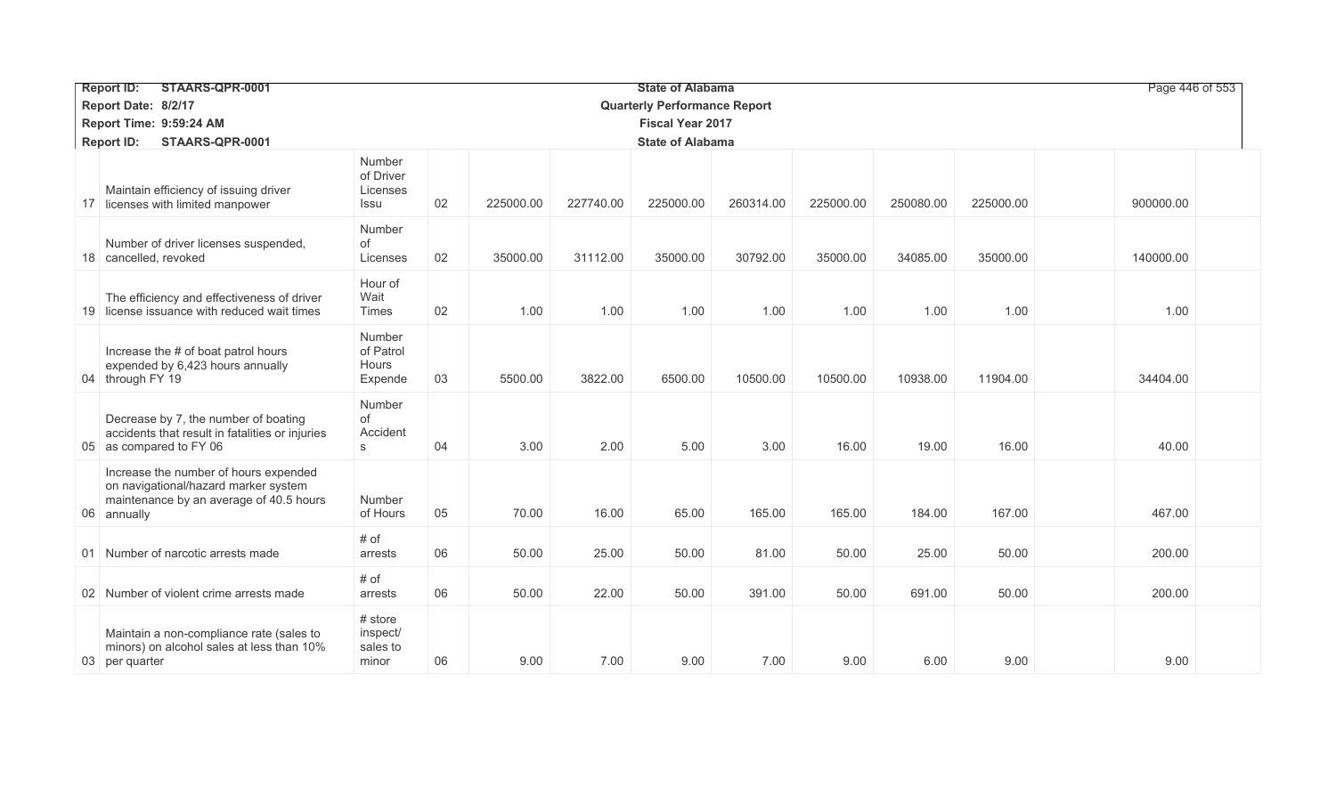| | | | | | | | | | | | | | |
|---|---|---|---|---|---|---|---|---|---|---|---|---|---|
| 17 | Maintain efficiency of issuing driver licenses with limited manpower | Number of Driver Licenses Issu | 02 | 225000.00 | 227740.00 | 225000.00 | 260314.00 | 225000.00 | 250080.00 | 225000.00 | | 900000.00 | |
| 18 | Number of driver licenses suspended, cancelled, revoked | Number of Licenses | 02 | 35000.00 | 31112.00 | 35000.00 | 30792.00 | 35000.00 | 34085.00 | 35000.00 | | 140000.00 | |
| 19 | The efficiency and effectiveness of driver license issuance with reduced wait times | Hour of Wait Times | 02 | 1.00 | 1.00 | 1.00 | 1.00 | 1.00 | 1.00 | 1.00 | | 1.00 | |
| 04 | Increase the # of boat patrol hours expended by 6,423 hours annually through FY 19 | Number of Patrol Hours Expende | 03 | 5500.00 | 3822.00 | 6500.00 | 10500.00 | 10500.00 | 10938.00 | 11904.00 | | 34404.00 | |
| 05 | Decrease by 7, the number of boating accidents that result in fatalities or injuries as compared to FY 06 | Number of Accidents | 04 | 3.00 | 2.00 | 5.00 | 3.00 | 16.00 | 19.00 | 16.00 | | 40.00 | |
| 06 | Increase the number of hours expended on navigational/hazard marker system maintenance by an average of 40.5 hours annually | Number of Hours | 05 | 70.00 | 16.00 | 65.00 | 165.00 | 165.00 | 184.00 | 167.00 | | 467.00 | |
| 01 | Number of narcotic arrests made | # of arrests | 06 | 50.00 | 25.00 | 50.00 | 81.00 | 50.00 | 25.00 | 50.00 | | 200.00 | |
| 02 | Number of violent crime arrests made | # of arrests | 06 | 50.00 | 22.00 | 50.00 | 391.00 | 50.00 | 691.00 | 50.00 | | 200.00 | |
| 03 | Maintain a non-compliance rate (sales to minors) on alcohol sales at less than 10% per quarter | # store inspect/ sales to minor | 06 | 9.00 | 7.00 | 9.00 | 7.00 | 9.00 | 6.00 | 9.00 | | 9.00 | |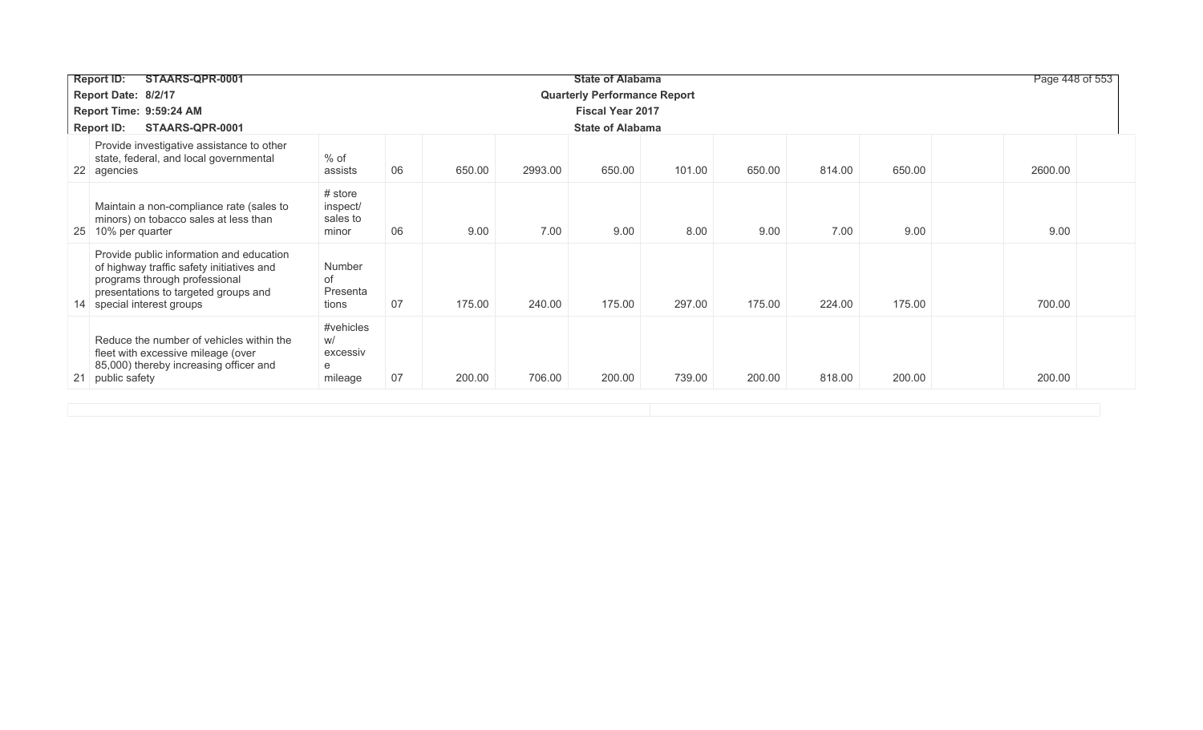| | | | | | | | | | | | | | |
|---|---|---|---|---|---|---|---|---|---|---|---|---|---|
| 22 | Provide investigative assistance to other state, federal, and local governmental agencies | % of assists | 06 | 650.00 | 2993.00 | 650.00 | 101.00 | 650.00 | 814.00 | 650.00 | | 2600.00 | |
| 25 | Maintain a non-compliance rate (sales to minors) on tobacco sales at less than 10% per quarter | # store inspect/ sales to minor | 06 | 9.00 | 7.00 | 9.00 | 8.00 | 9.00 | 7.00 | 9.00 | | 9.00 | |
| 14 | Provide public information and education of highway traffic safety initiatives and programs through professional presentations to targeted groups and special interest groups | Number of Presentations | 07 | 175.00 | 240.00 | 175.00 | 297.00 | 175.00 | 224.00 | 175.00 | | 700.00 | |
| 21 | Reduce the number of vehicles within the fleet with excessive mileage (over 85,000) thereby increasing officer and public safety | #vehicles w/ excessive mileage | 07 | 200.00 | 706.00 | 200.00 | 739.00 | 200.00 | 818.00 | 200.00 | | 200.00 | |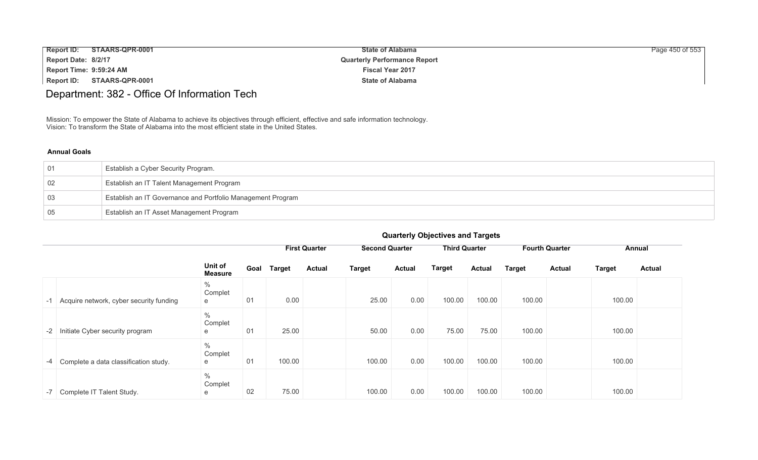# Department: 382 - Office Of Information Tech

Mission: To empower the State of Alabama to achieve its objectives through efficient, effective and safe information technology.
Vision: To transform the State of Alabama into the most efficient state in the United States.

### Annual Goals

| | |
|---|---|
| 01 | Establish a Cyber Security Program. |
| 02 | Establish an IT Talent Management Program |
| 03 | Establish an IT Governance and Portfolio Management Program |
| 05 | Establish an IT Asset Management Program |

### Quarterly Objectives and Targets

| | | | | First Quarter | | Second Quarter | | Third Quarter | | Fourth Quarter | | Annual | |
|---|---|---|---|---|---|---|---|---|---|---|---|---|---|
| | | Unit of Measure | Goal | Target | Actual | Target | Actual | Target | Actual | Target | Actual | Target | Actual |
| -1 | Acquire network, cyber security funding | % Complete | 01 | 0.00 | | 25.00 | 0.00 | 100.00 | 100.00 | 100.00 | | 100.00 | |
| -2 | Initiate Cyber security program | % Complete | 01 | 25.00 | | 50.00 | 0.00 | 75.00 | 75.00 | 100.00 | | 100.00 | |
| -4 | Complete a data classification study. | % Complete | 01 | 100.00 | | 100.00 | 0.00 | 100.00 | 100.00 | 100.00 | | 100.00 | |
| -7 | Complete IT Talent Study. | % Complete | 02 | 75.00 | | 100.00 | 0.00 | 100.00 | 100.00 | 100.00 | | 100.00 | |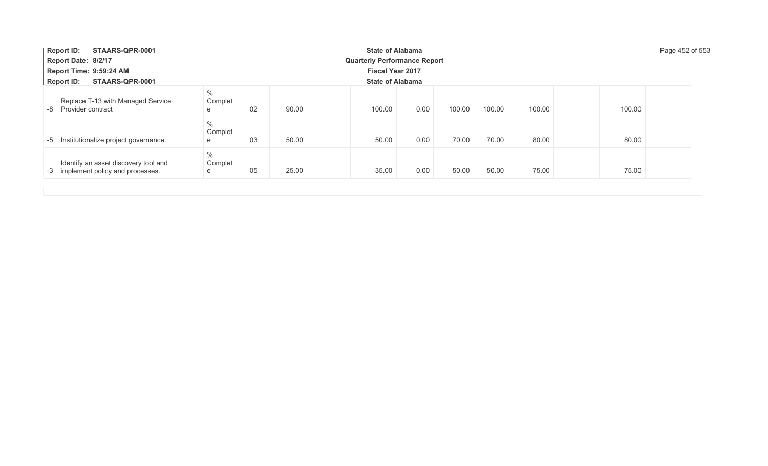| | | | | | | | | | | | | | | |
|---|---|---|---|---|---|---|---|---|---|---|---|---|---|---|
| -8 | Replace T-13 with Managed Service Provider contract | % Complete | 02 | 90.00 | | 100.00 | 0.00 | 100.00 | 100.00 | 100.00 | | 100.00 | |
| -5 | Institutionalize project governance. | % Complete | 03 | 50.00 | | 50.00 | 0.00 | 70.00 | 70.00 | 80.00 | | 80.00 | |
| -3 | Identify an asset discovery tool and implement policy and processes. | % Complete | 05 | 25.00 | | 35.00 | 0.00 | 50.00 | 50.00 | 75.00 | | 75.00 | |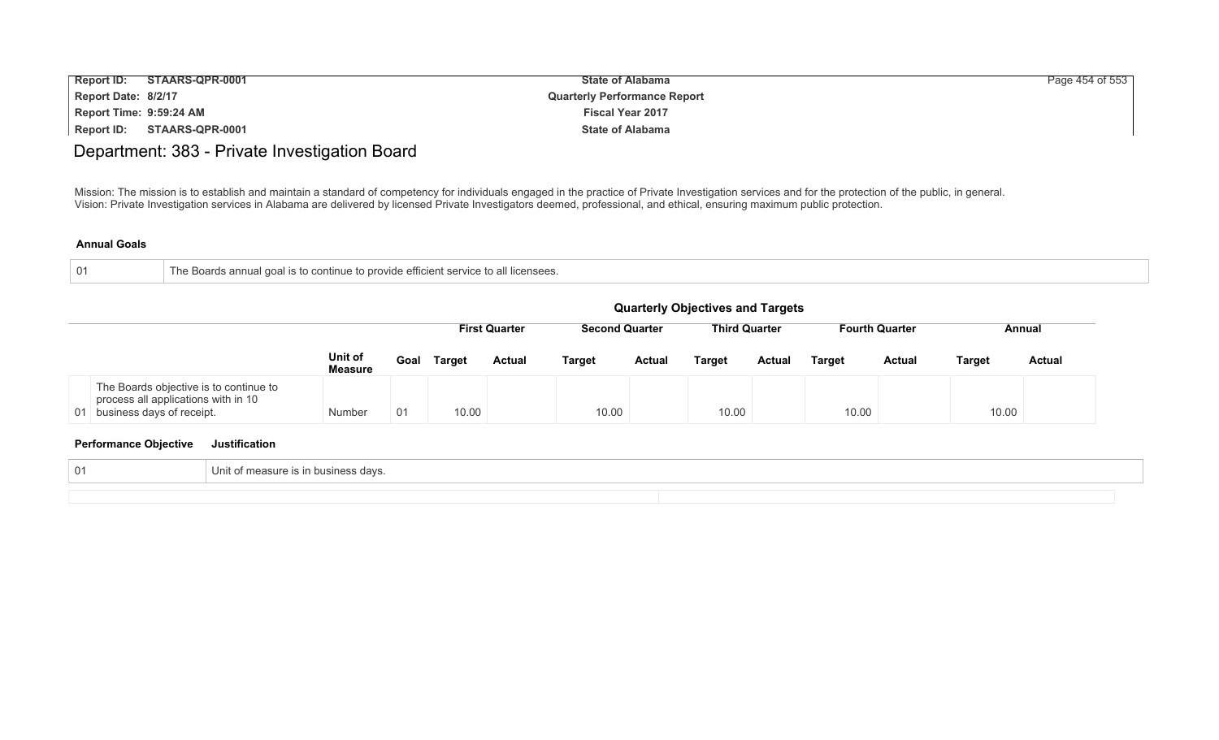# Department: 383 - Private Investigation Board

Mission: The mission is to establish and maintain a standard of competency for individuals engaged in the practice of Private Investigation services and for the protection of the public, in general.
Vision: Private Investigation services in Alabama are delivered by licensed Private Investigators deemed, professional, and ethical, ensuring maximum public protection.

### Annual Goals

| | |
|---|---|
| 01 | The Boards annual goal is to continue to provide efficient service to all licensees. |

### Quarterly Objectives and Targets

| | | | | First Quarter | | Second Quarter | | Third Quarter | | Fourth Quarter | | Annual | |
|---|---|---|---|---|---|---|---|---|---|---|---|---|---|
| | | Unit of Measure | Goal | Target | Actual | Target | Actual | Target | Actual | Target | Actual | Target | Actual |
| 01 | The Boards objective is to continue to process all applications with in 10 business days of receipt. | Number | 01 | 10.00 | | 10.00 | | 10.00 | | 10.00 | | 10.00 | |

| Performance Objective | Justification |
|---|---|
| 01 | Unit of measure is in business days. |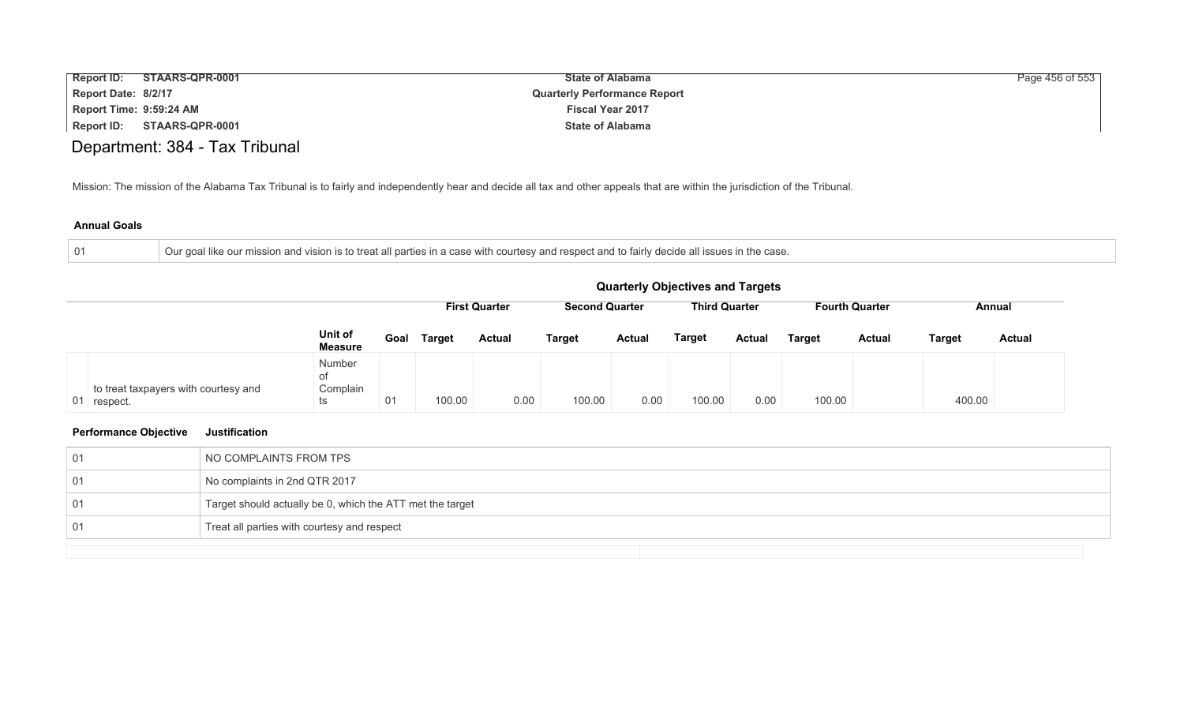# Department: 384 - Tax Tribunal

Mission: The mission of the Alabama Tax Tribunal is to fairly and independently hear and decide all tax and other appeals that are within the jurisdiction of the Tribunal.

### Annual Goals

| | |
|---|---|
| 01 | Our goal like our mission and vision is to treat all parties in a case with courtesy and respect and to fairly decide all issues in the case. |

### Quarterly Objectives and Targets

| | | | | First Quarter | | Second Quarter | | Third Quarter | | Fourth Quarter | | Annual | |
|---|---|---|---|---|---|---|---|---|---|---|---|---|---|
| | | Unit of Measure | Goal | Target | Actual | Target | Actual | Target | Actual | Target | Actual | Target | Actual |
| 01 | to treat taxpayers with courtesy and respect. | Number of Complaints | 01 | 100.00 | 0.00 | 100.00 | 0.00 | 100.00 | 0.00 | 100.00 | | 400.00 | |

| Performance Objective | Justification |
|---|---|
| 01 | NO COMPLAINTS FROM TPS |
| 01 | No complaints in 2nd QTR 2017 |
| 01 | Target should actually be 0, which the ATT met the target |
| 01 | Treat all parties with courtesy and respect |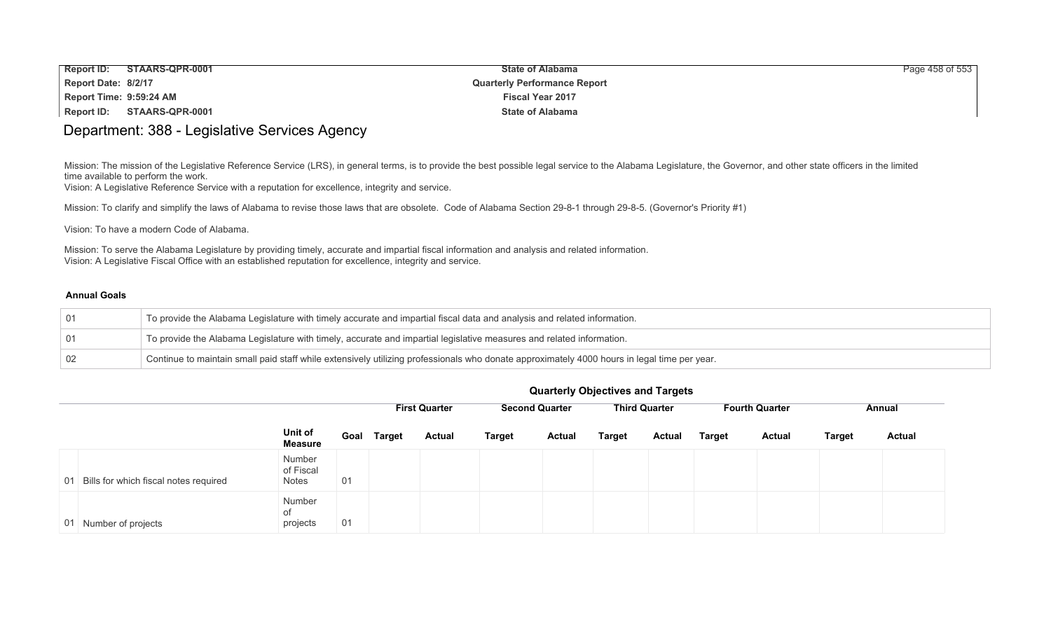# Department: 388 - Legislative Services Agency

Mission: The mission of the Legislative Reference Service (LRS), in general terms, is to provide the best possible legal service to the Alabama Legislature, the Governor, and other state officers in the limited time available to perform the work.
Vision: A Legislative Reference Service with a reputation for excellence, integrity and service.

Mission: To clarify and simplify the laws of Alabama to revise those laws that are obsolete. Code of Alabama Section 29-8-1 through 29-8-5. (Governor's Priority #1)

Vision: To have a modern Code of Alabama.

Mission: To serve the Alabama Legislature by providing timely, accurate and impartial fiscal information and analysis and related information.
Vision: A Legislative Fiscal Office with an established reputation for excellence, integrity and service.

### Annual Goals

| | |
|---|---|
| 01 | To provide the Alabama Legislature with timely accurate and impartial fiscal data and analysis and related information. |
| 01 | To provide the Alabama Legislature with timely, accurate and impartial legislative measures and related information. |
| 02 | Continue to maintain small paid staff while extensively utilizing professionals who donate approximately 4000 hours in legal time per year. |

### Quarterly Objectives and Targets

| | | | | First Quarter | | Second Quarter | | Third Quarter | | Fourth Quarter | | Annual | |
|---|---|---|---|---|---|---|---|---|---|---|---|---|---|
| | | Unit of Measure | Goal | Target | Actual | Target | Actual | Target | Actual | Target | Actual | Target | Actual |
| 01 | Bills for which fiscal notes required | Number of Fiscal Notes | 01 | | | | | | | | | | |
| 01 | Number of projects | Number of projects | 01 | | | | | | | | | | |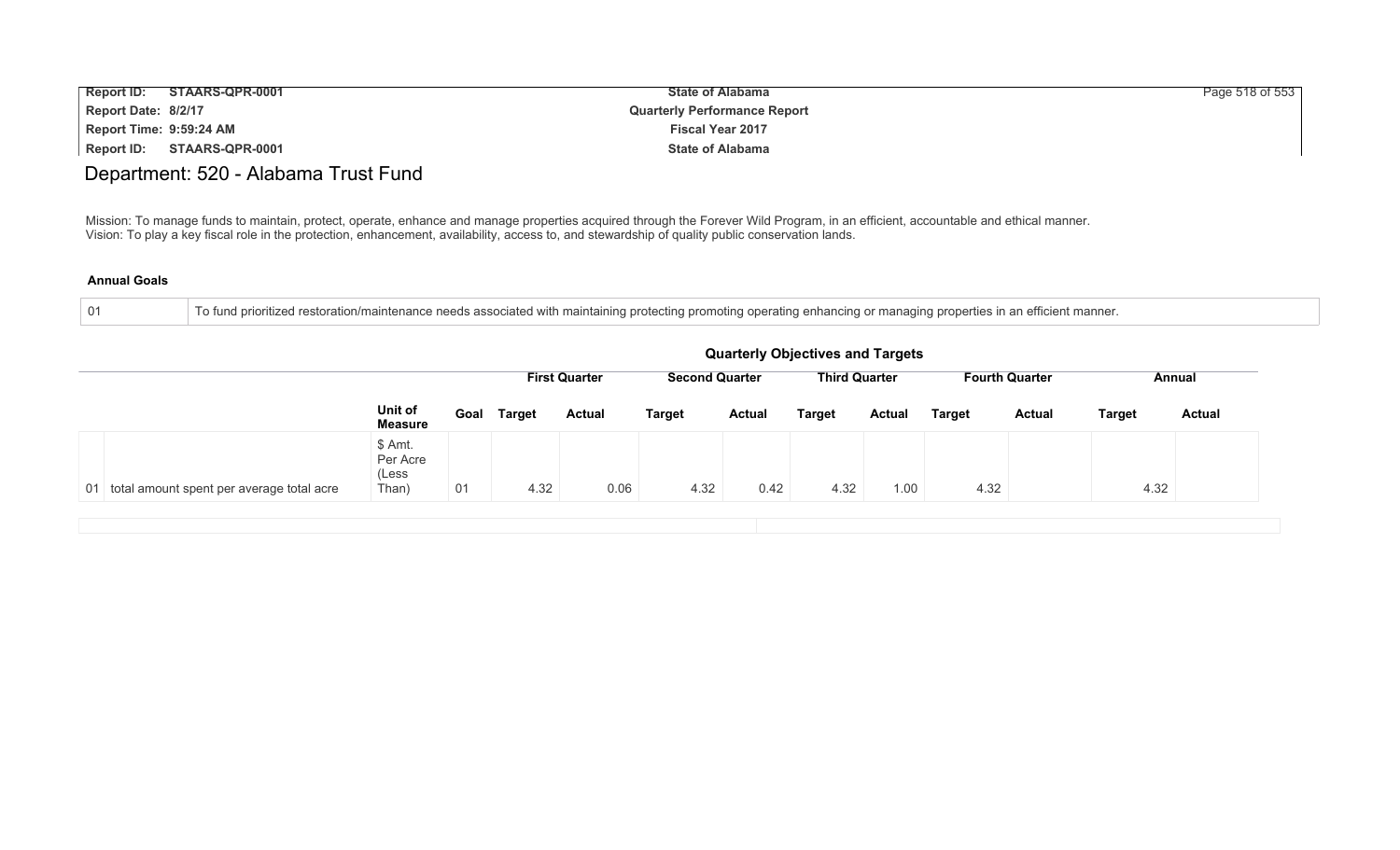# Department: 520 - Alabama Trust Fund

Mission: To manage funds to maintain, protect, operate, enhance and manage properties acquired through the Forever Wild Program, in an efficient, accountable and ethical manner.
Vision: To play a key fiscal role in the protection, enhancement, availability, access to, and stewardship of quality public conservation lands.

**Annual Goals**

| | |
|---|---|
| 01 | To fund prioritized restoration/maintenance needs associated with maintaining protecting promoting operating enhancing or managing properties in an efficient manner. |

**Quarterly Objectives and Targets**

| | | | | First Quarter | | Second Quarter | | Third Quarter | | Fourth Quarter | | Annual | |
|---|---|---|---|---|---|---|---|---|---|---|---|---|---|
| | | Unit of Measure | Goal | Target | Actual | Target | Actual | Target | Actual | Target | Actual | Target | Actual |
| 01 | total amount spent per average total acre | $ Amt. Per Acre (Less Than) | 01 | 4.32 | 0.06 | 4.32 | 0.42 | 4.32 | 1.00 | 4.32 | | 4.32 | |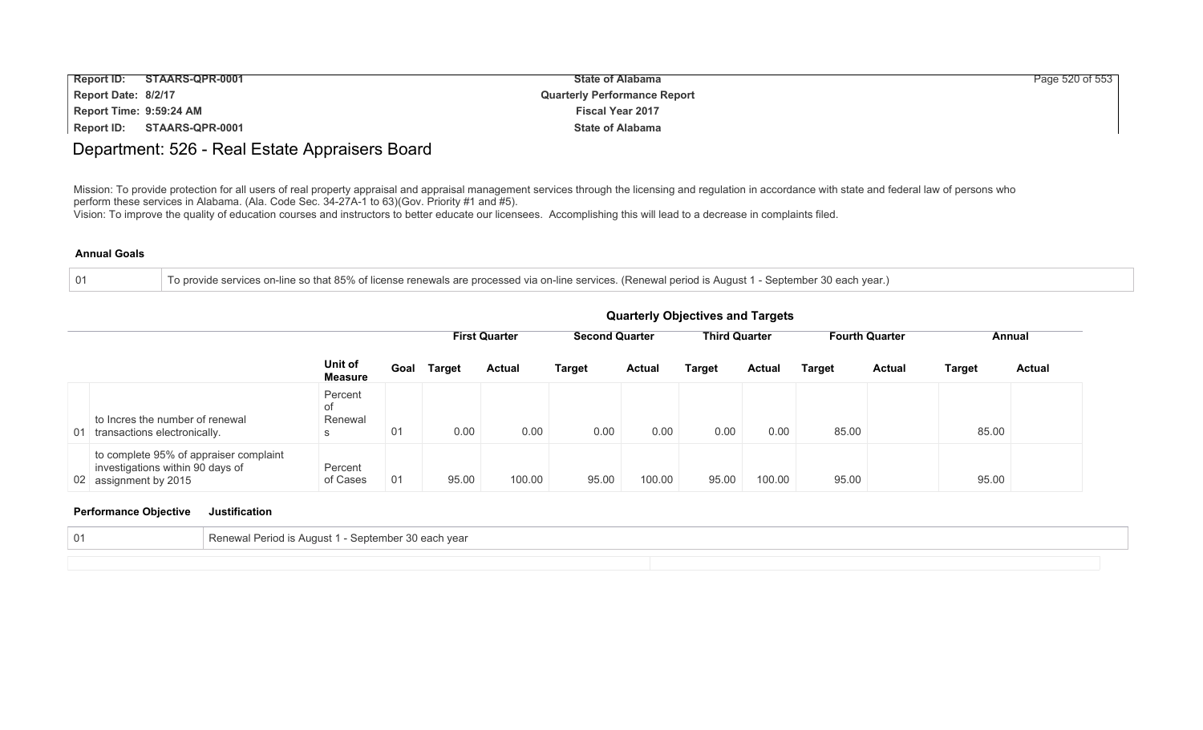# Department: 526 - Real Estate Appraisers Board

Mission: To provide protection for all users of real property appraisal and appraisal management services through the licensing and regulation in accordance with state and federal law of persons who perform these services in Alabama. (Ala. Code Sec. 34-27A-1 to 63)(Gov. Priority #1 and #5).
Vision: To improve the quality of education courses and instructors to better educate our licensees. Accomplishing this will lead to a decrease in complaints filed.

**Annual Goals**

| | |
|---|---|
| 01 | To provide services on-line so that 85% of license renewals are processed via on-line services. (Renewal period is August 1 - September 30 each year.) |

**Quarterly Objectives and Targets**

| | | Unit of Measure | Goal | First Quarter Target | First Quarter Actual | Second Quarter Target | Second Quarter Actual | Third Quarter Target | Third Quarter Actual | Fourth Quarter Target | Fourth Quarter Actual | Annual Target | Annual Actual |
|---|---|---|---|---|---|---|---|---|---|---|---|---|---|
| 01 | to Incres the number of renewal transactions electronically. | Percent of Renewals | 01 | 0.00 | 0.00 | 0.00 | 0.00 | 0.00 | 0.00 | 85.00 | | 85.00 | |
| 02 | to complete 95% of appraiser complaint investigations within 90 days of assignment by 2015 | Percent of Cases | 01 | 95.00 | 100.00 | 95.00 | 100.00 | 95.00 | 100.00 | 95.00 | | 95.00 | |

| Performance Objective | Justification |
|---|---|
| 01 | Renewal Period is August 1 - September 30 each year |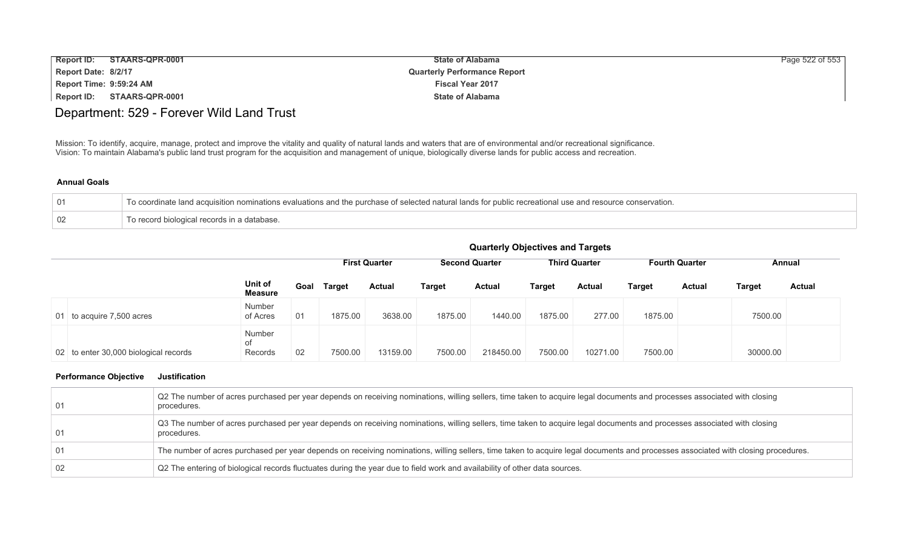# Department: 529 - Forever Wild Land Trust

Mission: To identify, acquire, manage, protect and improve the vitality and quality of natural lands and waters that are of environmental and/or recreational significance.
Vision: To maintain Alabama's public land trust program for the acquisition and management of unique, biologically diverse lands for public access and recreation.

### Annual Goals

| | |
|---|---|
| 01 | To coordinate land acquisition nominations evaluations and the purchase of selected natural lands for public recreational use and resource conservation. |
| 02 | To record biological records in a database. |

### Quarterly Objectives and Targets

| | | Unit of Measure | Goal | First Quarter | | Second Quarter | | Third Quarter | | Fourth Quarter | | Annual | |
|---|---|---|---|---|---|---|---|---|---|---|---|---|---|
| | | | | Target | Actual | Target | Actual | Target | Actual | Target | Actual | Target | Actual |
| 01 | to acquire 7,500 acres | Number of Acres | 01 | 1875.00 | 3638.00 | 1875.00 | 1440.00 | 1875.00 | 277.00 | 1875.00 | | 7500.00 | |
| 02 | to enter 30,000 biological records | Number of Records | 02 | 7500.00 | 13159.00 | 7500.00 | 218450.00 | 7500.00 | 10271.00 | 7500.00 | | 30000.00 | |

| Performance Objective | Justification |
|---|---|
| 01 | Q2 The number of acres purchased per year depends on receiving nominations, willing sellers, time taken to acquire legal documents and processes associated with closing procedures. |
| 01 | Q3 The number of acres purchased per year depends on receiving nominations, willing sellers, time taken to acquire legal documents and processes associated with closing procedures. |
| 01 | The number of acres purchased per year depends on receiving nominations, willing sellers, time taken to acquire legal documents and processes associated with closing procedures. |
| 02 | Q2 The entering of biological records fluctuates during the year due to field work and availability of other data sources. |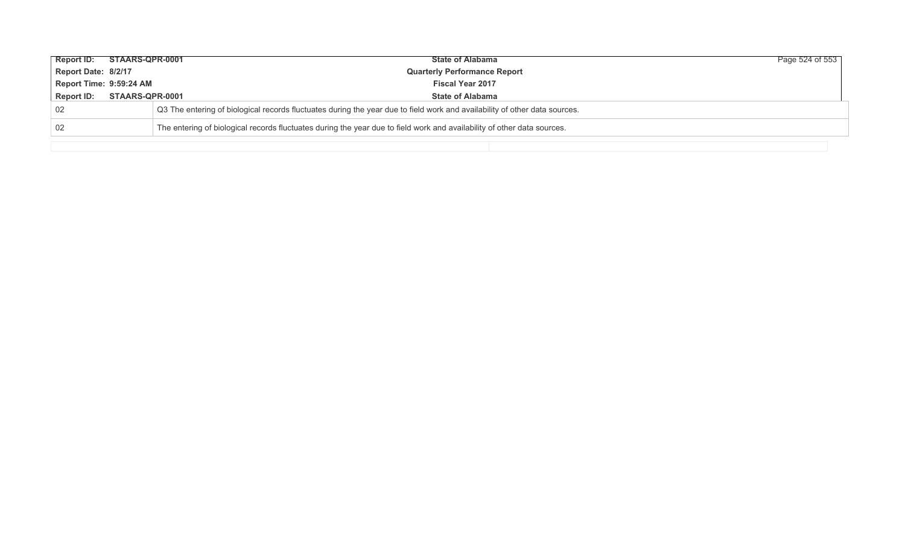| | |
|---|---|
| 02 | Q3 The entering of biological records fluctuates during the year due to field work and availability of other data sources. |
| 02 | The entering of biological records fluctuates during the year due to field work and availability of other data sources. |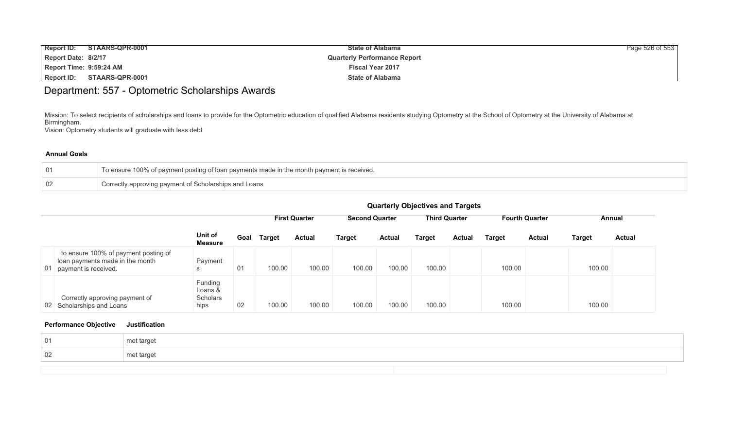# Department: 557 - Optometric Scholarships Awards

Mission: To select recipients of scholarships and loans to provide for the Optometric education of qualified Alabama residents studying Optometry at the School of Optometry at the University of Alabama at Birmingham.
Vision: Optometry students will graduate with less debt

### Annual Goals

| | |
|---|---|
| 01 | To ensure 100% of payment posting of loan payments made in the month payment is received. |
| 02 | Correctly approving payment of Scholarships and Loans |

### Quarterly Objectives and Targets

| | | | | First Quarter | | Second Quarter | | Third Quarter | | Fourth Quarter | | Annual | |
|---|---|---|---|---|---|---|---|---|---|---|---|---|---|
| | | Unit of Measure | Goal | Target | Actual | Target | Actual | Target | Actual | Target | Actual | Target | Actual |
| 01 | to ensure 100% of payment posting of loan payments made in the month payment is received. | Payments | 01 | 100.00 | 100.00 | 100.00 | 100.00 | 100.00 | | 100.00 | | 100.00 | |
| 02 | Correctly approving payment of Scholarships and Loans | Funding Loans & Scholarships | 02 | 100.00 | 100.00 | 100.00 | 100.00 | 100.00 | | 100.00 | | 100.00 | |

| Performance Objective | Justification |
|---|---|
| 01 | met target |
| 02 | met target |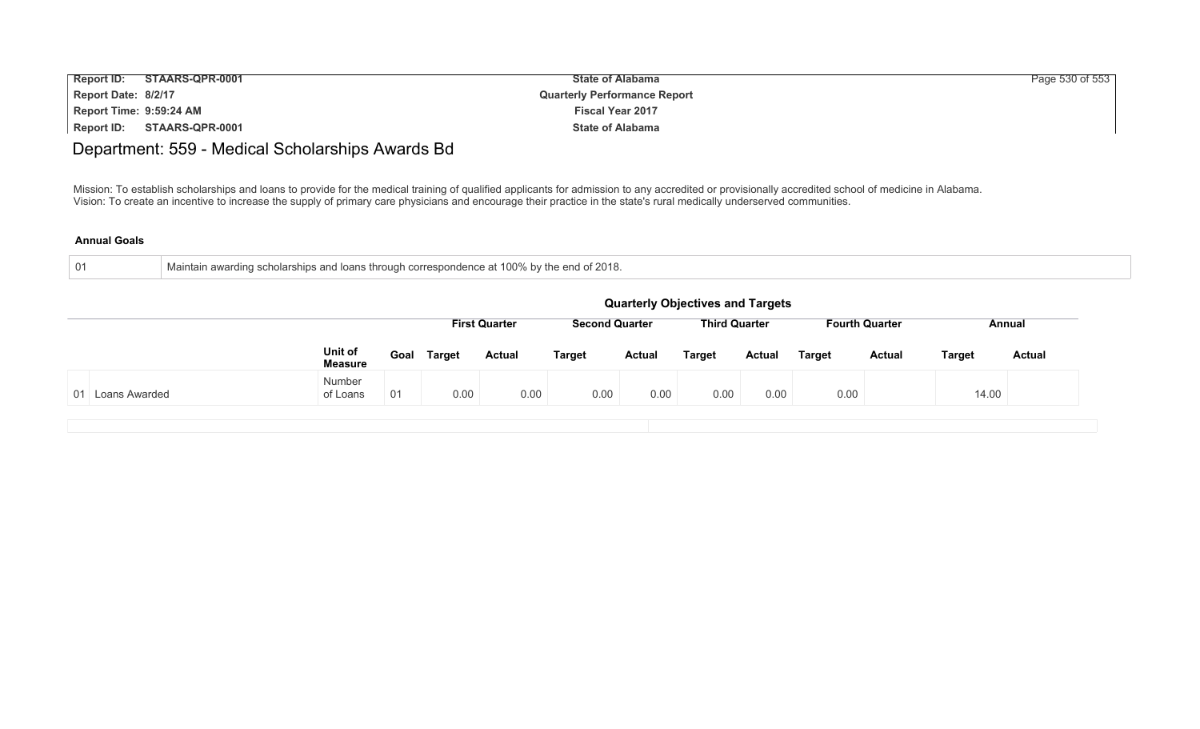# Department: 559 - Medical Scholarships Awards Bd

Mission: To establish scholarships and loans to provide for the medical training of qualified applicants for admission to any accredited or provisionally accredited school of medicine in Alabama.
Vision: To create an incentive to increase the supply of primary care physicians and encourage their practice in the state's rural medically underserved communities.

**Annual Goals**

| | |
|---|---|
| 01 | Maintain awarding scholarships and loans through correspondence at 100% by the end of 2018. |

**Quarterly Objectives and Targets**

| | | Unit of Measure | Goal | First Quarter Target | First Quarter Actual | Second Quarter Target | Second Quarter Actual | Third Quarter Target | Third Quarter Actual | Fourth Quarter Target | Fourth Quarter Actual | Annual Target | Annual Actual |
|---|---|---|---|---|---|---|---|---|---|---|---|---|---|
| 01 | Loans Awarded | Number of Loans | 01 | 0.00 | 0.00 | 0.00 | 0.00 | 0.00 | 0.00 | 0.00 | | 14.00 | |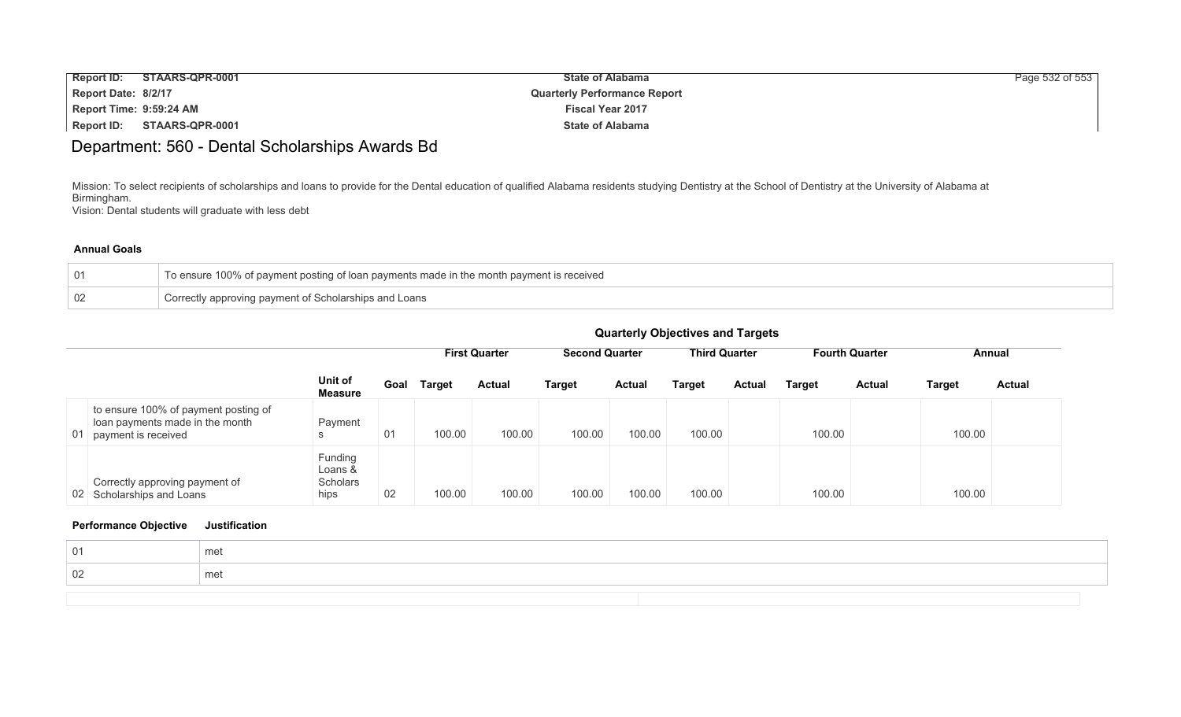# Department: 560 - Dental Scholarships Awards Bd

Mission: To select recipients of scholarships and loans to provide for the Dental education of qualified Alabama residents studying Dentistry at the School of Dentistry at the University of Alabama at Birmingham.
Vision: Dental students will graduate with less debt

### Annual Goals

| | |
|---|---|
| 01 | To ensure 100% of payment posting of loan payments made in the month payment is received |
| 02 | Correctly approving payment of Scholarships and Loans |

### Quarterly Objectives and Targets

| | | | | First Quarter | | Second Quarter | | Third Quarter | | Fourth Quarter | | Annual | |
|---|---|---|---|---|---|---|---|---|---|---|---|---|---|
| | | Unit of Measure | Goal | Target | Actual | Target | Actual | Target | Actual | Target | Actual | Target | Actual |
| 01 | to ensure 100% of payment posting of loan payments made in the month payment is received | Payments | 01 | 100.00 | 100.00 | 100.00 | 100.00 | 100.00 | | 100.00 | | 100.00 | |
| 02 | Correctly approving payment of Scholarships and Loans | Funding Loans & Scholarships | 02 | 100.00 | 100.00 | 100.00 | 100.00 | 100.00 | | 100.00 | | 100.00 | |

| Performance Objective | Justification |
|---|---|
| 01 | met |
| 02 | met |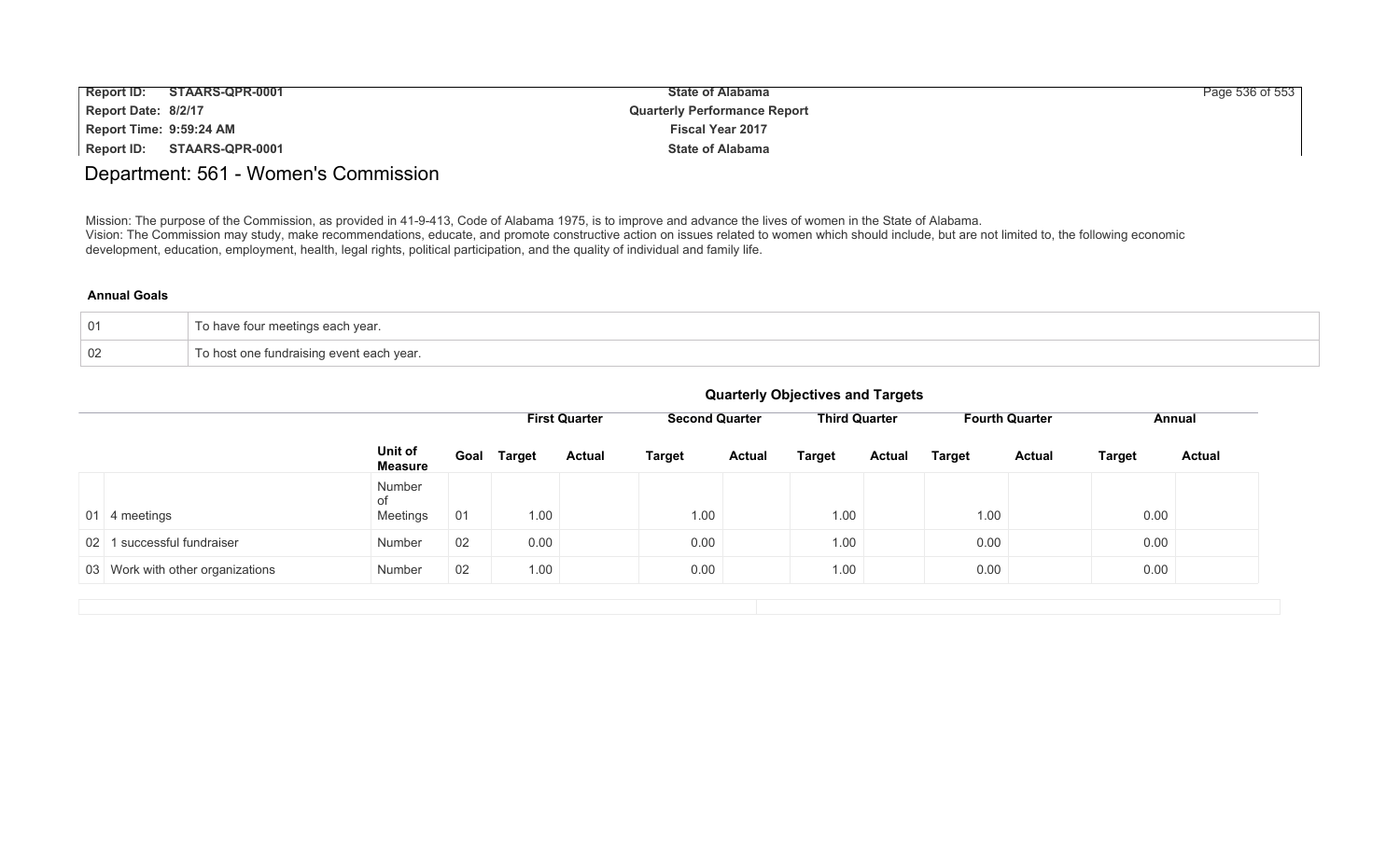# Department: 561 - Women's Commission

Mission: The purpose of the Commission, as provided in 41-9-413, Code of Alabama 1975, is to improve and advance the lives of women in the State of Alabama.
Vision: The Commission may study, make recommendations, educate, and promote constructive action on issues related to women which should include, but are not limited to, the following economic development, education, employment, health, legal rights, political participation, and the quality of individual and family life.

**Annual Goals**

| | |
|---|---|
| 01 | To have four meetings each year. |
| 02 | To host one fundraising event each year. |

**Quarterly Objectives and Targets**

| | | Unit of Measure | Goal | First Quarter | | Second Quarter | | Third Quarter | | Fourth Quarter | | Annual | |
|---|---|---|---|---|---|---|---|---|---|---|---|---|---|
| | | | | Target | Actual | Target | Actual | Target | Actual | Target | Actual | Target | Actual |
| 01 | 4 meetings | Number of Meetings | 01 | 1.00 | | 1.00 | | 1.00 | | 1.00 | | 0.00 | |
| 02 | 1 successful fundraiser | Number | 02 | 0.00 | | 0.00 | | 1.00 | | 0.00 | | 0.00 | |
| 03 | Work with other organizations | Number | 02 | 1.00 | | 0.00 | | 1.00 | | 0.00 | | 0.00 | |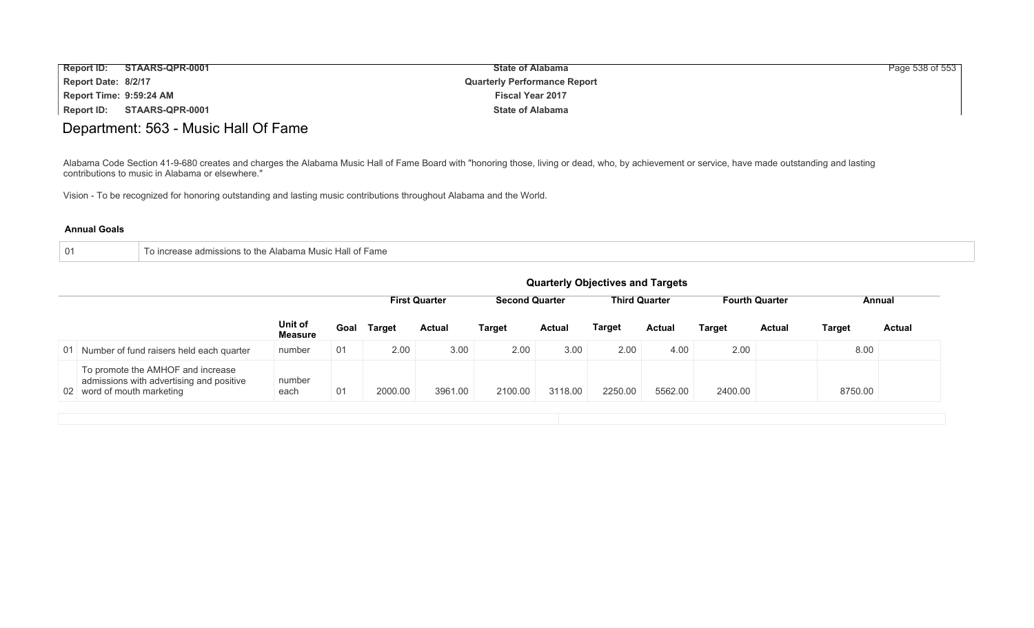# Department: 563 - Music Hall Of Fame

Alabama Code Section 41-9-680 creates and charges the Alabama Music Hall of Fame Board with "honoring those, living or dead, who, by achievement or service, have made outstanding and lasting contributions to music in Alabama or elsewhere."

Vision - To be recognized for honoring outstanding and lasting music contributions throughout Alabama and the World.

**Annual Goals**

| | |
|---|---|
| 01 | To increase admissions to the Alabama Music Hall of Fame |

**Quarterly Objectives and Targets**

| | | | | First Quarter | | Second Quarter | | Third Quarter | | Fourth Quarter | | Annual | |
|---|---|---|---|---|---|---|---|---|---|---|---|---|---|
| | | Unit of Measure | Goal | Target | Actual | Target | Actual | Target | Actual | Target | Actual | Target | Actual |
| 01 | Number of fund raisers held each quarter | number | 01 | 2.00 | 3.00 | 2.00 | 3.00 | 2.00 | 4.00 | 2.00 | | 8.00 | |
| 02 | To promote the AMHOF and increase admissions with advertising and positive word of mouth marketing | number each | 01 | 2000.00 | 3961.00 | 2100.00 | 3118.00 | 2250.00 | 5562.00 | 2400.00 | | 8750.00 | |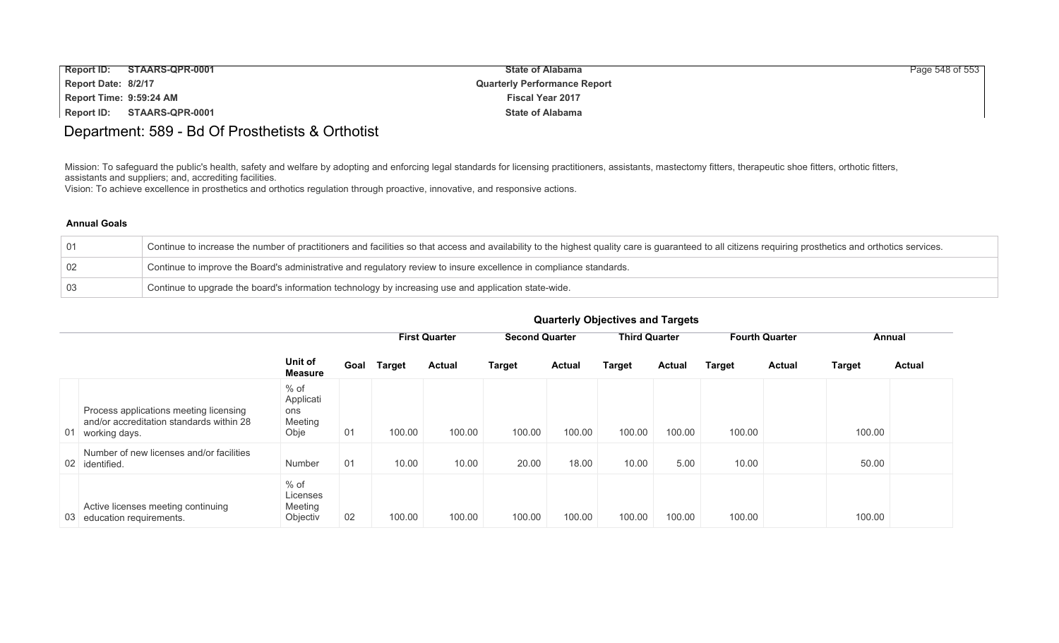# Department: 589 - Bd Of Prosthetists & Orthotist

Mission: To safeguard the public's health, safety and welfare by adopting and enforcing legal standards for licensing practitioners, assistants, mastectomy fitters, therapeutic shoe fitters, orthotic fitters, assistants and suppliers; and, accrediting facilities.
Vision: To achieve excellence in prosthetics and orthotics regulation through proactive, innovative, and responsive actions.

### Annual Goals

| | |
|---|---|
| 01 | Continue to increase the number of practitioners and facilities so that access and availability to the highest quality care is guaranteed to all citizens requiring prosthetics and orthotics services. |
| 02 | Continue to improve the Board's administrative and regulatory review to insure excellence in compliance standards. |
| 03 | Continue to upgrade the board's information technology by increasing use and application state-wide. |

### Quarterly Objectives and Targets

| | | | | First Quarter | | Second Quarter | | Third Quarter | | Fourth Quarter | | Annual | |
|---|---|---|---|---|---|---|---|---|---|---|---|---|---|
| | | Unit of Measure | Goal | Target | Actual | Target | Actual | Target | Actual | Target | Actual | Target | Actual |
| 01 | Process applications meeting licensing and/or accreditation standards within 28 working days. | % of Applications Meeting Obje | 01 | 100.00 | 100.00 | 100.00 | 100.00 | 100.00 | 100.00 | 100.00 | | 100.00 | |
| 02 | Number of new licenses and/or facilities identified. | Number | 01 | 10.00 | 10.00 | 20.00 | 18.00 | 10.00 | 5.00 | 10.00 | | 50.00 | |
| 03 | Active licenses meeting continuing education requirements. | % of Licenses Meeting Objectiv | 02 | 100.00 | 100.00 | 100.00 | 100.00 | 100.00 | 100.00 | 100.00 | | 100.00 | |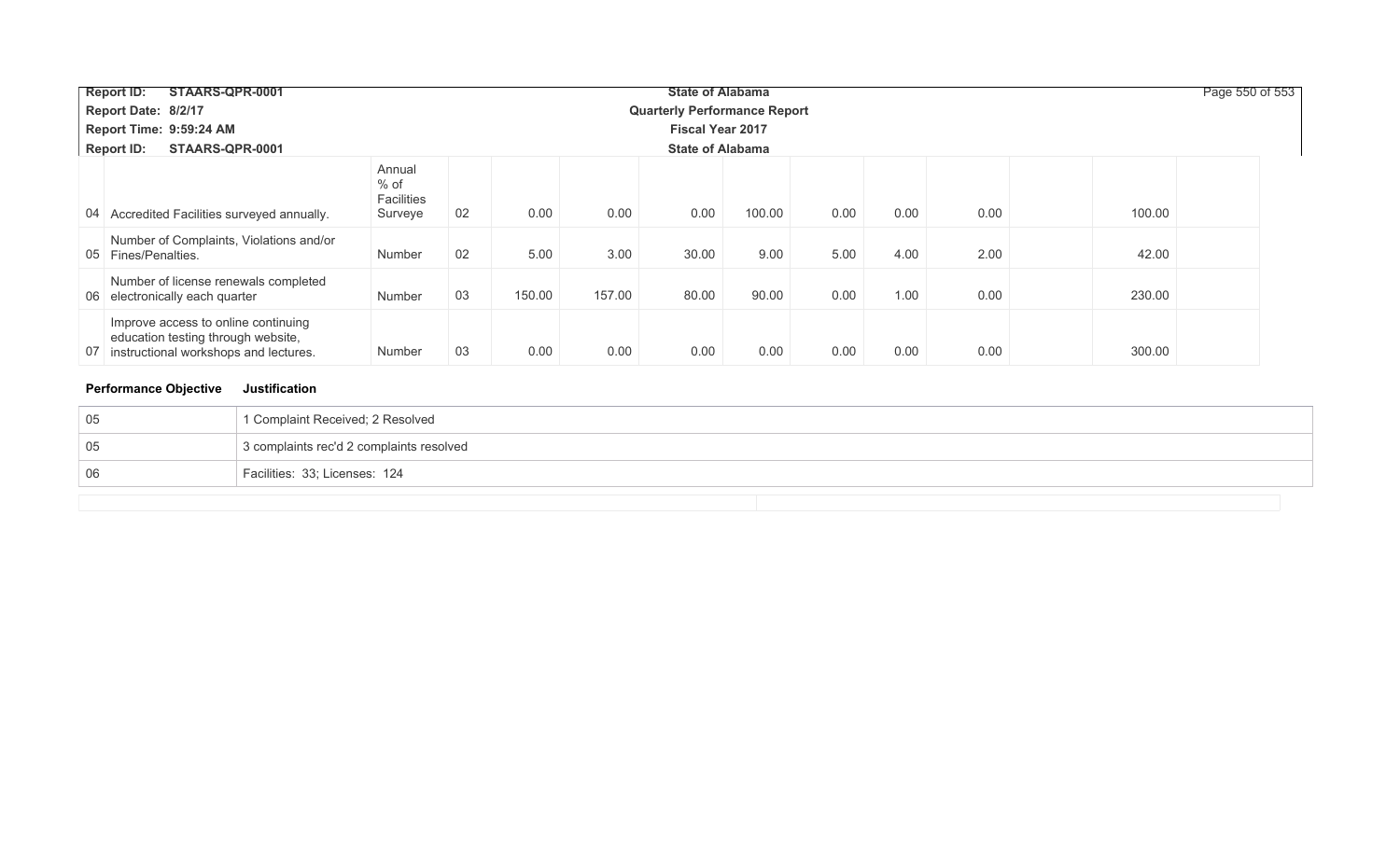| | | | | | | | | | | | | | |
|---|---|---|---|---|---|---|---|---|---|---|---|---|---|
| 04 | Accredited Facilities surveyed annually. | Annual % of Facilities Surveye | 02 | 0.00 | 0.00 | 0.00 | 100.00 | 0.00 | 0.00 | 0.00 | | 100.00 | |
| 05 | Number of Complaints, Violations and/or Fines/Penalties. | Number | 02 | 5.00 | 3.00 | 30.00 | 9.00 | 5.00 | 4.00 | 2.00 | | 42.00 | |
| 06 | Number of license renewals completed electronically each quarter | Number | 03 | 150.00 | 157.00 | 80.00 | 90.00 | 0.00 | 1.00 | 0.00 | | 230.00 | |
| 07 | Improve access to online continuing education testing through website, instructional workshops and lectures. | Number | 03 | 0.00 | 0.00 | 0.00 | 0.00 | 0.00 | 0.00 | 0.00 | | 300.00 | |

| Performance Objective | Justification |
|---|---|
| 05 | 1 Complaint Received; 2 Resolved |
| 05 | 3 complaints rec'd 2 complaints resolved |
| 06 | Facilities: 33; Licenses: 124 |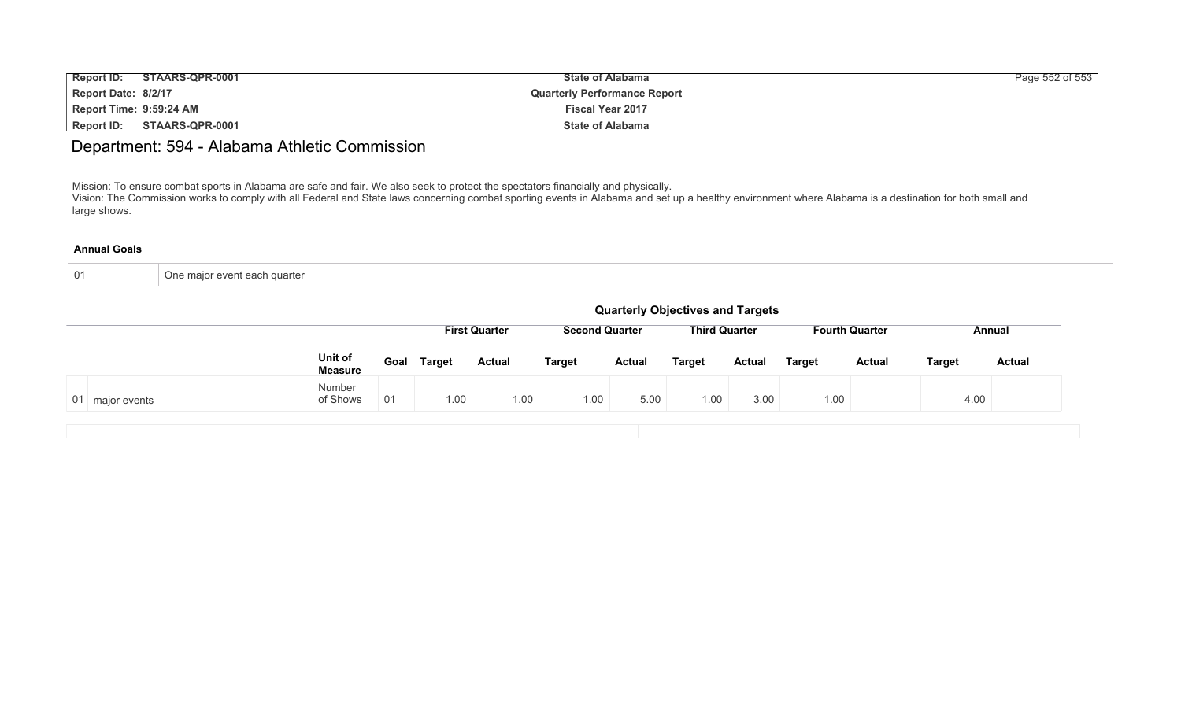# Department: 594 - Alabama Athletic Commission

Mission: To ensure combat sports in Alabama are safe and fair. We also seek to protect the spectators financially and physically.
Vision: The Commission works to comply with all Federal and State laws concerning combat sporting events in Alabama and set up a healthy environment where Alabama is a destination for both small and large shows.

**Annual Goals**

| | |
|---|---|
| 01 | One major event each quarter |

**Quarterly Objectives and Targets**

| | | | | First Quarter | | Second Quarter | | Third Quarter | | Fourth Quarter | | Annual | |
|---|---|---|---|---|---|---|---|---|---|---|---|---|---|
| | | Unit of Measure | Goal | Target | Actual | Target | Actual | Target | Actual | Target | Actual | Target | Actual |
| 01 | major events | Number of Shows | 01 | 1.00 | 1.00 | 1.00 | 5.00 | 1.00 | 3.00 | 1.00 | | 4.00 | |